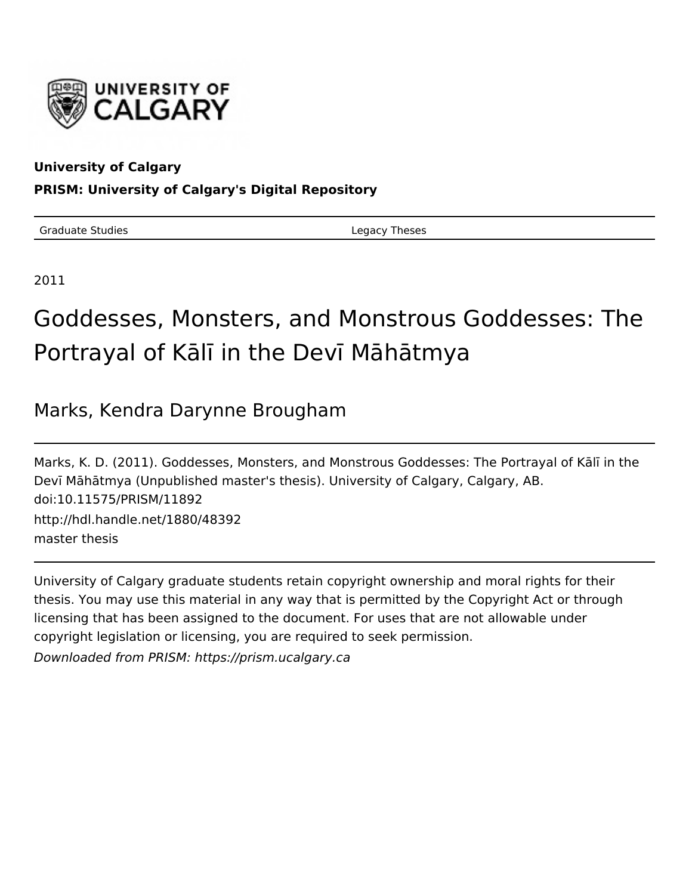**University of Calgary**

**PRISM: University of Calgary's Digital Repository**

| Graduate Studies | Legacy Theses |
|---|---|

2011

# Goddesses, Monsters, and Monstrous Goddesses: The Portrayal of Kālī in the Devī Māhātmya

## Marks, Kendra Darynne Brougham

Marks, K. D. (2011). Goddesses, Monsters, and Monstrous Goddesses: The Portrayal of Kālī in the Devī Māhātmya (Unpublished master's thesis). University of Calgary, Calgary, AB.
doi:10.11575/PRISM/11892
http://hdl.handle.net/1880/48392
master thesis

University of Calgary graduate students retain copyright ownership and moral rights for their thesis. You may use this material in any way that is permitted by the Copyright Act or through licensing that has been assigned to the document. For uses that are not allowable under copyright legislation or licensing, you are required to seek permission.

*Downloaded from PRISM: https://prism.ucalgary.ca*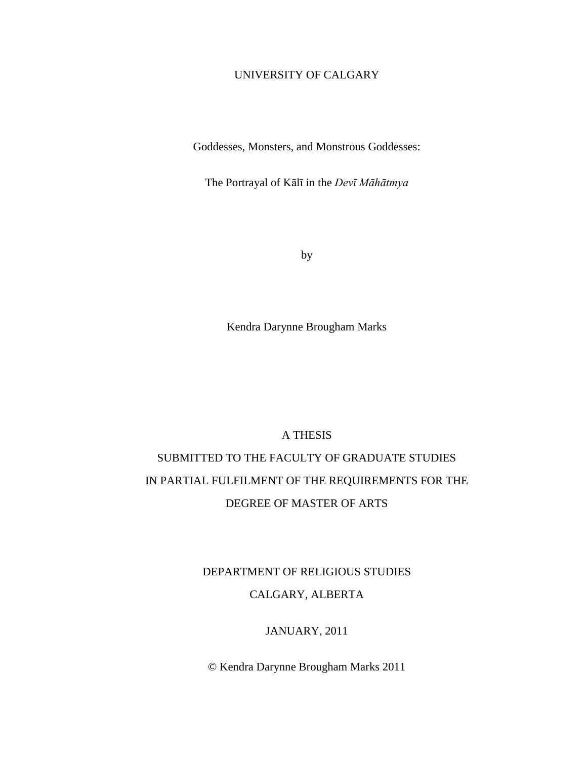UNIVERSITY OF CALGARY

# Goddesses, Monsters, and Monstrous Goddesses:

## The Portrayal of Kālī in the *Devī Māhātmya*

by

Kendra Darynne Brougham Marks

A THESIS

SUBMITTED TO THE FACULTY OF GRADUATE STUDIES

IN PARTIAL FULFILMENT OF THE REQUIREMENTS FOR THE

DEGREE OF MASTER OF ARTS

DEPARTMENT OF RELIGIOUS STUDIES

CALGARY, ALBERTA

JANUARY, 2011

© Kendra Darynne Brougham Marks 2011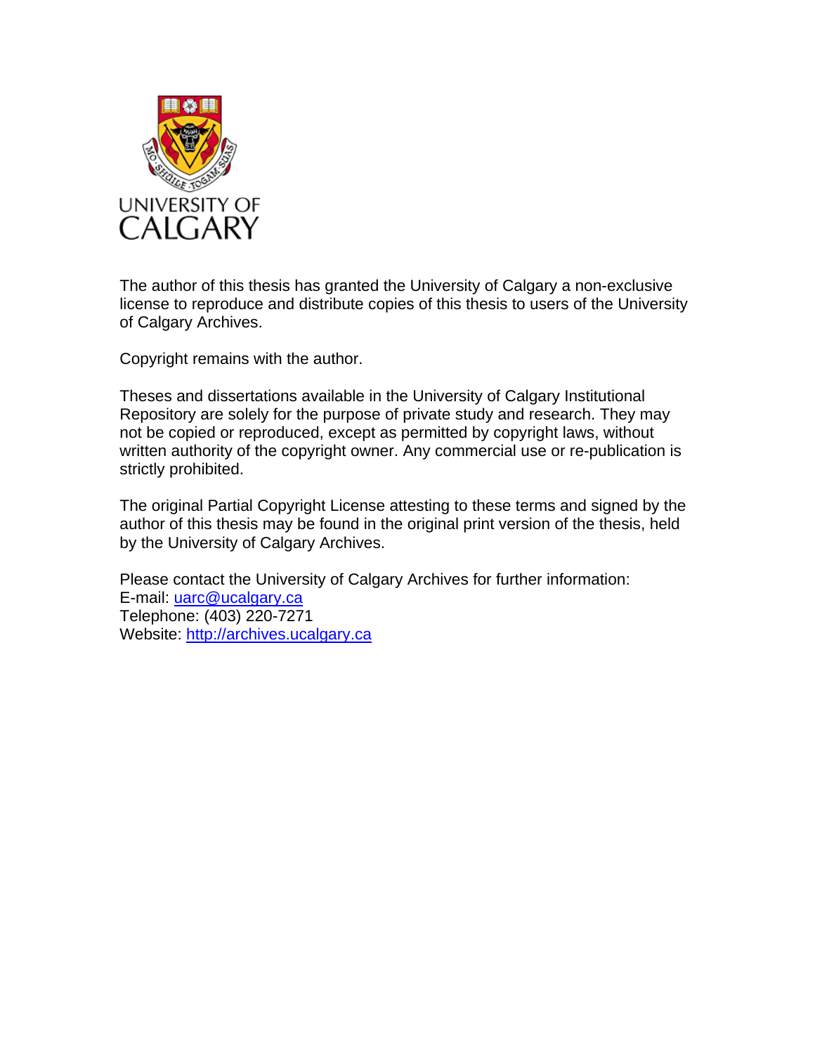UNIVERSITY OF CALGARY

The author of this thesis has granted the University of Calgary a non-exclusive license to reproduce and distribute copies of this thesis to users of the University of Calgary Archives.

Copyright remains with the author.

Theses and dissertations available in the University of Calgary Institutional Repository are solely for the purpose of private study and research. They may not be copied or reproduced, except as permitted by copyright laws, without written authority of the copyright owner. Any commercial use or re-publication is strictly prohibited.

The original Partial Copyright License attesting to these terms and signed by the author of this thesis may be found in the original print version of the thesis, held by the University of Calgary Archives.

Please contact the University of Calgary Archives for further information:
E-mail: uarc@ucalgary.ca
Telephone: (403) 220-7271
Website: http://archives.ucalgary.ca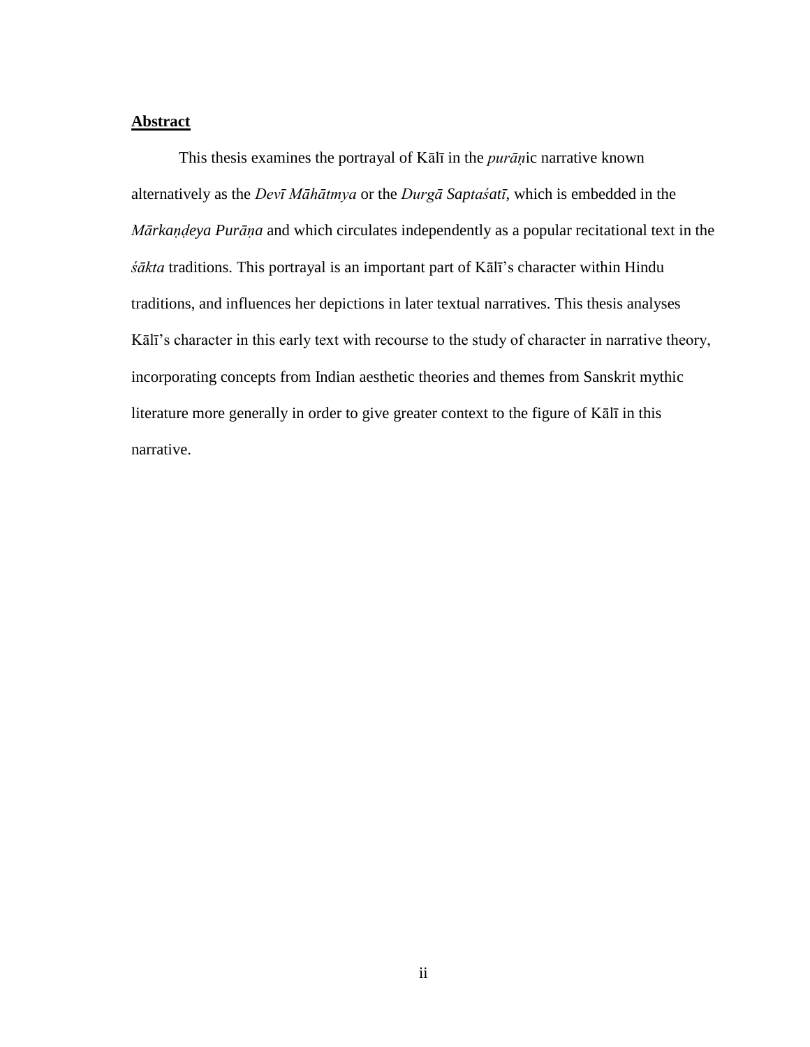**Abstract**

This thesis examines the portrayal of Kālī in the *purāṇ*ic narrative known alternatively as the *Devī Māhātmya* or the *Durgā Saptaśatī*, which is embedded in the *Mārkaṇḍeya Purāṇa* and which circulates independently as a popular recitational text in the *śākta* traditions. This portrayal is an important part of Kālī's character within Hindu traditions, and influences her depictions in later textual narratives. This thesis analyses Kālī's character in this early text with recourse to the study of character in narrative theory, incorporating concepts from Indian aesthetic theories and themes from Sanskrit mythic literature more generally in order to give greater context to the figure of Kālī in this narrative.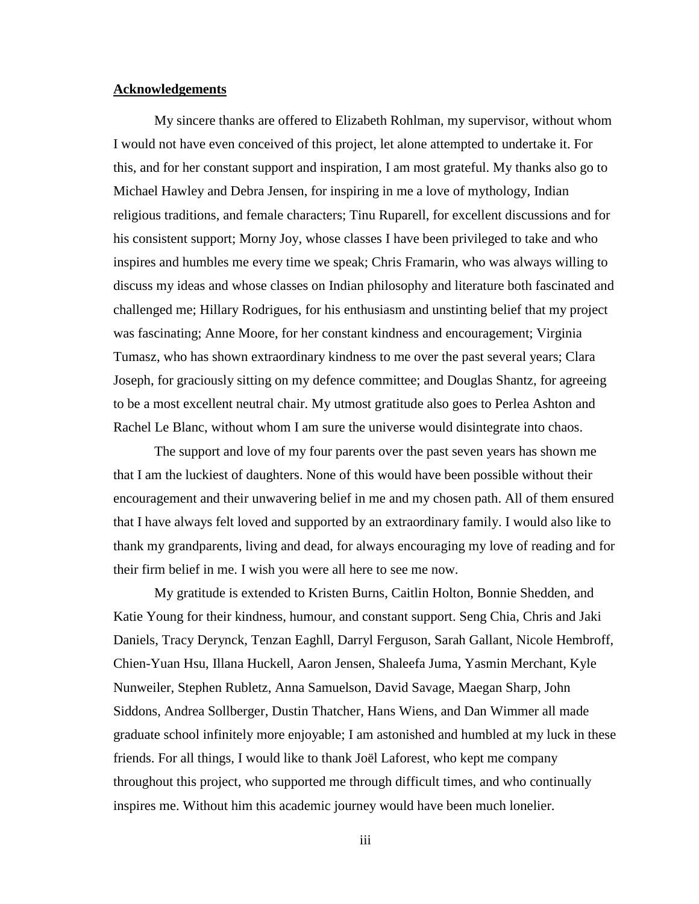**Acknowledgements**

My sincere thanks are offered to Elizabeth Rohlman, my supervisor, without whom I would not have even conceived of this project, let alone attempted to undertake it. For this, and for her constant support and inspiration, I am most grateful. My thanks also go to Michael Hawley and Debra Jensen, for inspiring in me a love of mythology, Indian religious traditions, and female characters; Tinu Ruparell, for excellent discussions and for his consistent support; Morny Joy, whose classes I have been privileged to take and who inspires and humbles me every time we speak; Chris Framarin, who was always willing to discuss my ideas and whose classes on Indian philosophy and literature both fascinated and challenged me; Hillary Rodrigues, for his enthusiasm and unstinting belief that my project was fascinating; Anne Moore, for her constant kindness and encouragement; Virginia Tumasz, who has shown extraordinary kindness to me over the past several years; Clara Joseph, for graciously sitting on my defence committee; and Douglas Shantz, for agreeing to be a most excellent neutral chair. My utmost gratitude also goes to Perlea Ashton and Rachel Le Blanc, without whom I am sure the universe would disintegrate into chaos.

The support and love of my four parents over the past seven years has shown me that I am the luckiest of daughters. None of this would have been possible without their encouragement and their unwavering belief in me and my chosen path. All of them ensured that I have always felt loved and supported by an extraordinary family. I would also like to thank my grandparents, living and dead, for always encouraging my love of reading and for their firm belief in me. I wish you were all here to see me now.

My gratitude is extended to Kristen Burns, Caitlin Holton, Bonnie Shedden, and Katie Young for their kindness, humour, and constant support. Seng Chia, Chris and Jaki Daniels, Tracy Derynck, Tenzan Eaghll, Darryl Ferguson, Sarah Gallant, Nicole Hembroff, Chien-Yuan Hsu, Illana Huckell, Aaron Jensen, Shaleefa Juma, Yasmin Merchant, Kyle Nunweiler, Stephen Rubletz, Anna Samuelson, David Savage, Maegan Sharp, John Siddons, Andrea Sollberger, Dustin Thatcher, Hans Wiens, and Dan Wimmer all made graduate school infinitely more enjoyable; I am astonished and humbled at my luck in these friends. For all things, I would like to thank Joël Laforest, who kept me company throughout this project, who supported me through difficult times, and who continually inspires me. Without him this academic journey would have been much lonelier.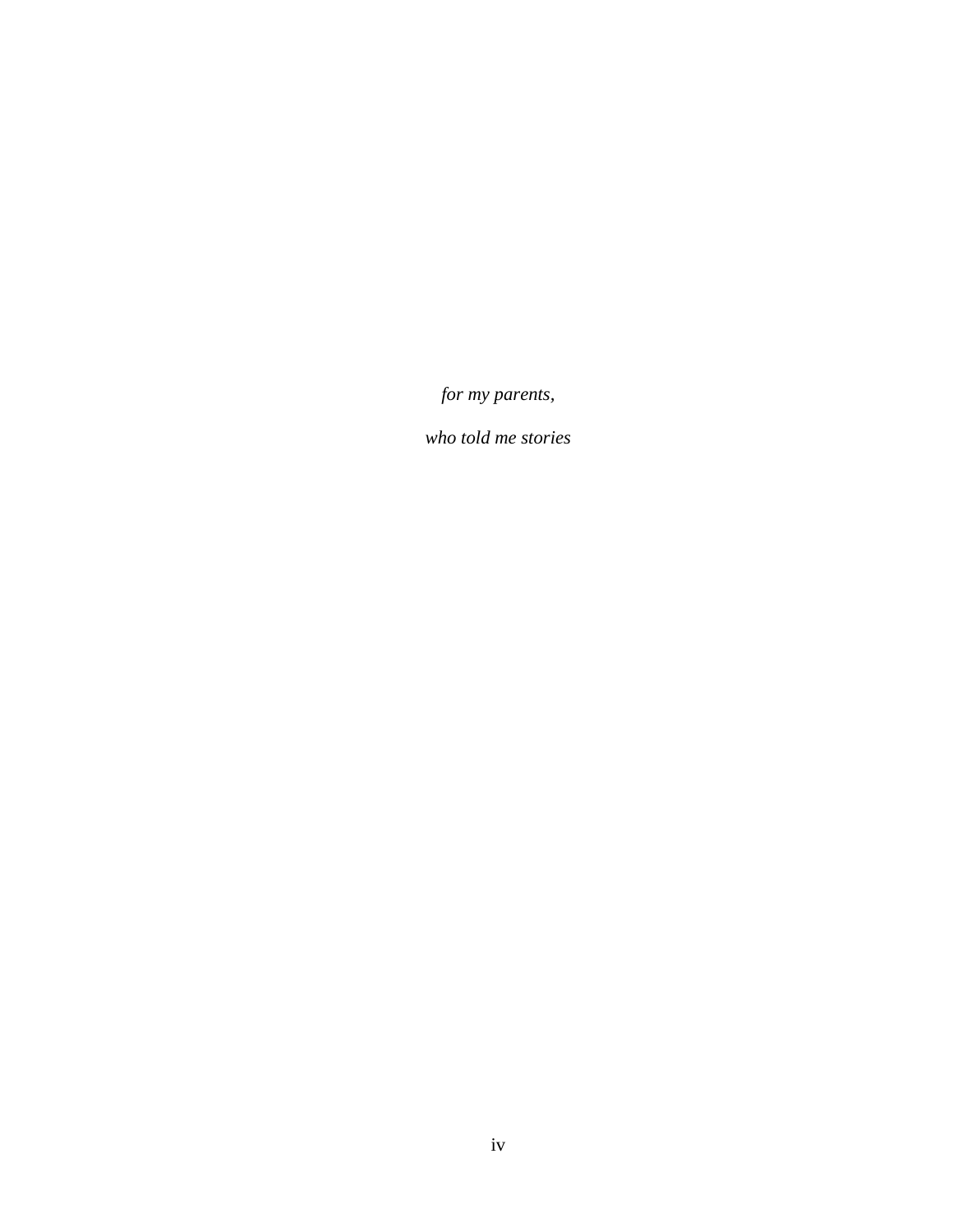*for my parents,*

*who told me stories*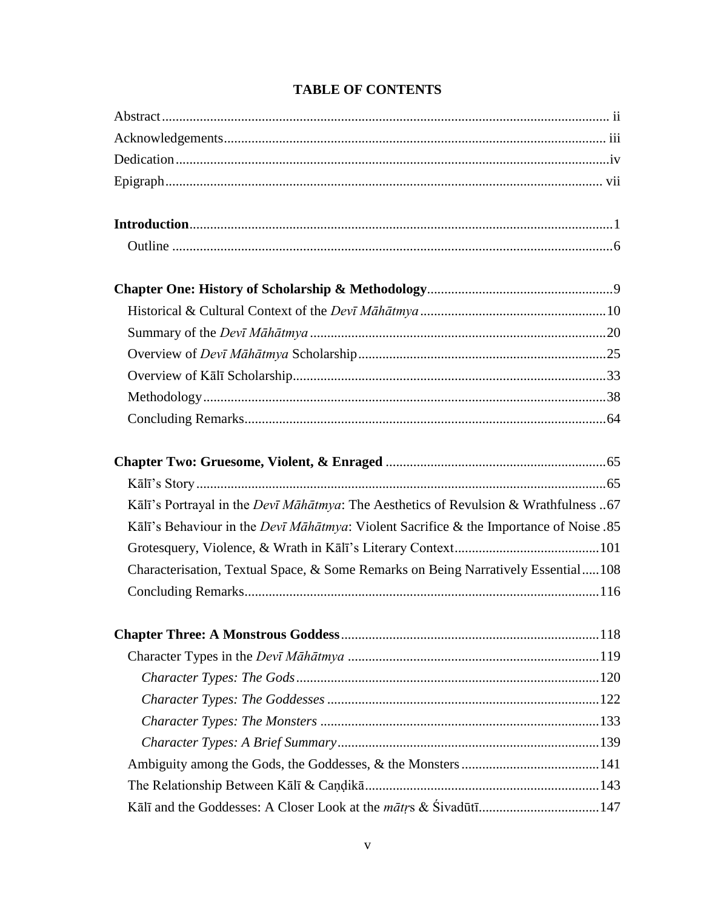# TABLE OF CONTENTS

Abstract ii
Acknowledgements iii
Dedication iv
Epigraph vii

**Introduction** 1
  Outline 6

**Chapter One: History of Scholarship & Methodology** 9
  Historical & Cultural Context of the *Devī Māhātmya* 10
  Summary of the *Devī Māhātmya* 20
  Overview of *Devī Māhātmya* Scholarship 25
  Overview of Kālī Scholarship 33
  Methodology 38
  Concluding Remarks 64

**Chapter Two: Gruesome, Violent, & Enraged** 65
  Kālī's Story 65
  Kālī's Portrayal in the *Devī Māhātmya*: The Aesthetics of Revulsion & Wrathfulness 67
  Kālī's Behaviour in the *Devī Māhātmya*: Violent Sacrifice & the Importance of Noise 85
  Grotesquery, Violence, & Wrath in Kālī's Literary Context 101
  Characterisation, Textual Space, & Some Remarks on Being Narratively Essential 108
  Concluding Remarks 116

**Chapter Three: A Monstrous Goddess** 118
  Character Types in the *Devī Māhātmya* 119
    *Character Types: The Gods* 120
    *Character Types: The Goddesses* 122
    *Character Types: The Monsters* 133
    *Character Types: A Brief Summary* 139
  Ambiguity among the Gods, the Goddesses, & the Monsters 141
  The Relationship Between Kālī & Caṇḍikā 143
  Kālī and the Goddesses: A Closer Look at the *mātṛ*s & Śivadūtī 147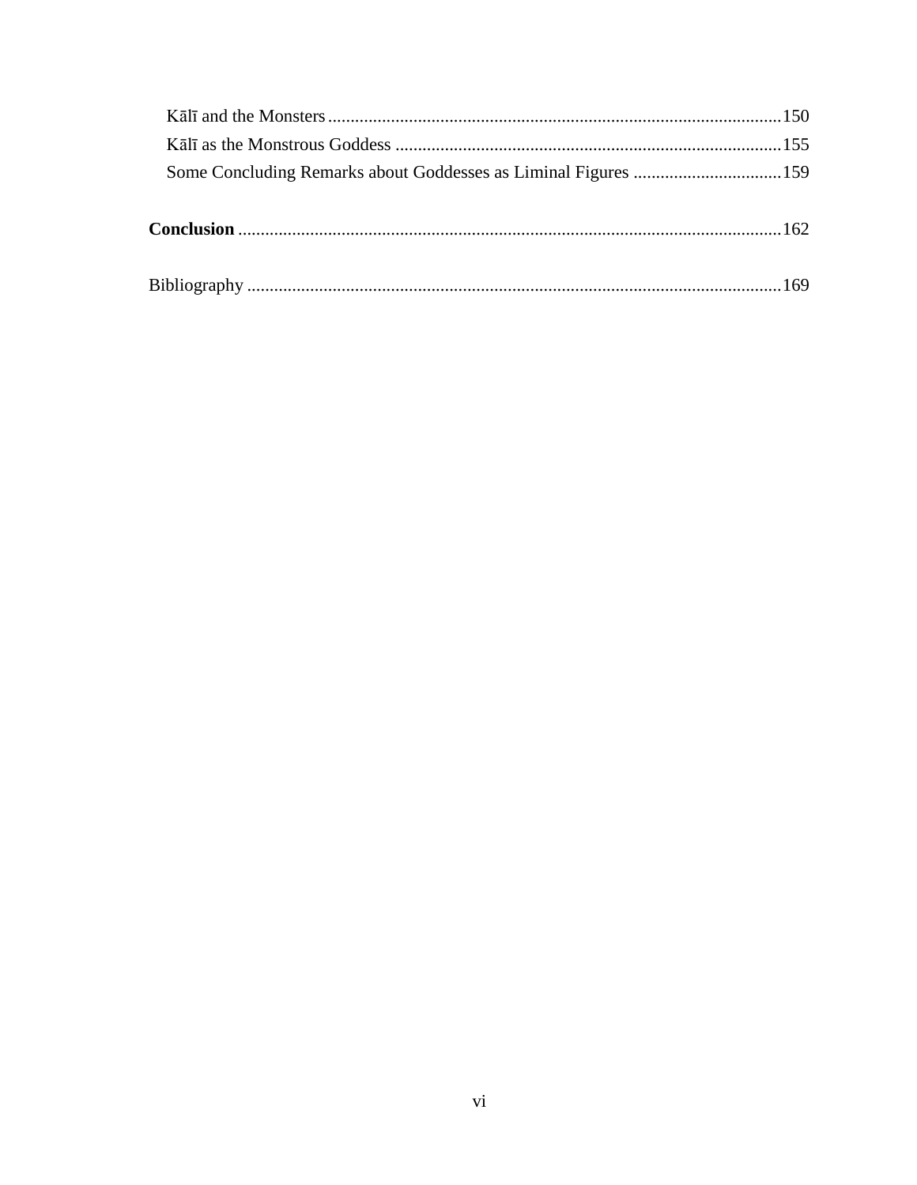Kālī and the Monsters ..................................................................................................150
Kālī as the Monstrous Goddess ....................................................................................155
Some Concluding Remarks about Goddesses as Liminal Figures ................................159

**Conclusion** ..................................................................................................................162

Bibliography ...................................................................................................................169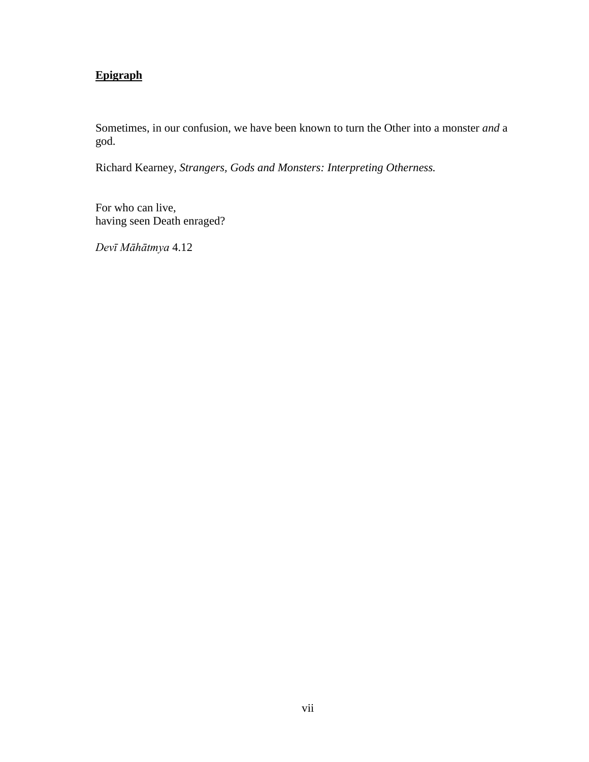## Epigraph

Sometimes, in our confusion, we have been known to turn the Other into a monster *and* a god.

Richard Kearney, *Strangers, Gods and Monsters: Interpreting Otherness.*

For who can live,
having seen Death enraged?

*Devī Māhātmya* 4.12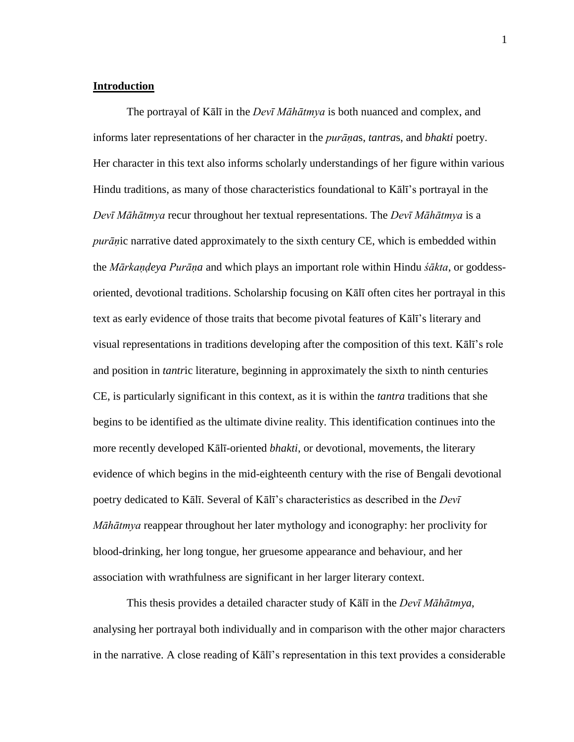## Introduction

The portrayal of Kālī in the *Devī Māhātmya* is both nuanced and complex, and informs later representations of her character in the *purāṇa*s, *tantra*s, and *bhakti* poetry. Her character in this text also informs scholarly understandings of her figure within various Hindu traditions, as many of those characteristics foundational to Kālī's portrayal in the *Devī Māhātmya* recur throughout her textual representations. The *Devī Māhātmya* is a *purāṇ*ic narrative dated approximately to the sixth century CE, which is embedded within the *Mārkaṇḍeya Purāṇa* and which plays an important role within Hindu *śākta*, or goddess-oriented, devotional traditions. Scholarship focusing on Kālī often cites her portrayal in this text as early evidence of those traits that become pivotal features of Kālī's literary and visual representations in traditions developing after the composition of this text. Kālī's role and position in *tantr*ic literature, beginning in approximately the sixth to ninth centuries CE, is particularly significant in this context, as it is within the *tantra* traditions that she begins to be identified as the ultimate divine reality. This identification continues into the more recently developed Kālī-oriented *bhakti*, or devotional, movements, the literary evidence of which begins in the mid-eighteenth century with the rise of Bengali devotional poetry dedicated to Kālī. Several of Kālī's characteristics as described in the *Devī Māhātmya* reappear throughout her later mythology and iconography: her proclivity for blood-drinking, her long tongue, her gruesome appearance and behaviour, and her association with wrathfulness are significant in her larger literary context.

This thesis provides a detailed character study of Kālī in the *Devī Māhātmya*, analysing her portrayal both individually and in comparison with the other major characters in the narrative. A close reading of Kālī's representation in this text provides a considerable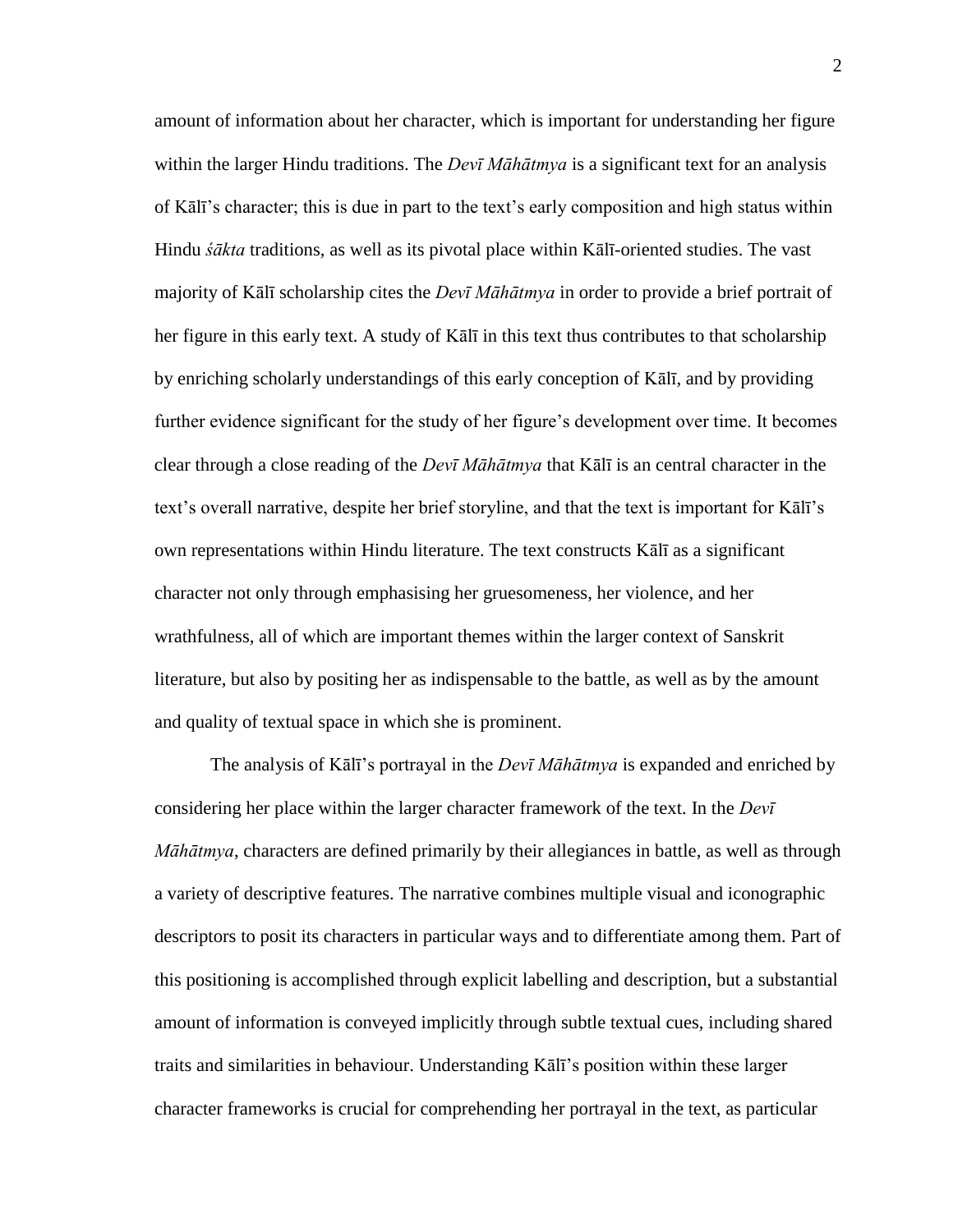amount of information about her character, which is important for understanding her figure within the larger Hindu traditions. The *Devī Māhātmya* is a significant text for an analysis of Kālī's character; this is due in part to the text's early composition and high status within Hindu *śākta* traditions, as well as its pivotal place within Kālī-oriented studies. The vast majority of Kālī scholarship cites the *Devī Māhātmya* in order to provide a brief portrait of her figure in this early text. A study of Kālī in this text thus contributes to that scholarship by enriching scholarly understandings of this early conception of Kālī, and by providing further evidence significant for the study of her figure's development over time. It becomes clear through a close reading of the *Devī Māhātmya* that Kālī is an central character in the text's overall narrative, despite her brief storyline, and that the text is important for Kālī's own representations within Hindu literature. The text constructs Kālī as a significant character not only through emphasising her gruesomeness, her violence, and her wrathfulness, all of which are important themes within the larger context of Sanskrit literature, but also by positing her as indispensable to the battle, as well as by the amount and quality of textual space in which she is prominent.

The analysis of Kālī's portrayal in the *Devī Māhātmya* is expanded and enriched by considering her place within the larger character framework of the text. In the *Devī Māhātmya*, characters are defined primarily by their allegiances in battle, as well as through a variety of descriptive features. The narrative combines multiple visual and iconographic descriptors to posit its characters in particular ways and to differentiate among them. Part of this positioning is accomplished through explicit labelling and description, but a substantial amount of information is conveyed implicitly through subtle textual cues, including shared traits and similarities in behaviour. Understanding Kālī's position within these larger character frameworks is crucial for comprehending her portrayal in the text, as particular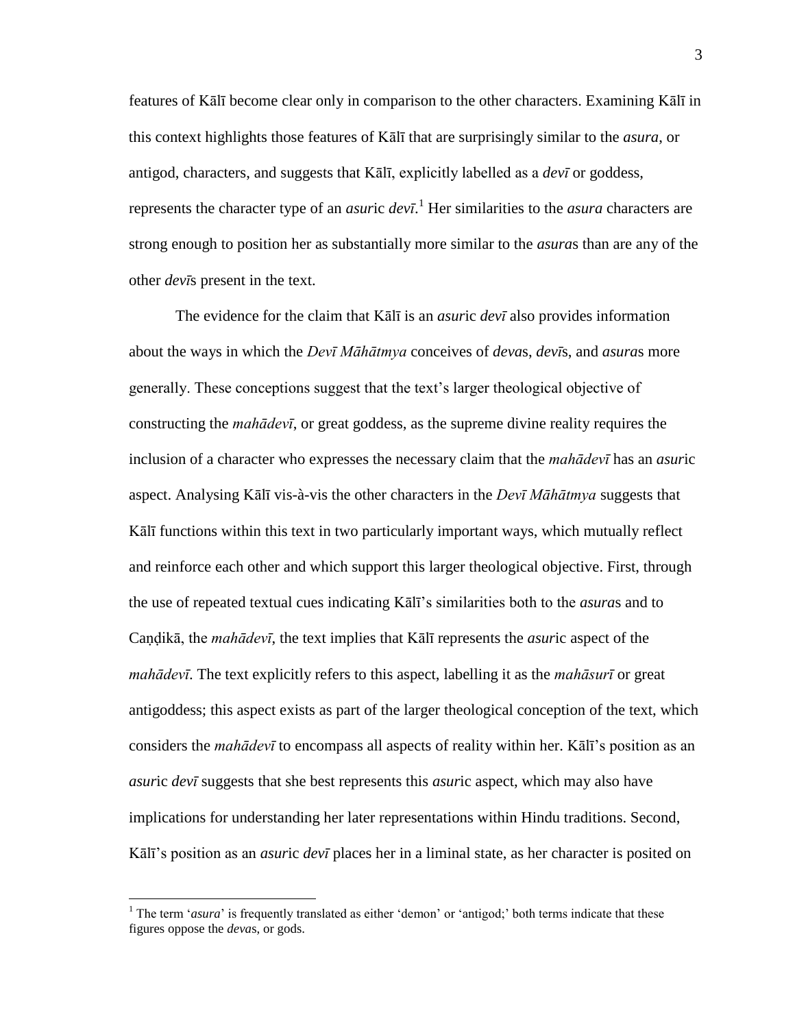features of Kālī become clear only in comparison to the other characters. Examining Kālī in this context highlights those features of Kālī that are surprisingly similar to the *asura*, or antigod, characters, and suggests that Kālī, explicitly labelled as a *devī* or goddess, represents the character type of an *asur*ic *devī*.[1] Her similarities to the *asura* characters are strong enough to position her as substantially more similar to the *asura*s than are any of the other *devī*s present in the text.

The evidence for the claim that Kālī is an *asur*ic *devī* also provides information about the ways in which the *Devī Māhātmya* conceives of *deva*s, *devī*s, and *asura*s more generally. These conceptions suggest that the text's larger theological objective of constructing the *mahādevī*, or great goddess, as the supreme divine reality requires the inclusion of a character who expresses the necessary claim that the *mahādevī* has an *asur*ic aspect. Analysing Kālī vis-à-vis the other characters in the *Devī Māhātmya* suggests that Kālī functions within this text in two particularly important ways, which mutually reflect and reinforce each other and which support this larger theological objective. First, through the use of repeated textual cues indicating Kālī's similarities both to the *asura*s and to Caṇḍikā, the *mahādevī*, the text implies that Kālī represents the *asur*ic aspect of the *mahādevī*. The text explicitly refers to this aspect, labelling it as the *mahāsurī* or great antigoddess; this aspect exists as part of the larger theological conception of the text, which considers the *mahādevī* to encompass all aspects of reality within her. Kālī's position as an *asur*ic *devī* suggests that she best represents this *asur*ic aspect, which may also have implications for understanding her later representations within Hindu traditions. Second, Kālī's position as an *asur*ic *devī* places her in a liminal state, as her character is posited on

[1] The term '*asura*' is frequently translated as either 'demon' or 'antigod;' both terms indicate that these figures oppose the *deva*s, or gods.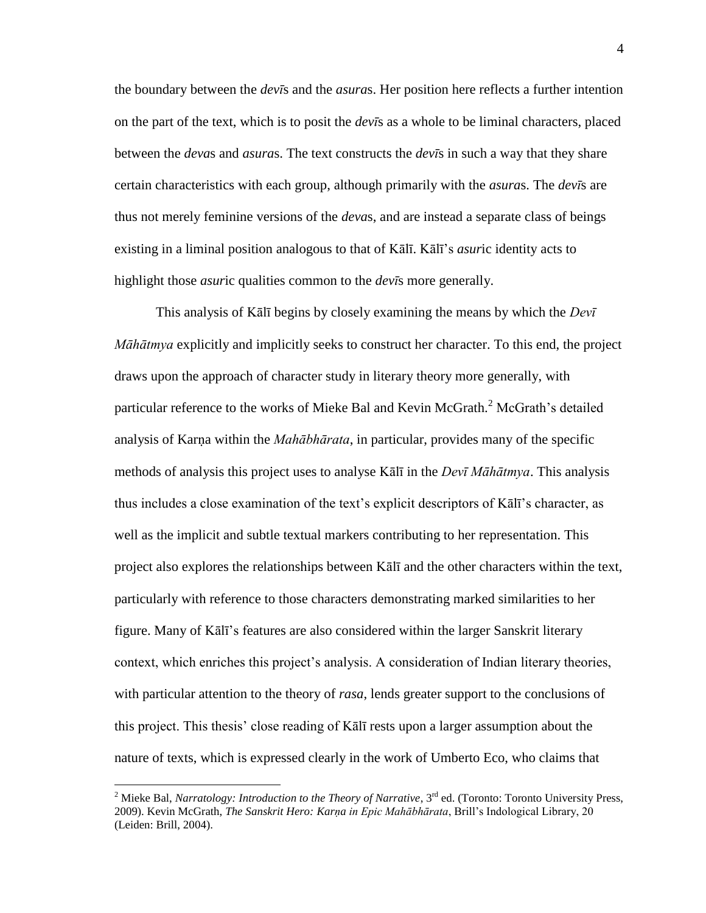the boundary between the *devī*s and the *asura*s. Her position here reflects a further intention on the part of the text, which is to posit the *devī*s as a whole to be liminal characters, placed between the *deva*s and *asura*s. The text constructs the *devī*s in such a way that they share certain characteristics with each group, although primarily with the *asura*s. The *devī*s are thus not merely feminine versions of the *deva*s, and are instead a separate class of beings existing in a liminal position analogous to that of Kālī. Kālī's *asur*ic identity acts to highlight those *asur*ic qualities common to the *devī*s more generally.

This analysis of Kālī begins by closely examining the means by which the *Devī Māhātmya* explicitly and implicitly seeks to construct her character. To this end, the project draws upon the approach of character study in literary theory more generally, with particular reference to the works of Mieke Bal and Kevin McGrath.[2] McGrath's detailed analysis of Karṇa within the *Mahābhārata*, in particular, provides many of the specific methods of analysis this project uses to analyse Kālī in the *Devī Māhātmya*. This analysis thus includes a close examination of the text's explicit descriptors of Kālī's character, as well as the implicit and subtle textual markers contributing to her representation. This project also explores the relationships between Kālī and the other characters within the text, particularly with reference to those characters demonstrating marked similarities to her figure. Many of Kālī's features are also considered within the larger Sanskrit literary context, which enriches this project's analysis. A consideration of Indian literary theories, with particular attention to the theory of *rasa*, lends greater support to the conclusions of this project. This thesis' close reading of Kālī rests upon a larger assumption about the nature of texts, which is expressed clearly in the work of Umberto Eco, who claims that

---

[2] Mieke Bal, *Narratology: Introduction to the Theory of Narrative*, 3rd ed. (Toronto: Toronto University Press, 2009). Kevin McGrath, *The Sanskrit Hero: Karṇa in Epic Mahābhārata*, Brill's Indological Library, 20 (Leiden: Brill, 2004).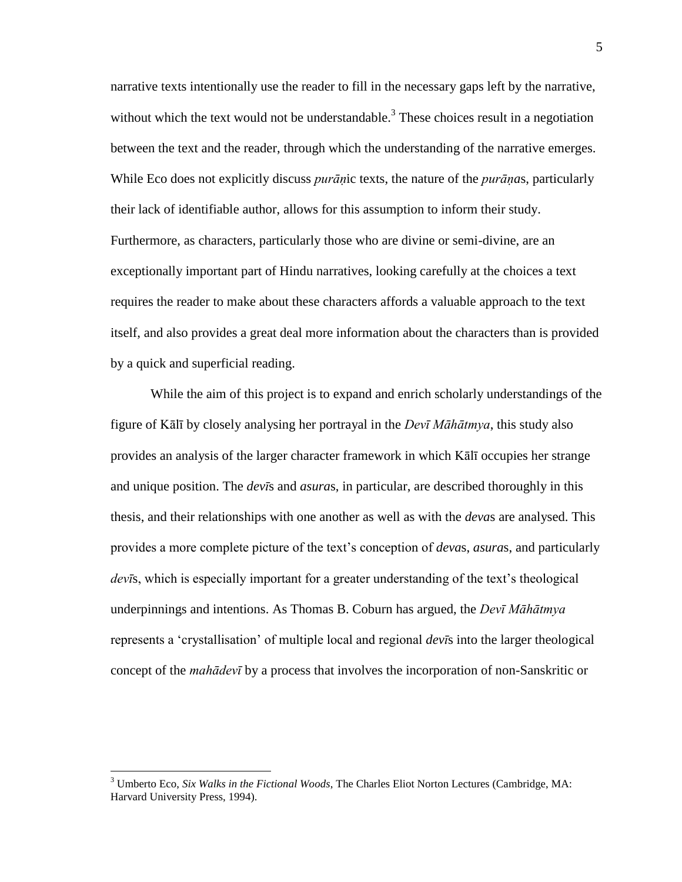narrative texts intentionally use the reader to fill in the necessary gaps left by the narrative, without which the text would not be understandable.[3] These choices result in a negotiation between the text and the reader, through which the understanding of the narrative emerges. While Eco does not explicitly discuss *purāṇ*ic texts, the nature of the *purāṇa*s, particularly their lack of identifiable author, allows for this assumption to inform their study. Furthermore, as characters, particularly those who are divine or semi-divine, are an exceptionally important part of Hindu narratives, looking carefully at the choices a text requires the reader to make about these characters affords a valuable approach to the text itself, and also provides a great deal more information about the characters than is provided by a quick and superficial reading.

While the aim of this project is to expand and enrich scholarly understandings of the figure of Kālī by closely analysing her portrayal in the *Devī Māhātmya*, this study also provides an analysis of the larger character framework in which Kālī occupies her strange and unique position. The *devī*s and *asura*s, in particular, are described thoroughly in this thesis, and their relationships with one another as well as with the *deva*s are analysed. This provides a more complete picture of the text's conception of *deva*s, *asura*s, and particularly *devī*s, which is especially important for a greater understanding of the text's theological underpinnings and intentions. As Thomas B. Coburn has argued, the *Devī Māhātmya* represents a 'crystallisation' of multiple local and regional *devī*s into the larger theological concept of the *mahādevī* by a process that involves the incorporation of non-Sanskritic or

---

[3] Umberto Eco, *Six Walks in the Fictional Woods*, The Charles Eliot Norton Lectures (Cambridge, MA: Harvard University Press, 1994).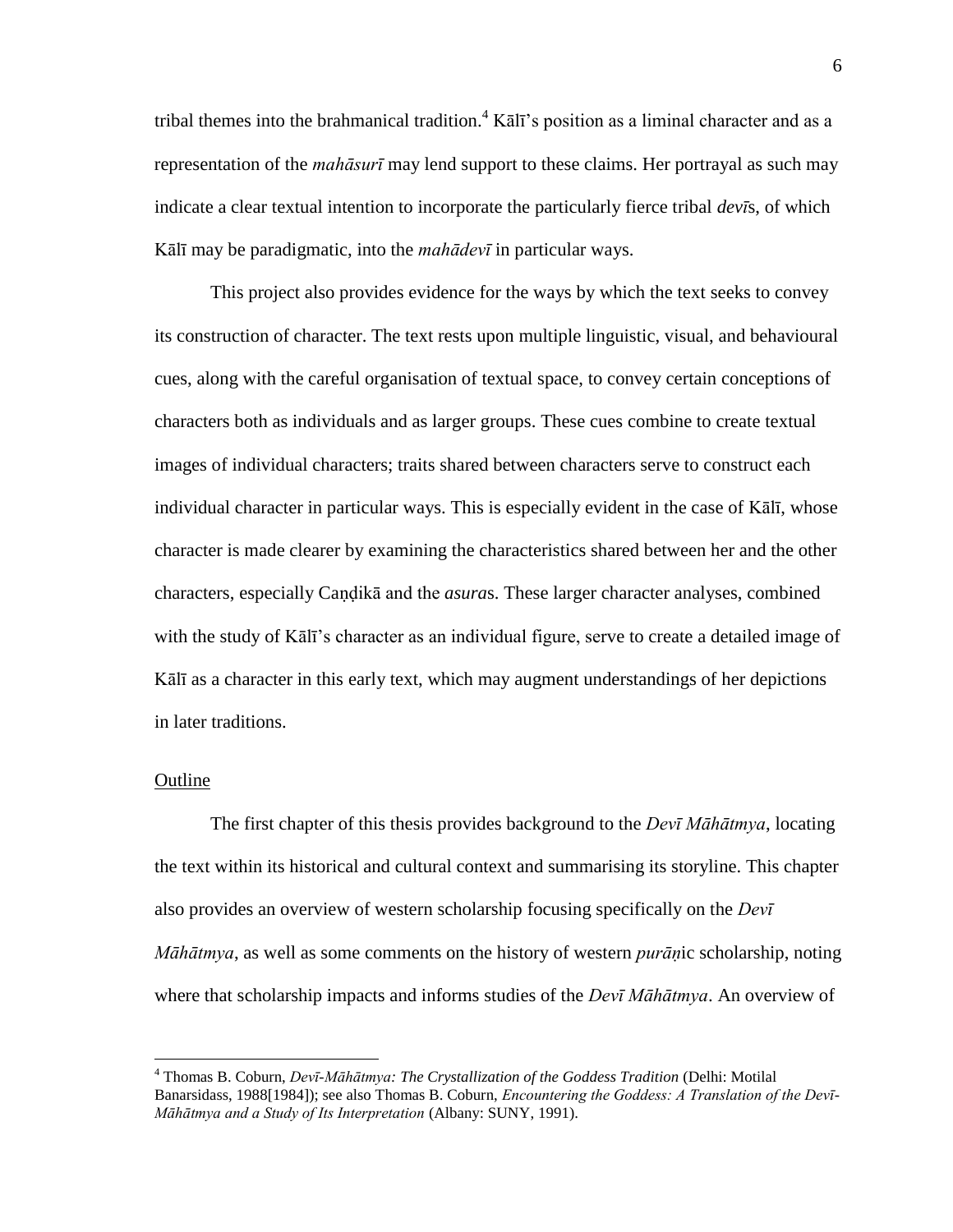tribal themes into the brahmanical tradition.[4] Kālī's position as a liminal character and as a representation of the *mahāsurī* may lend support to these claims. Her portrayal as such may indicate a clear textual intention to incorporate the particularly fierce tribal *devī*s, of which Kālī may be paradigmatic, into the *mahādevī* in particular ways.

This project also provides evidence for the ways by which the text seeks to convey its construction of character. The text rests upon multiple linguistic, visual, and behavioural cues, along with the careful organisation of textual space, to convey certain conceptions of characters both as individuals and as larger groups. These cues combine to create textual images of individual characters; traits shared between characters serve to construct each individual character in particular ways. This is especially evident in the case of Kālī, whose character is made clearer by examining the characteristics shared between her and the other characters, especially Caṇḍikā and the *asura*s. These larger character analyses, combined with the study of Kālī's character as an individual figure, serve to create a detailed image of Kālī as a character in this early text, which may augment understandings of her depictions in later traditions.

## Outline

The first chapter of this thesis provides background to the *Devī Māhātmya*, locating the text within its historical and cultural context and summarising its storyline. This chapter also provides an overview of western scholarship focusing specifically on the *Devī Māhātmya*, as well as some comments on the history of western *purāṇ*ic scholarship, noting where that scholarship impacts and informs studies of the *Devī Māhātmya*. An overview of

---

[4] Thomas B. Coburn, *Devī-Māhātmya: The Crystallization of the Goddess Tradition* (Delhi: Motilal Banarsidass, 1988[1984]); see also Thomas B. Coburn, *Encountering the Goddess: A Translation of the Devī-Māhātmya and a Study of Its Interpretation* (Albany: SUNY, 1991).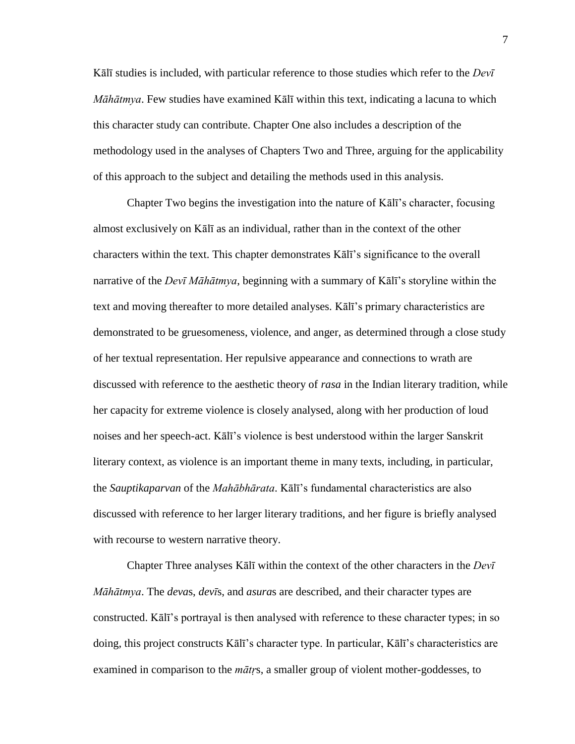Kālī studies is included, with particular reference to those studies which refer to the *Devī Māhātmya*. Few studies have examined Kālī within this text, indicating a lacuna to which this character study can contribute. Chapter One also includes a description of the methodology used in the analyses of Chapters Two and Three, arguing for the applicability of this approach to the subject and detailing the methods used in this analysis.

Chapter Two begins the investigation into the nature of Kālī's character, focusing almost exclusively on Kālī as an individual, rather than in the context of the other characters within the text. This chapter demonstrates Kālī's significance to the overall narrative of the *Devī Māhātmya*, beginning with a summary of Kālī's storyline within the text and moving thereafter to more detailed analyses. Kālī's primary characteristics are demonstrated to be gruesomeness, violence, and anger, as determined through a close study of her textual representation. Her repulsive appearance and connections to wrath are discussed with reference to the aesthetic theory of *rasa* in the Indian literary tradition, while her capacity for extreme violence is closely analysed, along with her production of loud noises and her speech-act. Kālī's violence is best understood within the larger Sanskrit literary context, as violence is an important theme in many texts, including, in particular, the *Sauptikaparvan* of the *Mahābhārata*. Kālī's fundamental characteristics are also discussed with reference to her larger literary traditions, and her figure is briefly analysed with recourse to western narrative theory.

Chapter Three analyses Kālī within the context of the other characters in the *Devī Māhātmya*. The *deva*s, *devī*s, and *asura*s are described, and their character types are constructed. Kālī's portrayal is then analysed with reference to these character types; in so doing, this project constructs Kālī's character type. In particular, Kālī's characteristics are examined in comparison to the *mātṛ*s, a smaller group of violent mother-goddesses, to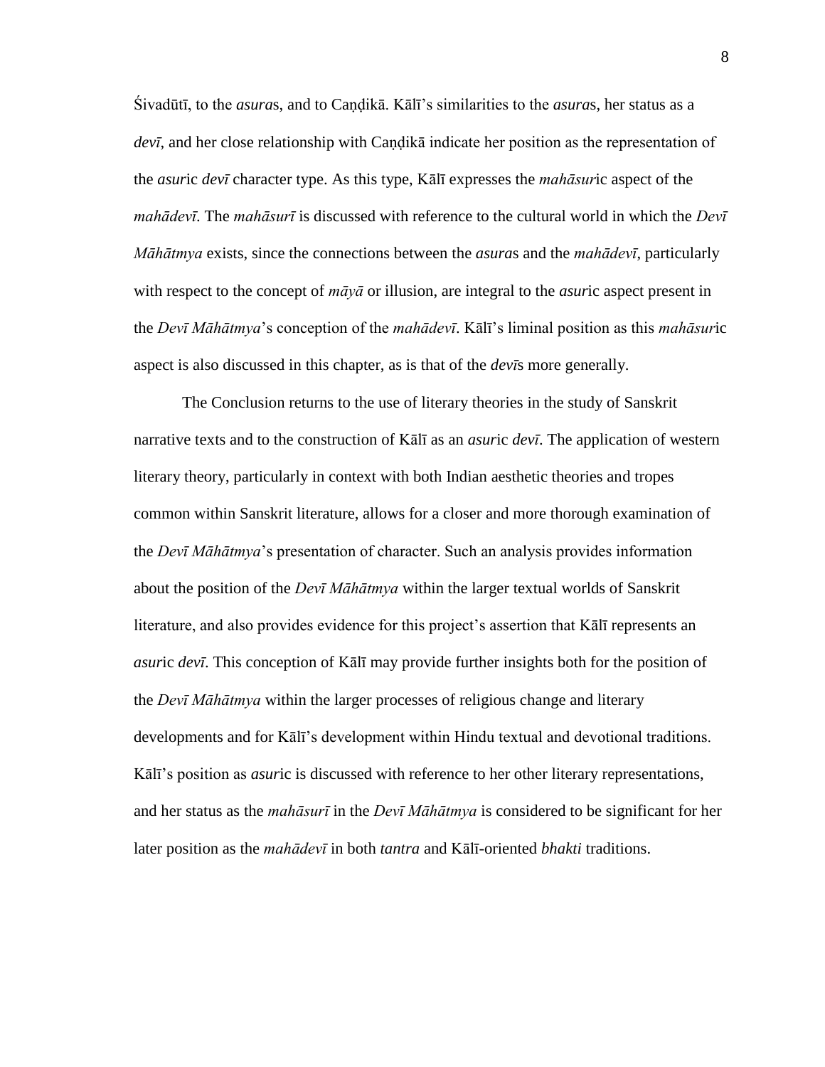Śivadūtī, to the *asura*s, and to Caṇḍikā. Kālī's similarities to the *asura*s, her status as a *devī*, and her close relationship with Caṇḍikā indicate her position as the representation of the *asur*ic *devī* character type. As this type, Kālī expresses the *mahāsur*ic aspect of the *mahādevī*. The *mahāsurī* is discussed with reference to the cultural world in which the *Devī Māhātmya* exists, since the connections between the *asura*s and the *mahādevī*, particularly with respect to the concept of *māyā* or illusion, are integral to the *asur*ic aspect present in the *Devī Māhātmya*'s conception of the *mahādevī*. Kālī's liminal position as this *mahāsur*ic aspect is also discussed in this chapter, as is that of the *devī*s more generally.

The Conclusion returns to the use of literary theories in the study of Sanskrit narrative texts and to the construction of Kālī as an *asur*ic *devī*. The application of western literary theory, particularly in context with both Indian aesthetic theories and tropes common within Sanskrit literature, allows for a closer and more thorough examination of the *Devī Māhātmya*'s presentation of character. Such an analysis provides information about the position of the *Devī Māhātmya* within the larger textual worlds of Sanskrit literature, and also provides evidence for this project's assertion that Kālī represents an *asur*ic *devī*. This conception of Kālī may provide further insights both for the position of the *Devī Māhātmya* within the larger processes of religious change and literary developments and for Kālī's development within Hindu textual and devotional traditions. Kālī's position as *asur*ic is discussed with reference to her other literary representations, and her status as the *mahāsurī* in the *Devī Māhātmya* is considered to be significant for her later position as the *mahādevī* in both *tantra* and Kālī-oriented *bhakti* traditions.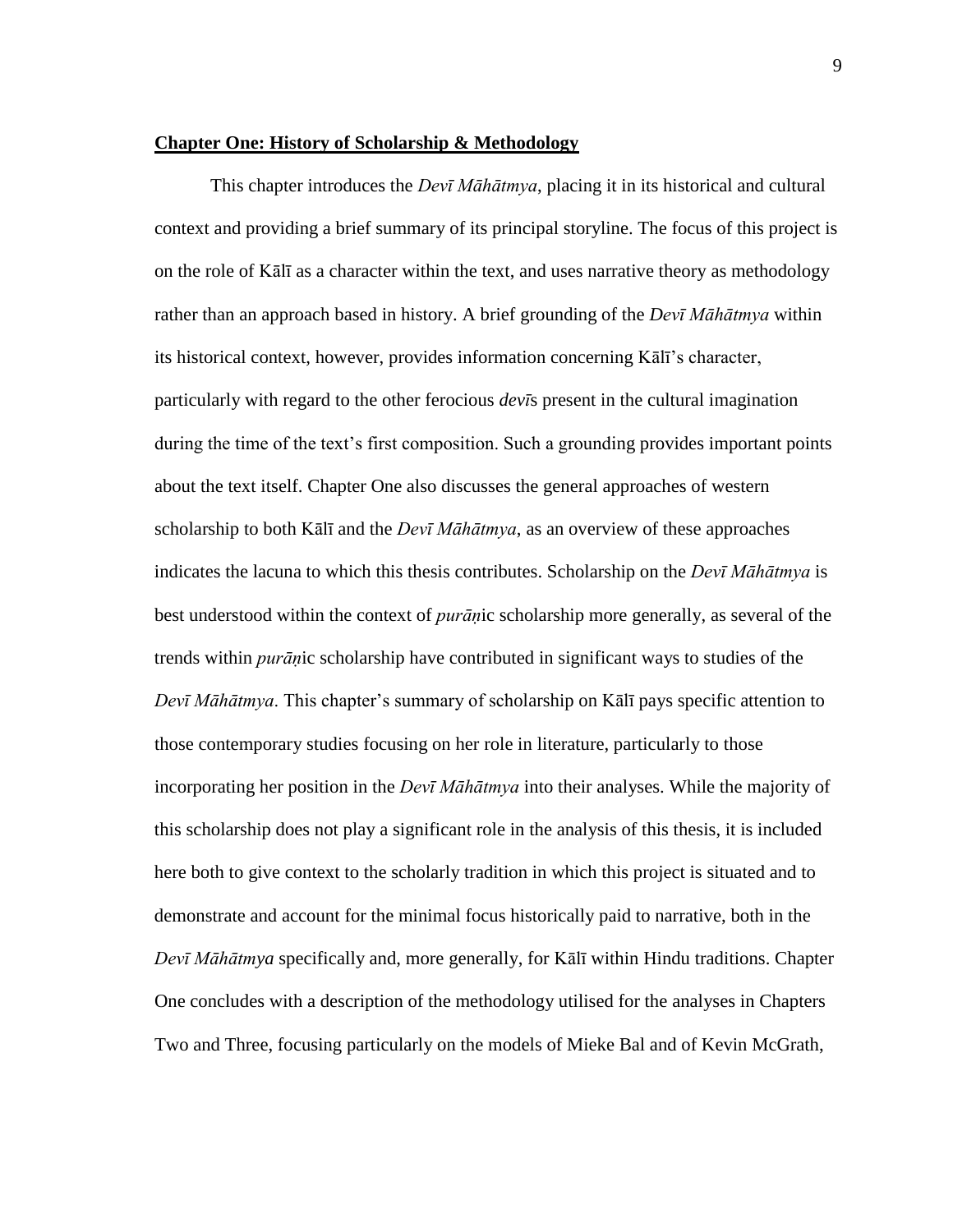## Chapter One: History of Scholarship & Methodology

This chapter introduces the *Devī Māhātmya*, placing it in its historical and cultural context and providing a brief summary of its principal storyline. The focus of this project is on the role of Kālī as a character within the text, and uses narrative theory as methodology rather than an approach based in history. A brief grounding of the *Devī Māhātmya* within its historical context, however, provides information concerning Kālī's character, particularly with regard to the other ferocious *devī*s present in the cultural imagination during the time of the text's first composition. Such a grounding provides important points about the text itself. Chapter One also discusses the general approaches of western scholarship to both Kālī and the *Devī Māhātmya*, as an overview of these approaches indicates the lacuna to which this thesis contributes. Scholarship on the *Devī Māhātmya* is best understood within the context of *purāṇ*ic scholarship more generally, as several of the trends within *purāṇ*ic scholarship have contributed in significant ways to studies of the *Devī Māhātmya*. This chapter's summary of scholarship on Kālī pays specific attention to those contemporary studies focusing on her role in literature, particularly to those incorporating her position in the *Devī Māhātmya* into their analyses. While the majority of this scholarship does not play a significant role in the analysis of this thesis, it is included here both to give context to the scholarly tradition in which this project is situated and to demonstrate and account for the minimal focus historically paid to narrative, both in the *Devī Māhātmya* specifically and, more generally, for Kālī within Hindu traditions. Chapter One concludes with a description of the methodology utilised for the analyses in Chapters Two and Three, focusing particularly on the models of Mieke Bal and of Kevin McGrath,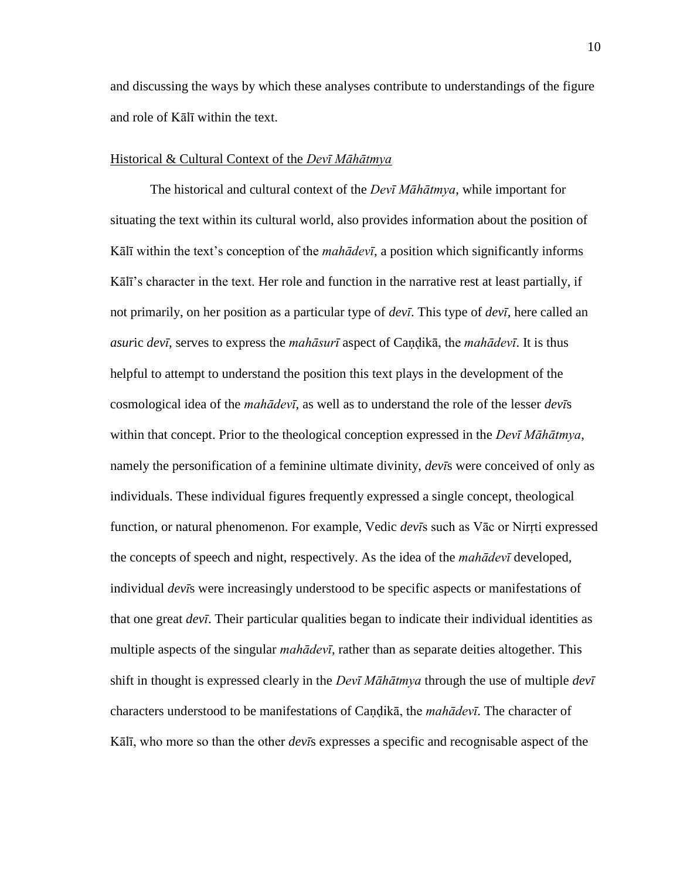and discussing the ways by which these analyses contribute to understandings of the figure and role of Kālī within the text.

## Historical & Cultural Context of the *Devī Māhātmya*

The historical and cultural context of the *Devī Māhātmya*, while important for situating the text within its cultural world, also provides information about the position of Kālī within the text's conception of the *mahādevī*, a position which significantly informs Kālī's character in the text. Her role and function in the narrative rest at least partially, if not primarily, on her position as a particular type of *devī*. This type of *devī*, here called an *asur*ic *devī*, serves to express the *mahāsurī* aspect of Caṇḍikā, the *mahādevī*. It is thus helpful to attempt to understand the position this text plays in the development of the cosmological idea of the *mahādevī*, as well as to understand the role of the lesser *devī*s within that concept. Prior to the theological conception expressed in the *Devī Māhātmya*, namely the personification of a feminine ultimate divinity, *devī*s were conceived of only as individuals. These individual figures frequently expressed a single concept, theological function, or natural phenomenon. For example, Vedic *devī*s such as Vāc or Nirṛti expressed the concepts of speech and night, respectively. As the idea of the *mahādevī* developed, individual *devī*s were increasingly understood to be specific aspects or manifestations of that one great *devī*. Their particular qualities began to indicate their individual identities as multiple aspects of the singular *mahādevī*, rather than as separate deities altogether. This shift in thought is expressed clearly in the *Devī Māhātmya* through the use of multiple *devī* characters understood to be manifestations of Caṇḍikā, the *mahādevī*. The character of Kālī, who more so than the other *devī*s expresses a specific and recognisable aspect of the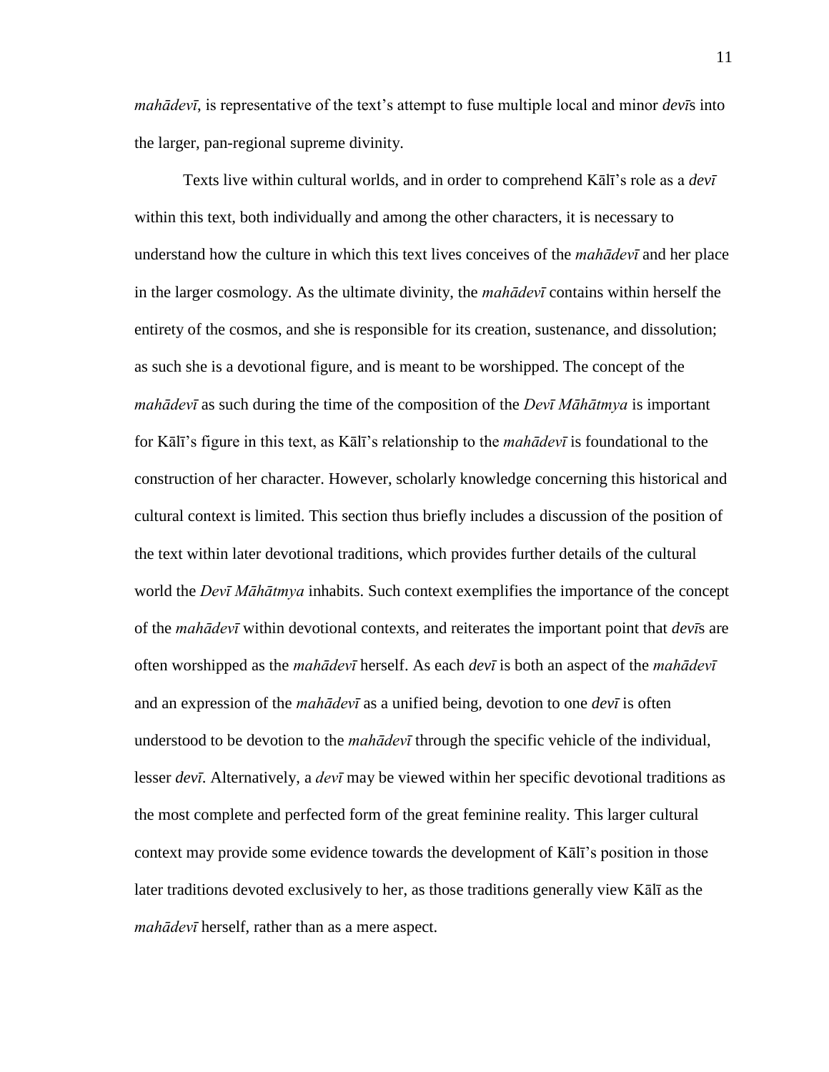*mahādevī*, is representative of the text's attempt to fuse multiple local and minor *devī*s into the larger, pan-regional supreme divinity.

Texts live within cultural worlds, and in order to comprehend Kālī's role as a *devī* within this text, both individually and among the other characters, it is necessary to understand how the culture in which this text lives conceives of the *mahādevī* and her place in the larger cosmology. As the ultimate divinity, the *mahādevī* contains within herself the entirety of the cosmos, and she is responsible for its creation, sustenance, and dissolution; as such she is a devotional figure, and is meant to be worshipped. The concept of the *mahādevī* as such during the time of the composition of the *Devī Māhātmya* is important for Kālī's figure in this text, as Kālī's relationship to the *mahādevī* is foundational to the construction of her character. However, scholarly knowledge concerning this historical and cultural context is limited. This section thus briefly includes a discussion of the position of the text within later devotional traditions, which provides further details of the cultural world the *Devī Māhātmya* inhabits. Such context exemplifies the importance of the concept of the *mahādevī* within devotional contexts, and reiterates the important point that *devī*s are often worshipped as the *mahādevī* herself. As each *devī* is both an aspect of the *mahādevī* and an expression of the *mahādevī* as a unified being, devotion to one *devī* is often understood to be devotion to the *mahādevī* through the specific vehicle of the individual, lesser *devī*. Alternatively, a *devī* may be viewed within her specific devotional traditions as the most complete and perfected form of the great feminine reality. This larger cultural context may provide some evidence towards the development of Kālī's position in those later traditions devoted exclusively to her, as those traditions generally view Kālī as the *mahādevī* herself, rather than as a mere aspect.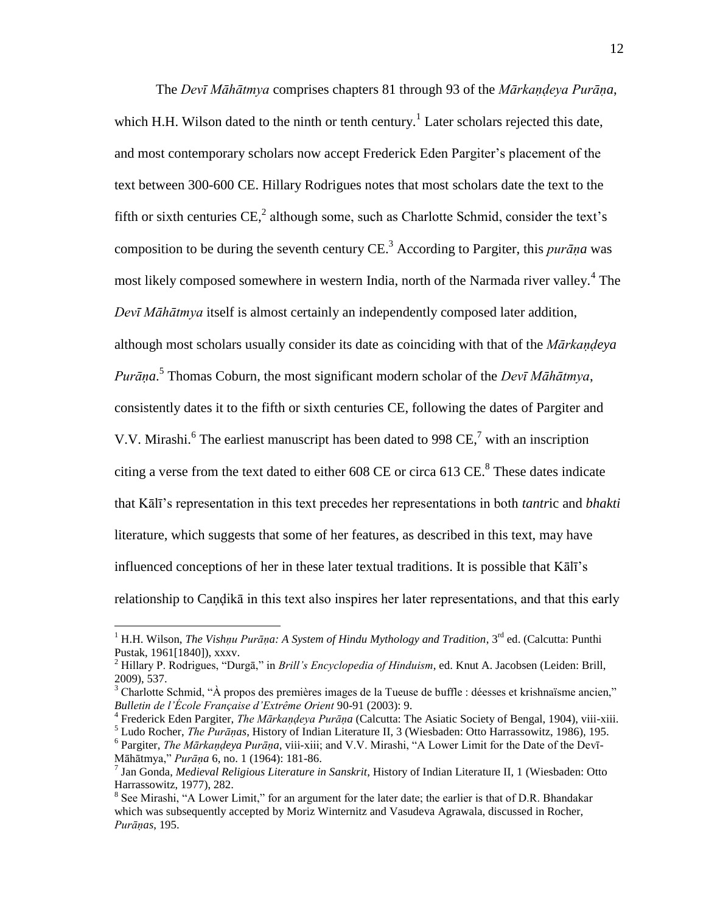The *Devī Māhātmya* comprises chapters 81 through 93 of the *Mārkaṇḍeya Purāṇa*, which H.H. Wilson dated to the ninth or tenth century.[1] Later scholars rejected this date, and most contemporary scholars now accept Frederick Eden Pargiter's placement of the text between 300-600 CE. Hillary Rodrigues notes that most scholars date the text to the fifth or sixth centuries CE,[2] although some, such as Charlotte Schmid, consider the text's composition to be during the seventh century CE.[3] According to Pargiter, this *purāṇa* was most likely composed somewhere in western India, north of the Narmada river valley.[4] The *Devī Māhātmya* itself is almost certainly an independently composed later addition, although most scholars usually consider its date as coinciding with that of the *Mārkaṇḍeya Purāṇa*.[5] Thomas Coburn, the most significant modern scholar of the *Devī Māhātmya*, consistently dates it to the fifth or sixth centuries CE, following the dates of Pargiter and V.V. Mirashi.[6] The earliest manuscript has been dated to 998 CE,[7] with an inscription citing a verse from the text dated to either 608 CE or circa 613 CE.[8] These dates indicate that Kālī's representation in this text precedes her representations in both *tantr*ic and *bhakti* literature, which suggests that some of her features, as described in this text, may have influenced conceptions of her in these later textual traditions. It is possible that Kālī's relationship to Caṇḍikā in this text also inspires her later representations, and that this early

---

[1] H.H. Wilson, *The Vishṇu Purāṇa: A System of Hindu Mythology and Tradition*, 3rd ed. (Calcutta: Punthi Pustak, 1961[1840]), xxxv.

[2] Hillary P. Rodrigues, "Durgā," in *Brill's Encyclopedia of Hinduism*, ed. Knut A. Jacobsen (Leiden: Brill, 2009), 537.

[3] Charlotte Schmid, "À propos des premières images de la Tueuse de buffle : déesses et krishnaïsme ancien," *Bulletin de l'École Française d'Extrême Orient* 90-91 (2003): 9.

[4] Frederick Eden Pargiter, *The Mārkaṇḍeya Purāṇa* (Calcutta: The Asiatic Society of Bengal, 1904), viii-xiii.

[5] Ludo Rocher, *The Purāṇas*, History of Indian Literature II, 3 (Wiesbaden: Otto Harrassowitz, 1986), 195.

[6] Pargiter, *The Mārkaṇḍeya Purāṇa*, viii-xiii; and V.V. Mirashi, "A Lower Limit for the Date of the Devī-Māhātmya," *Purāṇa* 6, no. 1 (1964): 181-86.

[7] Jan Gonda, *Medieval Religious Literature in Sanskrit*, History of Indian Literature II, 1 (Wiesbaden: Otto Harrassowitz, 1977), 282.

[8] See Mirashi, "A Lower Limit," for an argument for the later date; the earlier is that of D.R. Bhandakar which was subsequently accepted by Moriz Winternitz and Vasudeva Agrawala, discussed in Rocher, *Purāṇas*, 195.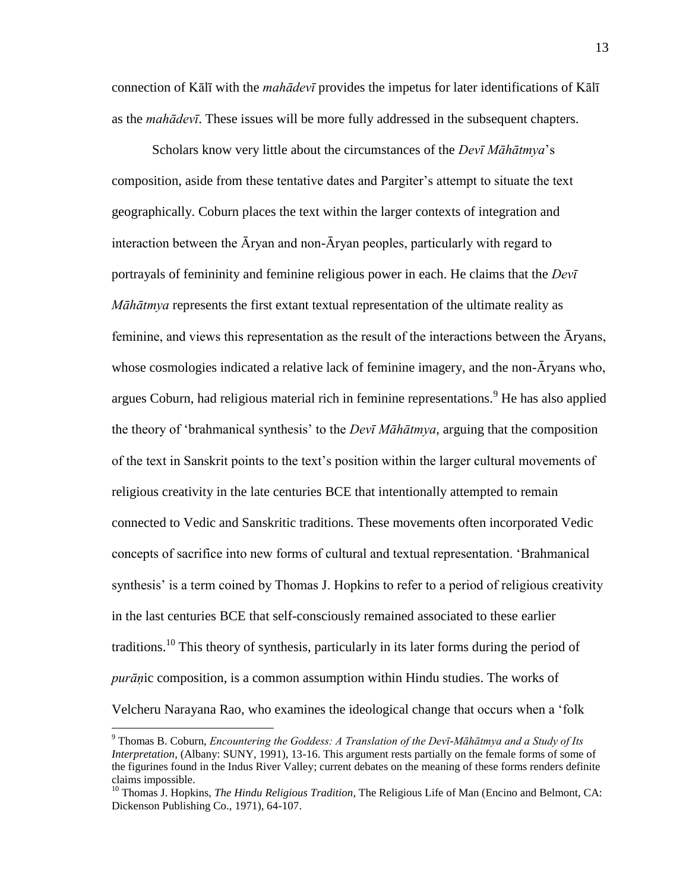connection of Kālī with the *mahādevī* provides the impetus for later identifications of Kālī as the *mahādevī*. These issues will be more fully addressed in the subsequent chapters.

Scholars know very little about the circumstances of the *Devī Māhātmya*'s composition, aside from these tentative dates and Pargiter's attempt to situate the text geographically. Coburn places the text within the larger contexts of integration and interaction between the Āryan and non-Āryan peoples, particularly with regard to portrayals of femininity and feminine religious power in each. He claims that the *Devī Māhātmya* represents the first extant textual representation of the ultimate reality as feminine, and views this representation as the result of the interactions between the Āryans, whose cosmologies indicated a relative lack of feminine imagery, and the non-Āryans who, argues Coburn, had religious material rich in feminine representations.[9] He has also applied the theory of 'brahmanical synthesis' to the *Devī Māhātmya*, arguing that the composition of the text in Sanskrit points to the text's position within the larger cultural movements of religious creativity in the late centuries BCE that intentionally attempted to remain connected to Vedic and Sanskritic traditions. These movements often incorporated Vedic concepts of sacrifice into new forms of cultural and textual representation. 'Brahmanical synthesis' is a term coined by Thomas J. Hopkins to refer to a period of religious creativity in the last centuries BCE that self-consciously remained associated to these earlier traditions.[10] This theory of synthesis, particularly in its later forms during the period of *purāṇ*ic composition, is a common assumption within Hindu studies. The works of Velcheru Narayana Rao, who examines the ideological change that occurs when a 'folk

---

[9] Thomas B. Coburn, *Encountering the Goddess: A Translation of the Devī-Māhātmya and a Study of Its Interpretation*, (Albany: SUNY, 1991), 13-16. This argument rests partially on the female forms of some of the figurines found in the Indus River Valley; current debates on the meaning of these forms renders definite claims impossible.

[10] Thomas J. Hopkins, *The Hindu Religious Tradition*, The Religious Life of Man (Encino and Belmont, CA: Dickenson Publishing Co., 1971), 64-107.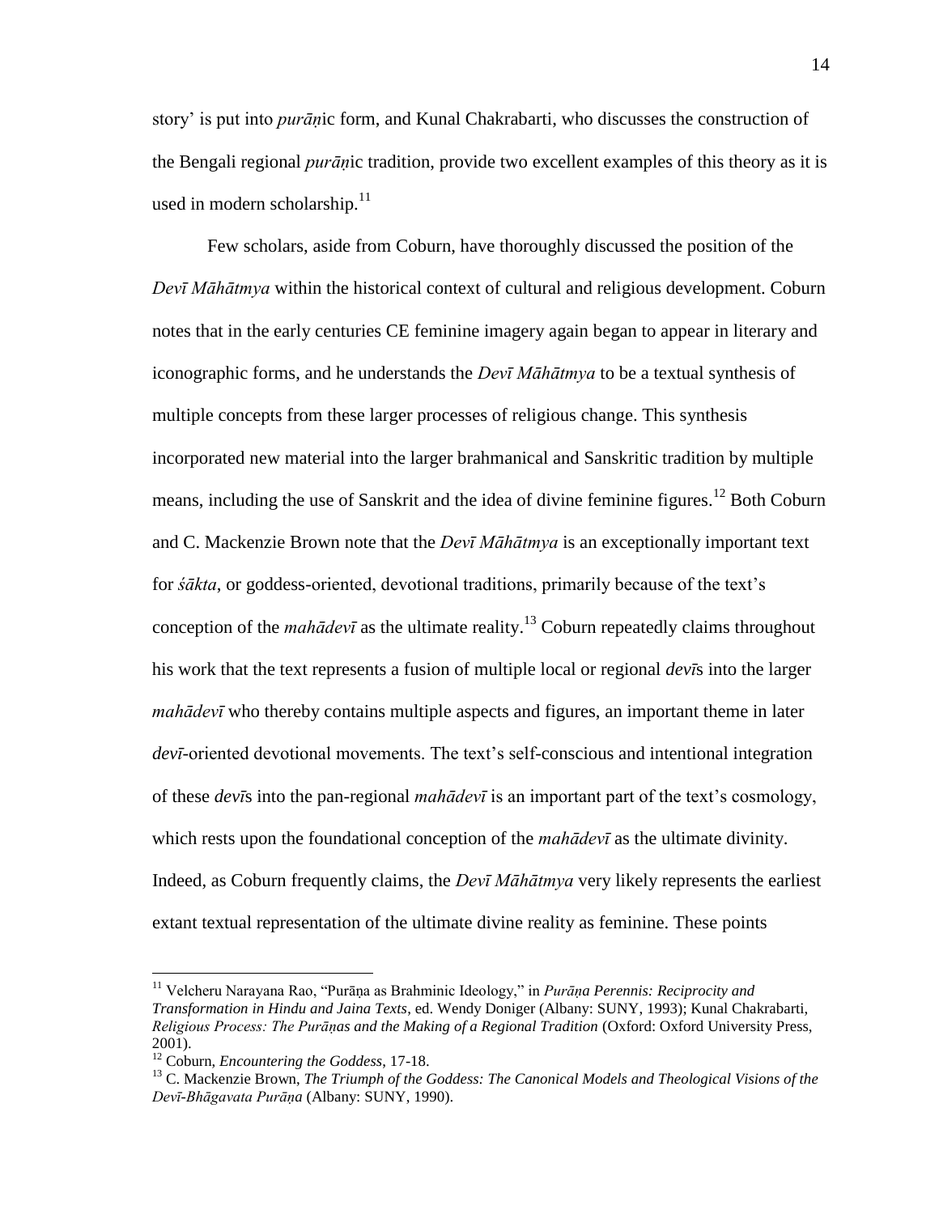story' is put into *purāṇ*ic form, and Kunal Chakrabarti, who discusses the construction of the Bengali regional *purāṇ*ic tradition, provide two excellent examples of this theory as it is used in modern scholarship.[11]

Few scholars, aside from Coburn, have thoroughly discussed the position of the *Devī Māhātmya* within the historical context of cultural and religious development. Coburn notes that in the early centuries CE feminine imagery again began to appear in literary and iconographic forms, and he understands the *Devī Māhātmya* to be a textual synthesis of multiple concepts from these larger processes of religious change. This synthesis incorporated new material into the larger brahmanical and Sanskritic tradition by multiple means, including the use of Sanskrit and the idea of divine feminine figures.[12] Both Coburn and C. Mackenzie Brown note that the *Devī Māhātmya* is an exceptionally important text for *śākta*, or goddess-oriented, devotional traditions, primarily because of the text's conception of the *mahādevī* as the ultimate reality.[13] Coburn repeatedly claims throughout his work that the text represents a fusion of multiple local or regional *devī*s into the larger *mahādevī* who thereby contains multiple aspects and figures, an important theme in later *devī*-oriented devotional movements. The text's self-conscious and intentional integration of these *devī*s into the pan-regional *mahādevī* is an important part of the text's cosmology, which rests upon the foundational conception of the *mahādevī* as the ultimate divinity. Indeed, as Coburn frequently claims, the *Devī Māhātmya* very likely represents the earliest extant textual representation of the ultimate divine reality as feminine. These points

---

[11] Velcheru Narayana Rao, "Purāṇa as Brahminic Ideology," in *Purāṇa Perennis: Reciprocity and Transformation in Hindu and Jaina Texts*, ed. Wendy Doniger (Albany: SUNY, 1993); Kunal Chakrabarti, *Religious Process: The Purāṇas and the Making of a Regional Tradition* (Oxford: Oxford University Press, 2001).

[12] Coburn, *Encountering the Goddess*, 17-18.

[13] C. Mackenzie Brown, *The Triumph of the Goddess: The Canonical Models and Theological Visions of the Devī-Bhāgavata Purāṇa* (Albany: SUNY, 1990).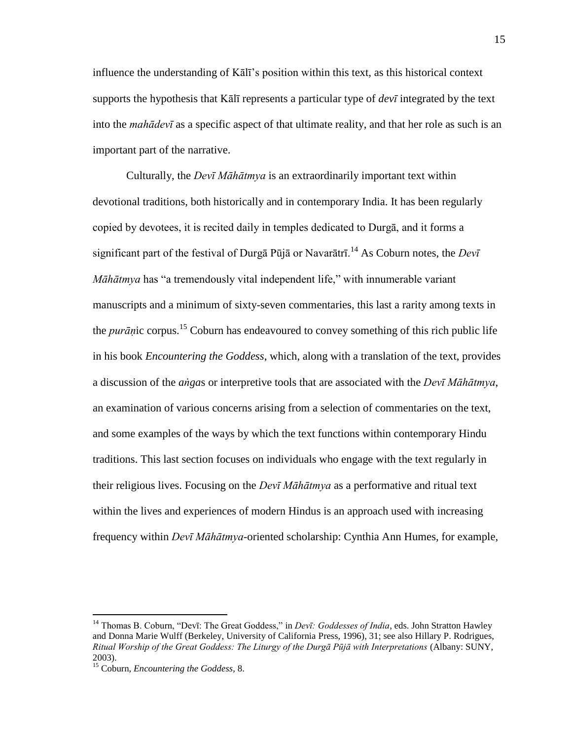influence the understanding of Kālī's position within this text, as this historical context supports the hypothesis that Kālī represents a particular type of *devī* integrated by the text into the *mahādevī* as a specific aspect of that ultimate reality, and that her role as such is an important part of the narrative.

Culturally, the *Devī Māhātmya* is an extraordinarily important text within devotional traditions, both historically and in contemporary India. It has been regularly copied by devotees, it is recited daily in temples dedicated to Durgā, and it forms a significant part of the festival of Durgā Pūjā or Navarātrī.[14] As Coburn notes, the *Devī Māhātmya* has "a tremendously vital independent life," with innumerable variant manuscripts and a minimum of sixty-seven commentaries, this last a rarity among texts in the *purāṇ*ic corpus.[15] Coburn has endeavoured to convey something of this rich public life in his book *Encountering the Goddess*, which, along with a translation of the text, provides a discussion of the *aṅga*s or interpretive tools that are associated with the *Devī Māhātmya*, an examination of various concerns arising from a selection of commentaries on the text, and some examples of the ways by which the text functions within contemporary Hindu traditions. This last section focuses on individuals who engage with the text regularly in their religious lives. Focusing on the *Devī Māhātmya* as a performative and ritual text within the lives and experiences of modern Hindus is an approach used with increasing frequency within *Devī Māhātmya*-oriented scholarship: Cynthia Ann Humes, for example,

---

[14] Thomas B. Coburn, "Devī: The Great Goddess," in *Devī: Goddesses of India*, eds. John Stratton Hawley and Donna Marie Wulff (Berkeley, University of California Press, 1996), 31; see also Hillary P. Rodrigues, *Ritual Worship of the Great Goddess: The Liturgy of the Durgā Pūjā with Interpretations* (Albany: SUNY, 2003).

[15] Coburn, *Encountering the Goddess*, 8.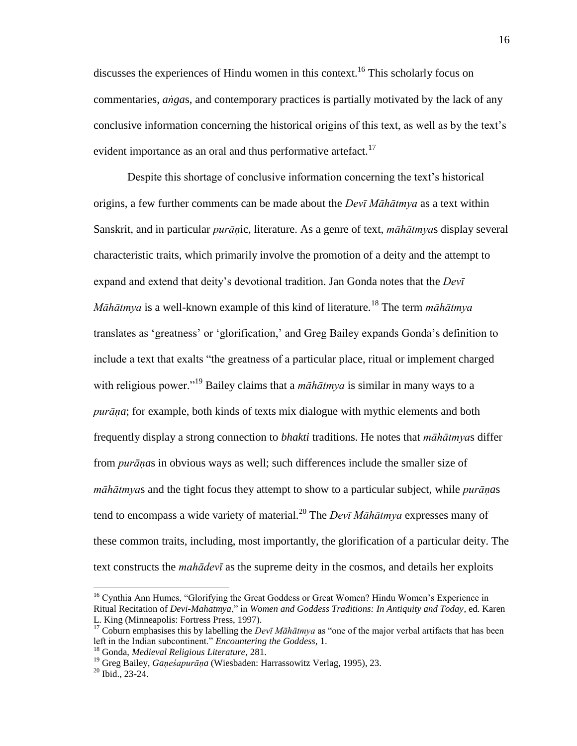discusses the experiences of Hindu women in this context.[16] This scholarly focus on commentaries, *aṅga*s, and contemporary practices is partially motivated by the lack of any conclusive information concerning the historical origins of this text, as well as by the text's evident importance as an oral and thus performative artefact.[17]

Despite this shortage of conclusive information concerning the text's historical origins, a few further comments can be made about the *Devī Māhātmya* as a text within Sanskrit, and in particular *purāṇ*ic, literature. As a genre of text, *māhātmya*s display several characteristic traits, which primarily involve the promotion of a deity and the attempt to expand and extend that deity's devotional tradition. Jan Gonda notes that the *Devī Māhātmya* is a well-known example of this kind of literature.[18] The term *māhātmya* translates as 'greatness' or 'glorification,' and Greg Bailey expands Gonda's definition to include a text that exalts "the greatness of a particular place, ritual or implement charged with religious power."[19] Bailey claims that a *māhātmya* is similar in many ways to a *purāṇa*; for example, both kinds of texts mix dialogue with mythic elements and both frequently display a strong connection to *bhakti* traditions. He notes that *māhātmya*s differ from *purāṇa*s in obvious ways as well; such differences include the smaller size of *māhātmya*s and the tight focus they attempt to show to a particular subject, while *purāṇa*s tend to encompass a wide variety of material.[20] The *Devī Māhātmya* expresses many of these common traits, including, most importantly, the glorification of a particular deity. The text constructs the *mahādevī* as the supreme deity in the cosmos, and details her exploits

---

[16] Cynthia Ann Humes, "Glorifying the Great Goddess or Great Women? Hindu Women's Experience in Ritual Recitation of *Devi-Mahatmya*," in *Women and Goddess Traditions: In Antiquity and Today*, ed. Karen L. King (Minneapolis: Fortress Press, 1997).

[17] Coburn emphasises this by labelling the *Devī Māhātmya* as "one of the major verbal artifacts that has been left in the Indian subcontinent." *Encountering the Goddess*, 1.

[18] Gonda, *Medieval Religious Literature*, 281.

[19] Greg Bailey, *Gaṇeśapurāṇa* (Wiesbaden: Harrassowitz Verlag, 1995), 23.

[20] Ibid., 23-24.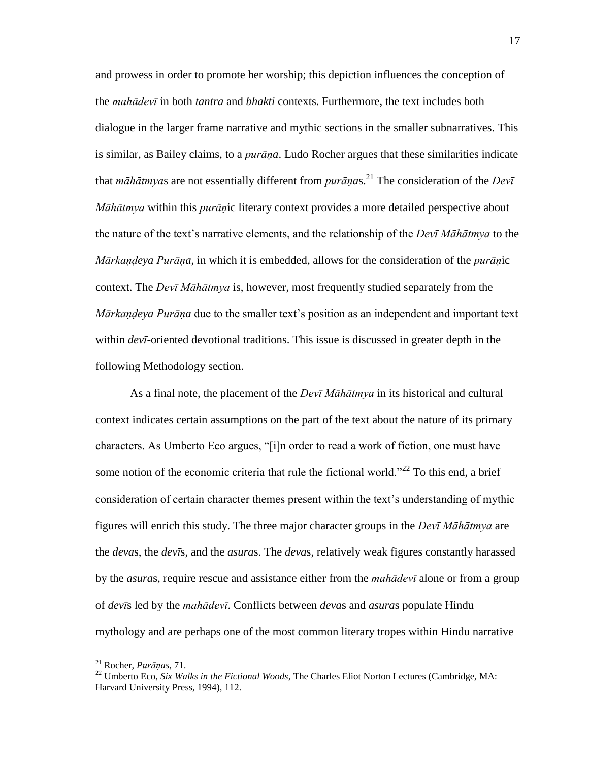and prowess in order to promote her worship; this depiction influences the conception of the *mahādevī* in both *tantra* and *bhakti* contexts. Furthermore, the text includes both dialogue in the larger frame narrative and mythic sections in the smaller subnarratives. This is similar, as Bailey claims, to a *purāṇa*. Ludo Rocher argues that these similarities indicate that *māhātmya*s are not essentially different from *purāṇa*s.[21] The consideration of the *Devī Māhātmya* within this *purāṇ*ic literary context provides a more detailed perspective about the nature of the text's narrative elements, and the relationship of the *Devī Māhātmya* to the *Mārkaṇḍeya Purāṇa*, in which it is embedded, allows for the consideration of the *purāṇ*ic context. The *Devī Māhātmya* is, however, most frequently studied separately from the *Mārkaṇḍeya Purāṇa* due to the smaller text's position as an independent and important text within *devī*-oriented devotional traditions. This issue is discussed in greater depth in the following Methodology section.

As a final note, the placement of the *Devī Māhātmya* in its historical and cultural context indicates certain assumptions on the part of the text about the nature of its primary characters. As Umberto Eco argues, "[i]n order to read a work of fiction, one must have some notion of the economic criteria that rule the fictional world."[22] To this end, a brief consideration of certain character themes present within the text's understanding of mythic figures will enrich this study. The three major character groups in the *Devī Māhātmya* are the *deva*s, the *devī*s, and the *asura*s. The *deva*s, relatively weak figures constantly harassed by the *asura*s, require rescue and assistance either from the *mahādevī* alone or from a group of *devī*s led by the *mahādevī*. Conflicts between *deva*s and *asura*s populate Hindu mythology and are perhaps one of the most common literary tropes within Hindu narrative

---

[21] Rocher, *Purāṇas*, 71.

[22] Umberto Eco, *Six Walks in the Fictional Woods*, The Charles Eliot Norton Lectures (Cambridge, MA: Harvard University Press, 1994), 112.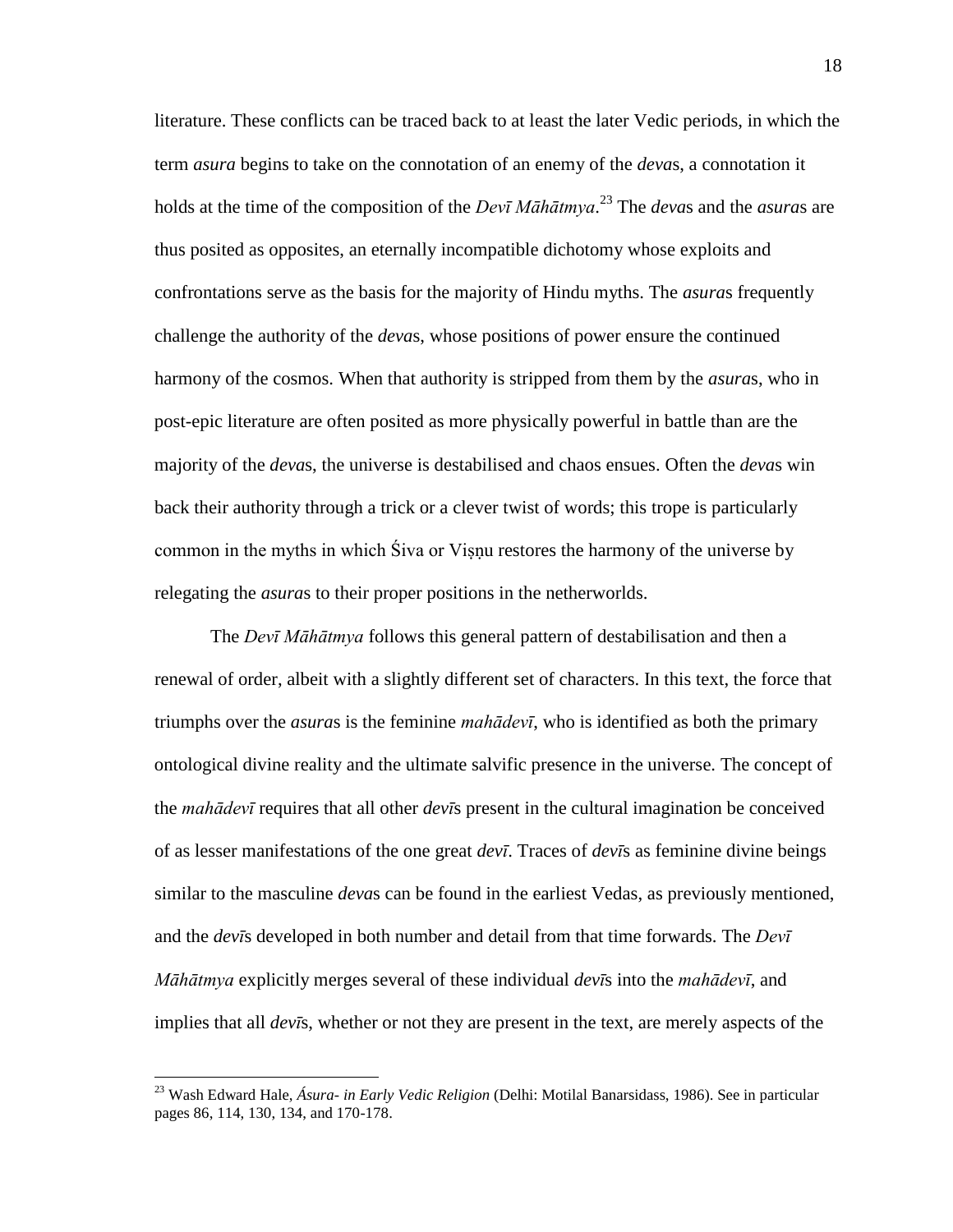literature. These conflicts can be traced back to at least the later Vedic periods, in which the term *asura* begins to take on the connotation of an enemy of the *deva*s, a connotation it holds at the time of the composition of the *Devī Māhātmya*.[23] The *deva*s and the *asura*s are thus posited as opposites, an eternally incompatible dichotomy whose exploits and confrontations serve as the basis for the majority of Hindu myths. The *asura*s frequently challenge the authority of the *deva*s, whose positions of power ensure the continued harmony of the cosmos. When that authority is stripped from them by the *asura*s, who in post-epic literature are often posited as more physically powerful in battle than are the majority of the *deva*s, the universe is destabilised and chaos ensues. Often the *deva*s win back their authority through a trick or a clever twist of words; this trope is particularly common in the myths in which Śiva or Viṣṇu restores the harmony of the universe by relegating the *asura*s to their proper positions in the netherworlds.

The *Devī Māhātmya* follows this general pattern of destabilisation and then a renewal of order, albeit with a slightly different set of characters. In this text, the force that triumphs over the *asura*s is the feminine *mahādevī*, who is identified as both the primary ontological divine reality and the ultimate salvific presence in the universe. The concept of the *mahādevī* requires that all other *devī*s present in the cultural imagination be conceived of as lesser manifestations of the one great *devī*. Traces of *devī*s as feminine divine beings similar to the masculine *deva*s can be found in the earliest Vedas, as previously mentioned, and the *devī*s developed in both number and detail from that time forwards. The *Devī Māhātmya* explicitly merges several of these individual *devī*s into the *mahādevī*, and implies that all *devī*s, whether or not they are present in the text, are merely aspects of the

[23] Wash Edward Hale, *Ásura- in Early Vedic Religion* (Delhi: Motilal Banarsidass, 1986). See in particular pages 86, 114, 130, 134, and 170-178.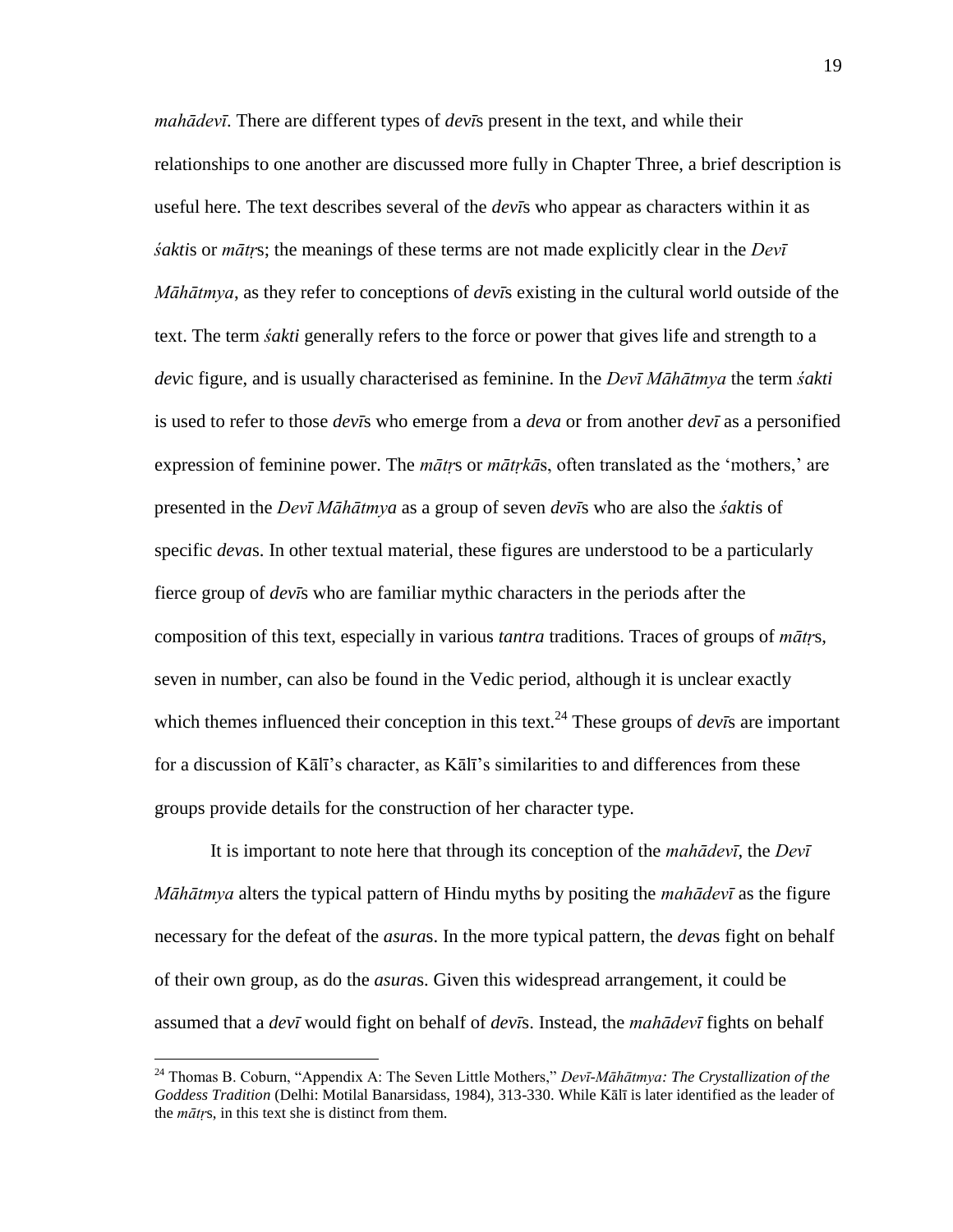*mahādevī*. There are different types of *devī*s present in the text, and while their relationships to one another are discussed more fully in Chapter Three, a brief description is useful here. The text describes several of the *devī*s who appear as characters within it as *śakti*s or *mātṛ*s; the meanings of these terms are not made explicitly clear in the *Devī Māhātmya*, as they refer to conceptions of *devī*s existing in the cultural world outside of the text. The term *śakti* generally refers to the force or power that gives life and strength to a *dev*ic figure, and is usually characterised as feminine. In the *Devī Māhātmya* the term *śakti* is used to refer to those *devī*s who emerge from a *deva* or from another *devī* as a personified expression of feminine power. The *mātṛ*s or *mātṛkā*s, often translated as the 'mothers,' are presented in the *Devī Māhātmya* as a group of seven *devī*s who are also the *śakti*s of specific *deva*s. In other textual material, these figures are understood to be a particularly fierce group of *devī*s who are familiar mythic characters in the periods after the composition of this text, especially in various *tantra* traditions. Traces of groups of *mātṛ*s, seven in number, can also be found in the Vedic period, although it is unclear exactly which themes influenced their conception in this text.[24] These groups of *devī*s are important for a discussion of Kālī's character, as Kālī's similarities to and differences from these groups provide details for the construction of her character type.

It is important to note here that through its conception of the *mahādevī*, the *Devī Māhātmya* alters the typical pattern of Hindu myths by positing the *mahādevī* as the figure necessary for the defeat of the *asura*s. In the more typical pattern, the *deva*s fight on behalf of their own group, as do the *asura*s. Given this widespread arrangement, it could be assumed that a *devī* would fight on behalf of *devī*s. Instead, the *mahādevī* fights on behalf

---

[24] Thomas B. Coburn, "Appendix A: The Seven Little Mothers," *Devī-Māhātmya: The Crystallization of the Goddess Tradition* (Delhi: Motilal Banarsidass, 1984), 313-330. While Kālī is later identified as the leader of the *mātṛ*s, in this text she is distinct from them.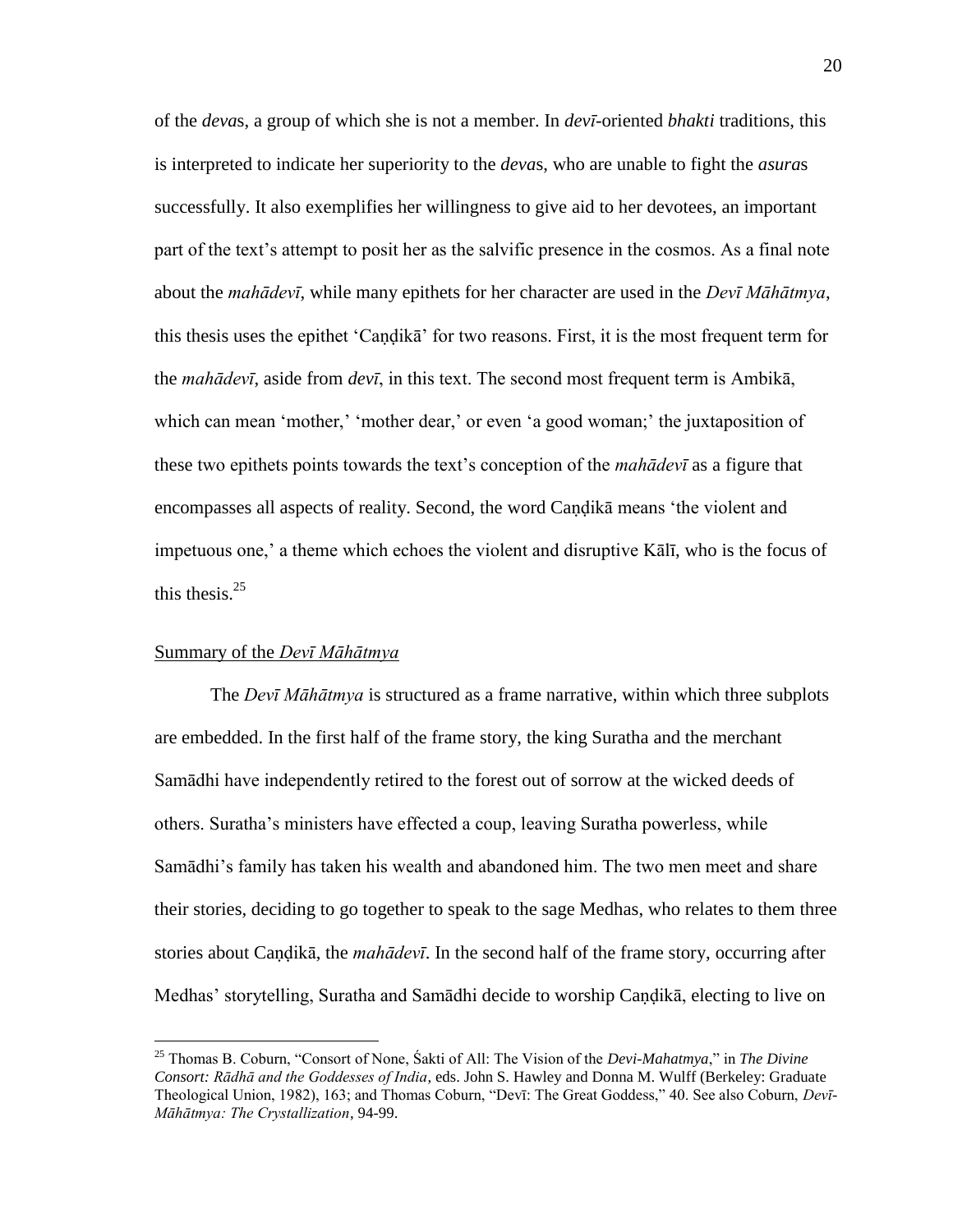of the *deva*s, a group of which she is not a member. In *devī*-oriented *bhakti* traditions, this is interpreted to indicate her superiority to the *deva*s, who are unable to fight the *asura*s successfully. It also exemplifies her willingness to give aid to her devotees, an important part of the text's attempt to posit her as the salvific presence in the cosmos. As a final note about the *mahādevī*, while many epithets for her character are used in the *Devī Māhātmya*, this thesis uses the epithet 'Caṇḍikā' for two reasons. First, it is the most frequent term for the *mahādevī*, aside from *devī*, in this text. The second most frequent term is Ambikā, which can mean 'mother,' 'mother dear,' or even 'a good woman;' the juxtaposition of these two epithets points towards the text's conception of the *mahādevī* as a figure that encompasses all aspects of reality. Second, the word Caṇḍikā means 'the violent and impetuous one,' a theme which echoes the violent and disruptive Kālī, who is the focus of this thesis.[25]

## Summary of the *Devī Māhātmya*

The *Devī Māhātmya* is structured as a frame narrative, within which three subplots are embedded. In the first half of the frame story, the king Suratha and the merchant Samādhi have independently retired to the forest out of sorrow at the wicked deeds of others. Suratha's ministers have effected a coup, leaving Suratha powerless, while Samādhi's family has taken his wealth and abandoned him. The two men meet and share their stories, deciding to go together to speak to the sage Medhas, who relates to them three stories about Caṇḍikā, the *mahādevī*. In the second half of the frame story, occurring after Medhas' storytelling, Suratha and Samādhi decide to worship Caṇḍikā, electing to live on

---

[25] Thomas B. Coburn, "Consort of None, Śakti of All: The Vision of the *Devi-Mahatmya*," in *The Divine Consort: Rādhā and the Goddesses of India*, eds. John S. Hawley and Donna M. Wulff (Berkeley: Graduate Theological Union, 1982), 163; and Thomas Coburn, "Devī: The Great Goddess," 40. See also Coburn, *Devī-Māhātmya: The Crystallization*, 94-99.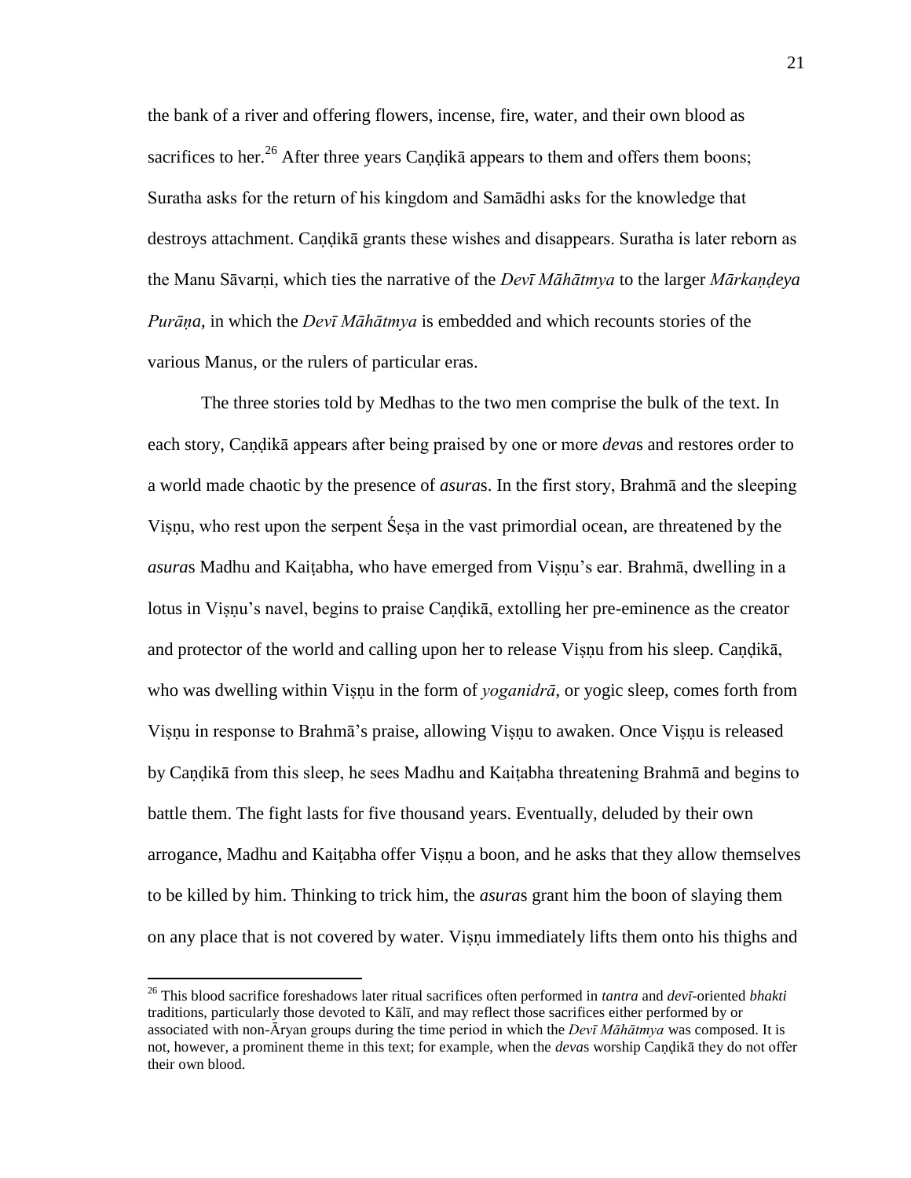the bank of a river and offering flowers, incense, fire, water, and their own blood as sacrifices to her.[26] After three years Caṇḍikā appears to them and offers them boons; Suratha asks for the return of his kingdom and Samādhi asks for the knowledge that destroys attachment. Caṇḍikā grants these wishes and disappears. Suratha is later reborn as the Manu Sāvarṇi, which ties the narrative of the *Devī Māhātmya* to the larger *Mārkaṇḍeya Purāṇa*, in which the *Devī Māhātmya* is embedded and which recounts stories of the various Manus, or the rulers of particular eras.

The three stories told by Medhas to the two men comprise the bulk of the text. In each story, Caṇḍikā appears after being praised by one or more *deva*s and restores order to a world made chaotic by the presence of *asura*s. In the first story, Brahmā and the sleeping Viṣṇu, who rest upon the serpent Śeṣa in the vast primordial ocean, are threatened by the *asura*s Madhu and Kaiṭabha, who have emerged from Viṣṇu's ear. Brahmā, dwelling in a lotus in Viṣṇu's navel, begins to praise Caṇḍikā, extolling her pre-eminence as the creator and protector of the world and calling upon her to release Viṣṇu from his sleep. Caṇḍikā, who was dwelling within Viṣṇu in the form of *yoganidrā*, or yogic sleep, comes forth from Viṣṇu in response to Brahmā's praise, allowing Viṣṇu to awaken. Once Viṣṇu is released by Caṇḍikā from this sleep, he sees Madhu and Kaiṭabha threatening Brahmā and begins to battle them. The fight lasts for five thousand years. Eventually, deluded by their own arrogance, Madhu and Kaiṭabha offer Viṣṇu a boon, and he asks that they allow themselves to be killed by him. Thinking to trick him, the *asura*s grant him the boon of slaying them on any place that is not covered by water. Viṣṇu immediately lifts them onto his thighs and

[26] This blood sacrifice foreshadows later ritual sacrifices often performed in *tantra* and *devī*-oriented *bhakti* traditions, particularly those devoted to Kālī, and may reflect those sacrifices either performed by or associated with non-Āryan groups during the time period in which the *Devī Māhātmya* was composed. It is not, however, a prominent theme in this text; for example, when the *deva*s worship Caṇḍikā they do not offer their own blood.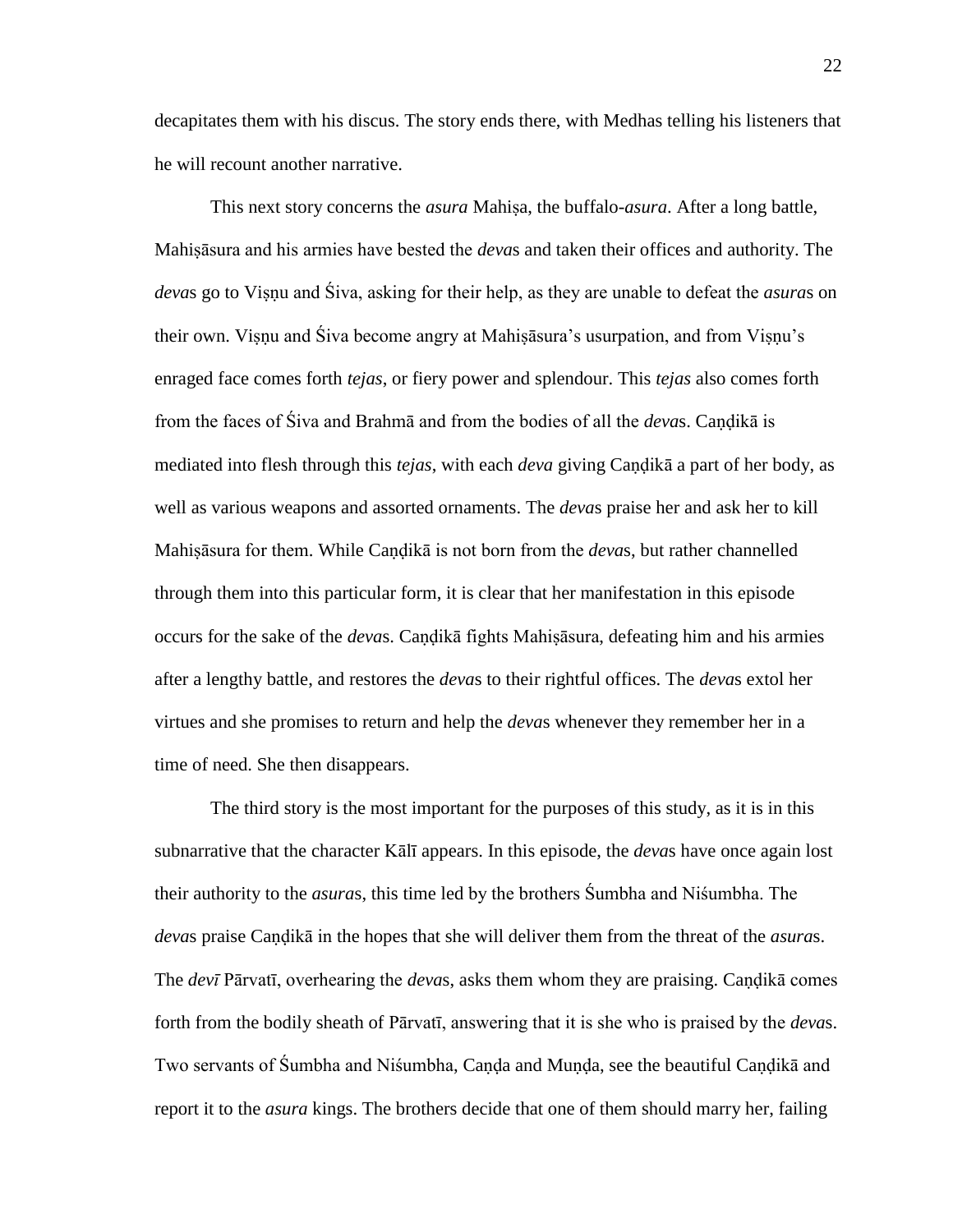decapitates them with his discus. The story ends there, with Medhas telling his listeners that he will recount another narrative.

This next story concerns the *asura* Mahiṣa, the buffalo-*asura*. After a long battle, Mahiṣāsura and his armies have bested the *deva*s and taken their offices and authority. The *deva*s go to Viṣṇu and Śiva, asking for their help, as they are unable to defeat the *asura*s on their own. Viṣṇu and Śiva become angry at Mahiṣāsura's usurpation, and from Viṣṇu's enraged face comes forth *tejas*, or fiery power and splendour. This *tejas* also comes forth from the faces of Śiva and Brahmā and from the bodies of all the *deva*s. Caṇḍikā is mediated into flesh through this *tejas*, with each *deva* giving Caṇḍikā a part of her body, as well as various weapons and assorted ornaments. The *deva*s praise her and ask her to kill Mahiṣāsura for them. While Caṇḍikā is not born from the *deva*s, but rather channelled through them into this particular form, it is clear that her manifestation in this episode occurs for the sake of the *deva*s. Caṇḍikā fights Mahiṣāsura, defeating him and his armies after a lengthy battle, and restores the *deva*s to their rightful offices. The *deva*s extol her virtues and she promises to return and help the *deva*s whenever they remember her in a time of need. She then disappears.

The third story is the most important for the purposes of this study, as it is in this subnarrative that the character Kālī appears. In this episode, the *deva*s have once again lost their authority to the *asura*s, this time led by the brothers Śumbha and Niśumbha. The *deva*s praise Caṇḍikā in the hopes that she will deliver them from the threat of the *asura*s. The *devī* Pārvatī, overhearing the *deva*s, asks them whom they are praising. Caṇḍikā comes forth from the bodily sheath of Pārvatī, answering that it is she who is praised by the *deva*s. Two servants of Śumbha and Niśumbha, Caṇḍa and Muṇḍa, see the beautiful Caṇḍikā and report it to the *asura* kings. The brothers decide that one of them should marry her, failing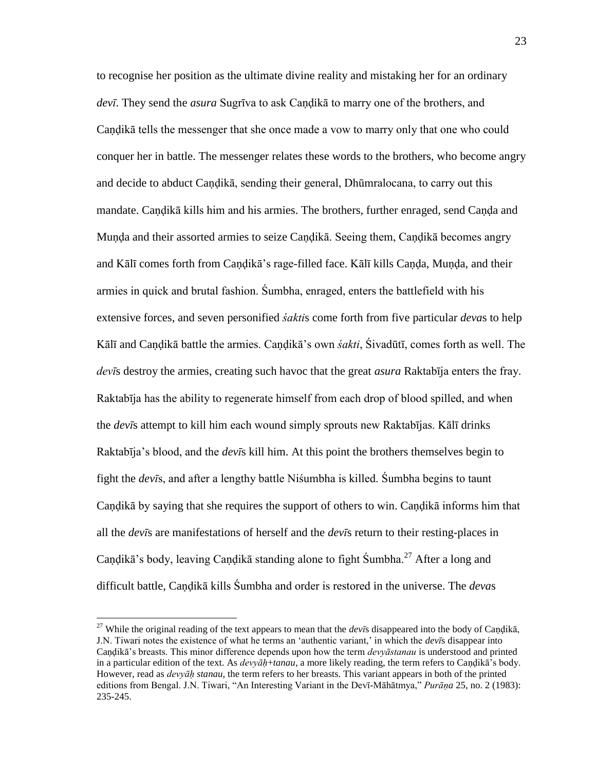to recognise her position as the ultimate divine reality and mistaking her for an ordinary *devī*. They send the *asura* Sugrīva to ask Caṇḍikā to marry one of the brothers, and Caṇḍikā tells the messenger that she once made a vow to marry only that one who could conquer her in battle. The messenger relates these words to the brothers, who become angry and decide to abduct Caṇḍikā, sending their general, Dhūmralocana, to carry out this mandate. Caṇḍikā kills him and his armies. The brothers, further enraged, send Caṇḍa and Muṇḍa and their assorted armies to seize Caṇḍikā. Seeing them, Caṇḍikā becomes angry and Kālī comes forth from Caṇḍikā's rage-filled face. Kālī kills Caṇḍa, Muṇḍa, and their armies in quick and brutal fashion. Śumbha, enraged, enters the battlefield with his extensive forces, and seven personified *śakti*s come forth from five particular *deva*s to help Kālī and Caṇḍikā battle the armies. Caṇḍikā's own *śakti*, Śivadūtī, comes forth as well. The *devī*s destroy the armies, creating such havoc that the great *asura* Raktabīja enters the fray. Raktabīja has the ability to regenerate himself from each drop of blood spilled, and when the *devī*s attempt to kill him each wound simply sprouts new Raktabījas. Kālī drinks Raktabīja's blood, and the *devī*s kill him. At this point the brothers themselves begin to fight the *devī*s, and after a lengthy battle Niśumbha is killed. Śumbha begins to taunt Caṇḍikā by saying that she requires the support of others to win. Caṇḍikā informs him that all the *devī*s are manifestations of herself and the *devī*s return to their resting-places in Caṇḍikā's body, leaving Caṇḍikā standing alone to fight Śumbha.[27] After a long and difficult battle, Caṇḍikā kills Śumbha and order is restored in the universe. The *deva*s

[27] While the original reading of the text appears to mean that the *devī*s disappeared into the body of Caṇḍikā, J.N. Tiwari notes the existence of what he terms an 'authentic variant,' in which the *devī*s disappear into Caṇḍikā's breasts. This minor difference depends upon how the term *devyāstanau* is understood and printed in a particular edition of the text. As *devyāḥ+tanau*, a more likely reading, the term refers to Caṇḍikā's body. However, read as *devyāḥ stanau*, the term refers to her breasts. This variant appears in both of the printed editions from Bengal. J.N. Tiwari, "An Interesting Variant in the Devī-Māhātmya," *Purāṇa* 25, no. 2 (1983): 235-245.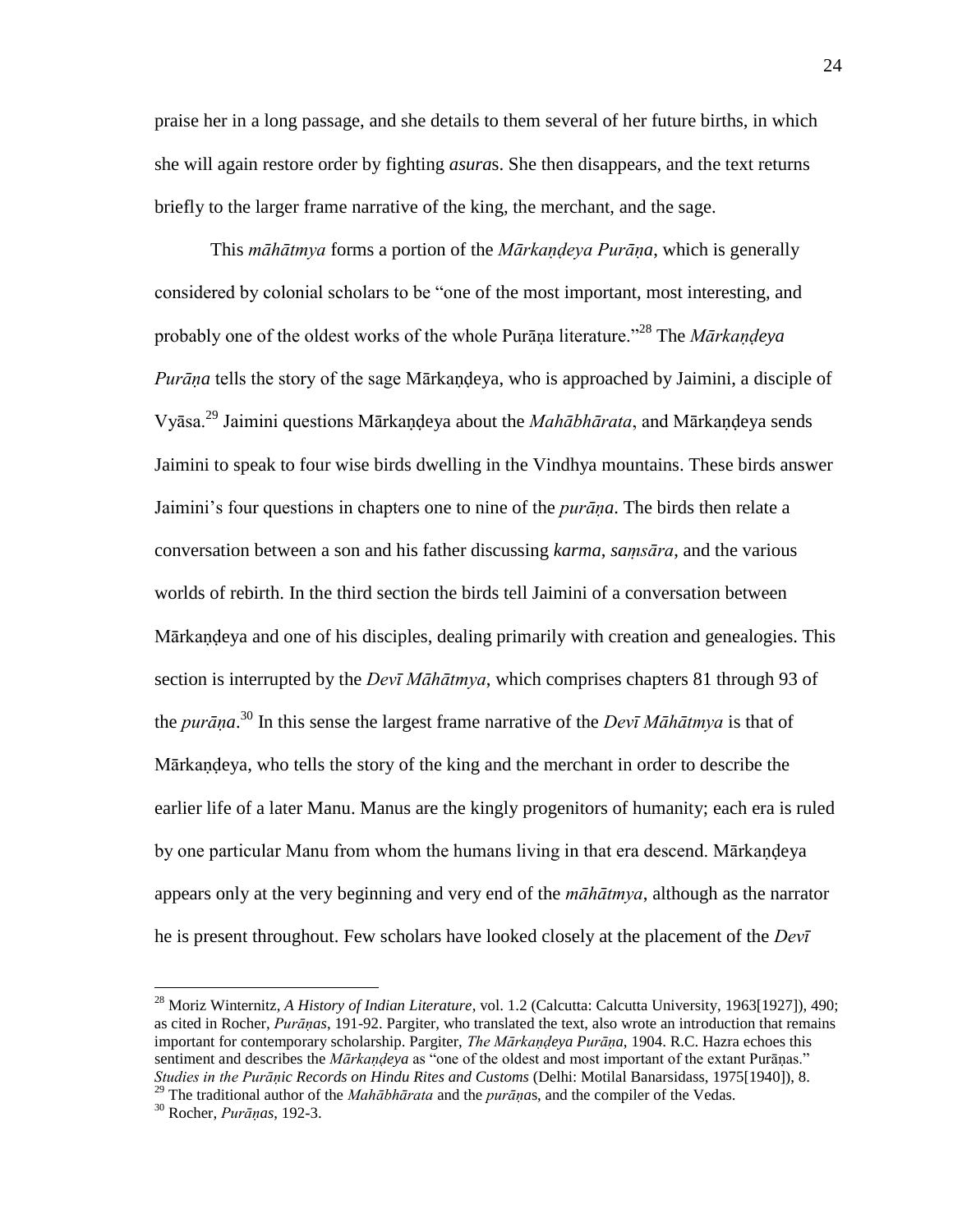praise her in a long passage, and she details to them several of her future births, in which she will again restore order by fighting *asura*s. She then disappears, and the text returns briefly to the larger frame narrative of the king, the merchant, and the sage.

This *māhātmya* forms a portion of the *Mārkaṇḍeya Purāṇa*, which is generally considered by colonial scholars to be "one of the most important, most interesting, and probably one of the oldest works of the whole Purāṇa literature."[28] The *Mārkaṇḍeya Purāṇa* tells the story of the sage Mārkaṇḍeya, who is approached by Jaimini, a disciple of Vyāsa.[29] Jaimini questions Mārkaṇḍeya about the *Mahābhārata*, and Mārkaṇḍeya sends Jaimini to speak to four wise birds dwelling in the Vindhya mountains. These birds answer Jaimini's four questions in chapters one to nine of the *purāṇa*. The birds then relate a conversation between a son and his father discussing *karma*, *saṃsāra*, and the various worlds of rebirth. In the third section the birds tell Jaimini of a conversation between Mārkaṇḍeya and one of his disciples, dealing primarily with creation and genealogies. This section is interrupted by the *Devī Māhātmya*, which comprises chapters 81 through 93 of the *purāṇa*.[30] In this sense the largest frame narrative of the *Devī Māhātmya* is that of Mārkaṇḍeya, who tells the story of the king and the merchant in order to describe the earlier life of a later Manu. Manus are the kingly progenitors of humanity; each era is ruled by one particular Manu from whom the humans living in that era descend. Mārkaṇḍeya appears only at the very beginning and very end of the *māhātmya*, although as the narrator he is present throughout. Few scholars have looked closely at the placement of the *Devī*

---

[28] Moriz Winternitz, *A History of Indian Literature*, vol. 1.2 (Calcutta: Calcutta University, 1963[1927]), 490; as cited in Rocher, *Purāṇas*, 191-92. Pargiter, who translated the text, also wrote an introduction that remains important for contemporary scholarship. Pargiter, *The Mārkaṇḍeya Purāṇa*, 1904. R.C. Hazra echoes this sentiment and describes the *Mārkaṇḍeya* as "one of the oldest and most important of the extant Purāṇas." *Studies in the Purāṇic Records on Hindu Rites and Customs* (Delhi: Motilal Banarsidass, 1975[1940]), 8.

[29] The traditional author of the *Mahābhārata* and the *purāṇa*s, and the compiler of the Vedas.

[30] Rocher, *Purāṇas*, 192-3.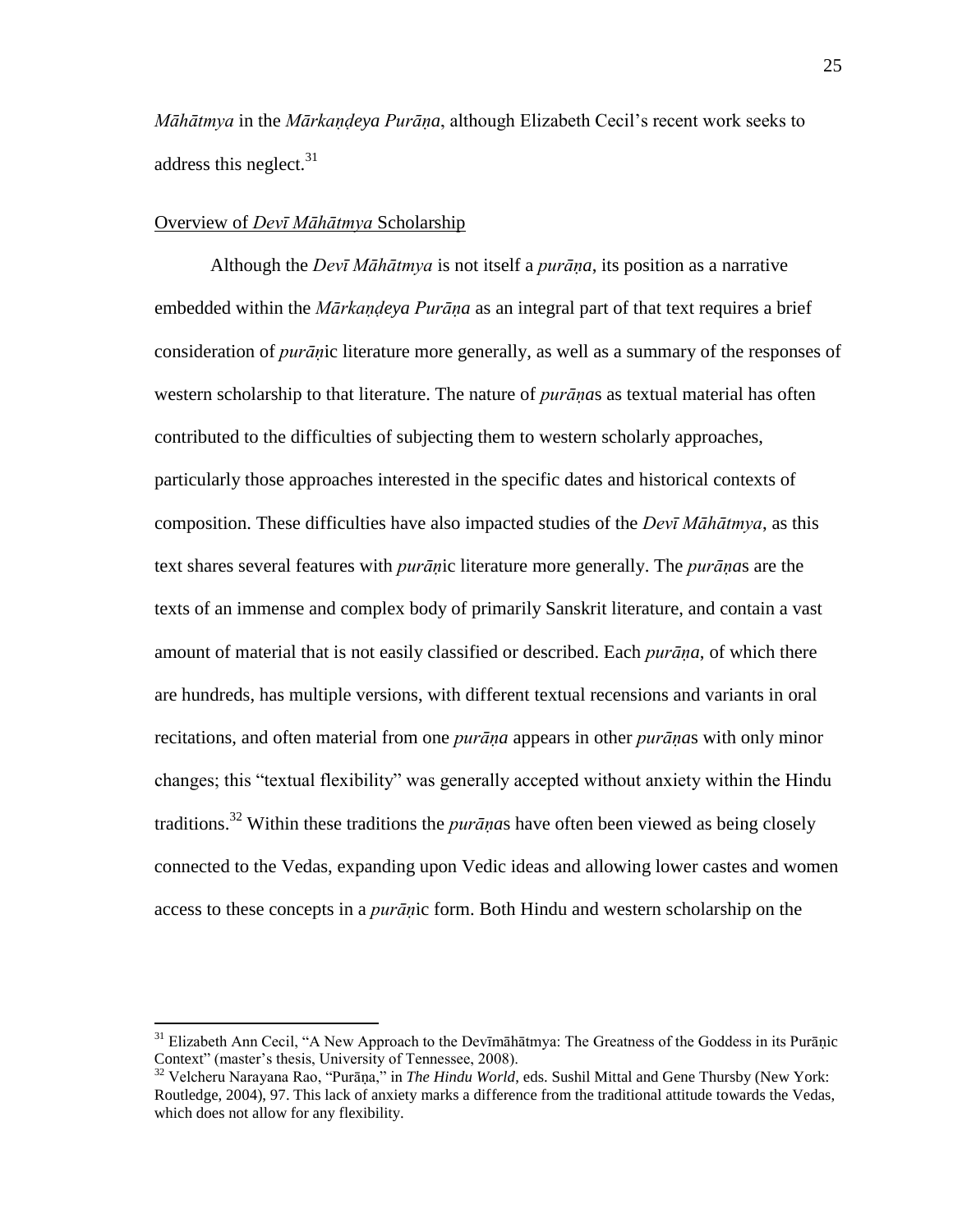*Māhātmya* in the *Mārkaṇḍeya Purāṇa*, although Elizabeth Cecil's recent work seeks to address this neglect.[31]

Overview of *Devī Māhātmya* Scholarship

Although the *Devī Māhātmya* is not itself a *purāṇa*, its position as a narrative embedded within the *Mārkaṇḍeya Purāṇa* as an integral part of that text requires a brief consideration of *purāṇ*ic literature more generally, as well as a summary of the responses of western scholarship to that literature. The nature of *purāṇa*s as textual material has often contributed to the difficulties of subjecting them to western scholarly approaches, particularly those approaches interested in the specific dates and historical contexts of composition. These difficulties have also impacted studies of the *Devī Māhātmya*, as this text shares several features with *purāṇ*ic literature more generally. The *purāṇa*s are the texts of an immense and complex body of primarily Sanskrit literature, and contain a vast amount of material that is not easily classified or described. Each *purāṇa*, of which there are hundreds, has multiple versions, with different textual recensions and variants in oral recitations, and often material from one *purāṇa* appears in other *purāṇa*s with only minor changes; this "textual flexibility" was generally accepted without anxiety within the Hindu traditions.[32] Within these traditions the *purāṇa*s have often been viewed as being closely connected to the Vedas, expanding upon Vedic ideas and allowing lower castes and women access to these concepts in a *purāṇ*ic form. Both Hindu and western scholarship on the

---

[31] Elizabeth Ann Cecil, "A New Approach to the Devīmāhātmya: The Greatness of the Goddess in its Purāṇic Context" (master's thesis, University of Tennessee, 2008).

[32] Velcheru Narayana Rao, "Purāṇa," in *The Hindu World*, eds. Sushil Mittal and Gene Thursby (New York: Routledge, 2004), 97. This lack of anxiety marks a difference from the traditional attitude towards the Vedas, which does not allow for any flexibility.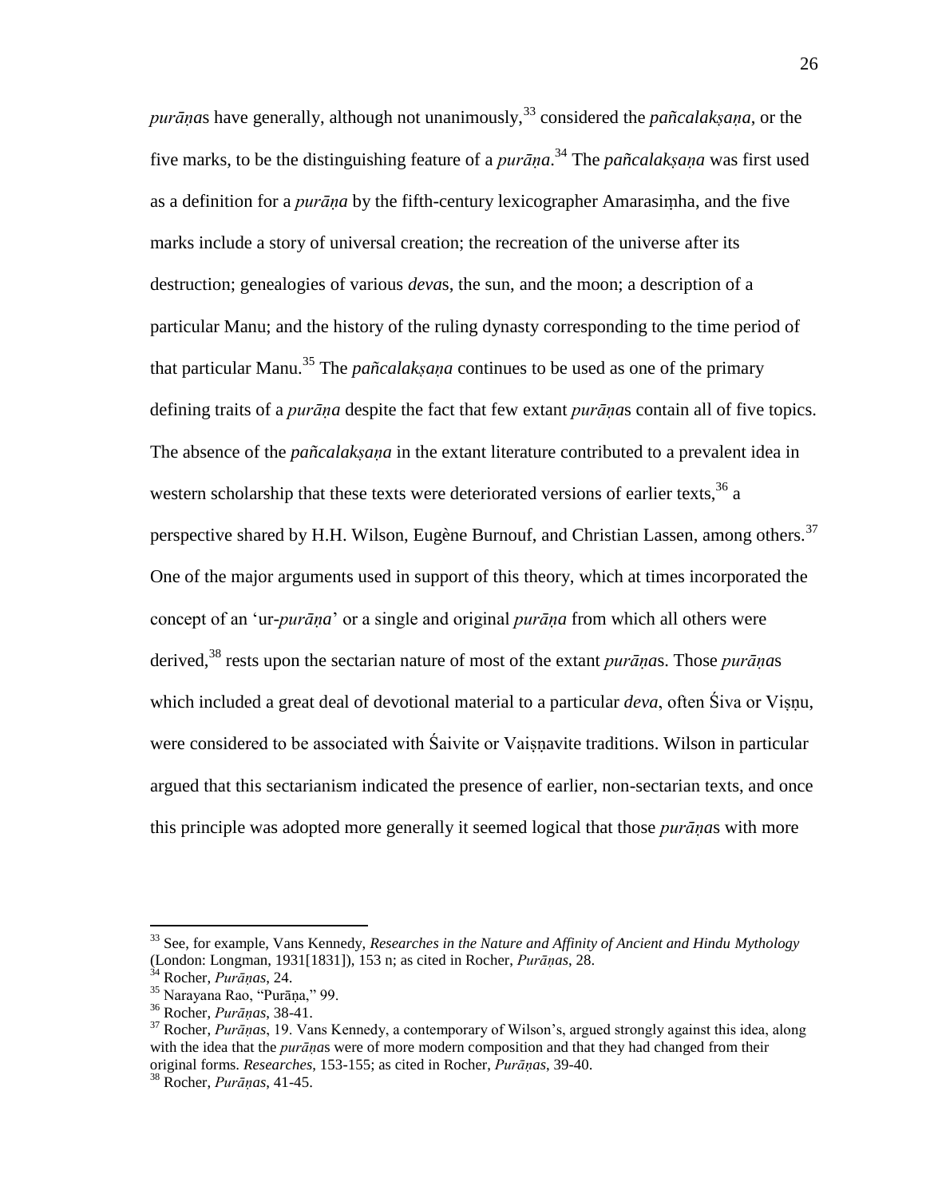*purāṇa*s have generally, although not unanimously,[33] considered the *pañcalakṣaṇa*, or the five marks, to be the distinguishing feature of a *purāṇa*.[34] The *pañcalakṣaṇa* was first used as a definition for a *purāṇa* by the fifth-century lexicographer Amarasiṃha, and the five marks include a story of universal creation; the recreation of the universe after its destruction; genealogies of various *deva*s, the sun, and the moon; a description of a particular Manu; and the history of the ruling dynasty corresponding to the time period of that particular Manu.[35] The *pañcalakṣaṇa* continues to be used as one of the primary defining traits of a *purāṇa* despite the fact that few extant *purāṇa*s contain all of five topics. The absence of the *pañcalakṣaṇa* in the extant literature contributed to a prevalent idea in western scholarship that these texts were deteriorated versions of earlier texts,[36] a perspective shared by H.H. Wilson, Eugène Burnouf, and Christian Lassen, among others.[37] One of the major arguments used in support of this theory, which at times incorporated the concept of an 'ur-*purāṇa*' or a single and original *purāṇa* from which all others were derived,[38] rests upon the sectarian nature of most of the extant *purāṇa*s. Those *purāṇa*s which included a great deal of devotional material to a particular *deva*, often Śiva or Viṣṇu, were considered to be associated with Śaivite or Vaiṣṇavite traditions. Wilson in particular argued that this sectarianism indicated the presence of earlier, non-sectarian texts, and once this principle was adopted more generally it seemed logical that those *purāṇa*s with more

---

[33] See, for example, Vans Kennedy, *Researches in the Nature and Affinity of Ancient and Hindu Mythology* (London: Longman, 1931[1831]), 153 n; as cited in Rocher, *Purāṇas*, 28.

[34] Rocher, *Purāṇas*, 24.

[35] Narayana Rao, "Purāṇa," 99.

[36] Rocher, *Purāṇas*, 38-41.

[37] Rocher, *Purāṇas*, 19. Vans Kennedy, a contemporary of Wilson's, argued strongly against this idea, along with the idea that the *purāṇa*s were of more modern composition and that they had changed from their original forms. *Researches*, 153-155; as cited in Rocher, *Purāṇas*, 39-40.

[38] Rocher, *Purāṇas*, 41-45.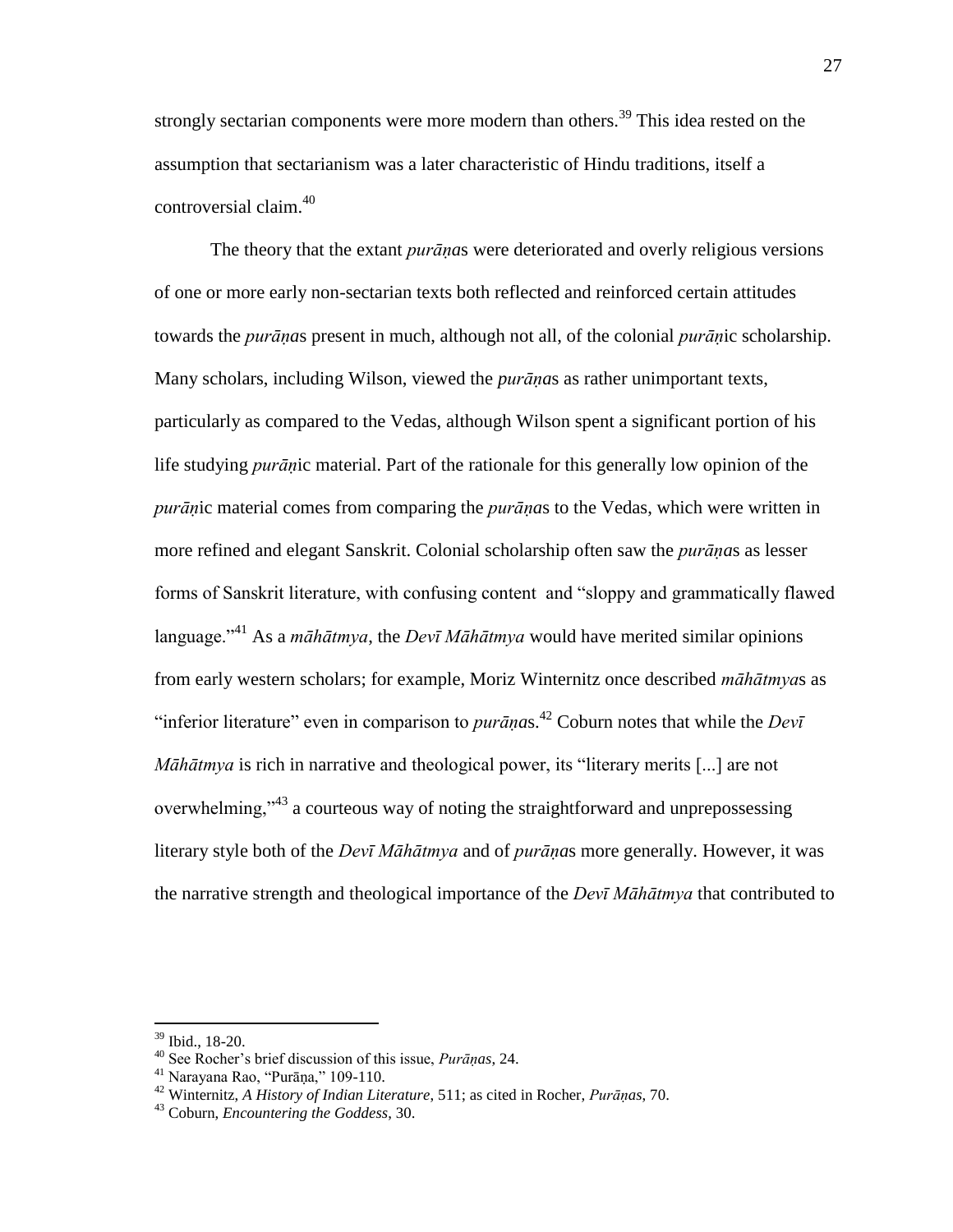strongly sectarian components were more modern than others.[39] This idea rested on the assumption that sectarianism was a later characteristic of Hindu traditions, itself a controversial claim.[40]

The theory that the extant *purāṇa*s were deteriorated and overly religious versions of one or more early non-sectarian texts both reflected and reinforced certain attitudes towards the *purāṇa*s present in much, although not all, of the colonial *purāṇ*ic scholarship. Many scholars, including Wilson, viewed the *purāṇa*s as rather unimportant texts, particularly as compared to the Vedas, although Wilson spent a significant portion of his life studying *purāṇ*ic material. Part of the rationale for this generally low opinion of the *purāṇ*ic material comes from comparing the *purāṇa*s to the Vedas, which were written in more refined and elegant Sanskrit. Colonial scholarship often saw the *purāṇa*s as lesser forms of Sanskrit literature, with confusing content and "sloppy and grammatically flawed language."[41] As a *māhātmya*, the *Devī Māhātmya* would have merited similar opinions from early western scholars; for example, Moriz Winternitz once described *māhātmya*s as "inferior literature" even in comparison to *purāṇa*s.[42] Coburn notes that while the *Devī Māhātmya* is rich in narrative and theological power, its "literary merits [...] are not overwhelming,"[43] a courteous way of noting the straightforward and unprepossessing literary style both of the *Devī Māhātmya* and of *purāṇa*s more generally. However, it was the narrative strength and theological importance of the *Devī Māhātmya* that contributed to

---

[39] Ibid., 18-20.

[40] See Rocher's brief discussion of this issue, *Purāṇas*, 24.

[41] Narayana Rao, "Purāṇa," 109-110.

[42] Winternitz, *A History of Indian Literature*, 511; as cited in Rocher, *Purāṇas*, 70.

[43] Coburn, *Encountering the Goddess*, 30.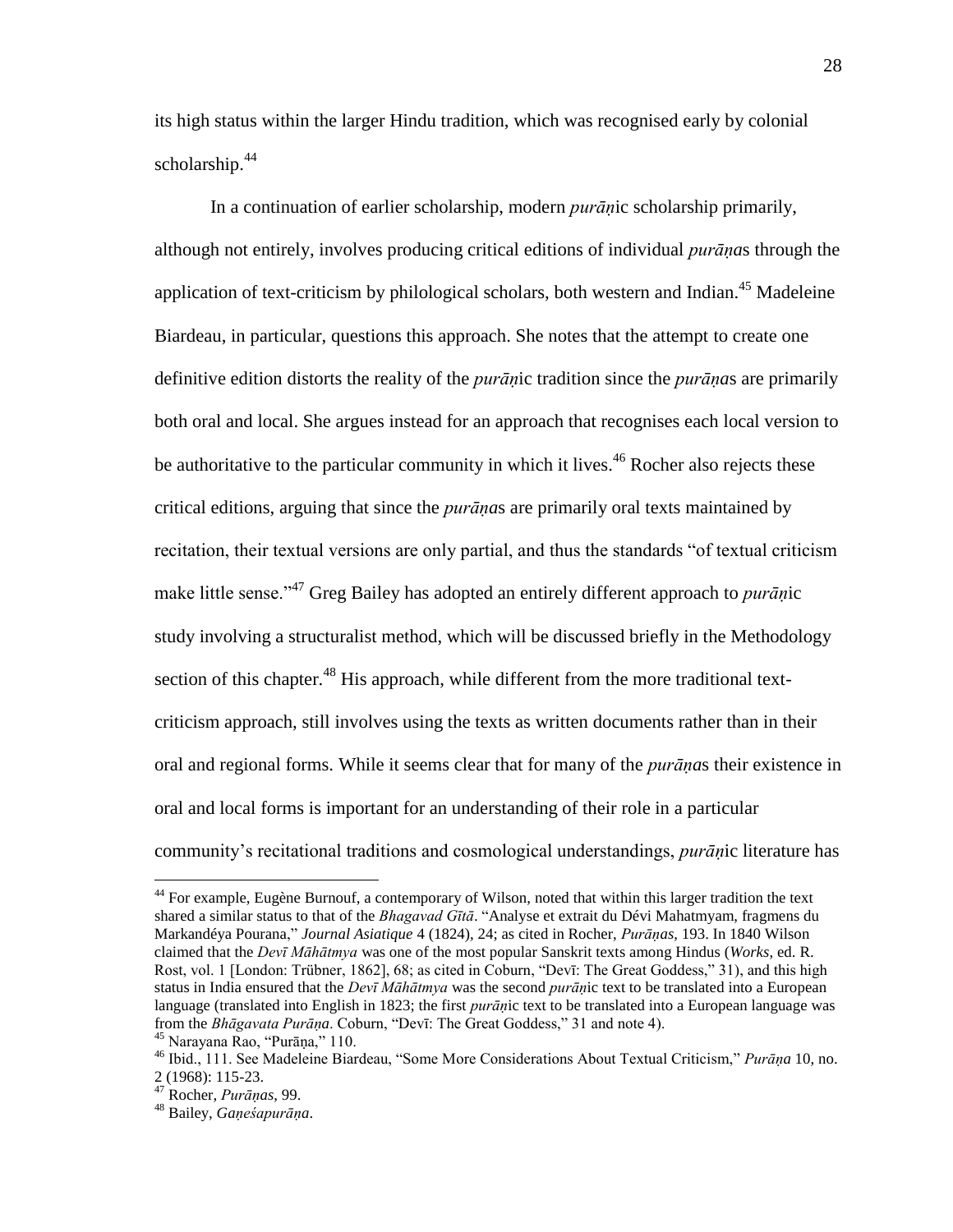its high status within the larger Hindu tradition, which was recognised early by colonial scholarship.[44]

In a continuation of earlier scholarship, modern *purāṇ*ic scholarship primarily, although not entirely, involves producing critical editions of individual *purāṇa*s through the application of text-criticism by philological scholars, both western and Indian.[45] Madeleine Biardeau, in particular, questions this approach. She notes that the attempt to create one definitive edition distorts the reality of the *purāṇ*ic tradition since the *purāṇa*s are primarily both oral and local. She argues instead for an approach that recognises each local version to be authoritative to the particular community in which it lives.[46] Rocher also rejects these critical editions, arguing that since the *purāṇa*s are primarily oral texts maintained by recitation, their textual versions are only partial, and thus the standards "of textual criticism make little sense."[47] Greg Bailey has adopted an entirely different approach to *purāṇ*ic study involving a structuralist method, which will be discussed briefly in the Methodology section of this chapter.[48] His approach, while different from the more traditional text-criticism approach, still involves using the texts as written documents rather than in their oral and regional forms. While it seems clear that for many of the *purāṇa*s their existence in oral and local forms is important for an understanding of their role in a particular community's recitational traditions and cosmological understandings, *purāṇ*ic literature has

---

[44] For example, Eugène Burnouf, a contemporary of Wilson, noted that within this larger tradition the text shared a similar status to that of the *Bhagavad Gītā*. "Analyse et extrait du Dévi Mahatmyam, fragmens du Markandéya Pourana," *Journal Asiatique* 4 (1824), 24; as cited in Rocher, *Purāṇas*, 193. In 1840 Wilson claimed that the *Devī Māhātmya* was one of the most popular Sanskrit texts among Hindus (*Works*, ed. R. Rost, vol. 1 [London: Trübner, 1862], 68; as cited in Coburn, "Devī: The Great Goddess," 31), and this high status in India ensured that the *Devī Māhātmya* was the second *purāṇ*ic text to be translated into a European language (translated into English in 1823; the first *purāṇ*ic text to be translated into a European language was from the *Bhāgavata Purāṇa*. Coburn, "Devī: The Great Goddess," 31 and note 4).

[45] Narayana Rao, "Purāṇa," 110.

[46] Ibid., 111. See Madeleine Biardeau, "Some More Considerations About Textual Criticism," *Purāṇa* 10, no. 2 (1968): 115-23.

[47] Rocher, *Purāṇas*, 99.

[48] Bailey, *Gaṇeśapurāṇa*.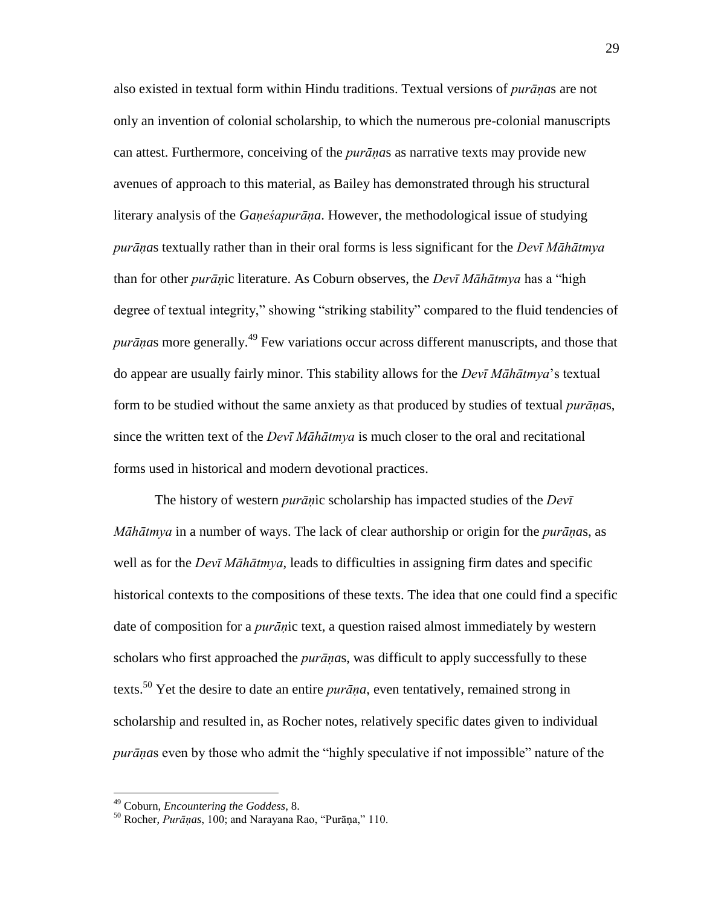also existed in textual form within Hindu traditions. Textual versions of *purāṇa*s are not only an invention of colonial scholarship, to which the numerous pre-colonial manuscripts can attest. Furthermore, conceiving of the *purāṇa*s as narrative texts may provide new avenues of approach to this material, as Bailey has demonstrated through his structural literary analysis of the *Gaṇeśapurāṇa*. However, the methodological issue of studying *purāṇa*s textually rather than in their oral forms is less significant for the *Devī Māhātmya* than for other *purāṇ*ic literature. As Coburn observes, the *Devī Māhātmya* has a "high degree of textual integrity," showing "striking stability" compared to the fluid tendencies of *purāṇa*s more generally.[49] Few variations occur across different manuscripts, and those that do appear are usually fairly minor. This stability allows for the *Devī Māhātmya*'s textual form to be studied without the same anxiety as that produced by studies of textual *purāṇa*s, since the written text of the *Devī Māhātmya* is much closer to the oral and recitational forms used in historical and modern devotional practices.

The history of western *purāṇ*ic scholarship has impacted studies of the *Devī Māhātmya* in a number of ways. The lack of clear authorship or origin for the *purāṇa*s, as well as for the *Devī Māhātmya*, leads to difficulties in assigning firm dates and specific historical contexts to the compositions of these texts. The idea that one could find a specific date of composition for a *purāṇ*ic text, a question raised almost immediately by western scholars who first approached the *purāṇa*s, was difficult to apply successfully to these texts.[50] Yet the desire to date an entire *purāṇa*, even tentatively, remained strong in scholarship and resulted in, as Rocher notes, relatively specific dates given to individual *purāṇa*s even by those who admit the "highly speculative if not impossible" nature of the

---

[49] Coburn, *Encountering the Goddess*, 8.

[50] Rocher, *Purāṇas*, 100; and Narayana Rao, "Purāṇa," 110.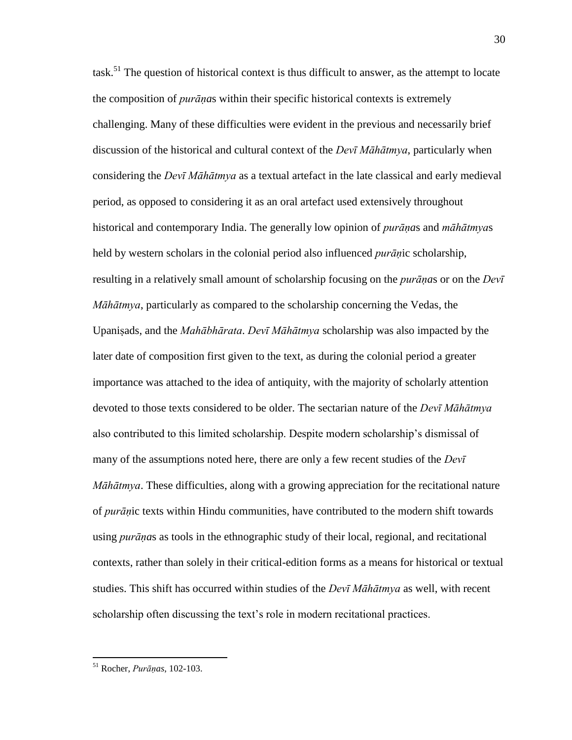task.[51] The question of historical context is thus difficult to answer, as the attempt to locate the composition of *purāṇa*s within their specific historical contexts is extremely challenging. Many of these difficulties were evident in the previous and necessarily brief discussion of the historical and cultural context of the *Devī Māhātmya*, particularly when considering the *Devī Māhātmya* as a textual artefact in the late classical and early medieval period, as opposed to considering it as an oral artefact used extensively throughout historical and contemporary India. The generally low opinion of *purāṇa*s and *māhātmya*s held by western scholars in the colonial period also influenced *purāṇ*ic scholarship, resulting in a relatively small amount of scholarship focusing on the *purāṇa*s or on the *Devī Māhātmya*, particularly as compared to the scholarship concerning the Vedas, the Upaniṣads, and the *Mahābhārata*. *Devī Māhātmya* scholarship was also impacted by the later date of composition first given to the text, as during the colonial period a greater importance was attached to the idea of antiquity, with the majority of scholarly attention devoted to those texts considered to be older. The sectarian nature of the *Devī Māhātmya* also contributed to this limited scholarship. Despite modern scholarship's dismissal of many of the assumptions noted here, there are only a few recent studies of the *Devī Māhātmya*. These difficulties, along with a growing appreciation for the recitational nature of *purāṇ*ic texts within Hindu communities, have contributed to the modern shift towards using *purāṇa*s as tools in the ethnographic study of their local, regional, and recitational contexts, rather than solely in their critical-edition forms as a means for historical or textual studies. This shift has occurred within studies of the *Devī Māhātmya* as well, with recent scholarship often discussing the text's role in modern recitational practices.

[51] Rocher, *Purāṇas*, 102-103.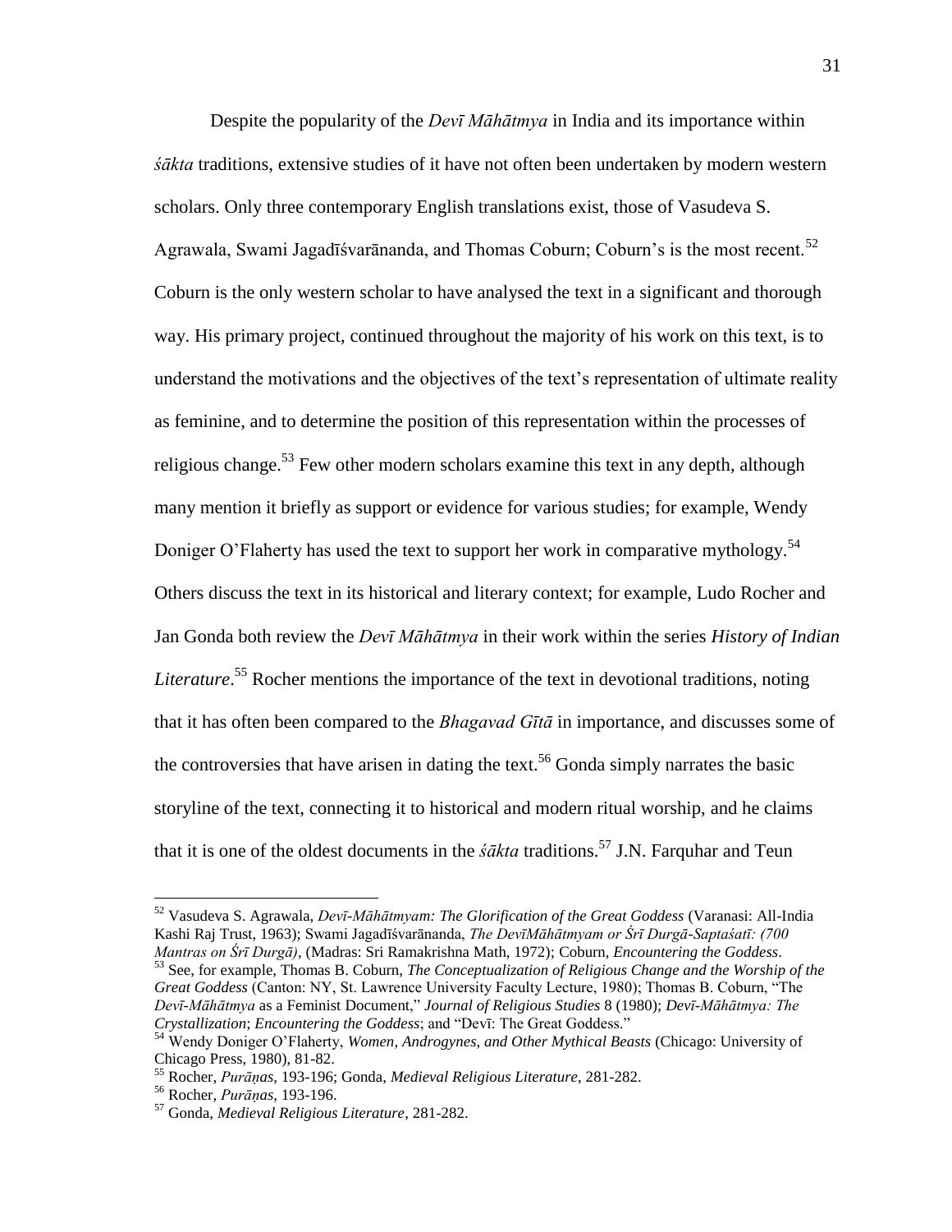Despite the popularity of the *Devī Māhātmya* in India and its importance within *śākta* traditions, extensive studies of it have not often been undertaken by modern western scholars. Only three contemporary English translations exist, those of Vasudeva S. Agrawala, Swami Jagadīśvarānanda, and Thomas Coburn; Coburn's is the most recent.[52] Coburn is the only western scholar to have analysed the text in a significant and thorough way. His primary project, continued throughout the majority of his work on this text, is to understand the motivations and the objectives of the text's representation of ultimate reality as feminine, and to determine the position of this representation within the processes of religious change.[53] Few other modern scholars examine this text in any depth, although many mention it briefly as support or evidence for various studies; for example, Wendy Doniger O'Flaherty has used the text to support her work in comparative mythology.[54] Others discuss the text in its historical and literary context; for example, Ludo Rocher and Jan Gonda both review the *Devī Māhātmya* in their work within the series *History of Indian Literature*.[55] Rocher mentions the importance of the text in devotional traditions, noting that it has often been compared to the *Bhagavad Gītā* in importance, and discusses some of the controversies that have arisen in dating the text.[56] Gonda simply narrates the basic storyline of the text, connecting it to historical and modern ritual worship, and he claims that it is one of the oldest documents in the *śākta* traditions.[57] J.N. Farquhar and Teun

---

[52] Vasudeva S. Agrawala, *Devī-Māhātmyam: The Glorification of the Great Goddess* (Varanasi: All-India Kashi Raj Trust, 1963); Swami Jagadīśvarānanda, *The DevīMāhātmyam or Śrī Durgā-Saptaśatī: (700 Mantras on Śrī Durgā)*, (Madras: Sri Ramakrishna Math, 1972); Coburn, *Encountering the Goddess*.

[53] See, for example, Thomas B. Coburn, *The Conceptualization of Religious Change and the Worship of the Great Goddess* (Canton: NY, St. Lawrence University Faculty Lecture, 1980); Thomas B. Coburn, "The *Devī-Māhātmya* as a Feminist Document," *Journal of Religious Studies* 8 (1980); *Devī-Māhātmya: The Crystallization*; *Encountering the Goddess*; and "Devī: The Great Goddess."

[54] Wendy Doniger O'Flaherty, *Women, Androgynes, and Other Mythical Beasts* (Chicago: University of Chicago Press, 1980), 81-82.

[55] Rocher, *Purāṇas*, 193-196; Gonda, *Medieval Religious Literature*, 281-282.

[56] Rocher, *Purāṇas*, 193-196.

[57] Gonda, *Medieval Religious Literature*, 281-282.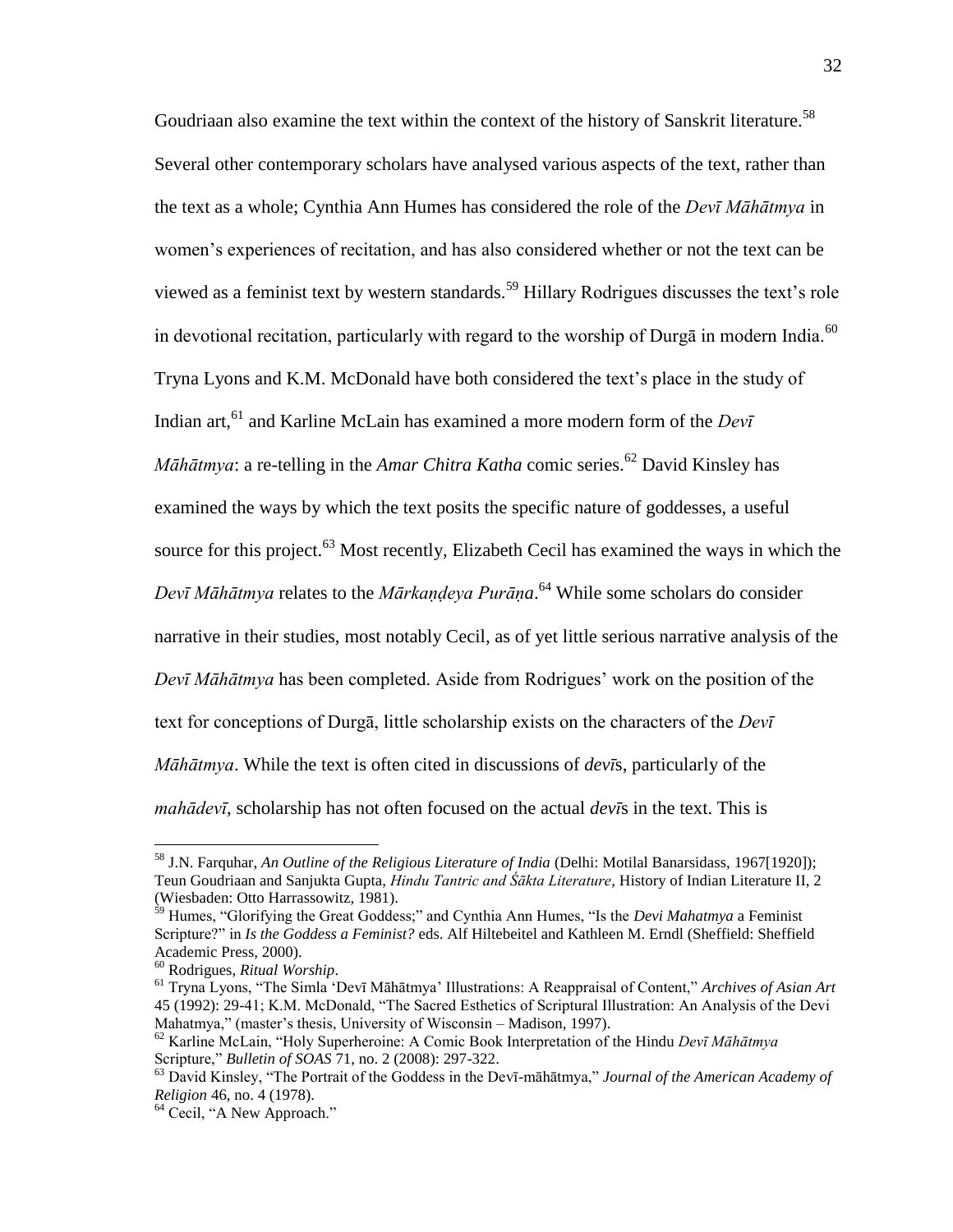Goudriaan also examine the text within the context of the history of Sanskrit literature.[58] Several other contemporary scholars have analysed various aspects of the text, rather than the text as a whole; Cynthia Ann Humes has considered the role of the *Devī Māhātmya* in women's experiences of recitation, and has also considered whether or not the text can be viewed as a feminist text by western standards.[59] Hillary Rodrigues discusses the text's role in devotional recitation, particularly with regard to the worship of Durgā in modern India.[60] Tryna Lyons and K.M. McDonald have both considered the text's place in the study of Indian art,[61] and Karline McLain has examined a more modern form of the *Devī Māhātmya*: a re-telling in the *Amar Chitra Katha* comic series.[62] David Kinsley has examined the ways by which the text posits the specific nature of goddesses, a useful source for this project.[63] Most recently, Elizabeth Cecil has examined the ways in which the *Devī Māhātmya* relates to the *Mārkaṇḍeya Purāṇa*.[64] While some scholars do consider narrative in their studies, most notably Cecil, as of yet little serious narrative analysis of the *Devī Māhātmya* has been completed. Aside from Rodrigues' work on the position of the text for conceptions of Durgā, little scholarship exists on the characters of the *Devī Māhātmya*. While the text is often cited in discussions of *devī*s, particularly of the *mahādevī*, scholarship has not often focused on the actual *devī*s in the text. This is

---

[58] J.N. Farquhar, *An Outline of the Religious Literature of India* (Delhi: Motilal Banarsidass, 1967[1920]); Teun Goudriaan and Sanjukta Gupta, *Hindu Tantric and Śākta Literature*, History of Indian Literature II, 2 (Wiesbaden: Otto Harrassowitz, 1981).

[59] Humes, "Glorifying the Great Goddess;" and Cynthia Ann Humes, "Is the *Devi Mahatmya* a Feminist Scripture?" in *Is the Goddess a Feminist?* eds. Alf Hiltebeitel and Kathleen M. Erndl (Sheffield: Sheffield Academic Press, 2000).

[60] Rodrigues, *Ritual Worship*.

[61] Tryna Lyons, "The Simla 'Devī Māhātmya' Illustrations: A Reappraisal of Content," *Archives of Asian Art* 45 (1992): 29-41; K.M. McDonald, "The Sacred Esthetics of Scriptural Illustration: An Analysis of the Devi Mahatmya," (master's thesis, University of Wisconsin – Madison, 1997).

[62] Karline McLain, "Holy Superheroine: A Comic Book Interpretation of the Hindu *Devī Māhātmya* Scripture," *Bulletin of SOAS* 71, no. 2 (2008): 297-322.

[63] David Kinsley, "The Portrait of the Goddess in the Devī-māhātmya," *Journal of the American Academy of Religion* 46, no. 4 (1978).

[64] Cecil, "A New Approach."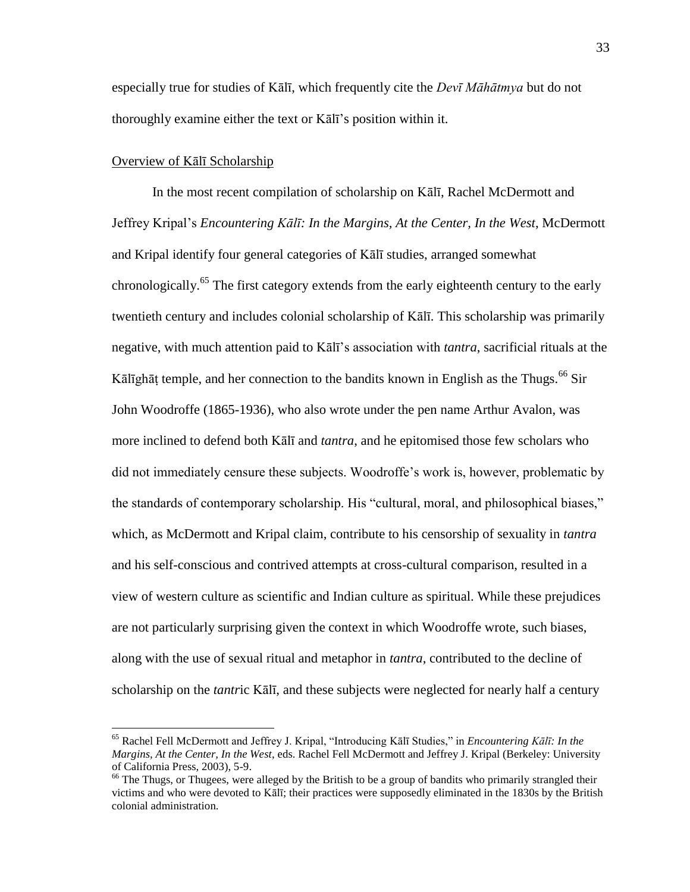especially true for studies of Kālī, which frequently cite the *Devī Māhātmya* but do not thoroughly examine either the text or Kālī's position within it.

## Overview of Kālī Scholarship

In the most recent compilation of scholarship on Kālī, Rachel McDermott and Jeffrey Kripal's *Encountering Kālī: In the Margins, At the Center, In the West*, McDermott and Kripal identify four general categories of Kālī studies, arranged somewhat chronologically.[65] The first category extends from the early eighteenth century to the early twentieth century and includes colonial scholarship of Kālī. This scholarship was primarily negative, with much attention paid to Kālī's association with *tantra*, sacrificial rituals at the Kālīghāṭ temple, and her connection to the bandits known in English as the Thugs.[66] Sir John Woodroffe (1865-1936), who also wrote under the pen name Arthur Avalon, was more inclined to defend both Kālī and *tantra*, and he epitomised those few scholars who did not immediately censure these subjects. Woodroffe's work is, however, problematic by the standards of contemporary scholarship. His "cultural, moral, and philosophical biases," which, as McDermott and Kripal claim, contribute to his censorship of sexuality in *tantra* and his self-conscious and contrived attempts at cross-cultural comparison, resulted in a view of western culture as scientific and Indian culture as spiritual. While these prejudices are not particularly surprising given the context in which Woodroffe wrote, such biases, along with the use of sexual ritual and metaphor in *tantra*, contributed to the decline of scholarship on the *tantr*ic Kālī, and these subjects were neglected for nearly half a century

---

[65] Rachel Fell McDermott and Jeffrey J. Kripal, "Introducing Kālī Studies," in *Encountering Kālī: In the Margins, At the Center, In the West*, eds. Rachel Fell McDermott and Jeffrey J. Kripal (Berkeley: University of California Press, 2003), 5-9.

[66] The Thugs, or Thugees, were alleged by the British to be a group of bandits who primarily strangled their victims and who were devoted to Kālī; their practices were supposedly eliminated in the 1830s by the British colonial administration.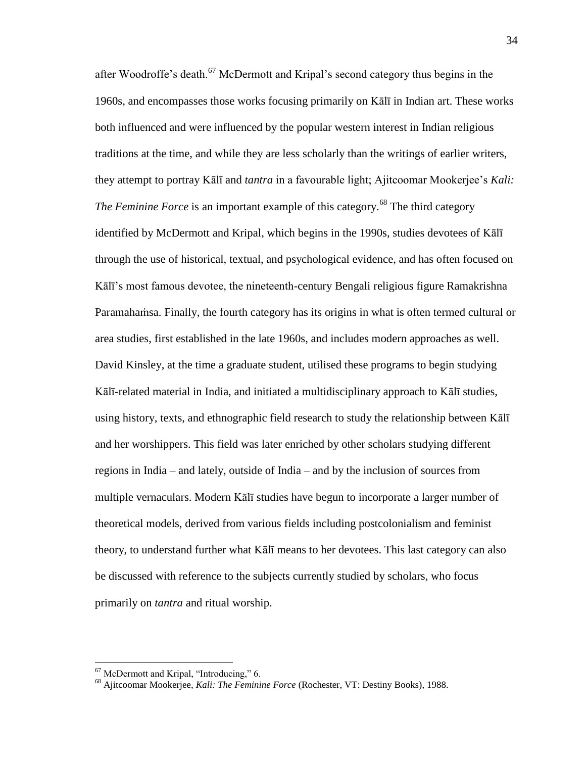after Woodroffe's death.[67] McDermott and Kripal's second category thus begins in the 1960s, and encompasses those works focusing primarily on Kālī in Indian art. These works both influenced and were influenced by the popular western interest in Indian religious traditions at the time, and while they are less scholarly than the writings of earlier writers, they attempt to portray Kālī and *tantra* in a favourable light; Ajitcoomar Mookerjee's *Kali: The Feminine Force* is an important example of this category.[68] The third category identified by McDermott and Kripal, which begins in the 1990s, studies devotees of Kālī through the use of historical, textual, and psychological evidence, and has often focused on Kālī's most famous devotee, the nineteenth-century Bengali religious figure Ramakrishna Paramahaṁsa. Finally, the fourth category has its origins in what is often termed cultural or area studies, first established in the late 1960s, and includes modern approaches as well. David Kinsley, at the time a graduate student, utilised these programs to begin studying Kālī-related material in India, and initiated a multidisciplinary approach to Kālī studies, using history, texts, and ethnographic field research to study the relationship between Kālī and her worshippers. This field was later enriched by other scholars studying different regions in India – and lately, outside of India – and by the inclusion of sources from multiple vernaculars. Modern Kālī studies have begun to incorporate a larger number of theoretical models, derived from various fields including postcolonialism and feminist theory, to understand further what Kālī means to her devotees. This last category can also be discussed with reference to the subjects currently studied by scholars, who focus primarily on *tantra* and ritual worship.

---

[67] McDermott and Kripal, "Introducing," 6.

[68] Ajitcoomar Mookerjee, *Kali: The Feminine Force* (Rochester, VT: Destiny Books), 1988.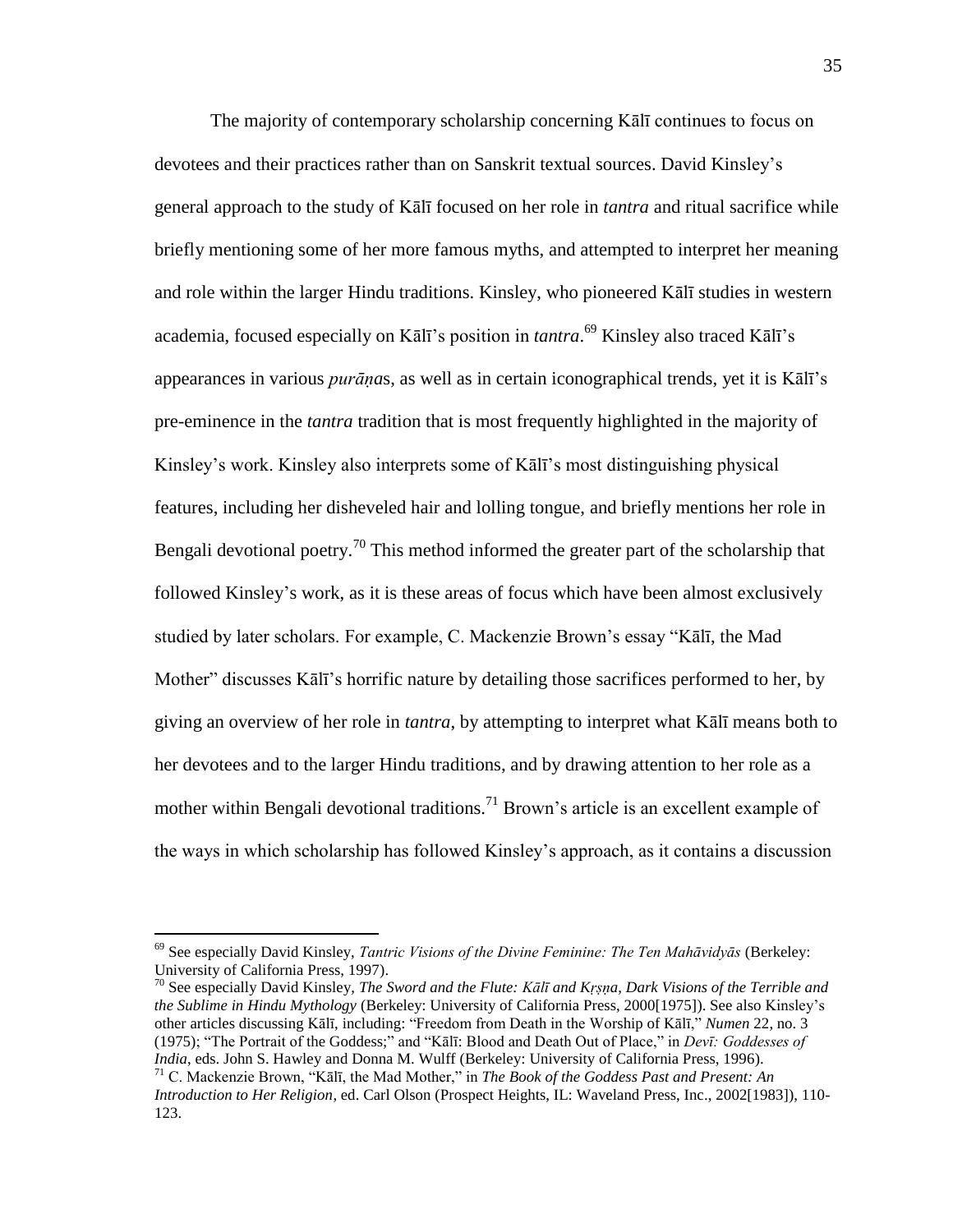The majority of contemporary scholarship concerning Kālī continues to focus on devotees and their practices rather than on Sanskrit textual sources. David Kinsley's general approach to the study of Kālī focused on her role in *tantra* and ritual sacrifice while briefly mentioning some of her more famous myths, and attempted to interpret her meaning and role within the larger Hindu traditions. Kinsley, who pioneered Kālī studies in western academia, focused especially on Kālī's position in *tantra*.[69] Kinsley also traced Kālī's appearances in various *purāṇa*s, as well as in certain iconographical trends, yet it is Kālī's pre-eminence in the *tantra* tradition that is most frequently highlighted in the majority of Kinsley's work. Kinsley also interprets some of Kālī's most distinguishing physical features, including her disheveled hair and lolling tongue, and briefly mentions her role in Bengali devotional poetry.[70] This method informed the greater part of the scholarship that followed Kinsley's work, as it is these areas of focus which have been almost exclusively studied by later scholars. For example, C. Mackenzie Brown's essay "Kālī, the Mad Mother" discusses Kālī's horrific nature by detailing those sacrifices performed to her, by giving an overview of her role in *tantra*, by attempting to interpret what Kālī means both to her devotees and to the larger Hindu traditions, and by drawing attention to her role as a mother within Bengali devotional traditions.[71] Brown's article is an excellent example of the ways in which scholarship has followed Kinsley's approach, as it contains a discussion

---

[69] See especially David Kinsley, *Tantric Visions of the Divine Feminine: The Ten Mahāvidyās* (Berkeley: University of California Press, 1997).

[70] See especially David Kinsley, *The Sword and the Flute: Kālī and Kṛṣṇa, Dark Visions of the Terrible and the Sublime in Hindu Mythology* (Berkeley: University of California Press, 2000[1975]). See also Kinsley's other articles discussing Kālī, including: "Freedom from Death in the Worship of Kālī," *Numen* 22, no. 3 (1975); "The Portrait of the Goddess;" and "Kālī: Blood and Death Out of Place," in *Devī: Goddesses of India*, eds. John S. Hawley and Donna M. Wulff (Berkeley: University of California Press, 1996).

[71] C. Mackenzie Brown, "Kālī, the Mad Mother," in *The Book of the Goddess Past and Present: An Introduction to Her Religion*, ed. Carl Olson (Prospect Heights, IL: Waveland Press, Inc., 2002[1983]), 110-123.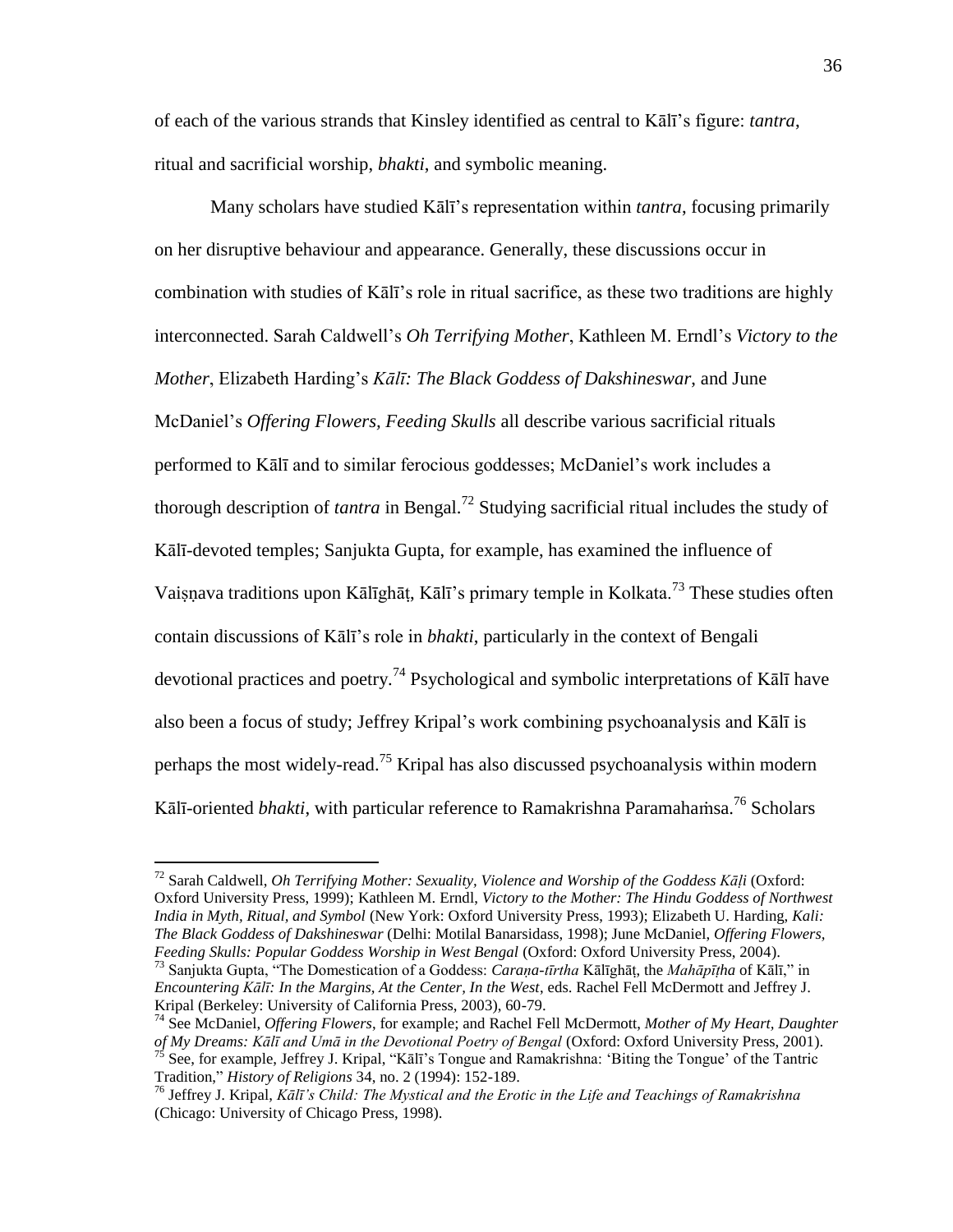of each of the various strands that Kinsley identified as central to Kālī's figure: *tantra*, ritual and sacrificial worship, *bhakti*, and symbolic meaning.

Many scholars have studied Kālī's representation within *tantra*, focusing primarily on her disruptive behaviour and appearance. Generally, these discussions occur in combination with studies of Kālī's role in ritual sacrifice, as these two traditions are highly interconnected. Sarah Caldwell's *Oh Terrifying Mother*, Kathleen M. Erndl's *Victory to the Mother*, Elizabeth Harding's *Kālī: The Black Goddess of Dakshineswar*, and June McDaniel's *Offering Flowers, Feeding Skulls* all describe various sacrificial rituals performed to Kālī and to similar ferocious goddesses; McDaniel's work includes a thorough description of *tantra* in Bengal.[72] Studying sacrificial ritual includes the study of Kālī-devoted temples; Sanjukta Gupta, for example, has examined the influence of Vaiṣṇava traditions upon Kālīghāṭ, Kālī's primary temple in Kolkata.[73] These studies often contain discussions of Kālī's role in *bhakti*, particularly in the context of Bengali devotional practices and poetry.[74] Psychological and symbolic interpretations of Kālī have also been a focus of study; Jeffrey Kripal's work combining psychoanalysis and Kālī is perhaps the most widely-read.[75] Kripal has also discussed psychoanalysis within modern Kālī-oriented *bhakti*, with particular reference to Ramakrishna Paramahaṁsa.[76] Scholars

---

[72] Sarah Caldwell, *Oh Terrifying Mother: Sexuality, Violence and Worship of the Goddess Kāḷi* (Oxford: Oxford University Press, 1999); Kathleen M. Erndl, *Victory to the Mother: The Hindu Goddess of Northwest India in Myth, Ritual, and Symbol* (New York: Oxford University Press, 1993); Elizabeth U. Harding, *Kali: The Black Goddess of Dakshineswar* (Delhi: Motilal Banarsidass, 1998); June McDaniel, *Offering Flowers, Feeding Skulls: Popular Goddess Worship in West Bengal* (Oxford: Oxford University Press, 2004).

[73] Sanjukta Gupta, "The Domestication of a Goddess: *Caraṇa-tīrtha* Kālīghāṭ, the *Mahāpīṭha* of Kālī," in *Encountering Kālī: In the Margins, At the Center, In the West*, eds. Rachel Fell McDermott and Jeffrey J. Kripal (Berkeley: University of California Press, 2003), 60-79.

[74] See McDaniel, *Offering Flowers*, for example; and Rachel Fell McDermott, *Mother of My Heart, Daughter of My Dreams: Kālī and Umā in the Devotional Poetry of Bengal* (Oxford: Oxford University Press, 2001).

[75] See, for example, Jeffrey J. Kripal, "Kālī's Tongue and Ramakrishna: 'Biting the Tongue' of the Tantric Tradition," *History of Religions* 34, no. 2 (1994): 152-189.

[76] Jeffrey J. Kripal, *Kālī's Child: The Mystical and the Erotic in the Life and Teachings of Ramakrishna* (Chicago: University of Chicago Press, 1998).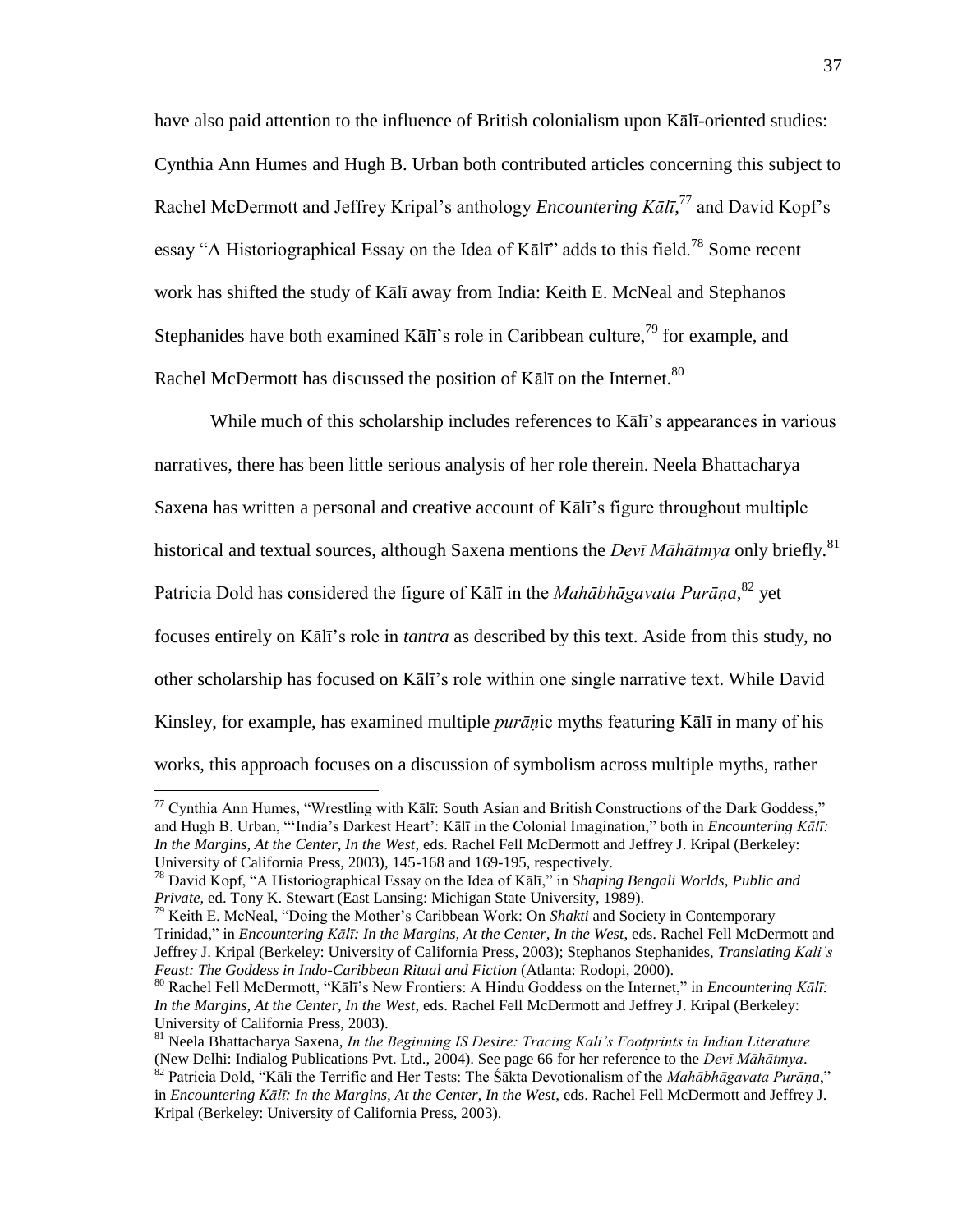have also paid attention to the influence of British colonialism upon Kālī-oriented studies: Cynthia Ann Humes and Hugh B. Urban both contributed articles concerning this subject to Rachel McDermott and Jeffrey Kripal's anthology *Encountering Kālī*,[77] and David Kopf's essay "A Historiographical Essay on the Idea of Kālī" adds to this field.[78] Some recent work has shifted the study of Kālī away from India: Keith E. McNeal and Stephanos Stephanides have both examined Kālī's role in Caribbean culture,[79] for example, and Rachel McDermott has discussed the position of Kālī on the Internet.[80]

While much of this scholarship includes references to Kālī's appearances in various narratives, there has been little serious analysis of her role therein. Neela Bhattacharya Saxena has written a personal and creative account of Kālī's figure throughout multiple historical and textual sources, although Saxena mentions the *Devī Māhātmya* only briefly.[81] Patricia Dold has considered the figure of Kālī in the *Mahābhāgavata Purāṇa*,[82] yet focuses entirely on Kālī's role in *tantra* as described by this text. Aside from this study, no other scholarship has focused on Kālī's role within one single narrative text. While David Kinsley, for example, has examined multiple *purāṇ*ic myths featuring Kālī in many of his works, this approach focuses on a discussion of symbolism across multiple myths, rather

---

[77] Cynthia Ann Humes, "Wrestling with Kālī: South Asian and British Constructions of the Dark Goddess," and Hugh B. Urban, "'India's Darkest Heart': Kālī in the Colonial Imagination," both in *Encountering Kālī: In the Margins, At the Center, In the West*, eds. Rachel Fell McDermott and Jeffrey J. Kripal (Berkeley: University of California Press, 2003), 145-168 and 169-195, respectively.

[78] David Kopf, "A Historiographical Essay on the Idea of Kālī," in *Shaping Bengali Worlds, Public and Private*, ed. Tony K. Stewart (East Lansing: Michigan State University, 1989).

[79] Keith E. McNeal, "Doing the Mother's Caribbean Work: On *Shakti* and Society in Contemporary Trinidad," in *Encountering Kālī: In the Margins, At the Center, In the West*, eds. Rachel Fell McDermott and Jeffrey J. Kripal (Berkeley: University of California Press, 2003); Stephanos Stephanides, *Translating Kali's Feast: The Goddess in Indo-Caribbean Ritual and Fiction* (Atlanta: Rodopi, 2000).

[80] Rachel Fell McDermott, "Kālī's New Frontiers: A Hindu Goddess on the Internet," in *Encountering Kālī: In the Margins, At the Center, In the West*, eds. Rachel Fell McDermott and Jeffrey J. Kripal (Berkeley: University of California Press, 2003).

[81] Neela Bhattacharya Saxena, *In the Beginning IS Desire: Tracing Kali's Footprints in Indian Literature* (New Delhi: Indialog Publications Pvt. Ltd., 2004). See page 66 for her reference to the *Devī Māhātmya*.

[82] Patricia Dold, "Kālī the Terrific and Her Tests: The Śākta Devotionalism of the *Mahābhāgavata Purāṇa*," in *Encountering Kālī: In the Margins, At the Center, In the West*, eds. Rachel Fell McDermott and Jeffrey J. Kripal (Berkeley: University of California Press, 2003).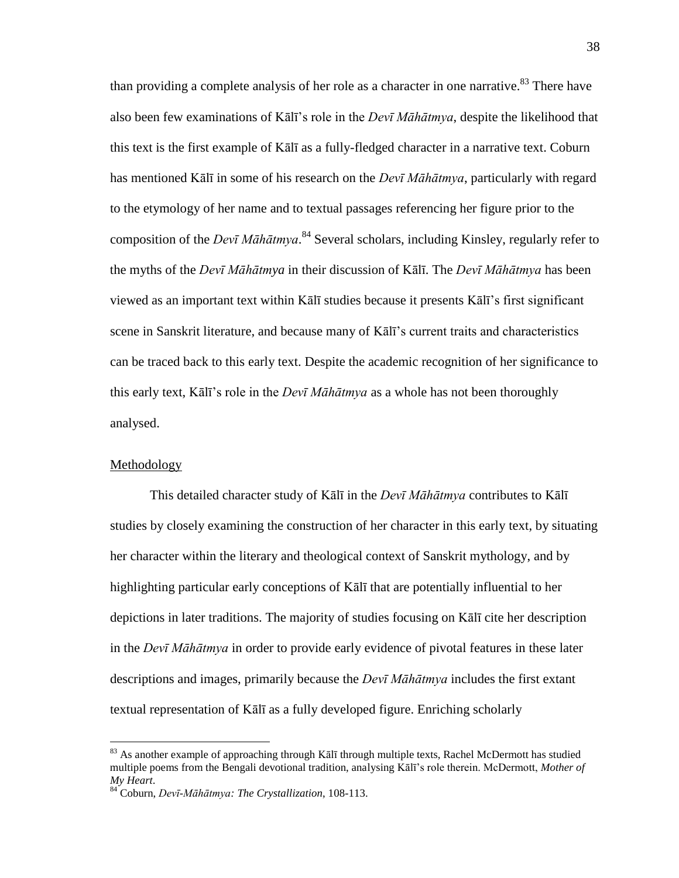than providing a complete analysis of her role as a character in one narrative.[83] There have also been few examinations of Kālī's role in the *Devī Māhātmya*, despite the likelihood that this text is the first example of Kālī as a fully-fledged character in a narrative text. Coburn has mentioned Kālī in some of his research on the *Devī Māhātmya*, particularly with regard to the etymology of her name and to textual passages referencing her figure prior to the composition of the *Devī Māhātmya*.[84] Several scholars, including Kinsley, regularly refer to the myths of the *Devī Māhātmya* in their discussion of Kālī. The *Devī Māhātmya* has been viewed as an important text within Kālī studies because it presents Kālī's first significant scene in Sanskrit literature, and because many of Kālī's current traits and characteristics can be traced back to this early text. Despite the academic recognition of her significance to this early text, Kālī's role in the *Devī Māhātmya* as a whole has not been thoroughly analysed.

## Methodology

This detailed character study of Kālī in the *Devī Māhātmya* contributes to Kālī studies by closely examining the construction of her character in this early text, by situating her character within the literary and theological context of Sanskrit mythology, and by highlighting particular early conceptions of Kālī that are potentially influential to her depictions in later traditions. The majority of studies focusing on Kālī cite her description in the *Devī Māhātmya* in order to provide early evidence of pivotal features in these later descriptions and images, primarily because the *Devī Māhātmya* includes the first extant textual representation of Kālī as a fully developed figure. Enriching scholarly

---

[83] As another example of approaching through Kālī through multiple texts, Rachel McDermott has studied multiple poems from the Bengali devotional tradition, analysing Kālī's role therein. McDermott, *Mother of My Heart*.

[84] Coburn, *Devī-Māhātmya: The Crystallization*, 108-113.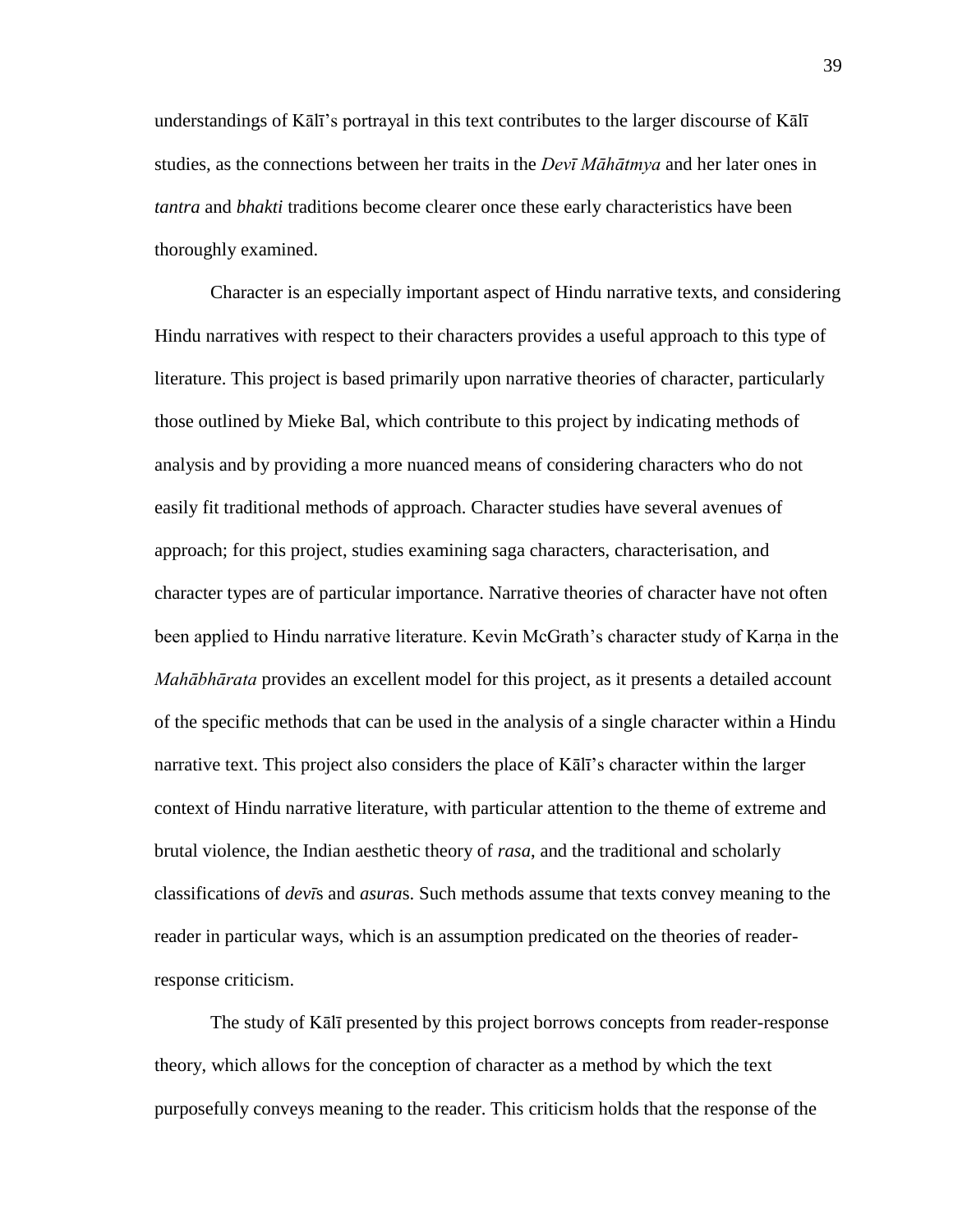understandings of Kālī's portrayal in this text contributes to the larger discourse of Kālī studies, as the connections between her traits in the *Devī Māhātmya* and her later ones in *tantra* and *bhakti* traditions become clearer once these early characteristics have been thoroughly examined.

Character is an especially important aspect of Hindu narrative texts, and considering Hindu narratives with respect to their characters provides a useful approach to this type of literature. This project is based primarily upon narrative theories of character, particularly those outlined by Mieke Bal, which contribute to this project by indicating methods of analysis and by providing a more nuanced means of considering characters who do not easily fit traditional methods of approach. Character studies have several avenues of approach; for this project, studies examining saga characters, characterisation, and character types are of particular importance. Narrative theories of character have not often been applied to Hindu narrative literature. Kevin McGrath's character study of Karṇa in the *Mahābhārata* provides an excellent model for this project, as it presents a detailed account of the specific methods that can be used in the analysis of a single character within a Hindu narrative text. This project also considers the place of Kālī's character within the larger context of Hindu narrative literature, with particular attention to the theme of extreme and brutal violence, the Indian aesthetic theory of *rasa*, and the traditional and scholarly classifications of *devī*s and *asura*s. Such methods assume that texts convey meaning to the reader in particular ways, which is an assumption predicated on the theories of reader-response criticism.

The study of Kālī presented by this project borrows concepts from reader-response theory, which allows for the conception of character as a method by which the text purposefully conveys meaning to the reader. This criticism holds that the response of the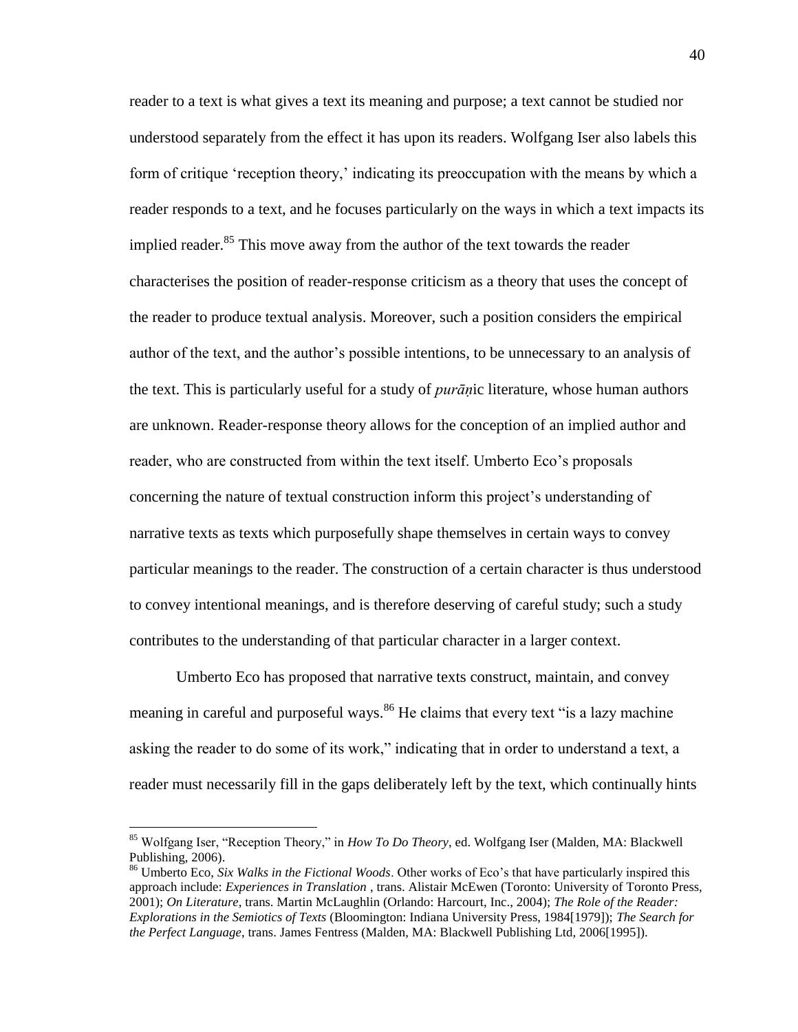reader to a text is what gives a text its meaning and purpose; a text cannot be studied nor understood separately from the effect it has upon its readers. Wolfgang Iser also labels this form of critique 'reception theory,' indicating its preoccupation with the means by which a reader responds to a text, and he focuses particularly on the ways in which a text impacts its implied reader.[85] This move away from the author of the text towards the reader characterises the position of reader-response criticism as a theory that uses the concept of the reader to produce textual analysis. Moreover, such a position considers the empirical author of the text, and the author's possible intentions, to be unnecessary to an analysis of the text. This is particularly useful for a study of *purāṇ*ic literature, whose human authors are unknown. Reader-response theory allows for the conception of an implied author and reader, who are constructed from within the text itself. Umberto Eco's proposals concerning the nature of textual construction inform this project's understanding of narrative texts as texts which purposefully shape themselves in certain ways to convey particular meanings to the reader. The construction of a certain character is thus understood to convey intentional meanings, and is therefore deserving of careful study; such a study contributes to the understanding of that particular character in a larger context.

Umberto Eco has proposed that narrative texts construct, maintain, and convey meaning in careful and purposeful ways.[86] He claims that every text "is a lazy machine asking the reader to do some of its work," indicating that in order to understand a text, a reader must necessarily fill in the gaps deliberately left by the text, which continually hints

---

[85] Wolfgang Iser, "Reception Theory," in *How To Do Theory*, ed. Wolfgang Iser (Malden, MA: Blackwell Publishing, 2006).

[86] Umberto Eco, *Six Walks in the Fictional Woods*. Other works of Eco's that have particularly inspired this approach include: *Experiences in Translation* , trans. Alistair McEwen (Toronto: University of Toronto Press, 2001); *On Literature*, trans. Martin McLaughlin (Orlando: Harcourt, Inc., 2004); *The Role of the Reader: Explorations in the Semiotics of Texts* (Bloomington: Indiana University Press, 1984[1979]); *The Search for the Perfect Language*, trans. James Fentress (Malden, MA: Blackwell Publishing Ltd, 2006[1995]).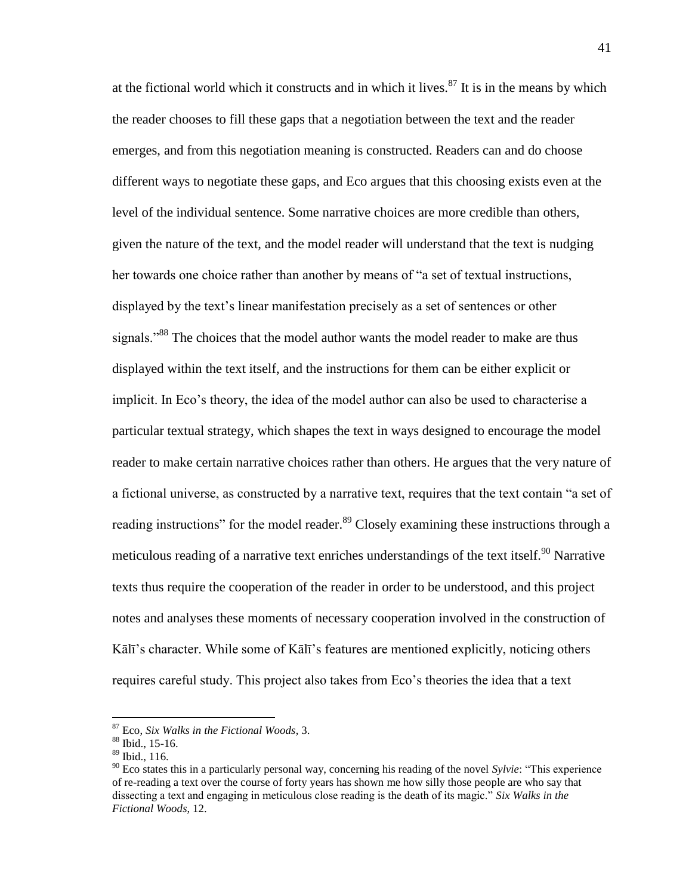at the fictional world which it constructs and in which it lives.[87] It is in the means by which the reader chooses to fill these gaps that a negotiation between the text and the reader emerges, and from this negotiation meaning is constructed. Readers can and do choose different ways to negotiate these gaps, and Eco argues that this choosing exists even at the level of the individual sentence. Some narrative choices are more credible than others, given the nature of the text, and the model reader will understand that the text is nudging her towards one choice rather than another by means of "a set of textual instructions, displayed by the text's linear manifestation precisely as a set of sentences or other signals."[88] The choices that the model author wants the model reader to make are thus displayed within the text itself, and the instructions for them can be either explicit or implicit. In Eco's theory, the idea of the model author can also be used to characterise a particular textual strategy, which shapes the text in ways designed to encourage the model reader to make certain narrative choices rather than others. He argues that the very nature of a fictional universe, as constructed by a narrative text, requires that the text contain "a set of reading instructions" for the model reader.[89] Closely examining these instructions through a meticulous reading of a narrative text enriches understandings of the text itself.[90] Narrative texts thus require the cooperation of the reader in order to be understood, and this project notes and analyses these moments of necessary cooperation involved in the construction of Kālī's character. While some of Kālī's features are mentioned explicitly, noticing others requires careful study. This project also takes from Eco's theories the idea that a text

---

[87] Eco, *Six Walks in the Fictional Woods*, 3.

[88] Ibid., 15-16.

[89] Ibid., 116.

[90] Eco states this in a particularly personal way, concerning his reading of the novel *Sylvie*: "This experience of re-reading a text over the course of forty years has shown me how silly those people are who say that dissecting a text and engaging in meticulous close reading is the death of its magic." *Six Walks in the Fictional Woods*, 12.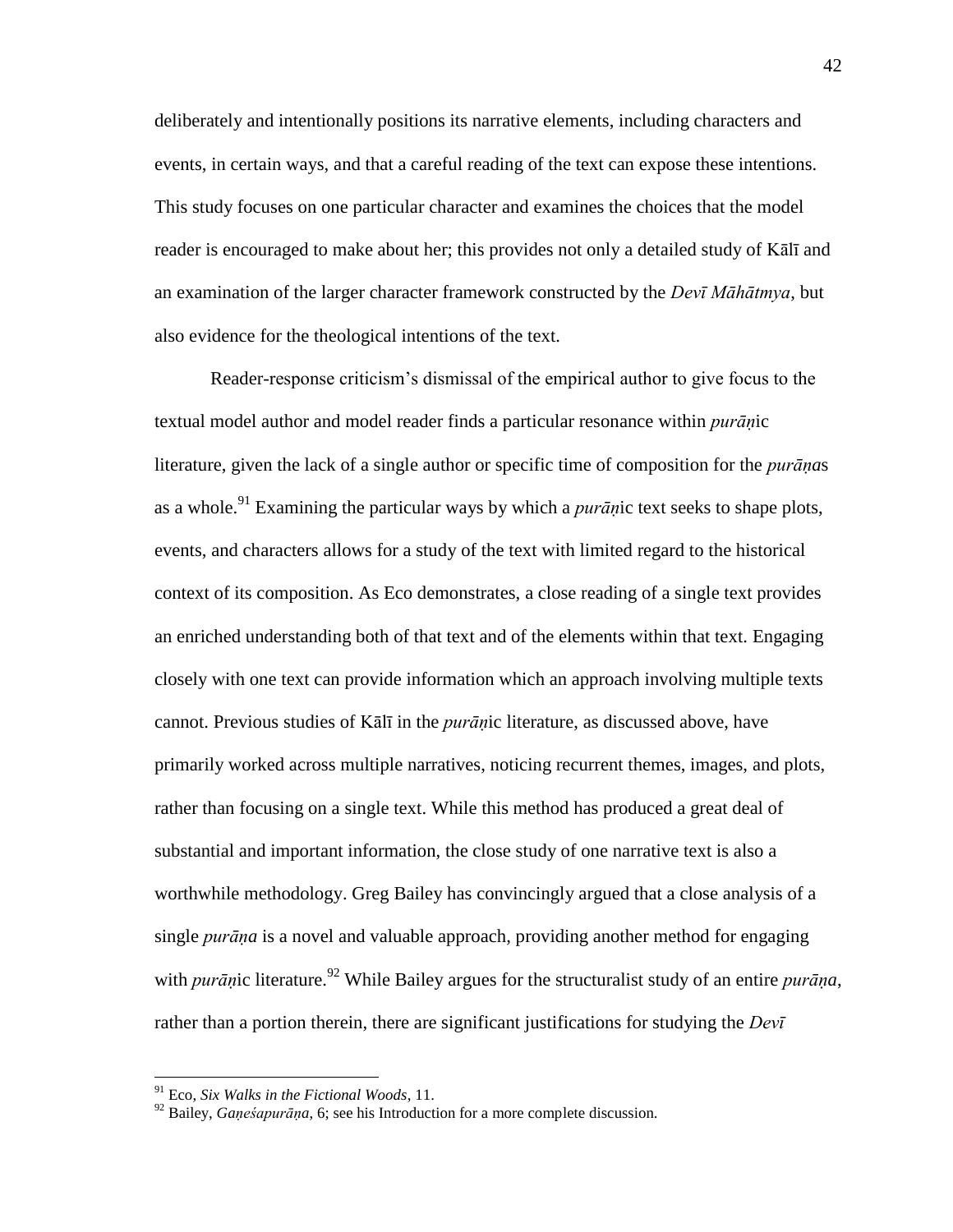deliberately and intentionally positions its narrative elements, including characters and events, in certain ways, and that a careful reading of the text can expose these intentions. This study focuses on one particular character and examines the choices that the model reader is encouraged to make about her; this provides not only a detailed study of Kālī and an examination of the larger character framework constructed by the *Devī Māhātmya*, but also evidence for the theological intentions of the text.

Reader-response criticism's dismissal of the empirical author to give focus to the textual model author and model reader finds a particular resonance within *purāṇ*ic literature, given the lack of a single author or specific time of composition for the *purāṇa*s as a whole.[91] Examining the particular ways by which a *purāṇ*ic text seeks to shape plots, events, and characters allows for a study of the text with limited regard to the historical context of its composition. As Eco demonstrates, a close reading of a single text provides an enriched understanding both of that text and of the elements within that text. Engaging closely with one text can provide information which an approach involving multiple texts cannot. Previous studies of Kālī in the *purāṇ*ic literature, as discussed above, have primarily worked across multiple narratives, noticing recurrent themes, images, and plots, rather than focusing on a single text. While this method has produced a great deal of substantial and important information, the close study of one narrative text is also a worthwhile methodology. Greg Bailey has convincingly argued that a close analysis of a single *purāṇa* is a novel and valuable approach, providing another method for engaging with *purāṇ*ic literature.[92] While Bailey argues for the structuralist study of an entire *purāṇa*, rather than a portion therein, there are significant justifications for studying the *Devī*

---

[91] Eco, *Six Walks in the Fictional Woods*, 11.

[92] Bailey, *Gaṇeśapurāṇa*, 6; see his Introduction for a more complete discussion.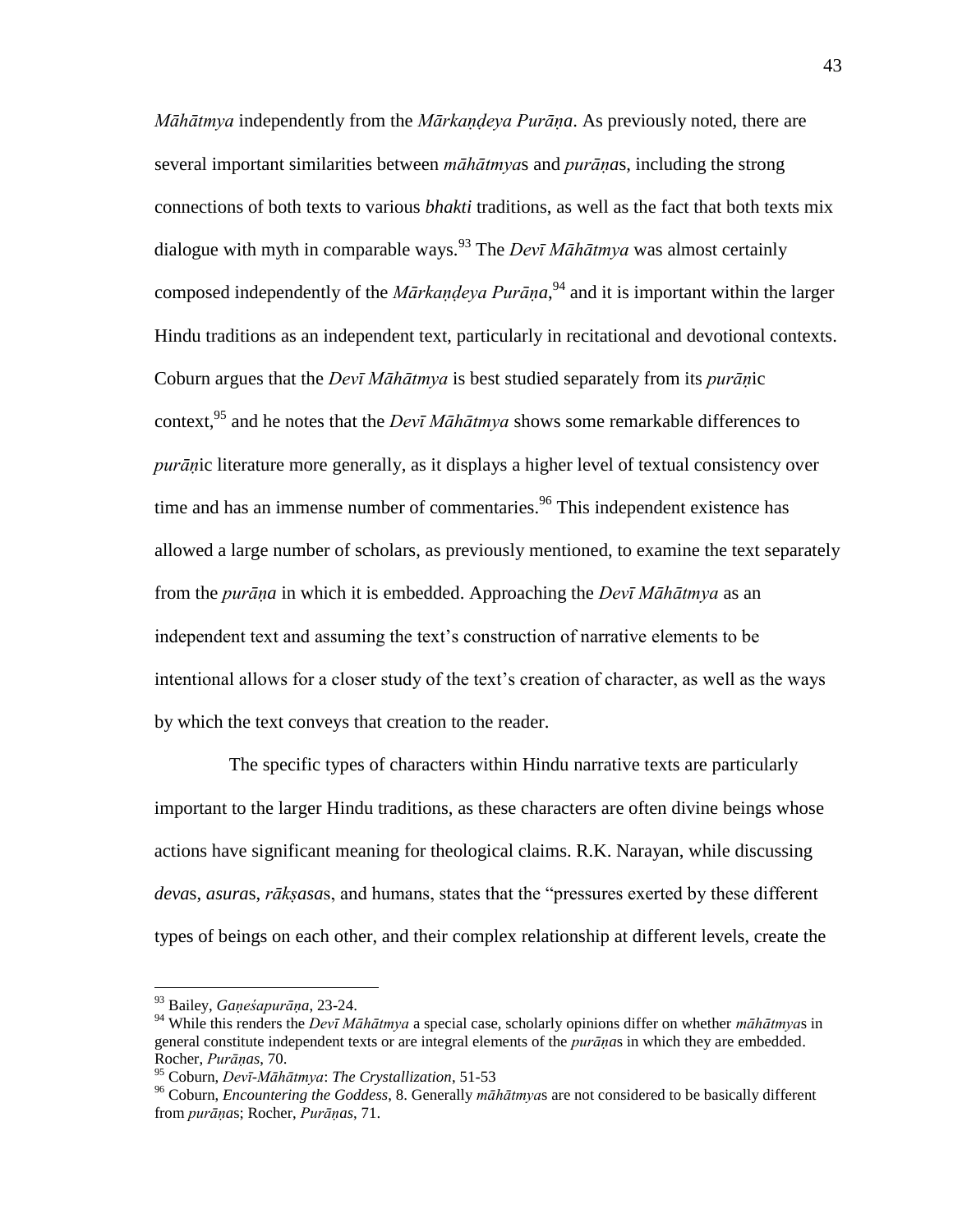*Māhātmya* independently from the *Mārkaṇḍeya Purāṇa*. As previously noted, there are several important similarities between *māhātmya*s and *purāṇa*s, including the strong connections of both texts to various *bhakti* traditions, as well as the fact that both texts mix dialogue with myth in comparable ways.[93] The *Devī Māhātmya* was almost certainly composed independently of the *Mārkaṇḍeya Purāṇa*,[94] and it is important within the larger Hindu traditions as an independent text, particularly in recitational and devotional contexts. Coburn argues that the *Devī Māhātmya* is best studied separately from its *purāṇ*ic context,[95] and he notes that the *Devī Māhātmya* shows some remarkable differences to *purāṇ*ic literature more generally, as it displays a higher level of textual consistency over time and has an immense number of commentaries.[96] This independent existence has allowed a large number of scholars, as previously mentioned, to examine the text separately from the *purāṇa* in which it is embedded. Approaching the *Devī Māhātmya* as an independent text and assuming the text's construction of narrative elements to be intentional allows for a closer study of the text's creation of character, as well as the ways by which the text conveys that creation to the reader.

The specific types of characters within Hindu narrative texts are particularly important to the larger Hindu traditions, as these characters are often divine beings whose actions have significant meaning for theological claims. R.K. Narayan, while discussing *deva*s, *asura*s, *rākṣasa*s, and humans, states that the "pressures exerted by these different types of beings on each other, and their complex relationship at different levels, create the

---

[93] Bailey, *Gaṇeśapurāṇa*, 23-24.

[94] While this renders the *Devī Māhātmya* a special case, scholarly opinions differ on whether *māhātmya*s in general constitute independent texts or are integral elements of the *purāṇa*s in which they are embedded. Rocher, *Purāṇas*, 70.

[95] Coburn, *Devī-Māhātmya*: *The Crystallization*, 51-53

[96] Coburn, *Encountering the Goddess*, 8. Generally *māhātmya*s are not considered to be basically different from *purāṇa*s; Rocher, *Purāṇas*, 71.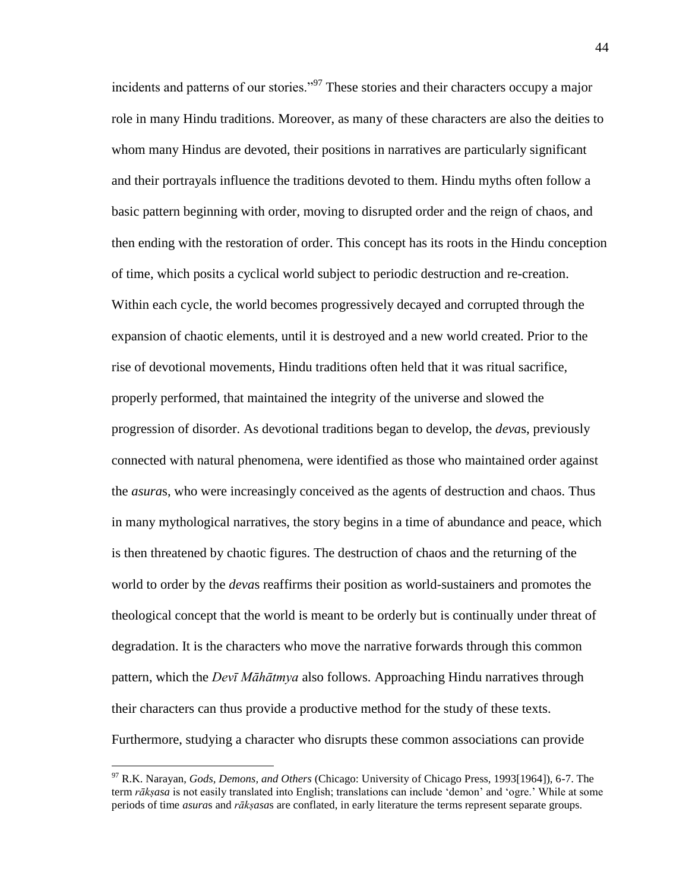incidents and patterns of our stories."[97] These stories and their characters occupy a major role in many Hindu traditions. Moreover, as many of these characters are also the deities to whom many Hindus are devoted, their positions in narratives are particularly significant and their portrayals influence the traditions devoted to them. Hindu myths often follow a basic pattern beginning with order, moving to disrupted order and the reign of chaos, and then ending with the restoration of order. This concept has its roots in the Hindu conception of time, which posits a cyclical world subject to periodic destruction and re-creation. Within each cycle, the world becomes progressively decayed and corrupted through the expansion of chaotic elements, until it is destroyed and a new world created. Prior to the rise of devotional movements, Hindu traditions often held that it was ritual sacrifice, properly performed, that maintained the integrity of the universe and slowed the progression of disorder. As devotional traditions began to develop, the *deva*s, previously connected with natural phenomena, were identified as those who maintained order against the *asura*s, who were increasingly conceived as the agents of destruction and chaos. Thus in many mythological narratives, the story begins in a time of abundance and peace, which is then threatened by chaotic figures. The destruction of chaos and the returning of the world to order by the *deva*s reaffirms their position as world-sustainers and promotes the theological concept that the world is meant to be orderly but is continually under threat of degradation. It is the characters who move the narrative forwards through this common pattern, which the *Devī Māhātmya* also follows. Approaching Hindu narratives through their characters can thus provide a productive method for the study of these texts. Furthermore, studying a character who disrupts these common associations can provide

---

[97] R.K. Narayan, *Gods, Demons, and Others* (Chicago: University of Chicago Press, 1993[1964]), 6-7. The term *rākṣasa* is not easily translated into English; translations can include 'demon' and 'ogre.' While at some periods of time *asura*s and *rākṣasa*s are conflated, in early literature the terms represent separate groups.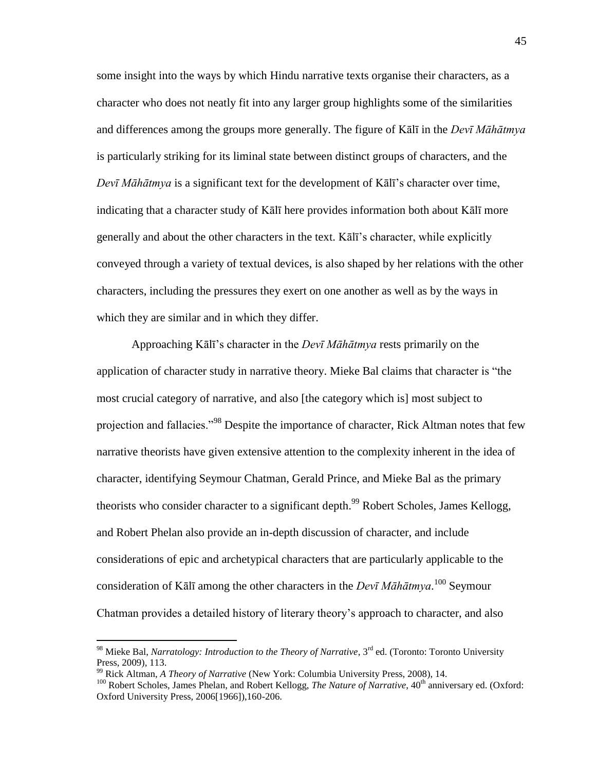some insight into the ways by which Hindu narrative texts organise their characters, as a character who does not neatly fit into any larger group highlights some of the similarities and differences among the groups more generally. The figure of Kālī in the *Devī Māhātmya* is particularly striking for its liminal state between distinct groups of characters, and the *Devī Māhātmya* is a significant text for the development of Kālī's character over time, indicating that a character study of Kālī here provides information both about Kālī more generally and about the other characters in the text. Kālī's character, while explicitly conveyed through a variety of textual devices, is also shaped by her relations with the other characters, including the pressures they exert on one another as well as by the ways in which they are similar and in which they differ.

Approaching Kālī's character in the *Devī Māhātmya* rests primarily on the application of character study in narrative theory. Mieke Bal claims that character is "the most crucial category of narrative, and also [the category which is] most subject to projection and fallacies."[98] Despite the importance of character, Rick Altman notes that few narrative theorists have given extensive attention to the complexity inherent in the idea of character, identifying Seymour Chatman, Gerald Prince, and Mieke Bal as the primary theorists who consider character to a significant depth.[99] Robert Scholes, James Kellogg, and Robert Phelan also provide an in-depth discussion of character, and include considerations of epic and archetypical characters that are particularly applicable to the consideration of Kālī among the other characters in the *Devī Māhātmya*.[100] Seymour Chatman provides a detailed history of literary theory's approach to character, and also

---

[98] Mieke Bal, *Narratology: Introduction to the Theory of Narrative*, 3rd ed. (Toronto: Toronto University Press, 2009), 113.

[99] Rick Altman, *A Theory of Narrative* (New York: Columbia University Press, 2008), 14.

[100] Robert Scholes, James Phelan, and Robert Kellogg, *The Nature of Narrative*, 40th anniversary ed. (Oxford: Oxford University Press, 2006[1966]),160-206.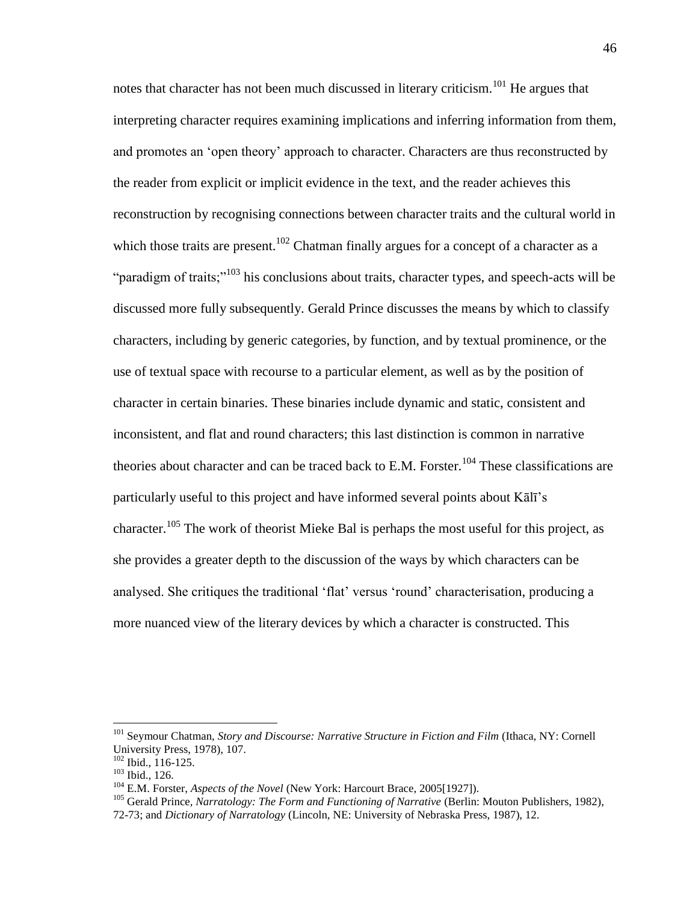notes that character has not been much discussed in literary criticism.[101] He argues that interpreting character requires examining implications and inferring information from them, and promotes an 'open theory' approach to character. Characters are thus reconstructed by the reader from explicit or implicit evidence in the text, and the reader achieves this reconstruction by recognising connections between character traits and the cultural world in which those traits are present.[102] Chatman finally argues for a concept of a character as a "paradigm of traits;"[103] his conclusions about traits, character types, and speech-acts will be discussed more fully subsequently. Gerald Prince discusses the means by which to classify characters, including by generic categories, by function, and by textual prominence, or the use of textual space with recourse to a particular element, as well as by the position of character in certain binaries. These binaries include dynamic and static, consistent and inconsistent, and flat and round characters; this last distinction is common in narrative theories about character and can be traced back to E.M. Forster.[104] These classifications are particularly useful to this project and have informed several points about Kālī's character.[105] The work of theorist Mieke Bal is perhaps the most useful for this project, as she provides a greater depth to the discussion of the ways by which characters can be analysed. She critiques the traditional 'flat' versus 'round' characterisation, producing a more nuanced view of the literary devices by which a character is constructed. This

---

[101] Seymour Chatman, *Story and Discourse: Narrative Structure in Fiction and Film* (Ithaca, NY: Cornell University Press, 1978), 107.

[102] Ibid., 116-125.

[103] Ibid., 126.

[104] E.M. Forster, *Aspects of the Novel* (New York: Harcourt Brace, 2005[1927]).

[105] Gerald Prince, *Narratology: The Form and Functioning of Narrative* (Berlin: Mouton Publishers, 1982), 72-73; and *Dictionary of Narratology* (Lincoln, NE: University of Nebraska Press, 1987), 12.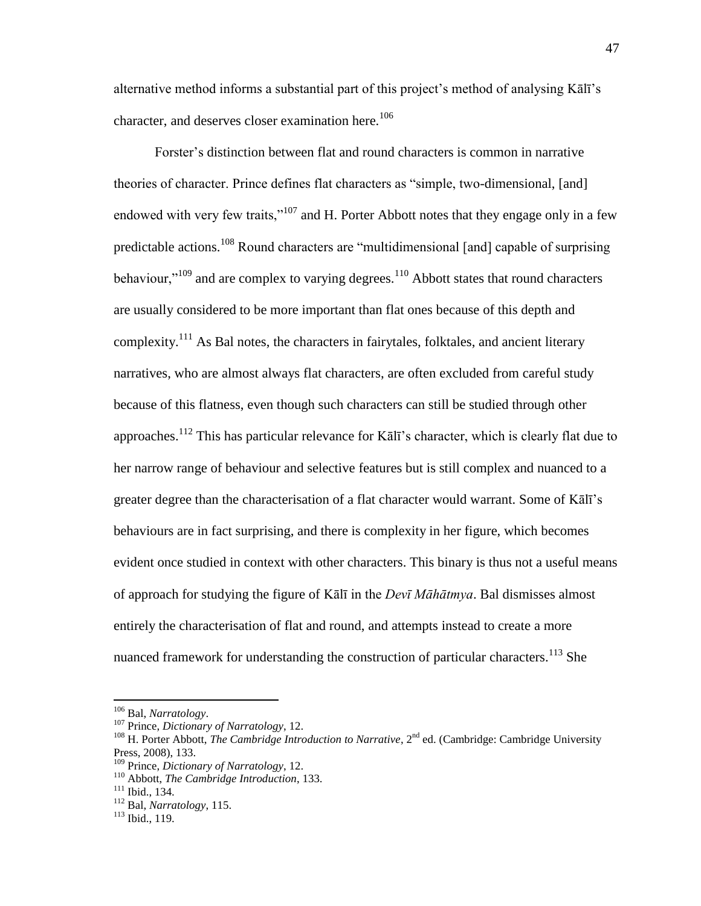alternative method informs a substantial part of this project's method of analysing Kālī's character, and deserves closer examination here.[106]

Forster's distinction between flat and round characters is common in narrative theories of character. Prince defines flat characters as "simple, two-dimensional, [and] endowed with very few traits,"[107] and H. Porter Abbott notes that they engage only in a few predictable actions.[108] Round characters are "multidimensional [and] capable of surprising behaviour,"[109] and are complex to varying degrees.[110] Abbott states that round characters are usually considered to be more important than flat ones because of this depth and complexity.[111] As Bal notes, the characters in fairytales, folktales, and ancient literary narratives, who are almost always flat characters, are often excluded from careful study because of this flatness, even though such characters can still be studied through other approaches.[112] This has particular relevance for Kālī's character, which is clearly flat due to her narrow range of behaviour and selective features but is still complex and nuanced to a greater degree than the characterisation of a flat character would warrant. Some of Kālī's behaviours are in fact surprising, and there is complexity in her figure, which becomes evident once studied in context with other characters. This binary is thus not a useful means of approach for studying the figure of Kālī in the *Devī Māhātmya*. Bal dismisses almost entirely the characterisation of flat and round, and attempts instead to create a more nuanced framework for understanding the construction of particular characters.[113] She

---

[106] Bal, *Narratology*.

[107] Prince, *Dictionary of Narratology*, 12.

[108] H. Porter Abbott, *The Cambridge Introduction to Narrative*, 2nd ed. (Cambridge: Cambridge University Press, 2008), 133.

[109] Prince, *Dictionary of Narratology*, 12.

[110] Abbott, *The Cambridge Introduction*, 133.

[111] Ibid., 134.

[112] Bal, *Narratology*, 115.

[113] Ibid., 119.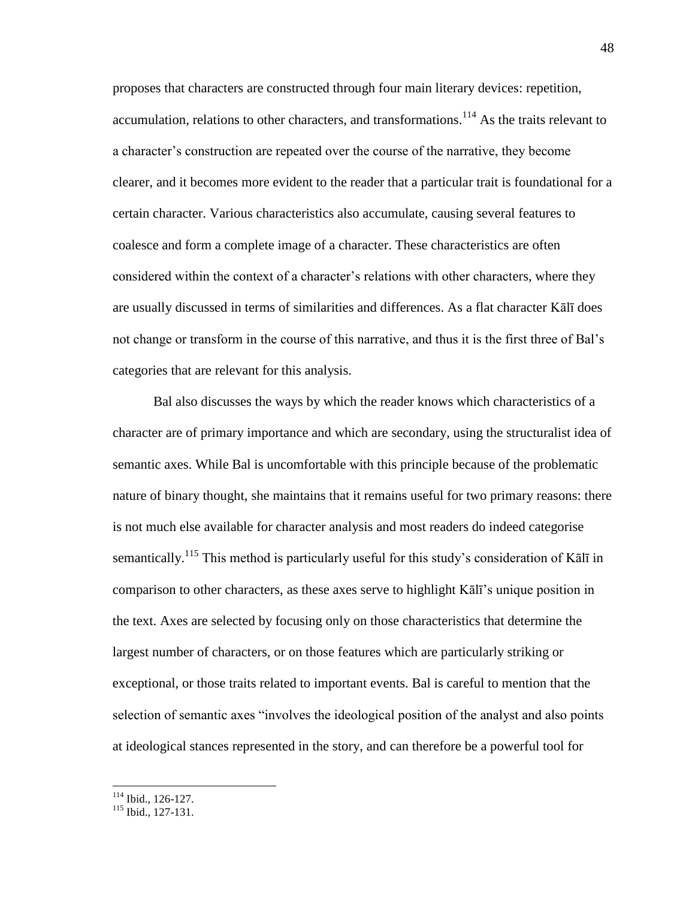proposes that characters are constructed through four main literary devices: repetition, accumulation, relations to other characters, and transformations.[114] As the traits relevant to a character's construction are repeated over the course of the narrative, they become clearer, and it becomes more evident to the reader that a particular trait is foundational for a certain character. Various characteristics also accumulate, causing several features to coalesce and form a complete image of a character. These characteristics are often considered within the context of a character's relations with other characters, where they are usually discussed in terms of similarities and differences. As a flat character Kālī does not change or transform in the course of this narrative, and thus it is the first three of Bal's categories that are relevant for this analysis.

Bal also discusses the ways by which the reader knows which characteristics of a character are of primary importance and which are secondary, using the structuralist idea of semantic axes. While Bal is uncomfortable with this principle because of the problematic nature of binary thought, she maintains that it remains useful for two primary reasons: there is not much else available for character analysis and most readers do indeed categorise semantically.[115] This method is particularly useful for this study's consideration of Kālī in comparison to other characters, as these axes serve to highlight Kālī's unique position in the text. Axes are selected by focusing only on those characteristics that determine the largest number of characters, or on those features which are particularly striking or exceptional, or those traits related to important events. Bal is careful to mention that the selection of semantic axes "involves the ideological position of the analyst and also points at ideological stances represented in the story, and can therefore be a powerful tool for

---

[114] Ibid., 126-127.

[115] Ibid., 127-131.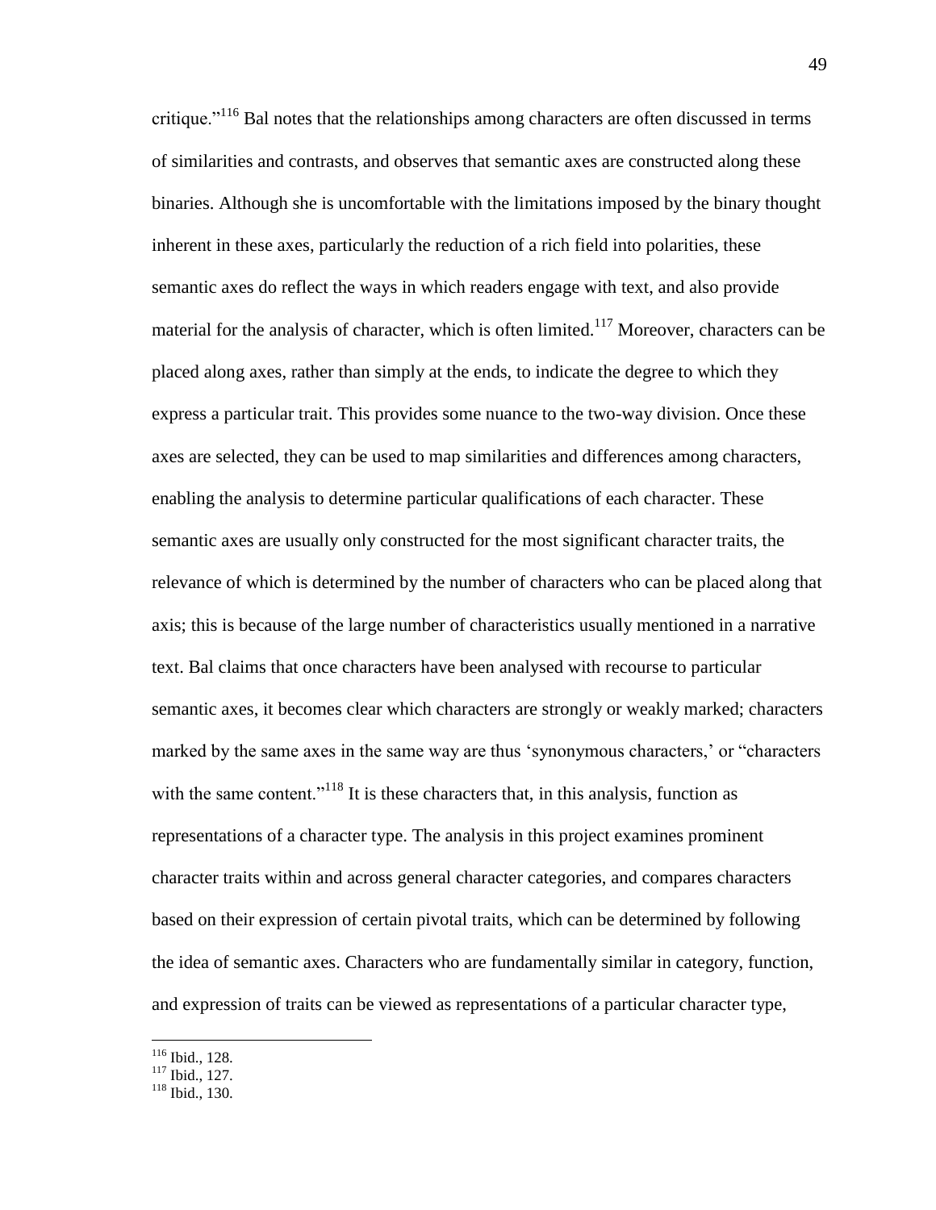critique."[116] Bal notes that the relationships among characters are often discussed in terms of similarities and contrasts, and observes that semantic axes are constructed along these binaries. Although she is uncomfortable with the limitations imposed by the binary thought inherent in these axes, particularly the reduction of a rich field into polarities, these semantic axes do reflect the ways in which readers engage with text, and also provide material for the analysis of character, which is often limited.[117] Moreover, characters can be placed along axes, rather than simply at the ends, to indicate the degree to which they express a particular trait. This provides some nuance to the two-way division. Once these axes are selected, they can be used to map similarities and differences among characters, enabling the analysis to determine particular qualifications of each character. These semantic axes are usually only constructed for the most significant character traits, the relevance of which is determined by the number of characters who can be placed along that axis; this is because of the large number of characteristics usually mentioned in a narrative text. Bal claims that once characters have been analysed with recourse to particular semantic axes, it becomes clear which characters are strongly or weakly marked; characters marked by the same axes in the same way are thus 'synonymous characters,' or "characters with the same content."[118] It is these characters that, in this analysis, function as representations of a character type. The analysis in this project examines prominent character traits within and across general character categories, and compares characters based on their expression of certain pivotal traits, which can be determined by following the idea of semantic axes. Characters who are fundamentally similar in category, function, and expression of traits can be viewed as representations of a particular character type,

[116] Ibid., 128.
[117] Ibid., 127.
[118] Ibid., 130.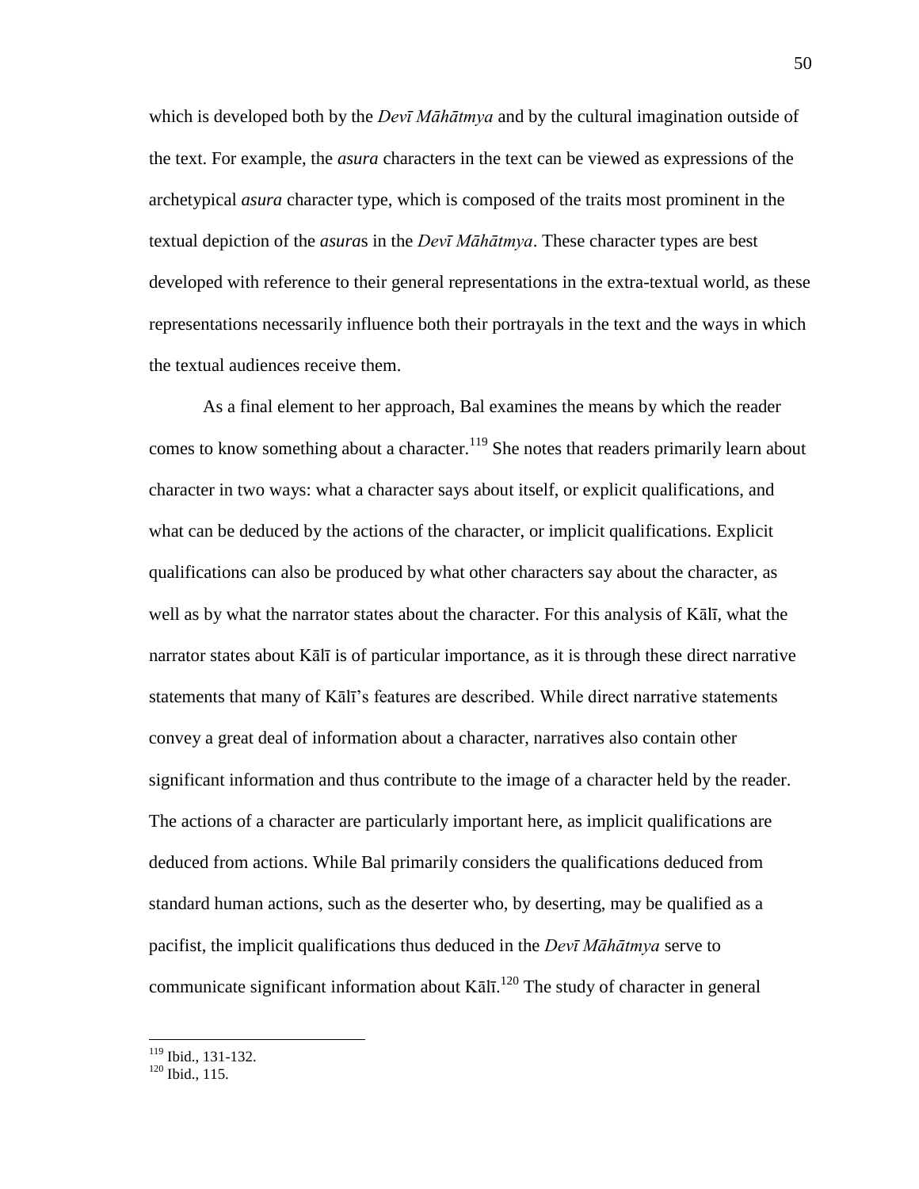which is developed both by the *Devī Māhātmya* and by the cultural imagination outside of the text. For example, the *asura* characters in the text can be viewed as expressions of the archetypical *asura* character type, which is composed of the traits most prominent in the textual depiction of the *asura*s in the *Devī Māhātmya*. These character types are best developed with reference to their general representations in the extra-textual world, as these representations necessarily influence both their portrayals in the text and the ways in which the textual audiences receive them.

As a final element to her approach, Bal examines the means by which the reader comes to know something about a character.[119] She notes that readers primarily learn about character in two ways: what a character says about itself, or explicit qualifications, and what can be deduced by the actions of the character, or implicit qualifications. Explicit qualifications can also be produced by what other characters say about the character, as well as by what the narrator states about the character. For this analysis of Kālī, what the narrator states about Kālī is of particular importance, as it is through these direct narrative statements that many of Kālī's features are described. While direct narrative statements convey a great deal of information about a character, narratives also contain other significant information and thus contribute to the image of a character held by the reader. The actions of a character are particularly important here, as implicit qualifications are deduced from actions. While Bal primarily considers the qualifications deduced from standard human actions, such as the deserter who, by deserting, may be qualified as a pacifist, the implicit qualifications thus deduced in the *Devī Māhātmya* serve to communicate significant information about Kālī.[120] The study of character in general

---

[119] Ibid., 131-132.
[120] Ibid., 115.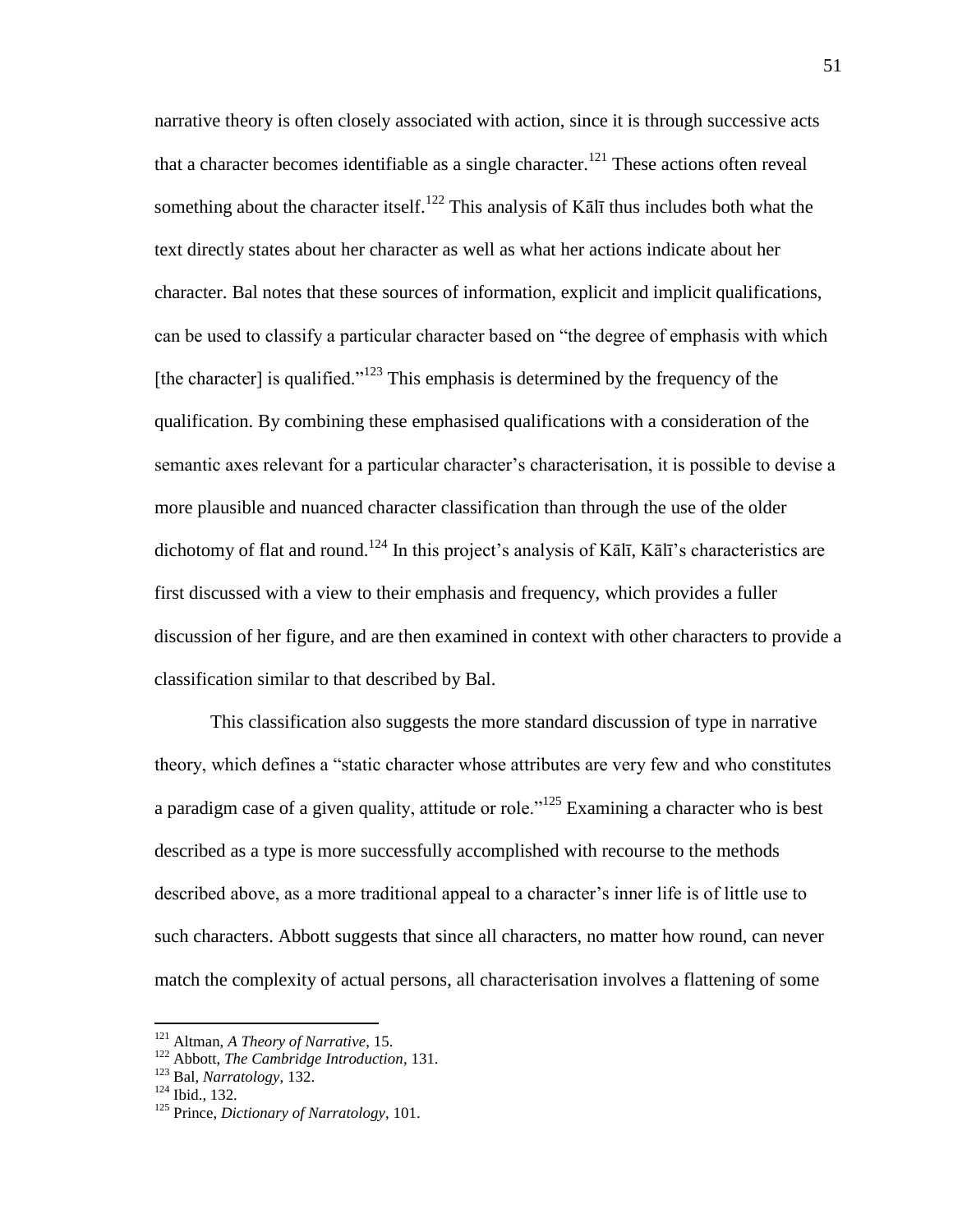narrative theory is often closely associated with action, since it is through successive acts that a character becomes identifiable as a single character.[121] These actions often reveal something about the character itself.[122] This analysis of Kālī thus includes both what the text directly states about her character as well as what her actions indicate about her character. Bal notes that these sources of information, explicit and implicit qualifications, can be used to classify a particular character based on "the degree of emphasis with which [the character] is qualified."[123] This emphasis is determined by the frequency of the qualification. By combining these emphasised qualifications with a consideration of the semantic axes relevant for a particular character's characterisation, it is possible to devise a more plausible and nuanced character classification than through the use of the older dichotomy of flat and round.[124] In this project's analysis of Kālī, Kālī's characteristics are first discussed with a view to their emphasis and frequency, which provides a fuller discussion of her figure, and are then examined in context with other characters to provide a classification similar to that described by Bal.

This classification also suggests the more standard discussion of type in narrative theory, which defines a "static character whose attributes are very few and who constitutes a paradigm case of a given quality, attitude or role."[125] Examining a character who is best described as a type is more successfully accomplished with recourse to the methods described above, as a more traditional appeal to a character's inner life is of little use to such characters. Abbott suggests that since all characters, no matter how round, can never match the complexity of actual persons, all characterisation involves a flattening of some

---

[121] Altman, *A Theory of Narrative*, 15.

[122] Abbott, *The Cambridge Introduction*, 131.

[123] Bal, *Narratology*, 132.

[124] Ibid., 132.

[125] Prince, *Dictionary of Narratology*, 101.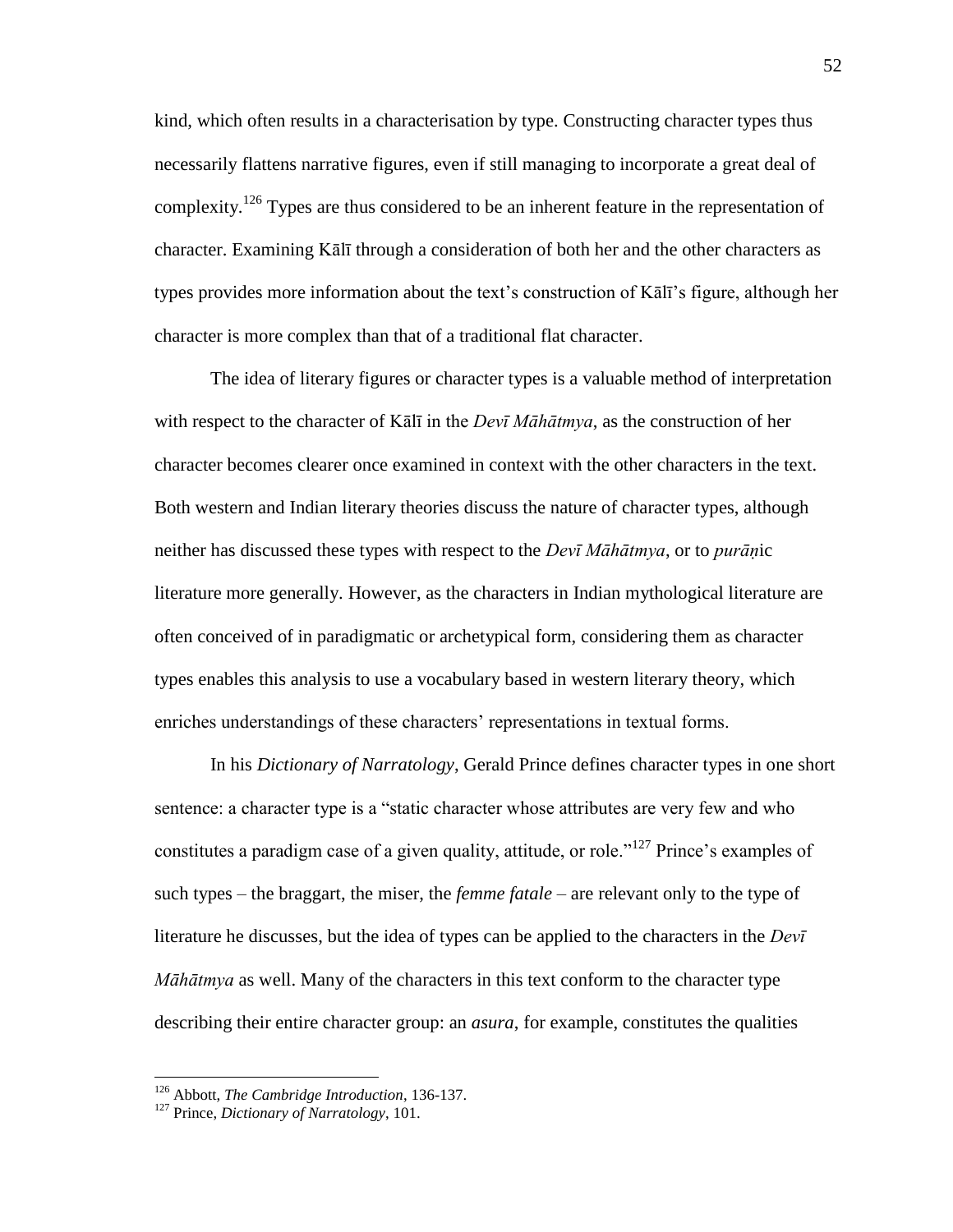kind, which often results in a characterisation by type. Constructing character types thus necessarily flattens narrative figures, even if still managing to incorporate a great deal of complexity.[126] Types are thus considered to be an inherent feature in the representation of character. Examining Kālī through a consideration of both her and the other characters as types provides more information about the text's construction of Kālī's figure, although her character is more complex than that of a traditional flat character.

The idea of literary figures or character types is a valuable method of interpretation with respect to the character of Kālī in the *Devī Māhātmya*, as the construction of her character becomes clearer once examined in context with the other characters in the text. Both western and Indian literary theories discuss the nature of character types, although neither has discussed these types with respect to the *Devī Māhātmya*, or to *purāṇ*ic literature more generally. However, as the characters in Indian mythological literature are often conceived of in paradigmatic or archetypical form, considering them as character types enables this analysis to use a vocabulary based in western literary theory, which enriches understandings of these characters' representations in textual forms.

In his *Dictionary of Narratology*, Gerald Prince defines character types in one short sentence: a character type is a "static character whose attributes are very few and who constitutes a paradigm case of a given quality, attitude, or role."[127] Prince's examples of such types – the braggart, the miser, the *femme fatale* – are relevant only to the type of literature he discusses, but the idea of types can be applied to the characters in the *Devī Māhātmya* as well. Many of the characters in this text conform to the character type describing their entire character group: an *asura*, for example, constitutes the qualities

---

[126] Abbott, *The Cambridge Introduction*, 136-137.

[127] Prince, *Dictionary of Narratology*, 101.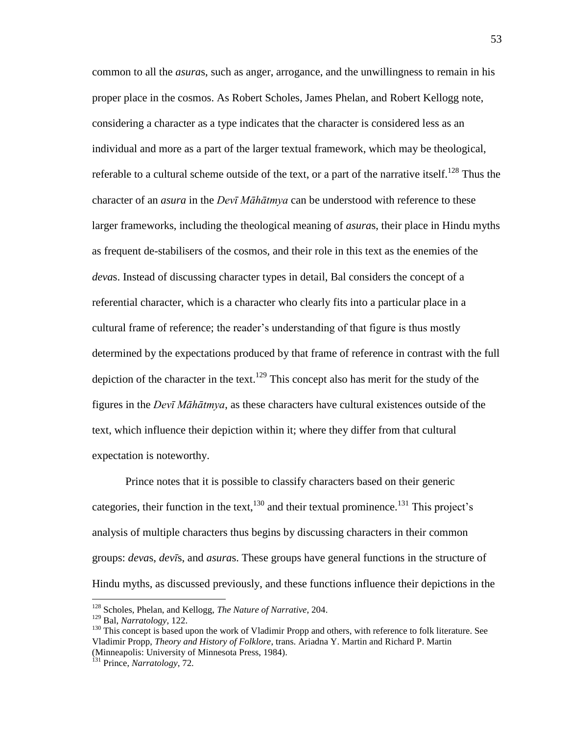common to all the *asura*s, such as anger, arrogance, and the unwillingness to remain in his proper place in the cosmos. As Robert Scholes, James Phelan, and Robert Kellogg note, considering a character as a type indicates that the character is considered less as an individual and more as a part of the larger textual framework, which may be theological, referable to a cultural scheme outside of the text, or a part of the narrative itself.[128] Thus the character of an *asura* in the *Devī Māhātmya* can be understood with reference to these larger frameworks, including the theological meaning of *asura*s, their place in Hindu myths as frequent de-stabilisers of the cosmos, and their role in this text as the enemies of the *deva*s. Instead of discussing character types in detail, Bal considers the concept of a referential character, which is a character who clearly fits into a particular place in a cultural frame of reference; the reader's understanding of that figure is thus mostly determined by the expectations produced by that frame of reference in contrast with the full depiction of the character in the text.[129] This concept also has merit for the study of the figures in the *Devī Māhātmya*, as these characters have cultural existences outside of the text, which influence their depiction within it; where they differ from that cultural expectation is noteworthy.

Prince notes that it is possible to classify characters based on their generic categories, their function in the text,[130] and their textual prominence.[131] This project's analysis of multiple characters thus begins by discussing characters in their common groups: *deva*s, *devī*s, and *asura*s. These groups have general functions in the structure of Hindu myths, as discussed previously, and these functions influence their depictions in the

---

[128] Scholes, Phelan, and Kellogg, *The Nature of Narrative*, 204.

[129] Bal, *Narratology*, 122.

[130] This concept is based upon the work of Vladimir Propp and others, with reference to folk literature. See Vladimir Propp, *Theory and History of Folklore*, trans. Ariadna Y. Martin and Richard P. Martin (Minneapolis: University of Minnesota Press, 1984).

[131] Prince, *Narratology*, 72.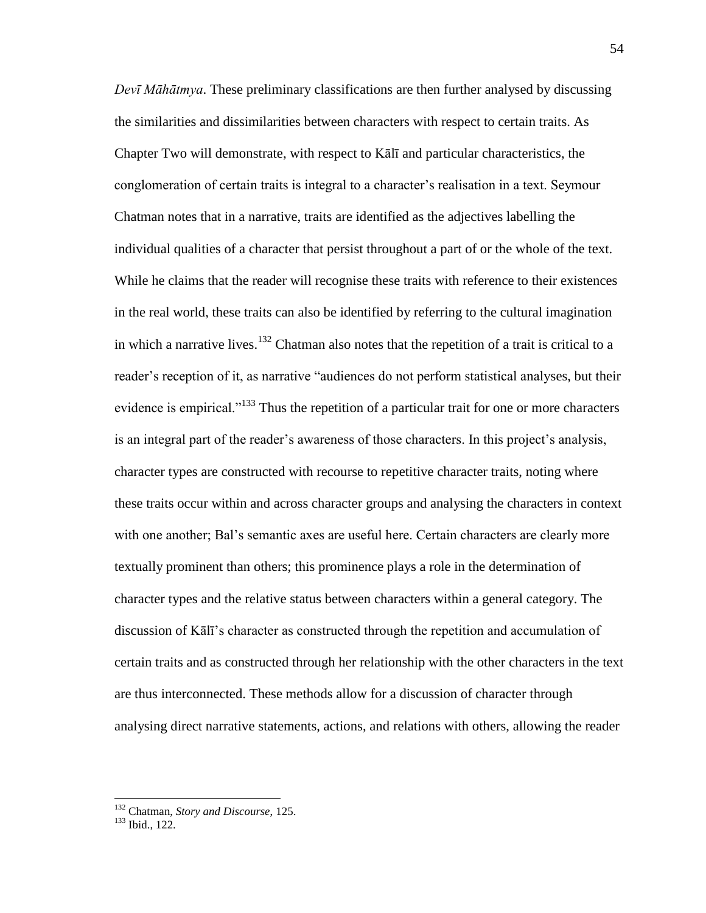*Devī Māhātmya*. These preliminary classifications are then further analysed by discussing the similarities and dissimilarities between characters with respect to certain traits. As Chapter Two will demonstrate, with respect to Kālī and particular characteristics, the conglomeration of certain traits is integral to a character's realisation in a text. Seymour Chatman notes that in a narrative, traits are identified as the adjectives labelling the individual qualities of a character that persist throughout a part of or the whole of the text. While he claims that the reader will recognise these traits with reference to their existences in the real world, these traits can also be identified by referring to the cultural imagination in which a narrative lives.[132] Chatman also notes that the repetition of a trait is critical to a reader's reception of it, as narrative "audiences do not perform statistical analyses, but their evidence is empirical."[133] Thus the repetition of a particular trait for one or more characters is an integral part of the reader's awareness of those characters. In this project's analysis, character types are constructed with recourse to repetitive character traits, noting where these traits occur within and across character groups and analysing the characters in context with one another; Bal's semantic axes are useful here. Certain characters are clearly more textually prominent than others; this prominence plays a role in the determination of character types and the relative status between characters within a general category. The discussion of Kālī's character as constructed through the repetition and accumulation of certain traits and as constructed through her relationship with the other characters in the text are thus interconnected. These methods allow for a discussion of character through analysing direct narrative statements, actions, and relations with others, allowing the reader

---

[132] Chatman, *Story and Discourse*, 125.
[133] Ibid., 122.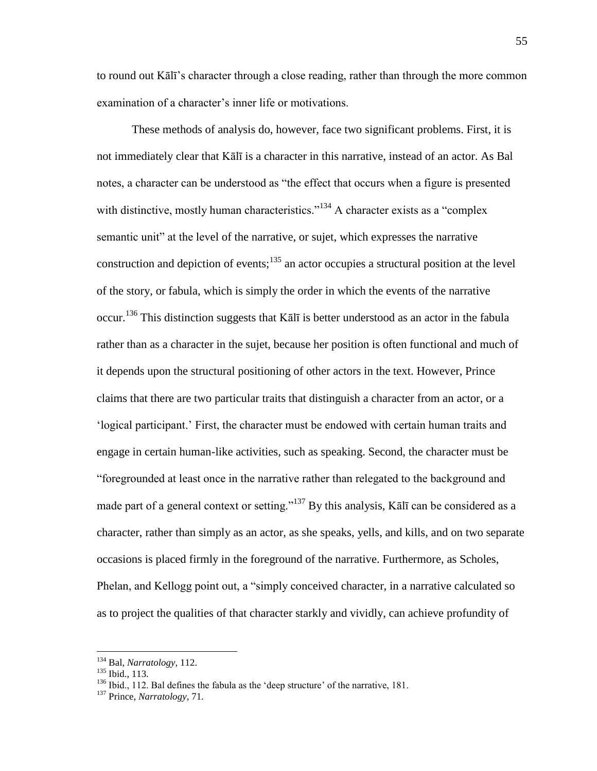to round out Kālī's character through a close reading, rather than through the more common examination of a character's inner life or motivations.

These methods of analysis do, however, face two significant problems. First, it is not immediately clear that Kālī is a character in this narrative, instead of an actor. As Bal notes, a character can be understood as "the effect that occurs when a figure is presented with distinctive, mostly human characteristics."[134] A character exists as a "complex semantic unit" at the level of the narrative, or sujet, which expresses the narrative construction and depiction of events;[135] an actor occupies a structural position at the level of the story, or fabula, which is simply the order in which the events of the narrative occur.[136] This distinction suggests that Kālī is better understood as an actor in the fabula rather than as a character in the sujet, because her position is often functional and much of it depends upon the structural positioning of other actors in the text. However, Prince claims that there are two particular traits that distinguish a character from an actor, or a 'logical participant.' First, the character must be endowed with certain human traits and engage in certain human-like activities, such as speaking. Second, the character must be "foregrounded at least once in the narrative rather than relegated to the background and made part of a general context or setting."[137] By this analysis, Kālī can be considered as a character, rather than simply as an actor, as she speaks, yells, and kills, and on two separate occasions is placed firmly in the foreground of the narrative. Furthermore, as Scholes, Phelan, and Kellogg point out, a "simply conceived character, in a narrative calculated so as to project the qualities of that character starkly and vividly, can achieve profundity of

---

[134] Bal, *Narratology*, 112.

[135] Ibid., 113.

[136] Ibid., 112. Bal defines the fabula as the 'deep structure' of the narrative, 181.

[137] Prince, *Narratology*, 71.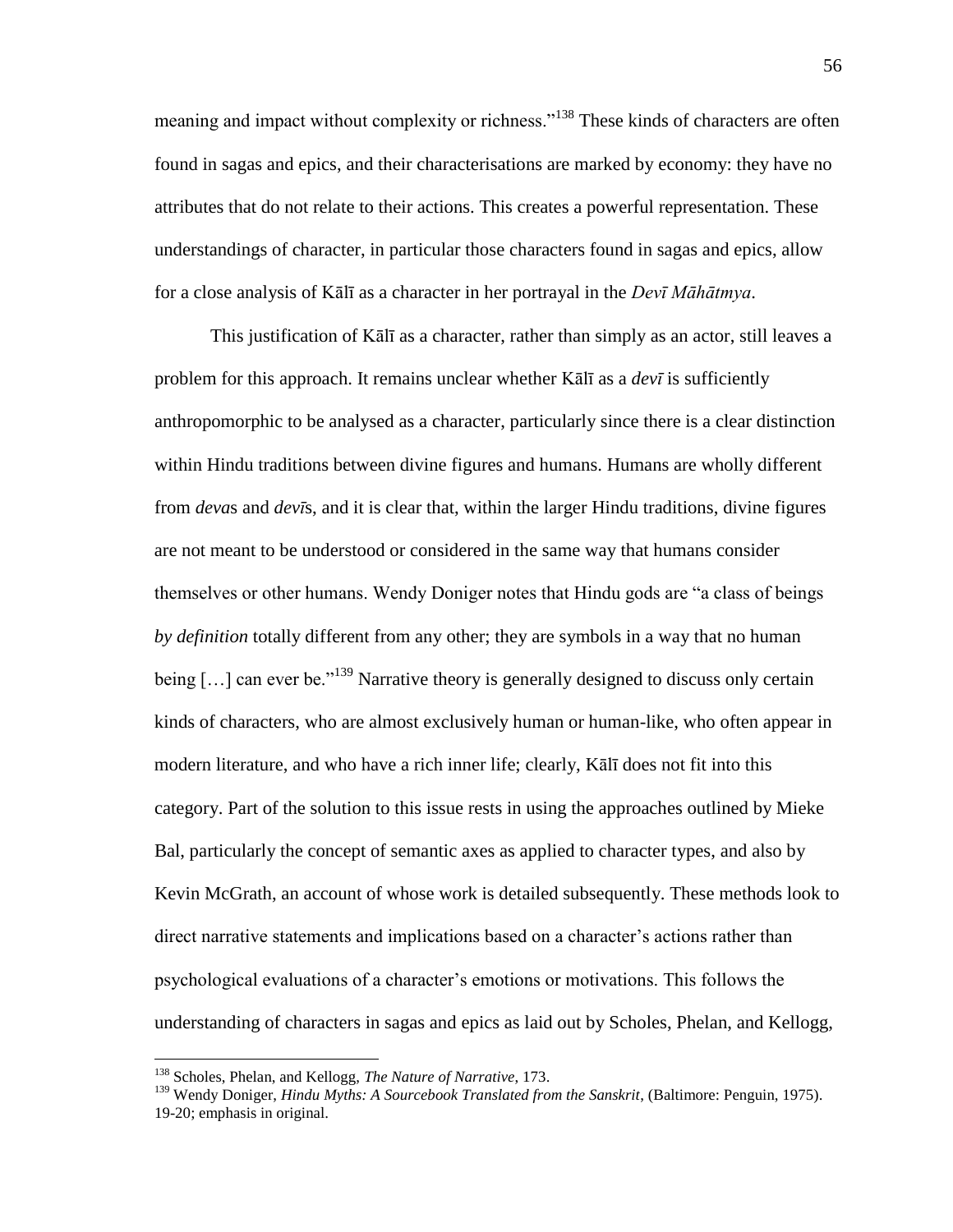meaning and impact without complexity or richness."[138] These kinds of characters are often found in sagas and epics, and their characterisations are marked by economy: they have no attributes that do not relate to their actions. This creates a powerful representation. These understandings of character, in particular those characters found in sagas and epics, allow for a close analysis of Kālī as a character in her portrayal in the *Devī Māhātmya*.

This justification of Kālī as a character, rather than simply as an actor, still leaves a problem for this approach. It remains unclear whether Kālī as a *devī* is sufficiently anthropomorphic to be analysed as a character, particularly since there is a clear distinction within Hindu traditions between divine figures and humans. Humans are wholly different from *deva*s and *devī*s, and it is clear that, within the larger Hindu traditions, divine figures are not meant to be understood or considered in the same way that humans consider themselves or other humans. Wendy Doniger notes that Hindu gods are "a class of beings *by definition* totally different from any other; they are symbols in a way that no human being […] can ever be."[139] Narrative theory is generally designed to discuss only certain kinds of characters, who are almost exclusively human or human-like, who often appear in modern literature, and who have a rich inner life; clearly, Kālī does not fit into this category. Part of the solution to this issue rests in using the approaches outlined by Mieke Bal, particularly the concept of semantic axes as applied to character types, and also by Kevin McGrath, an account of whose work is detailed subsequently. These methods look to direct narrative statements and implications based on a character's actions rather than psychological evaluations of a character's emotions or motivations. This follows the understanding of characters in sagas and epics as laid out by Scholes, Phelan, and Kellogg,

---

[138] Scholes, Phelan, and Kellogg, *The Nature of Narrative*, 173.

[139] Wendy Doniger, *Hindu Myths: A Sourcebook Translated from the Sanskrit*, (Baltimore: Penguin, 1975). 19-20; emphasis in original.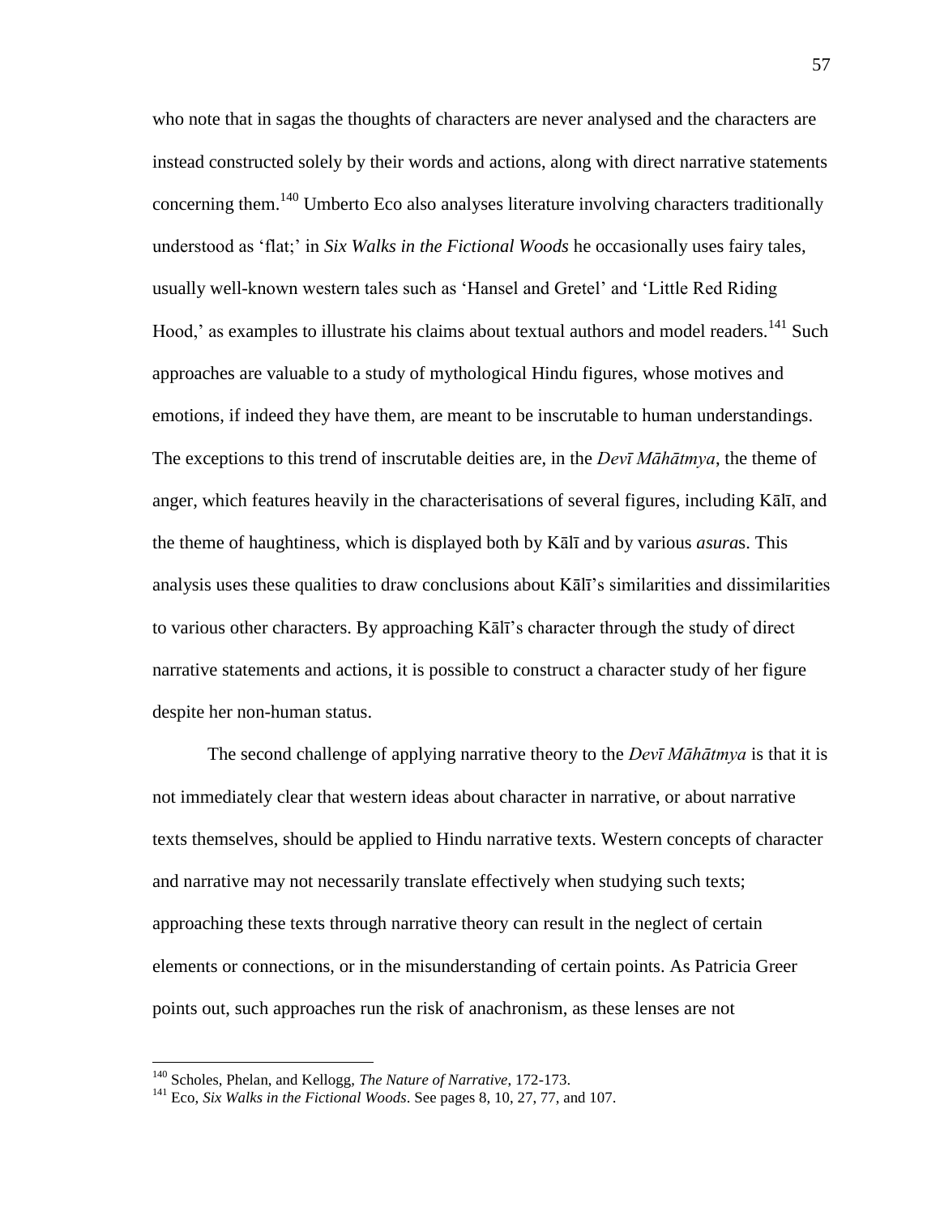who note that in sagas the thoughts of characters are never analysed and the characters are instead constructed solely by their words and actions, along with direct narrative statements concerning them.[140] Umberto Eco also analyses literature involving characters traditionally understood as 'flat;' in *Six Walks in the Fictional Woods* he occasionally uses fairy tales, usually well-known western tales such as 'Hansel and Gretel' and 'Little Red Riding Hood,' as examples to illustrate his claims about textual authors and model readers.[141] Such approaches are valuable to a study of mythological Hindu figures, whose motives and emotions, if indeed they have them, are meant to be inscrutable to human understandings. The exceptions to this trend of inscrutable deities are, in the *Devī Māhātmya*, the theme of anger, which features heavily in the characterisations of several figures, including Kālī, and the theme of haughtiness, which is displayed both by Kālī and by various *asura*s. This analysis uses these qualities to draw conclusions about Kālī's similarities and dissimilarities to various other characters. By approaching Kālī's character through the study of direct narrative statements and actions, it is possible to construct a character study of her figure despite her non-human status.

The second challenge of applying narrative theory to the *Devī Māhātmya* is that it is not immediately clear that western ideas about character in narrative, or about narrative texts themselves, should be applied to Hindu narrative texts. Western concepts of character and narrative may not necessarily translate effectively when studying such texts; approaching these texts through narrative theory can result in the neglect of certain elements or connections, or in the misunderstanding of certain points. As Patricia Greer points out, such approaches run the risk of anachronism, as these lenses are not

---

[140] Scholes, Phelan, and Kellogg, *The Nature of Narrative*, 172-173.

[141] Eco, *Six Walks in the Fictional Woods*. See pages 8, 10, 27, 77, and 107.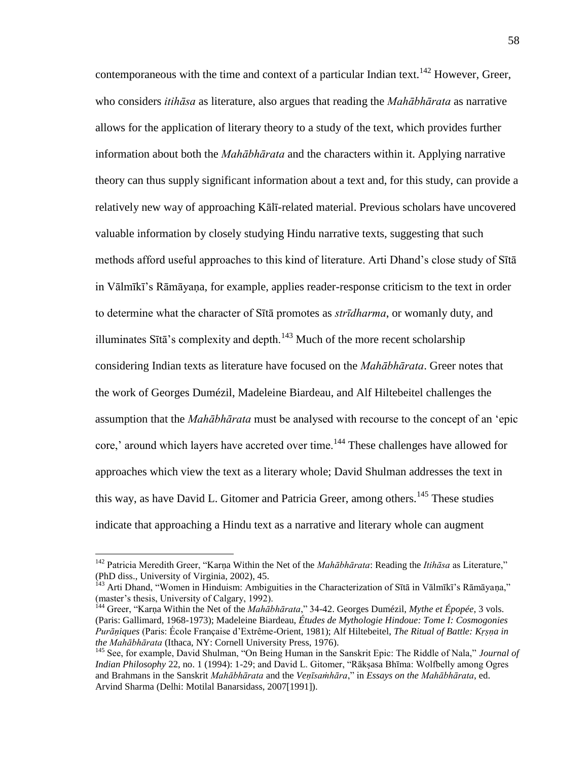contemporaneous with the time and context of a particular Indian text.[142] However, Greer, who considers *itihāsa* as literature, also argues that reading the *Mahābhārata* as narrative allows for the application of literary theory to a study of the text, which provides further information about both the *Mahābhārata* and the characters within it. Applying narrative theory can thus supply significant information about a text and, for this study, can provide a relatively new way of approaching Kālī-related material. Previous scholars have uncovered valuable information by closely studying Hindu narrative texts, suggesting that such methods afford useful approaches to this kind of literature. Arti Dhand's close study of Sītā in Vālmīkī's Rāmāyaṇa, for example, applies reader-response criticism to the text in order to determine what the character of Sītā promotes as *strīdharma*, or womanly duty, and illuminates Sītā's complexity and depth.[143] Much of the more recent scholarship considering Indian texts as literature have focused on the *Mahābhārata*. Greer notes that the work of Georges Dumézil, Madeleine Biardeau, and Alf Hiltebeitel challenges the assumption that the *Mahābhārata* must be analysed with recourse to the concept of an 'epic core,' around which layers have accreted over time.[144] These challenges have allowed for approaches which view the text as a literary whole; David Shulman addresses the text in this way, as have David L. Gitomer and Patricia Greer, among others.[145] These studies indicate that approaching a Hindu text as a narrative and literary whole can augment

---

[142] Patricia Meredith Greer, "Karṇa Within the Net of the *Mahābhārata*: Reading the *Itihāsa* as Literature," (PhD diss., University of Virginia, 2002), 45.

[143] Arti Dhand, "Women in Hinduism: Ambiguities in the Characterization of Sītā in Vālmīkī's Rāmāyaṇa," (master's thesis, University of Calgary, 1992).

[144] Greer, "Karṇa Within the Net of the *Mahābhārata*," 34-42. Georges Dumézil, *Mythe et Épopée,* 3 vols. (Paris: Gallimard, 1968-1973); Madeleine Biardeau, *Études de Mythologie Hindoue: Tome I: Cosmogonies Purāṇiques* (Paris: École Française d'Extrême-Orient, 1981); Alf Hiltebeitel, *The Ritual of Battle: Kṛṣṇa in the Mahābhārata* (Ithaca, NY: Cornell University Press, 1976).

[145] See, for example, David Shulman, "On Being Human in the Sanskrit Epic: The Riddle of Nala," *Journal of Indian Philosophy* 22, no. 1 (1994): 1-29; and David L. Gitomer, "Rākṣasa Bhīma: Wolfbelly among Ogres and Brahmans in the Sanskrit *Mahābhārata* and the *Veṇīsaṁhāra*," in *Essays on the Mahābhārata*, ed. Arvind Sharma (Delhi: Motilal Banarsidass, 2007[1991]).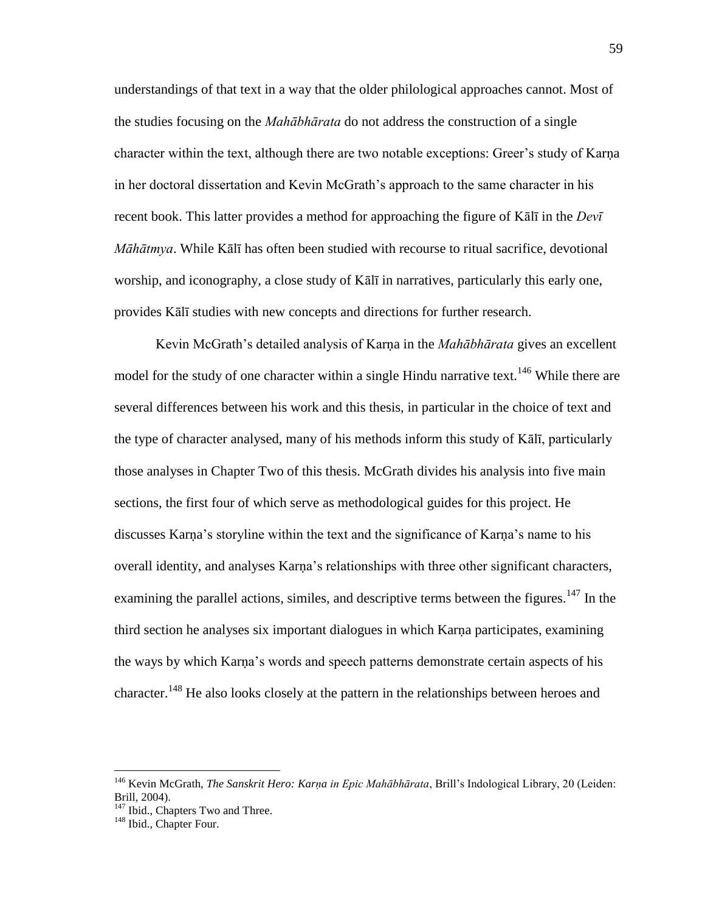understandings of that text in a way that the older philological approaches cannot. Most of the studies focusing on the *Mahābhārata* do not address the construction of a single character within the text, although there are two notable exceptions: Greer's study of Karṇa in her doctoral dissertation and Kevin McGrath's approach to the same character in his recent book. This latter provides a method for approaching the figure of Kālī in the *Devī Māhātmya*. While Kālī has often been studied with recourse to ritual sacrifice, devotional worship, and iconography, a close study of Kālī in narratives, particularly this early one, provides Kālī studies with new concepts and directions for further research.

Kevin McGrath's detailed analysis of Karṇa in the *Mahābhārata* gives an excellent model for the study of one character within a single Hindu narrative text.[146] While there are several differences between his work and this thesis, in particular in the choice of text and the type of character analysed, many of his methods inform this study of Kālī, particularly those analyses in Chapter Two of this thesis. McGrath divides his analysis into five main sections, the first four of which serve as methodological guides for this project. He discusses Karṇa's storyline within the text and the significance of Karṇa's name to his overall identity, and analyses Karṇa's relationships with three other significant characters, examining the parallel actions, similes, and descriptive terms between the figures.[147] In the third section he analyses six important dialogues in which Karṇa participates, examining the ways by which Karṇa's words and speech patterns demonstrate certain aspects of his character.[148] He also looks closely at the pattern in the relationships between heroes and

---

[146] Kevin McGrath, *The Sanskrit Hero: Karṇa in Epic Mahābhārata*, Brill's Indological Library, 20 (Leiden: Brill, 2004).

[147] Ibid., Chapters Two and Three.

[148] Ibid., Chapter Four.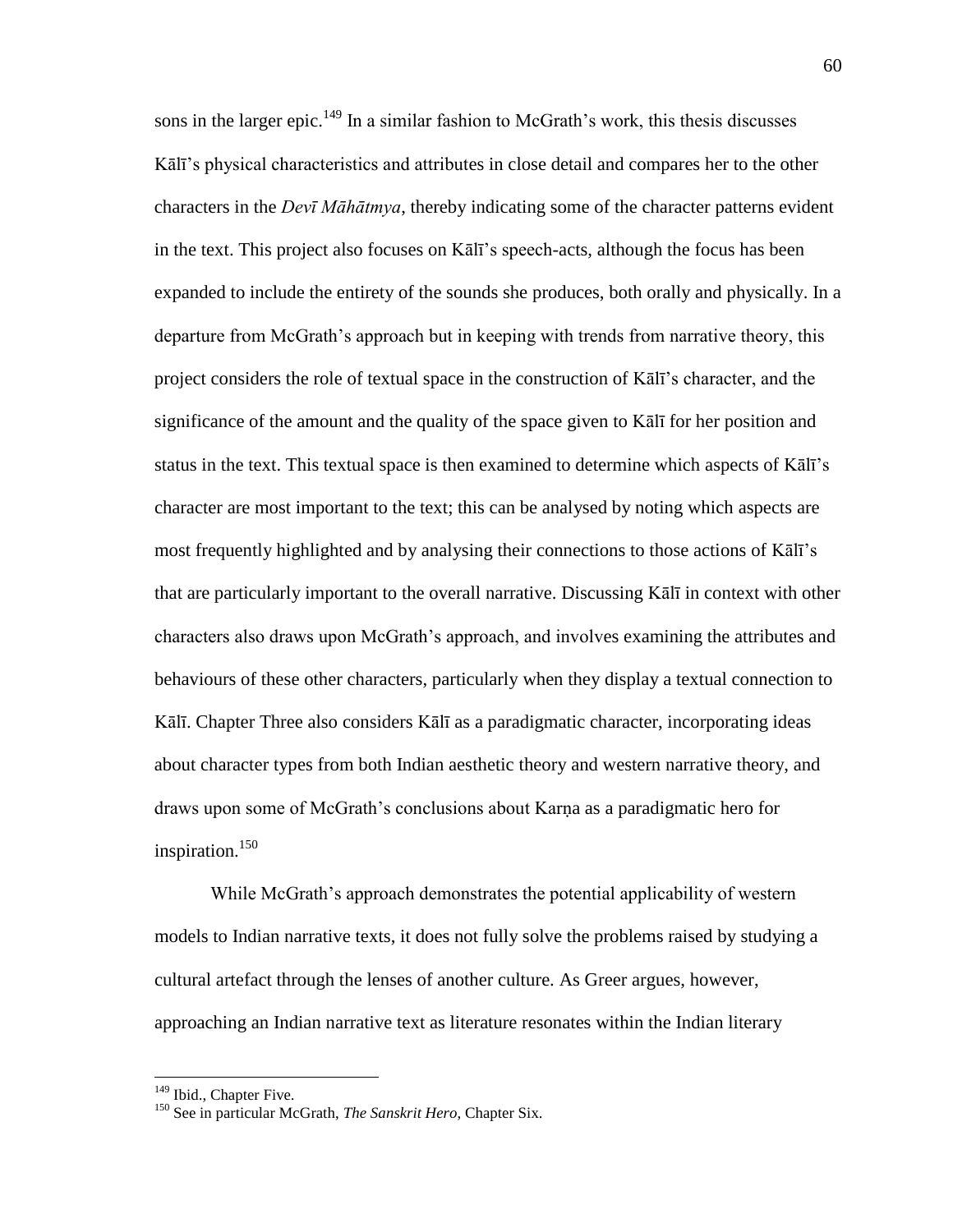sons in the larger epic.[149] In a similar fashion to McGrath's work, this thesis discusses Kālī's physical characteristics and attributes in close detail and compares her to the other characters in the *Devī Māhātmya*, thereby indicating some of the character patterns evident in the text. This project also focuses on Kālī's speech-acts, although the focus has been expanded to include the entirety of the sounds she produces, both orally and physically. In a departure from McGrath's approach but in keeping with trends from narrative theory, this project considers the role of textual space in the construction of Kālī's character, and the significance of the amount and the quality of the space given to Kālī for her position and status in the text. This textual space is then examined to determine which aspects of Kālī's character are most important to the text; this can be analysed by noting which aspects are most frequently highlighted and by analysing their connections to those actions of Kālī's that are particularly important to the overall narrative. Discussing Kālī in context with other characters also draws upon McGrath's approach, and involves examining the attributes and behaviours of these other characters, particularly when they display a textual connection to Kālī. Chapter Three also considers Kālī as a paradigmatic character, incorporating ideas about character types from both Indian aesthetic theory and western narrative theory, and draws upon some of McGrath's conclusions about Karṇa as a paradigmatic hero for inspiration.[150]

While McGrath's approach demonstrates the potential applicability of western models to Indian narrative texts, it does not fully solve the problems raised by studying a cultural artefact through the lenses of another culture. As Greer argues, however, approaching an Indian narrative text as literature resonates within the Indian literary

---

[149] Ibid., Chapter Five.

[150] See in particular McGrath, *The Sanskrit Hero*, Chapter Six.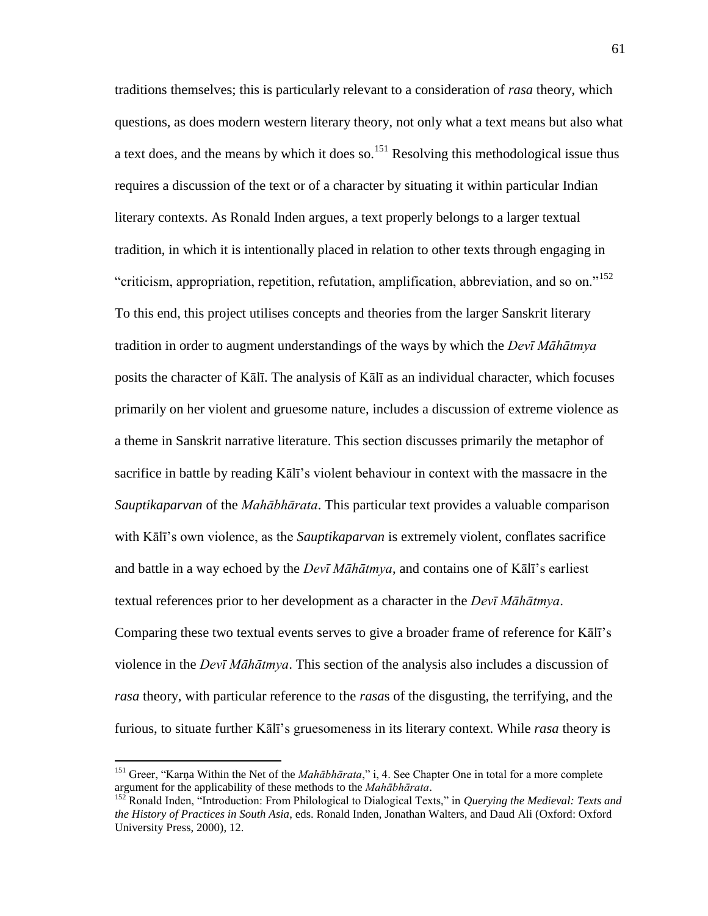traditions themselves; this is particularly relevant to a consideration of *rasa* theory, which questions, as does modern western literary theory, not only what a text means but also what a text does, and the means by which it does so.[151] Resolving this methodological issue thus requires a discussion of the text or of a character by situating it within particular Indian literary contexts. As Ronald Inden argues, a text properly belongs to a larger textual tradition, in which it is intentionally placed in relation to other texts through engaging in "criticism, appropriation, repetition, refutation, amplification, abbreviation, and so on."[152] To this end, this project utilises concepts and theories from the larger Sanskrit literary tradition in order to augment understandings of the ways by which the *Devī Māhātmya* posits the character of Kālī. The analysis of Kālī as an individual character, which focuses primarily on her violent and gruesome nature, includes a discussion of extreme violence as a theme in Sanskrit narrative literature. This section discusses primarily the metaphor of sacrifice in battle by reading Kālī's violent behaviour in context with the massacre in the *Sauptikaparvan* of the *Mahābhārata*. This particular text provides a valuable comparison with Kālī's own violence, as the *Sauptikaparvan* is extremely violent, conflates sacrifice and battle in a way echoed by the *Devī Māhātmya*, and contains one of Kālī's earliest textual references prior to her development as a character in the *Devī Māhātmya*. Comparing these two textual events serves to give a broader frame of reference for Kālī's violence in the *Devī Māhātmya*. This section of the analysis also includes a discussion of *rasa* theory, with particular reference to the *rasa*s of the disgusting, the terrifying, and the furious, to situate further Kālī's gruesomeness in its literary context. While *rasa* theory is

---

[151] Greer, "Karṇa Within the Net of the *Mahābhārata*," i, 4. See Chapter One in total for a more complete argument for the applicability of these methods to the *Mahābhārata*.

[152] Ronald Inden, "Introduction: From Philological to Dialogical Texts," in *Querying the Medieval: Texts and the History of Practices in South Asia*, eds. Ronald Inden, Jonathan Walters, and Daud Ali (Oxford: Oxford University Press, 2000), 12.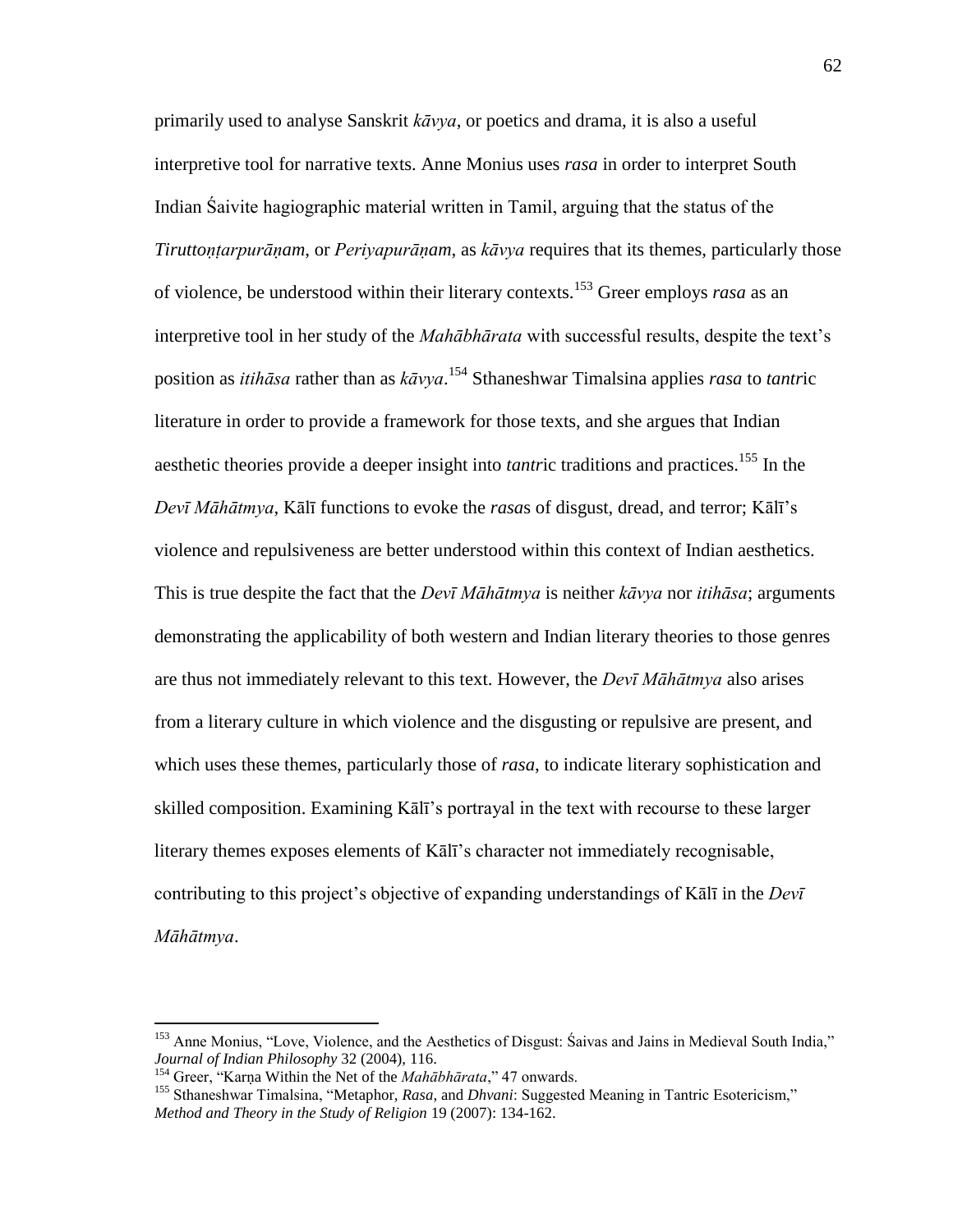primarily used to analyse Sanskrit *kāvya*, or poetics and drama, it is also a useful interpretive tool for narrative texts. Anne Monius uses *rasa* in order to interpret South Indian Śaivite hagiographic material written in Tamil, arguing that the status of the *Tiruttoṇṭarpurāṇam*, or *Periyapurāṇam*, as *kāvya* requires that its themes, particularly those of violence, be understood within their literary contexts.[153] Greer employs *rasa* as an interpretive tool in her study of the *Mahābhārata* with successful results, despite the text's position as *itihāsa* rather than as *kāvya*.[154] Sthaneshwar Timalsina applies *rasa* to *tantr*ic literature in order to provide a framework for those texts, and she argues that Indian aesthetic theories provide a deeper insight into *tantr*ic traditions and practices.[155] In the *Devī Māhātmya*, Kālī functions to evoke the *rasa*s of disgust, dread, and terror; Kālī's violence and repulsiveness are better understood within this context of Indian aesthetics. This is true despite the fact that the *Devī Māhātmya* is neither *kāvya* nor *itihāsa*; arguments demonstrating the applicability of both western and Indian literary theories to those genres are thus not immediately relevant to this text. However, the *Devī Māhātmya* also arises from a literary culture in which violence and the disgusting or repulsive are present, and which uses these themes, particularly those of *rasa*, to indicate literary sophistication and skilled composition. Examining Kālī's portrayal in the text with recourse to these larger literary themes exposes elements of Kālī's character not immediately recognisable, contributing to this project's objective of expanding understandings of Kālī in the *Devī Māhātmya*.

---

[153] Anne Monius, "Love, Violence, and the Aesthetics of Disgust: Śaivas and Jains in Medieval South India," *Journal of Indian Philosophy* 32 (2004), 116.

[154] Greer, "Karṇa Within the Net of the *Mahābhārata*," 47 onwards.

[155] Sthaneshwar Timalsina, "Metaphor, *Rasa*, and *Dhvani*: Suggested Meaning in Tantric Esotericism," *Method and Theory in the Study of Religion* 19 (2007): 134-162.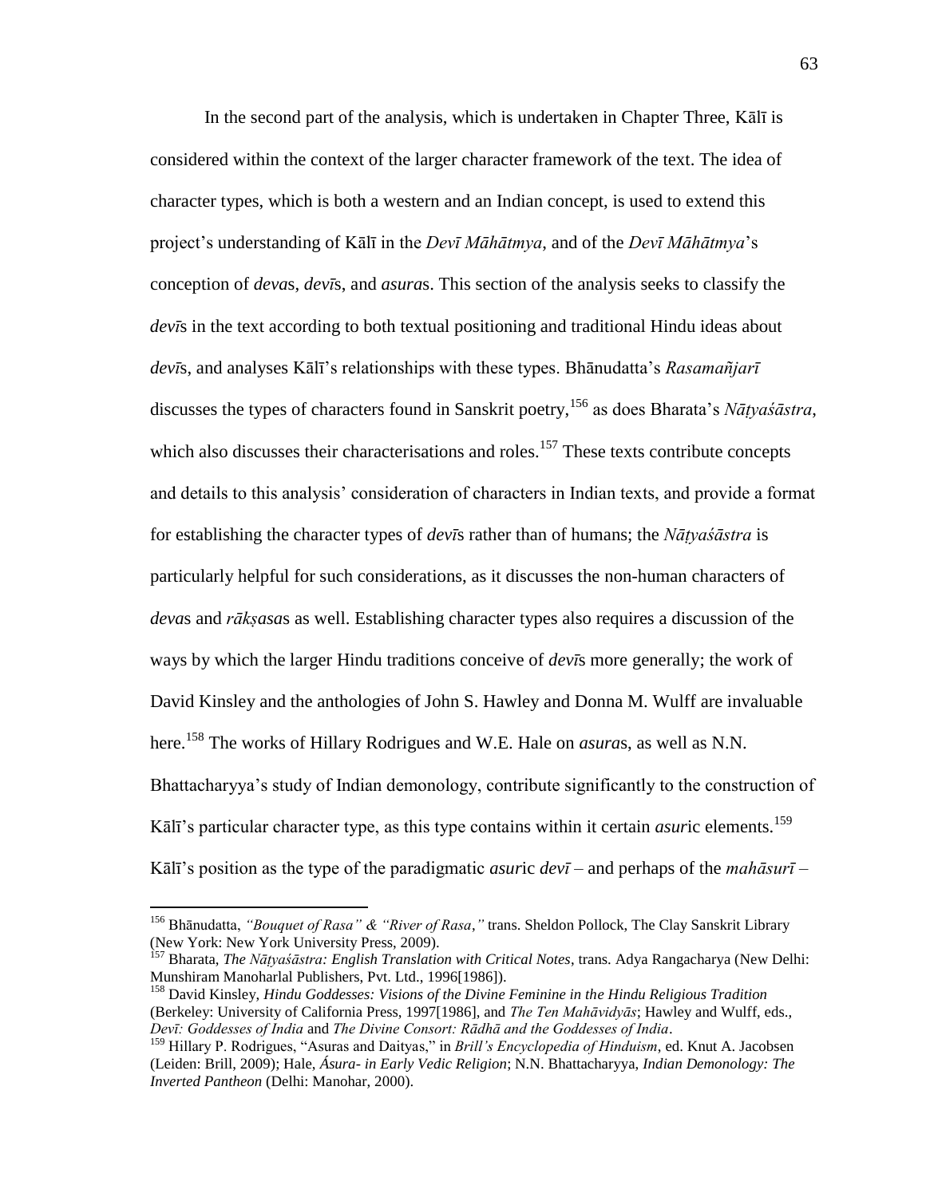In the second part of the analysis, which is undertaken in Chapter Three, Kālī is considered within the context of the larger character framework of the text. The idea of character types, which is both a western and an Indian concept, is used to extend this project's understanding of Kālī in the *Devī Māhātmya*, and of the *Devī Māhātmya*'s conception of *deva*s, *devī*s, and *asura*s. This section of the analysis seeks to classify the *devī*s in the text according to both textual positioning and traditional Hindu ideas about *devī*s, and analyses Kālī's relationships with these types. Bhānudatta's *Rasamañjarī* discusses the types of characters found in Sanskrit poetry,[156] as does Bharata's *Nāṭyaśāstra*, which also discusses their characterisations and roles.[157] These texts contribute concepts and details to this analysis' consideration of characters in Indian texts, and provide a format for establishing the character types of *devī*s rather than of humans; the *Nāṭyaśāstra* is particularly helpful for such considerations, as it discusses the non-human characters of *deva*s and *rākṣasa*s as well. Establishing character types also requires a discussion of the ways by which the larger Hindu traditions conceive of *devī*s more generally; the work of David Kinsley and the anthologies of John S. Hawley and Donna M. Wulff are invaluable here.[158] The works of Hillary Rodrigues and W.E. Hale on *asura*s, as well as N.N. Bhattacharyya's study of Indian demonology, contribute significantly to the construction of Kālī's particular character type, as this type contains within it certain *asur*ic elements.[159] Kālī's position as the type of the paradigmatic *asur*ic *devī* – and perhaps of the *mahāsurī* –

---

[156] Bhānudatta, *"Bouquet of Rasa" & "River of Rasa,"* trans. Sheldon Pollock, The Clay Sanskrit Library (New York: New York University Press, 2009).

[157] Bharata, *The Nāṭyaśāstra: English Translation with Critical Notes*, trans. Adya Rangacharya (New Delhi: Munshiram Manoharlal Publishers, Pvt. Ltd., 1996[1986]).

[158] David Kinsley, *Hindu Goddesses: Visions of the Divine Feminine in the Hindu Religious Tradition* (Berkeley: University of California Press, 1997[1986], and *The Ten Mahāvidyās*; Hawley and Wulff, eds., *Devī: Goddesses of India* and *The Divine Consort: Rādhā and the Goddesses of India*.

[159] Hillary P. Rodrigues, "Asuras and Daityas," in *Brill's Encyclopedia of Hinduism*, ed. Knut A. Jacobsen (Leiden: Brill, 2009); Hale, *Ásura- in Early Vedic Religion*; N.N. Bhattacharyya, *Indian Demonology: The Inverted Pantheon* (Delhi: Manohar, 2000).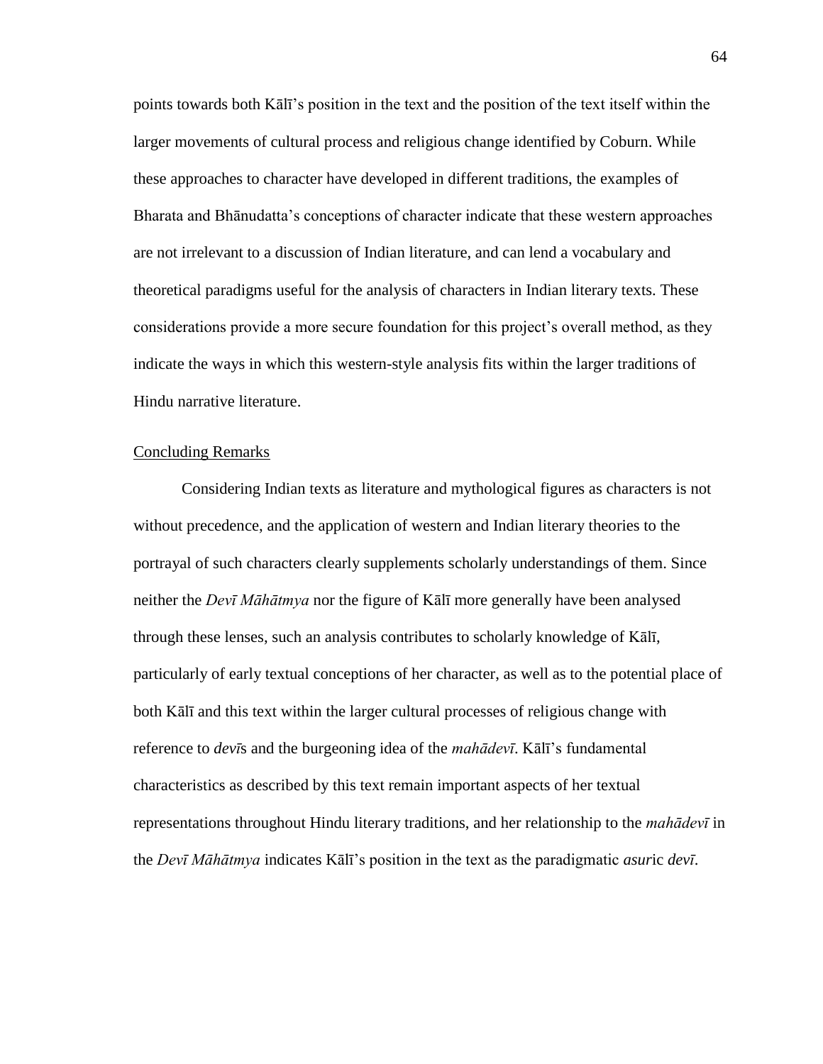points towards both Kālī's position in the text and the position of the text itself within the larger movements of cultural process and religious change identified by Coburn. While these approaches to character have developed in different traditions, the examples of Bharata and Bhānudatta's conceptions of character indicate that these western approaches are not irrelevant to a discussion of Indian literature, and can lend a vocabulary and theoretical paradigms useful for the analysis of characters in Indian literary texts. These considerations provide a more secure foundation for this project's overall method, as they indicate the ways in which this western-style analysis fits within the larger traditions of Hindu narrative literature.

## Concluding Remarks

Considering Indian texts as literature and mythological figures as characters is not without precedence, and the application of western and Indian literary theories to the portrayal of such characters clearly supplements scholarly understandings of them. Since neither the *Devī Māhātmya* nor the figure of Kālī more generally have been analysed through these lenses, such an analysis contributes to scholarly knowledge of Kālī, particularly of early textual conceptions of her character, as well as to the potential place of both Kālī and this text within the larger cultural processes of religious change with reference to *devī*s and the burgeoning idea of the *mahādevī*. Kālī's fundamental characteristics as described by this text remain important aspects of her textual representations throughout Hindu literary traditions, and her relationship to the *mahādevī* in the *Devī Māhātmya* indicates Kālī's position in the text as the paradigmatic *asur*ic *devī*.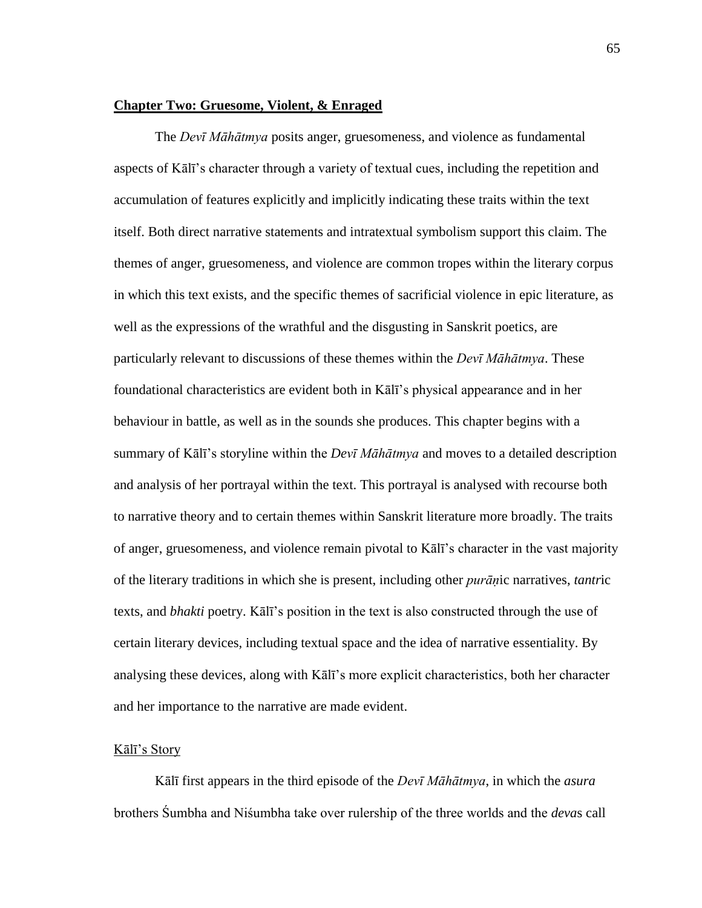## **Chapter Two: Gruesome, Violent, & Enraged**

The *Devī Māhātmya* posits anger, gruesomeness, and violence as fundamental aspects of Kālī's character through a variety of textual cues, including the repetition and accumulation of features explicitly and implicitly indicating these traits within the text itself. Both direct narrative statements and intratextual symbolism support this claim. The themes of anger, gruesomeness, and violence are common tropes within the literary corpus in which this text exists, and the specific themes of sacrificial violence in epic literature, as well as the expressions of the wrathful and the disgusting in Sanskrit poetics, are particularly relevant to discussions of these themes within the *Devī Māhātmya*. These foundational characteristics are evident both in Kālī's physical appearance and in her behaviour in battle, as well as in the sounds she produces. This chapter begins with a summary of Kālī's storyline within the *Devī Māhātmya* and moves to a detailed description and analysis of her portrayal within the text. This portrayal is analysed with recourse both to narrative theory and to certain themes within Sanskrit literature more broadly. The traits of anger, gruesomeness, and violence remain pivotal to Kālī's character in the vast majority of the literary traditions in which she is present, including other *purāṇ*ic narratives, *tantr*ic texts, and *bhakti* poetry. Kālī's position in the text is also constructed through the use of certain literary devices, including textual space and the idea of narrative essentiality. By analysing these devices, along with Kālī's more explicit characteristics, both her character and her importance to the narrative are made evident.

### Kālī's Story

Kālī first appears in the third episode of the *Devī Māhātmya*, in which the *asura* brothers Śumbha and Niśumbha take over rulership of the three worlds and the *deva*s call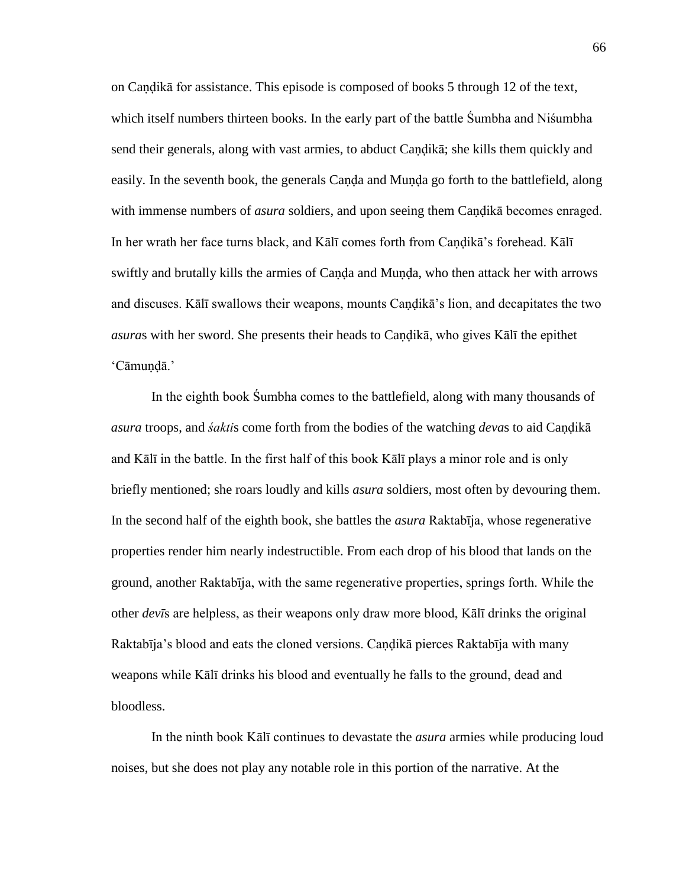on Caṇḍikā for assistance. This episode is composed of books 5 through 12 of the text, which itself numbers thirteen books. In the early part of the battle Śumbha and Niśumbha send their generals, along with vast armies, to abduct Caṇḍikā; she kills them quickly and easily. In the seventh book, the generals Caṇḍa and Muṇḍa go forth to the battlefield, along with immense numbers of *asura* soldiers, and upon seeing them Caṇḍikā becomes enraged. In her wrath her face turns black, and Kālī comes forth from Caṇḍikā's forehead. Kālī swiftly and brutally kills the armies of Caṇḍa and Muṇḍa, who then attack her with arrows and discuses. Kālī swallows their weapons, mounts Caṇḍikā's lion, and decapitates the two *asura*s with her sword. She presents their heads to Caṇḍikā, who gives Kālī the epithet 'Cāmuṇḍā.'

In the eighth book Śumbha comes to the battlefield, along with many thousands of *asura* troops, and *śakti*s come forth from the bodies of the watching *deva*s to aid Caṇḍikā and Kālī in the battle. In the first half of this book Kālī plays a minor role and is only briefly mentioned; she roars loudly and kills *asura* soldiers, most often by devouring them. In the second half of the eighth book, she battles the *asura* Raktabīja, whose regenerative properties render him nearly indestructible. From each drop of his blood that lands on the ground, another Raktabīja, with the same regenerative properties, springs forth. While the other *devī*s are helpless, as their weapons only draw more blood, Kālī drinks the original Raktabīja's blood and eats the cloned versions. Caṇḍikā pierces Raktabīja with many weapons while Kālī drinks his blood and eventually he falls to the ground, dead and bloodless.

In the ninth book Kālī continues to devastate the *asura* armies while producing loud noises, but she does not play any notable role in this portion of the narrative. At the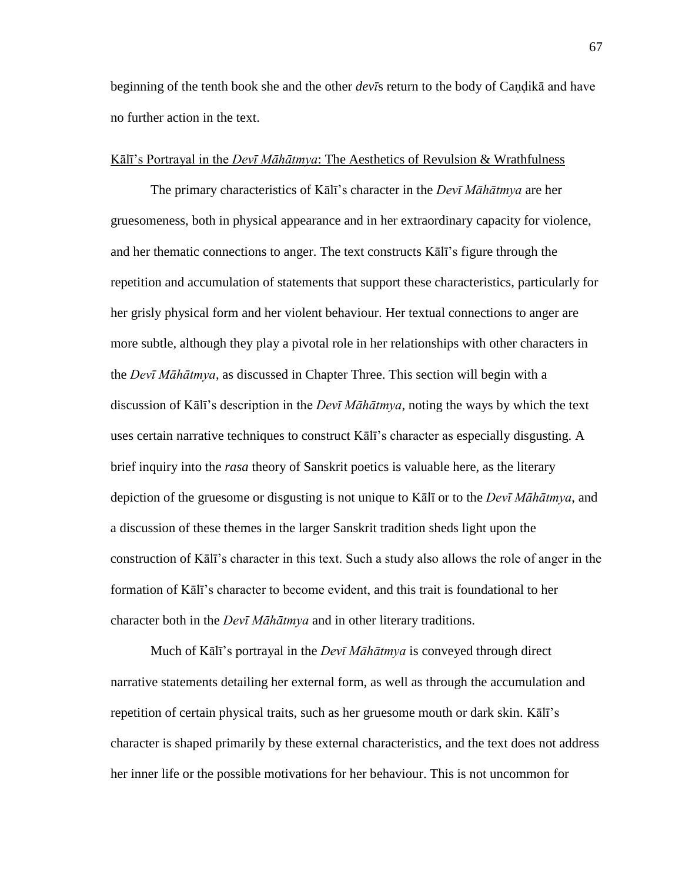beginning of the tenth book she and the other *devī*s return to the body of Caṇḍikā and have no further action in the text.

### Kālī's Portrayal in the *Devī Māhātmya*: The Aesthetics of Revulsion & Wrathfulness

The primary characteristics of Kālī's character in the *Devī Māhātmya* are her gruesomeness, both in physical appearance and in her extraordinary capacity for violence, and her thematic connections to anger. The text constructs Kālī's figure through the repetition and accumulation of statements that support these characteristics, particularly for her grisly physical form and her violent behaviour. Her textual connections to anger are more subtle, although they play a pivotal role in her relationships with other characters in the *Devī Māhātmya*, as discussed in Chapter Three. This section will begin with a discussion of Kālī's description in the *Devī Māhātmya*, noting the ways by which the text uses certain narrative techniques to construct Kālī's character as especially disgusting. A brief inquiry into the *rasa* theory of Sanskrit poetics is valuable here, as the literary depiction of the gruesome or disgusting is not unique to Kālī or to the *Devī Māhātmya*, and a discussion of these themes in the larger Sanskrit tradition sheds light upon the construction of Kālī's character in this text. Such a study also allows the role of anger in the formation of Kālī's character to become evident, and this trait is foundational to her character both in the *Devī Māhātmya* and in other literary traditions.

Much of Kālī's portrayal in the *Devī Māhātmya* is conveyed through direct narrative statements detailing her external form, as well as through the accumulation and repetition of certain physical traits, such as her gruesome mouth or dark skin. Kālī's character is shaped primarily by these external characteristics, and the text does not address her inner life or the possible motivations for her behaviour. This is not uncommon for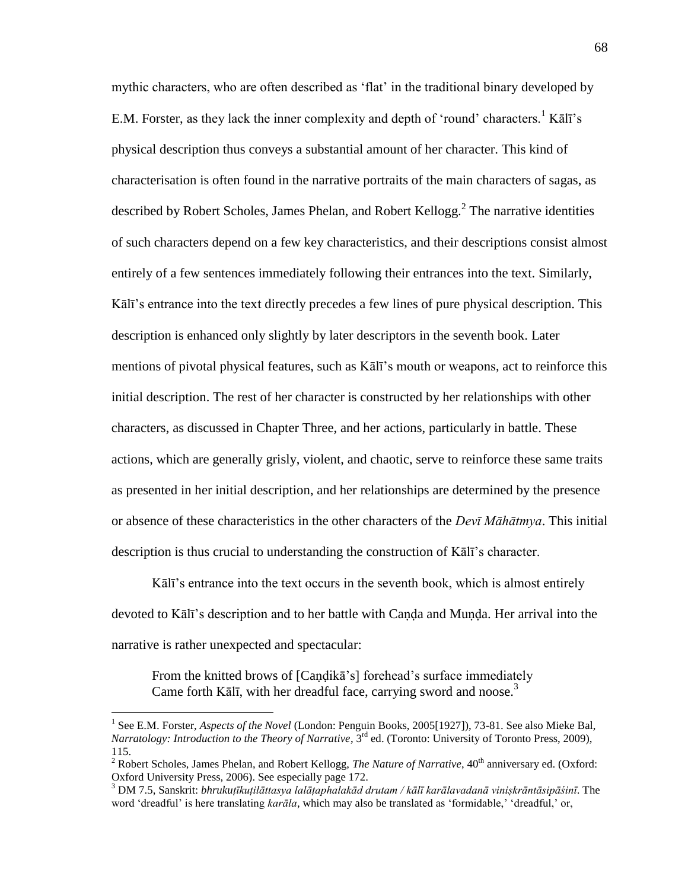mythic characters, who are often described as 'flat' in the traditional binary developed by E.M. Forster, as they lack the inner complexity and depth of 'round' characters.[1] Kālī's physical description thus conveys a substantial amount of her character. This kind of characterisation is often found in the narrative portraits of the main characters of sagas, as described by Robert Scholes, James Phelan, and Robert Kellogg.[2] The narrative identities of such characters depend on a few key characteristics, and their descriptions consist almost entirely of a few sentences immediately following their entrances into the text. Similarly, Kālī's entrance into the text directly precedes a few lines of pure physical description. This description is enhanced only slightly by later descriptors in the seventh book. Later mentions of pivotal physical features, such as Kālī's mouth or weapons, act to reinforce this initial description. The rest of her character is constructed by her relationships with other characters, as discussed in Chapter Three, and her actions, particularly in battle. These actions, which are generally grisly, violent, and chaotic, serve to reinforce these same traits as presented in her initial description, and her relationships are determined by the presence or absence of these characteristics in the other characters of the *Devī Māhātmya*. This initial description is thus crucial to understanding the construction of Kālī's character.

Kālī's entrance into the text occurs in the seventh book, which is almost entirely devoted to Kālī's description and to her battle with Caṇḍa and Muṇḍa. Her arrival into the narrative is rather unexpected and spectacular:

> From the knitted brows of [Caṇḍikā's] forehead's surface immediately
> Came forth Kālī, with her dreadful face, carrying sword and noose.[3]

---

[1] See E.M. Forster, *Aspects of the Novel* (London: Penguin Books, 2005[1927]), 73-81. See also Mieke Bal, *Narratology: Introduction to the Theory of Narrative*, 3rd ed. (Toronto: University of Toronto Press, 2009), 115.

[2] Robert Scholes, James Phelan, and Robert Kellogg, *The Nature of Narrative*, 40th anniversary ed. (Oxford: Oxford University Press, 2006). See especially page 172.

[3] DM 7.5, Sanskrit: *bhrukuṭīkuṭilāttasya lalāṭaphalakād drutam / kālī karālavadanā viniṣkrāntāsipāśinī*. The word 'dreadful' is here translating *karāla*, which may also be translated as 'formidable,' 'dreadful,' or,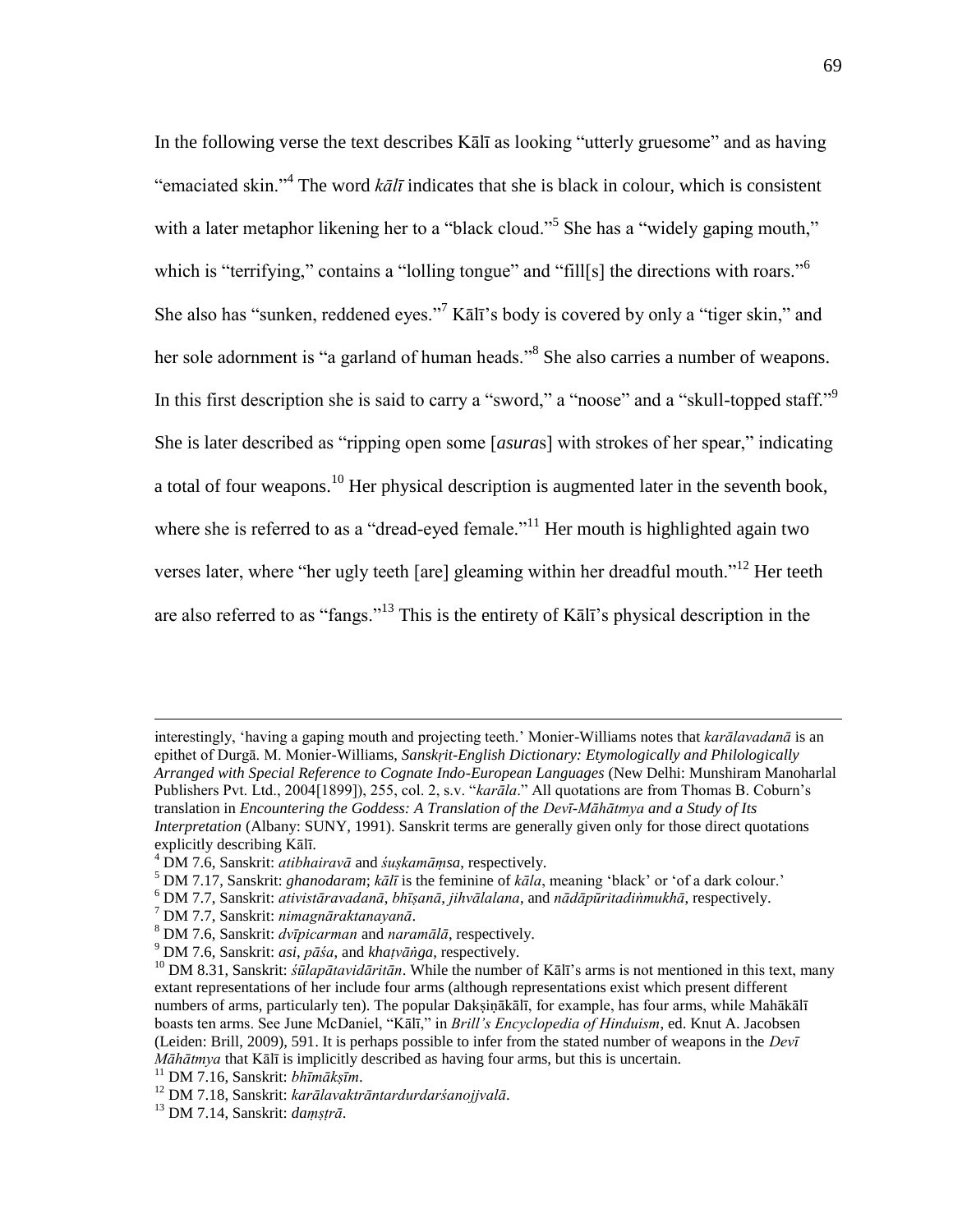In the following verse the text describes Kālī as looking "utterly gruesome" and as having "emaciated skin."[4] The word *kālī* indicates that she is black in colour, which is consistent with a later metaphor likening her to a "black cloud."[5] She has a "widely gaping mouth," which is "terrifying," contains a "lolling tongue" and "fill[s] the directions with roars."[6] She also has "sunken, reddened eyes."[7] Kālī's body is covered by only a "tiger skin," and her sole adornment is "a garland of human heads."[8] She also carries a number of weapons. In this first description she is said to carry a "sword," a "noose" and a "skull-topped staff."[9] She is later described as "ripping open some [*asura*s] with strokes of her spear," indicating a total of four weapons.[10] Her physical description is augmented later in the seventh book, where she is referred to as a "dread-eyed female."[11] Her mouth is highlighted again two verses later, where "her ugly teeth [are] gleaming within her dreadful mouth."[12] Her teeth are also referred to as "fangs."[13] This is the entirety of Kālī's physical description in the

---

interestingly, 'having a gaping mouth and projecting teeth.' Monier-Williams notes that *karālavadanā* is an epithet of Durgā. M. Monier-Williams, *Sanskṛit-English Dictionary: Etymologically and Philologically Arranged with Special Reference to Cognate Indo-European Languages* (New Delhi: Munshiram Manoharlal Publishers Pvt. Ltd., 2004[1899]), 255, col. 2, s.v. "*karāla*." All quotations are from Thomas B. Coburn's translation in *Encountering the Goddess: A Translation of the Devī-Māhātmya and a Study of Its Interpretation* (Albany: SUNY, 1991). Sanskrit terms are generally given only for those direct quotations explicitly describing Kālī.

[4] DM 7.6, Sanskrit: *atibhairavā* and *śuṣkamāṃsa*, respectively.

[5] DM 7.17, Sanskrit: *ghanodaram*; *kālī* is the feminine of *kāla*, meaning 'black' or 'of a dark colour.'

[6] DM 7.7, Sanskrit: *ativistāravadanā*, *bhīṣanā*, *jihvālalana*, and *nādāpūritadiṅmukhā*, respectively.

[7] DM 7.7, Sanskrit: *nimagnāraktanayanā*.

[8] DM 7.6, Sanskrit: *dvīpicarman* and *naramālā*, respectively.

[9] DM 7.6, Sanskrit: *asi*, *pāśa*, and *khaṭvāṅga*, respectively.

[10] DM 8.31, Sanskrit: *śūlapātavidāritān*. While the number of Kālī's arms is not mentioned in this text, many extant representations of her include four arms (although representations exist which present different numbers of arms, particularly ten). The popular Dakṣiṇākālī, for example, has four arms, while Mahākālī boasts ten arms. See June McDaniel, "Kālī," in *Brill's Encyclopedia of Hinduism*, ed. Knut A. Jacobsen (Leiden: Brill, 2009), 591. It is perhaps possible to infer from the stated number of weapons in the *Devī Māhātmya* that Kālī is implicitly described as having four arms, but this is uncertain.

[11] DM 7.16, Sanskrit: *bhīmākṣīm*.

[12] DM 7.18, Sanskrit: *karālavaktrāntardurdarśanojjvalā*.

[13] DM 7.14, Sanskrit: *daṃṣṭrā*.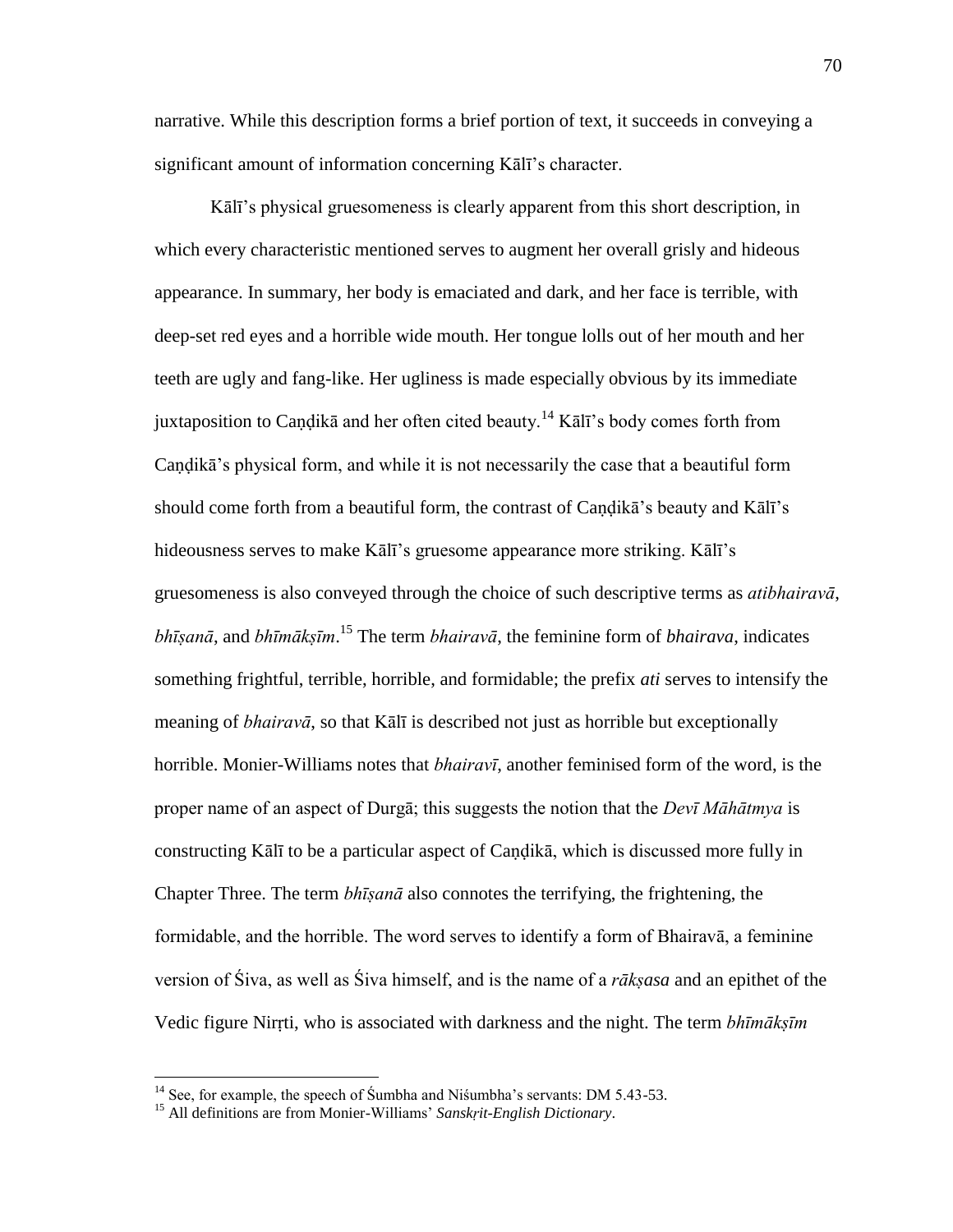narrative. While this description forms a brief portion of text, it succeeds in conveying a significant amount of information concerning Kālī's character.

Kālī's physical gruesomeness is clearly apparent from this short description, in which every characteristic mentioned serves to augment her overall grisly and hideous appearance. In summary, her body is emaciated and dark, and her face is terrible, with deep-set red eyes and a horrible wide mouth. Her tongue lolls out of her mouth and her teeth are ugly and fang-like. Her ugliness is made especially obvious by its immediate juxtaposition to Caṇḍikā and her often cited beauty.[14] Kālī's body comes forth from Caṇḍikā's physical form, and while it is not necessarily the case that a beautiful form should come forth from a beautiful form, the contrast of Caṇḍikā's beauty and Kālī's hideousness serves to make Kālī's gruesome appearance more striking. Kālī's gruesomeness is also conveyed through the choice of such descriptive terms as *atibhairavā*, *bhīṣanā*, and *bhīmākṣīm*.[15] The term *bhairavā*, the feminine form of *bhairava*, indicates something frightful, terrible, horrible, and formidable; the prefix *ati* serves to intensify the meaning of *bhairavā*, so that Kālī is described not just as horrible but exceptionally horrible. Monier-Williams notes that *bhairavī*, another feminised form of the word, is the proper name of an aspect of Durgā; this suggests the notion that the *Devī Māhātmya* is constructing Kālī to be a particular aspect of Caṇḍikā, which is discussed more fully in Chapter Three. The term *bhīṣanā* also connotes the terrifying, the frightening, the formidable, and the horrible. The word serves to identify a form of Bhairavā, a feminine version of Śiva, as well as Śiva himself, and is the name of a *rākṣasa* and an epithet of the Vedic figure Nirṛti, who is associated with darkness and the night. The term *bhīmākṣīm*

---

[14] See, for example, the speech of Śumbha and Niśumbha's servants: DM 5.43-53.

[15] All definitions are from Monier-Williams' *Sanskṛit-English Dictionary*.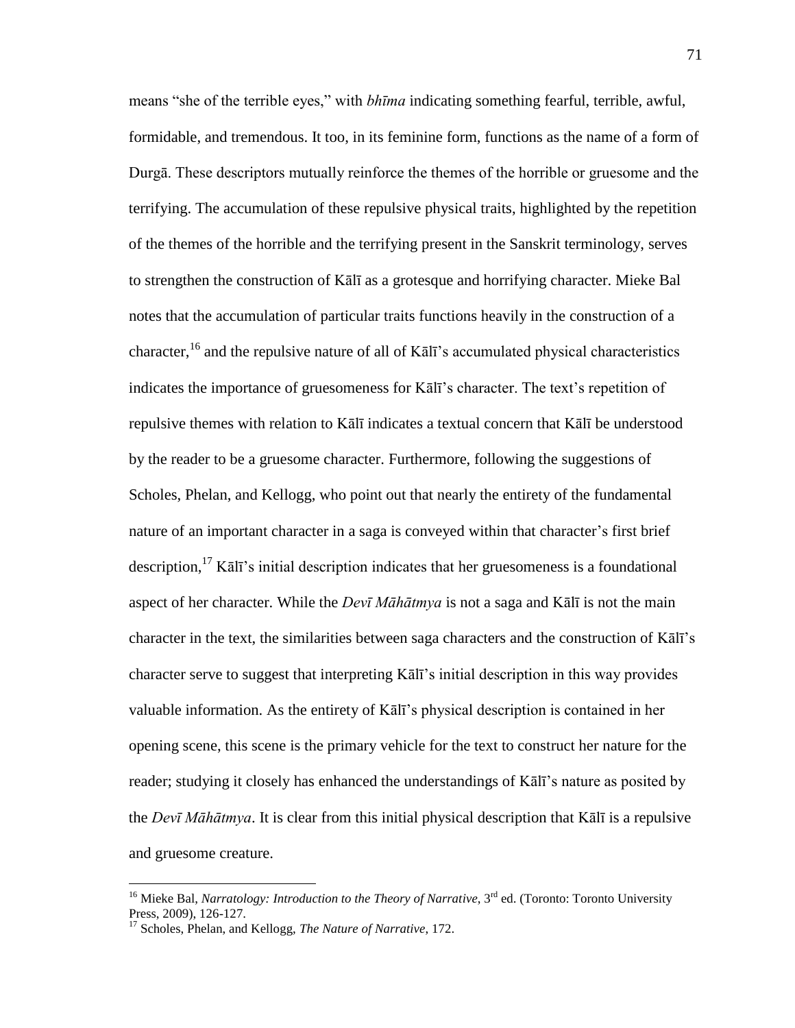means "she of the terrible eyes," with *bhīma* indicating something fearful, terrible, awful, formidable, and tremendous. It too, in its feminine form, functions as the name of a form of Durgā. These descriptors mutually reinforce the themes of the horrible or gruesome and the terrifying. The accumulation of these repulsive physical traits, highlighted by the repetition of the themes of the horrible and the terrifying present in the Sanskrit terminology, serves to strengthen the construction of Kālī as a grotesque and horrifying character. Mieke Bal notes that the accumulation of particular traits functions heavily in the construction of a character,[16] and the repulsive nature of all of Kālī's accumulated physical characteristics indicates the importance of gruesomeness for Kālī's character. The text's repetition of repulsive themes with relation to Kālī indicates a textual concern that Kālī be understood by the reader to be a gruesome character. Furthermore, following the suggestions of Scholes, Phelan, and Kellogg, who point out that nearly the entirety of the fundamental nature of an important character in a saga is conveyed within that character's first brief description,[17] Kālī's initial description indicates that her gruesomeness is a foundational aspect of her character. While the *Devī Māhātmya* is not a saga and Kālī is not the main character in the text, the similarities between saga characters and the construction of Kālī's character serve to suggest that interpreting Kālī's initial description in this way provides valuable information. As the entirety of Kālī's physical description is contained in her opening scene, this scene is the primary vehicle for the text to construct her nature for the reader; studying it closely has enhanced the understandings of Kālī's nature as posited by the *Devī Māhātmya*. It is clear from this initial physical description that Kālī is a repulsive and gruesome creature.

---

[16] Mieke Bal, *Narratology: Introduction to the Theory of Narrative*, 3rd ed. (Toronto: Toronto University Press, 2009), 126-127.

[17] Scholes, Phelan, and Kellogg, *The Nature of Narrative*, 172.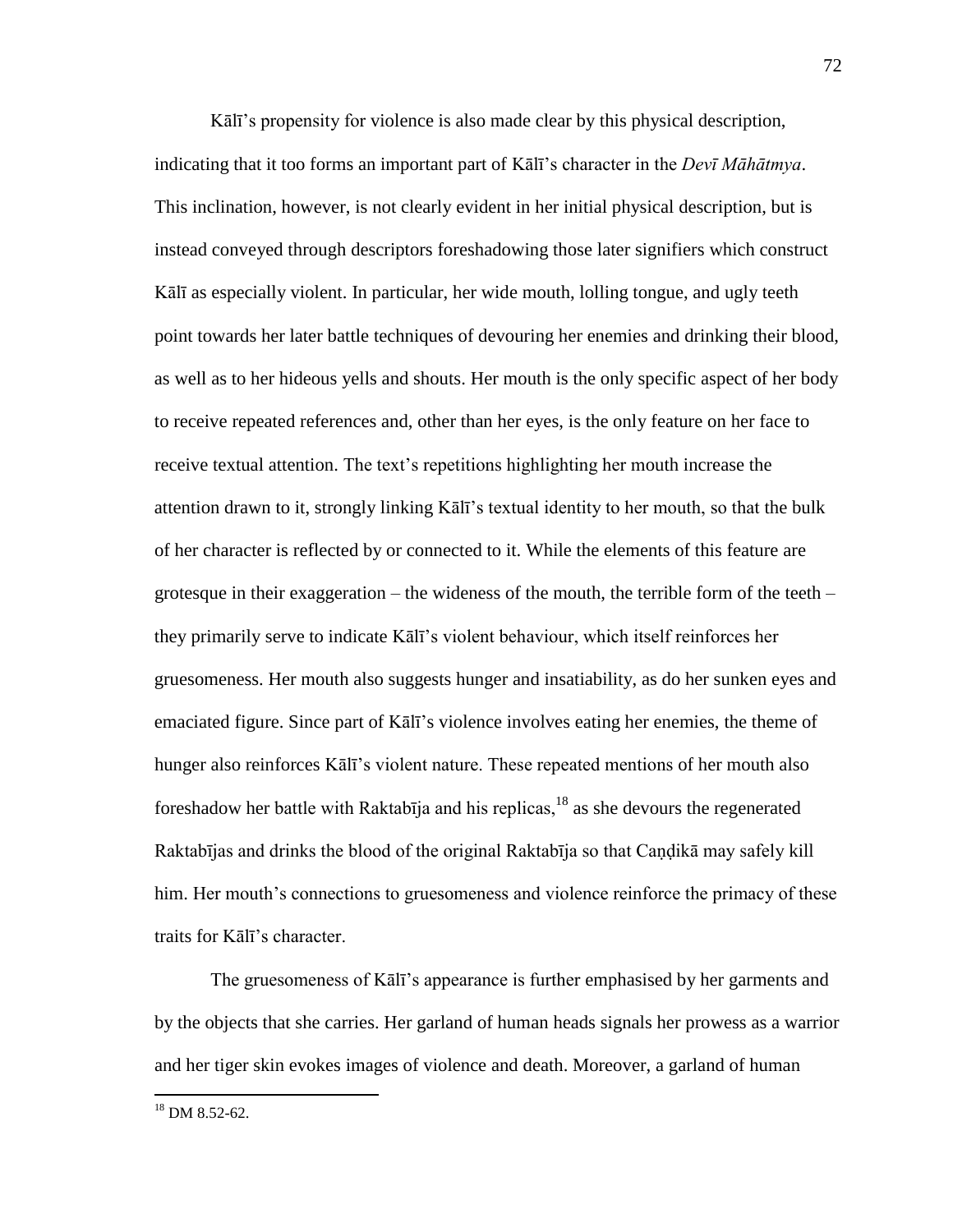Kālī's propensity for violence is also made clear by this physical description, indicating that it too forms an important part of Kālī's character in the *Devī Māhātmya*. This inclination, however, is not clearly evident in her initial physical description, but is instead conveyed through descriptors foreshadowing those later signifiers which construct Kālī as especially violent. In particular, her wide mouth, lolling tongue, and ugly teeth point towards her later battle techniques of devouring her enemies and drinking their blood, as well as to her hideous yells and shouts. Her mouth is the only specific aspect of her body to receive repeated references and, other than her eyes, is the only feature on her face to receive textual attention. The text's repetitions highlighting her mouth increase the attention drawn to it, strongly linking Kālī's textual identity to her mouth, so that the bulk of her character is reflected by or connected to it. While the elements of this feature are grotesque in their exaggeration – the wideness of the mouth, the terrible form of the teeth – they primarily serve to indicate Kālī's violent behaviour, which itself reinforces her gruesomeness. Her mouth also suggests hunger and insatiability, as do her sunken eyes and emaciated figure. Since part of Kālī's violence involves eating her enemies, the theme of hunger also reinforces Kālī's violent nature. These repeated mentions of her mouth also foreshadow her battle with Raktabīja and his replicas,[18] as she devours the regenerated Raktabījas and drinks the blood of the original Raktabīja so that Caṇḍikā may safely kill him. Her mouth's connections to gruesomeness and violence reinforce the primacy of these traits for Kālī's character.

The gruesomeness of Kālī's appearance is further emphasised by her garments and by the objects that she carries. Her garland of human heads signals her prowess as a warrior and her tiger skin evokes images of violence and death. Moreover, a garland of human

[18] DM 8.52-62.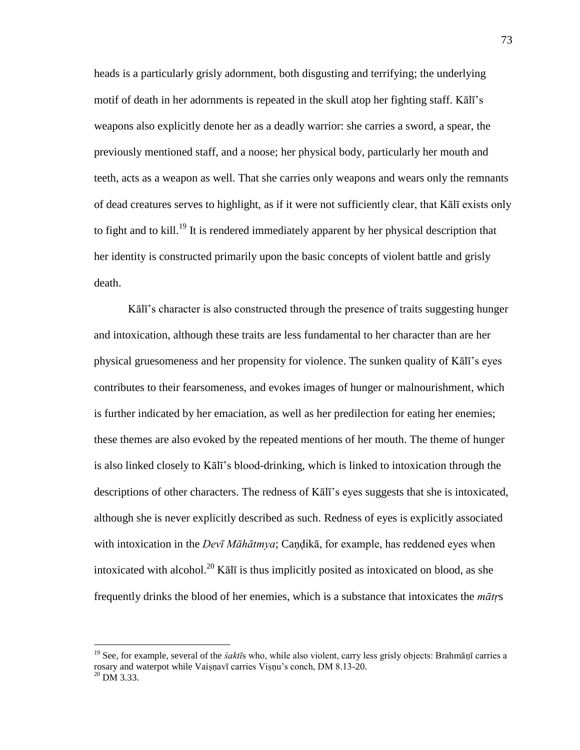heads is a particularly grisly adornment, both disgusting and terrifying; the underlying motif of death in her adornments is repeated in the skull atop her fighting staff. Kālī's weapons also explicitly denote her as a deadly warrior: she carries a sword, a spear, the previously mentioned staff, and a noose; her physical body, particularly her mouth and teeth, acts as a weapon as well. That she carries only weapons and wears only the remnants of dead creatures serves to highlight, as if it were not sufficiently clear, that Kālī exists only to fight and to kill.[19] It is rendered immediately apparent by her physical description that her identity is constructed primarily upon the basic concepts of violent battle and grisly death.

Kālī's character is also constructed through the presence of traits suggesting hunger and intoxication, although these traits are less fundamental to her character than are her physical gruesomeness and her propensity for violence. The sunken quality of Kālī's eyes contributes to their fearsomeness, and evokes images of hunger or malnourishment, which is further indicated by her emaciation, as well as her predilection for eating her enemies; these themes are also evoked by the repeated mentions of her mouth. The theme of hunger is also linked closely to Kālī's blood-drinking, which is linked to intoxication through the descriptions of other characters. The redness of Kālī's eyes suggests that she is intoxicated, although she is never explicitly described as such. Redness of eyes is explicitly associated with intoxication in the *Devī Māhātmya*; Caṇḍikā, for example, has reddened eyes when intoxicated with alcohol.[20] Kālī is thus implicitly posited as intoxicated on blood, as she frequently drinks the blood of her enemies, which is a substance that intoxicates the *mātṛ*s

---

[19] See, for example, several of the *śaktī*s who, while also violent, carry less grisly objects: Brahmāṇī carries a rosary and waterpot while Vaiṣṇavī carries Viṣṇu's conch, DM 8.13-20.

[20] DM 3.33.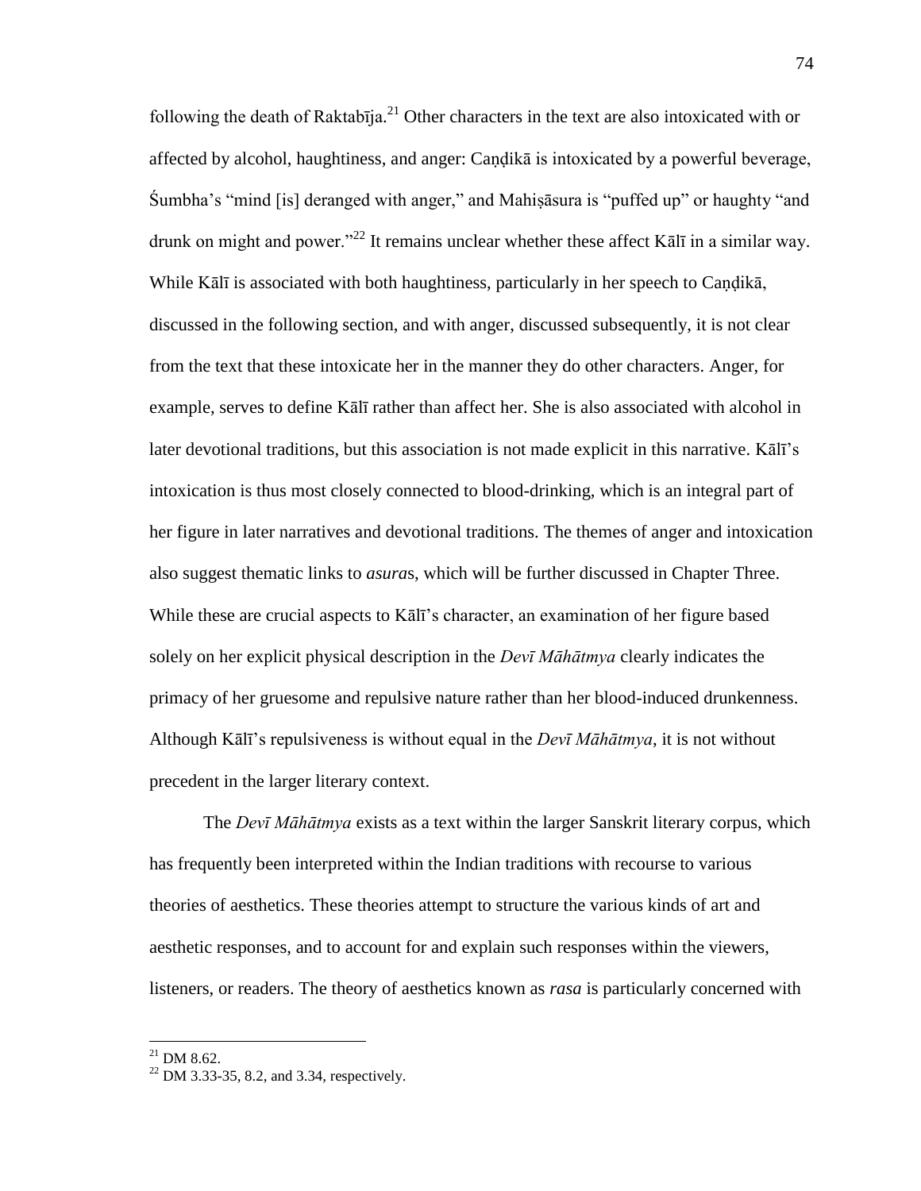following the death of Raktabīja.[21] Other characters in the text are also intoxicated with or affected by alcohol, haughtiness, and anger: Caṇḍikā is intoxicated by a powerful beverage, Śumbha's "mind [is] deranged with anger," and Mahiṣāsura is "puffed up" or haughty "and drunk on might and power."[22] It remains unclear whether these affect Kālī in a similar way. While Kālī is associated with both haughtiness, particularly in her speech to Caṇḍikā, discussed in the following section, and with anger, discussed subsequently, it is not clear from the text that these intoxicate her in the manner they do other characters. Anger, for example, serves to define Kālī rather than affect her. She is also associated with alcohol in later devotional traditions, but this association is not made explicit in this narrative. Kālī's intoxication is thus most closely connected to blood-drinking, which is an integral part of her figure in later narratives and devotional traditions. The themes of anger and intoxication also suggest thematic links to *asura*s, which will be further discussed in Chapter Three. While these are crucial aspects to Kālī's character, an examination of her figure based solely on her explicit physical description in the *Devī Māhātmya* clearly indicates the primacy of her gruesome and repulsive nature rather than her blood-induced drunkenness. Although Kālī's repulsiveness is without equal in the *Devī Māhātmya*, it is not without precedent in the larger literary context.

The *Devī Māhātmya* exists as a text within the larger Sanskrit literary corpus, which has frequently been interpreted within the Indian traditions with recourse to various theories of aesthetics. These theories attempt to structure the various kinds of art and aesthetic responses, and to account for and explain such responses within the viewers, listeners, or readers. The theory of aesthetics known as *rasa* is particularly concerned with

---

[21] DM 8.62.

[22] DM 3.33-35, 8.2, and 3.34, respectively.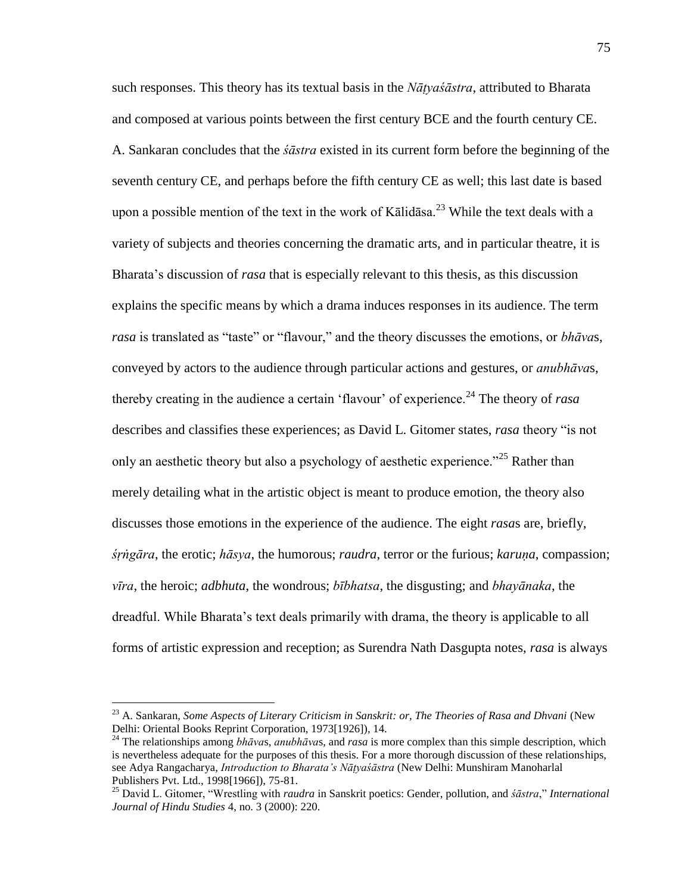such responses. This theory has its textual basis in the *Nāṭyaśāstra*, attributed to Bharata and composed at various points between the first century BCE and the fourth century CE. A. Sankaran concludes that the *śāstra* existed in its current form before the beginning of the seventh century CE, and perhaps before the fifth century CE as well; this last date is based upon a possible mention of the text in the work of Kālidāsa.[23] While the text deals with a variety of subjects and theories concerning the dramatic arts, and in particular theatre, it is Bharata's discussion of *rasa* that is especially relevant to this thesis, as this discussion explains the specific means by which a drama induces responses in its audience. The term *rasa* is translated as "taste" or "flavour," and the theory discusses the emotions, or *bhāva*s, conveyed by actors to the audience through particular actions and gestures, or *anubhāva*s, thereby creating in the audience a certain 'flavour' of experience.[24] The theory of *rasa* describes and classifies these experiences; as David L. Gitomer states, *rasa* theory "is not only an aesthetic theory but also a psychology of aesthetic experience."[25] Rather than merely detailing what in the artistic object is meant to produce emotion, the theory also discusses those emotions in the experience of the audience. The eight *rasa*s are, briefly, *śṛṅgāra*, the erotic; *hāsya*, the humorous; *raudra*, terror or the furious; *karuṇa*, compassion; *vīra*, the heroic; *adbhuta*, the wondrous; *bībhatsa*, the disgusting; and *bhayānaka*, the dreadful. While Bharata's text deals primarily with drama, the theory is applicable to all forms of artistic expression and reception; as Surendra Nath Dasgupta notes, *rasa* is always

---

[23] A. Sankaran, *Some Aspects of Literary Criticism in Sanskrit: or, The Theories of Rasa and Dhvani* (New Delhi: Oriental Books Reprint Corporation, 1973[1926]), 14.

[24] The relationships among *bhāva*s, *anubhāva*s, and *rasa* is more complex than this simple description, which is nevertheless adequate for the purposes of this thesis. For a more thorough discussion of these relationships, see Adya Rangacharya, *Introduction to Bharata's Nāṭyaśāstra* (New Delhi: Munshiram Manoharlal Publishers Pvt. Ltd., 1998[1966]), 75-81.

[25] David L. Gitomer, "Wrestling with *raudra* in Sanskrit poetics: Gender, pollution, and *śāstra*," *International Journal of Hindu Studies* 4, no. 3 (2000): 220.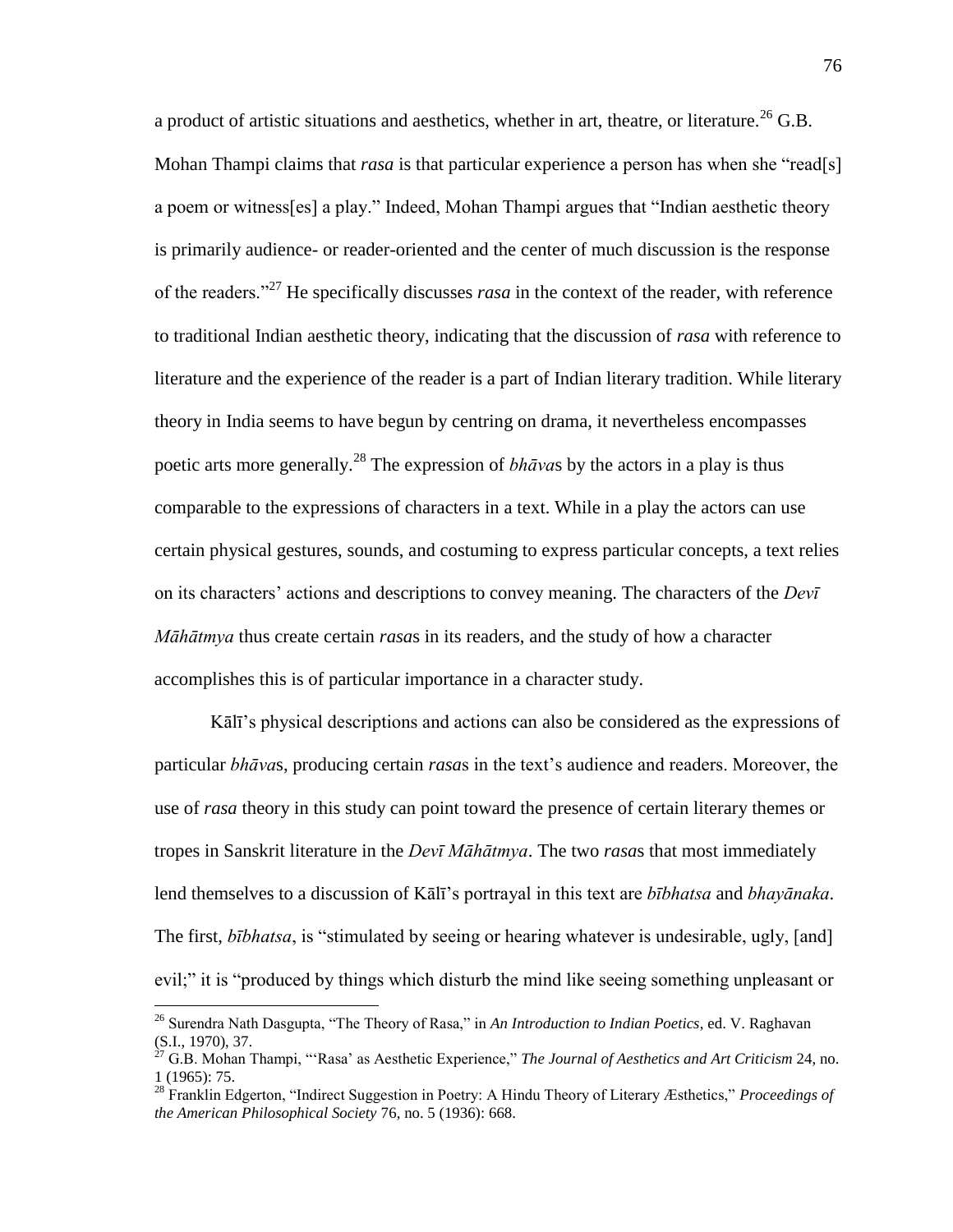a product of artistic situations and aesthetics, whether in art, theatre, or literature.[26] G.B. Mohan Thampi claims that *rasa* is that particular experience a person has when she "read[s] a poem or witness[es] a play." Indeed, Mohan Thampi argues that "Indian aesthetic theory is primarily audience- or reader-oriented and the center of much discussion is the response of the readers."[27] He specifically discusses *rasa* in the context of the reader, with reference to traditional Indian aesthetic theory, indicating that the discussion of *rasa* with reference to literature and the experience of the reader is a part of Indian literary tradition. While literary theory in India seems to have begun by centring on drama, it nevertheless encompasses poetic arts more generally.[28] The expression of *bhāva*s by the actors in a play is thus comparable to the expressions of characters in a text. While in a play the actors can use certain physical gestures, sounds, and costuming to express particular concepts, a text relies on its characters' actions and descriptions to convey meaning. The characters of the *Devī Māhātmya* thus create certain *rasa*s in its readers, and the study of how a character accomplishes this is of particular importance in a character study.

Kālī's physical descriptions and actions can also be considered as the expressions of particular *bhāva*s, producing certain *rasa*s in the text's audience and readers. Moreover, the use of *rasa* theory in this study can point toward the presence of certain literary themes or tropes in Sanskrit literature in the *Devī Māhātmya*. The two *rasa*s that most immediately lend themselves to a discussion of Kālī's portrayal in this text are *bībhatsa* and *bhayānaka*. The first, *bībhatsa*, is "stimulated by seeing or hearing whatever is undesirable, ugly, [and] evil;" it is "produced by things which disturb the mind like seeing something unpleasant or

---

[26] Surendra Nath Dasgupta, "The Theory of Rasa," in *An Introduction to Indian Poetics*, ed. V. Raghavan (S.I., 1970), 37.

[27] G.B. Mohan Thampi, "'Rasa' as Aesthetic Experience," *The Journal of Aesthetics and Art Criticism* 24, no. 1 (1965): 75.

[28] Franklin Edgerton, "Indirect Suggestion in Poetry: A Hindu Theory of Literary Æsthetics," *Proceedings of the American Philosophical Society* 76, no. 5 (1936): 668.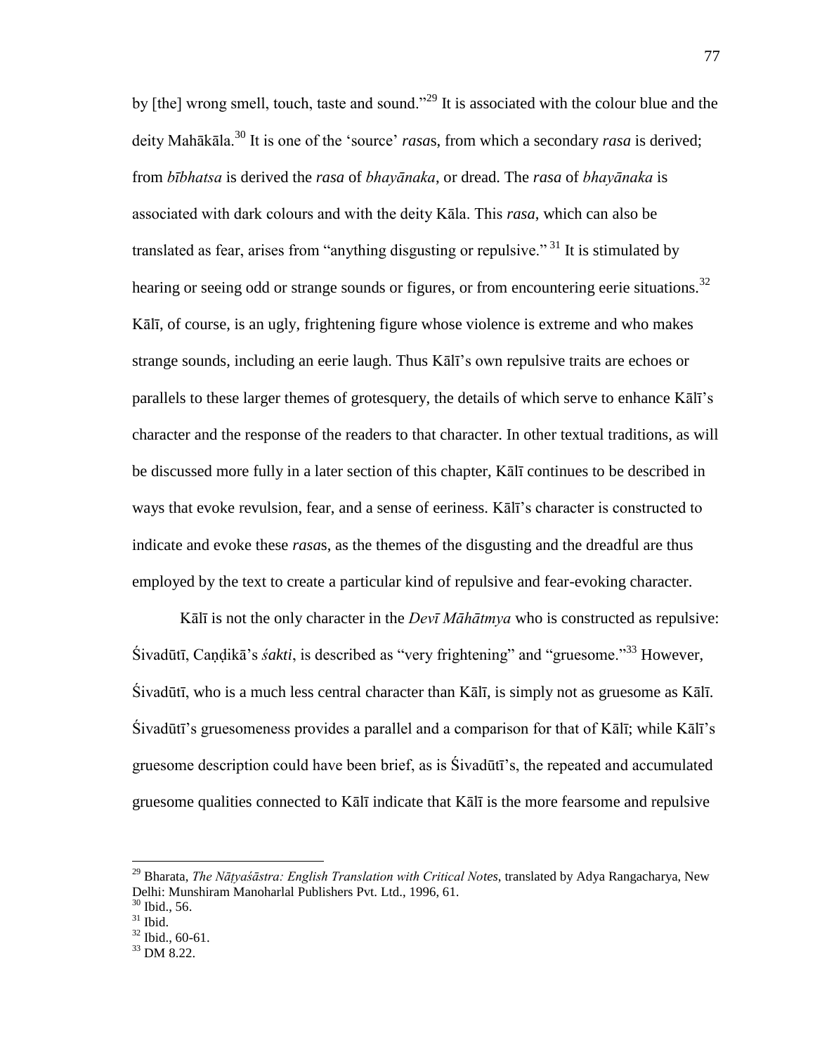by [the] wrong smell, touch, taste and sound."[29] It is associated with the colour blue and the deity Mahākāla.[30] It is one of the 'source' *rasa*s, from which a secondary *rasa* is derived; from *bībhatsa* is derived the *rasa* of *bhayānaka*, or dread. The *rasa* of *bhayānaka* is associated with dark colours and with the deity Kāla. This *rasa*, which can also be translated as fear, arises from "anything disgusting or repulsive."[31] It is stimulated by hearing or seeing odd or strange sounds or figures, or from encountering eerie situations.[32] Kālī, of course, is an ugly, frightening figure whose violence is extreme and who makes strange sounds, including an eerie laugh. Thus Kālī's own repulsive traits are echoes or parallels to these larger themes of grotesquery, the details of which serve to enhance Kālī's character and the response of the readers to that character. In other textual traditions, as will be discussed more fully in a later section of this chapter, Kālī continues to be described in ways that evoke revulsion, fear, and a sense of eeriness. Kālī's character is constructed to indicate and evoke these *rasa*s, as the themes of the disgusting and the dreadful are thus employed by the text to create a particular kind of repulsive and fear-evoking character.

Kālī is not the only character in the *Devī Māhātmya* who is constructed as repulsive: Śivadūtī, Caṇḍikā's *śakti*, is described as "very frightening" and "gruesome."[33] However, Śivadūtī, who is a much less central character than Kālī, is simply not as gruesome as Kālī. Śivadūtī's gruesomeness provides a parallel and a comparison for that of Kālī; while Kālī's gruesome description could have been brief, as is Śivadūtī's, the repeated and accumulated gruesome qualities connected to Kālī indicate that Kālī is the more fearsome and repulsive

[29] Bharata, *The Nāṭyaśāstra: English Translation with Critical Notes*, translated by Adya Rangacharya, New Delhi: Munshiram Manoharlal Publishers Pvt. Ltd., 1996, 61.
[30] Ibid., 56.
[31] Ibid.
[32] Ibid., 60-61.
[33] DM 8.22.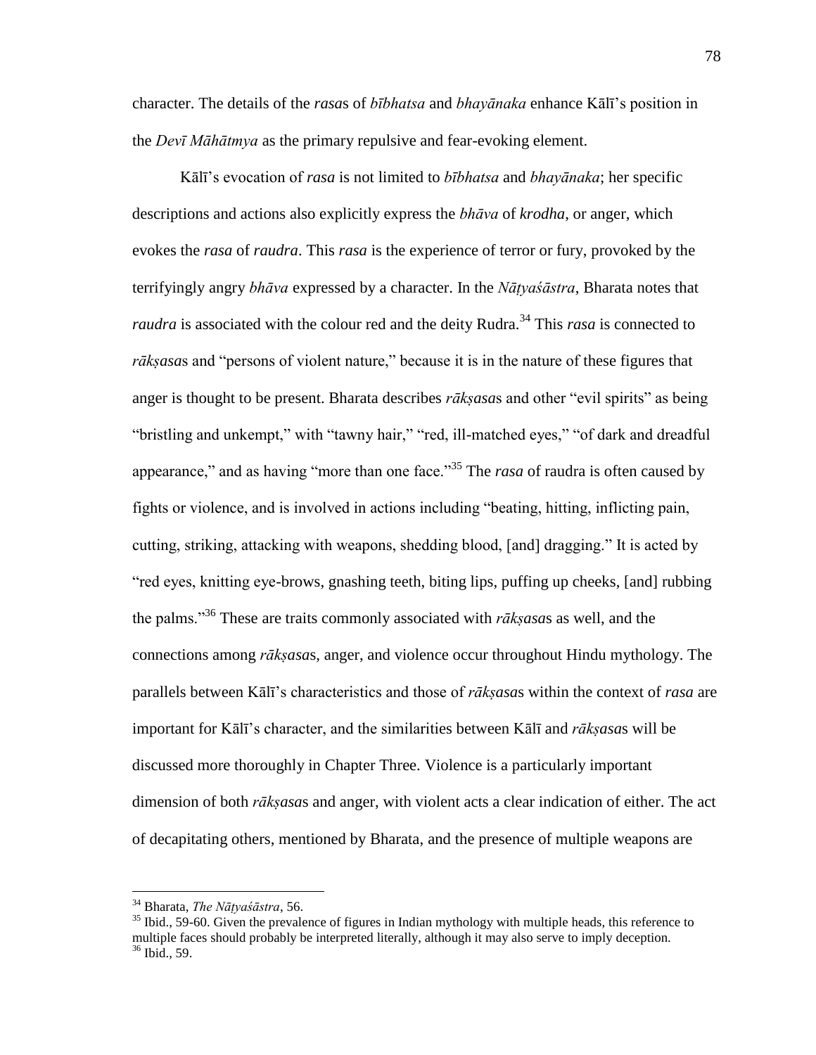character. The details of the *rasa*s of *bībhatsa* and *bhayānaka* enhance Kālī's position in the *Devī Māhātmya* as the primary repulsive and fear-evoking element.

Kālī's evocation of *rasa* is not limited to *bībhatsa* and *bhayānaka*; her specific descriptions and actions also explicitly express the *bhāva* of *krodha*, or anger, which evokes the *rasa* of *raudra*. This *rasa* is the experience of terror or fury, provoked by the terrifyingly angry *bhāva* expressed by a character. In the *Nāṭyaśāstra*, Bharata notes that *raudra* is associated with the colour red and the deity Rudra.[34] This *rasa* is connected to *rākṣasa*s and "persons of violent nature," because it is in the nature of these figures that anger is thought to be present. Bharata describes *rākṣasa*s and other "evil spirits" as being "bristling and unkempt," with "tawny hair," "red, ill-matched eyes," "of dark and dreadful appearance," and as having "more than one face."[35] The *rasa* of raudra is often caused by fights or violence, and is involved in actions including "beating, hitting, inflicting pain, cutting, striking, attacking with weapons, shedding blood, [and] dragging." It is acted by "red eyes, knitting eye-brows, gnashing teeth, biting lips, puffing up cheeks, [and] rubbing the palms."[36] These are traits commonly associated with *rākṣasa*s as well, and the connections among *rākṣasa*s, anger, and violence occur throughout Hindu mythology. The parallels between Kālī's characteristics and those of *rākṣasa*s within the context of *rasa* are important for Kālī's character, and the similarities between Kālī and *rākṣasa*s will be discussed more thoroughly in Chapter Three. Violence is a particularly important dimension of both *rākṣasa*s and anger, with violent acts a clear indication of either. The act of decapitating others, mentioned by Bharata, and the presence of multiple weapons are

---

[34] Bharata, *The Nāṭyaśāstra*, 56.

[35] Ibid., 59-60. Given the prevalence of figures in Indian mythology with multiple heads, this reference to multiple faces should probably be interpreted literally, although it may also serve to imply deception.

[36] Ibid., 59.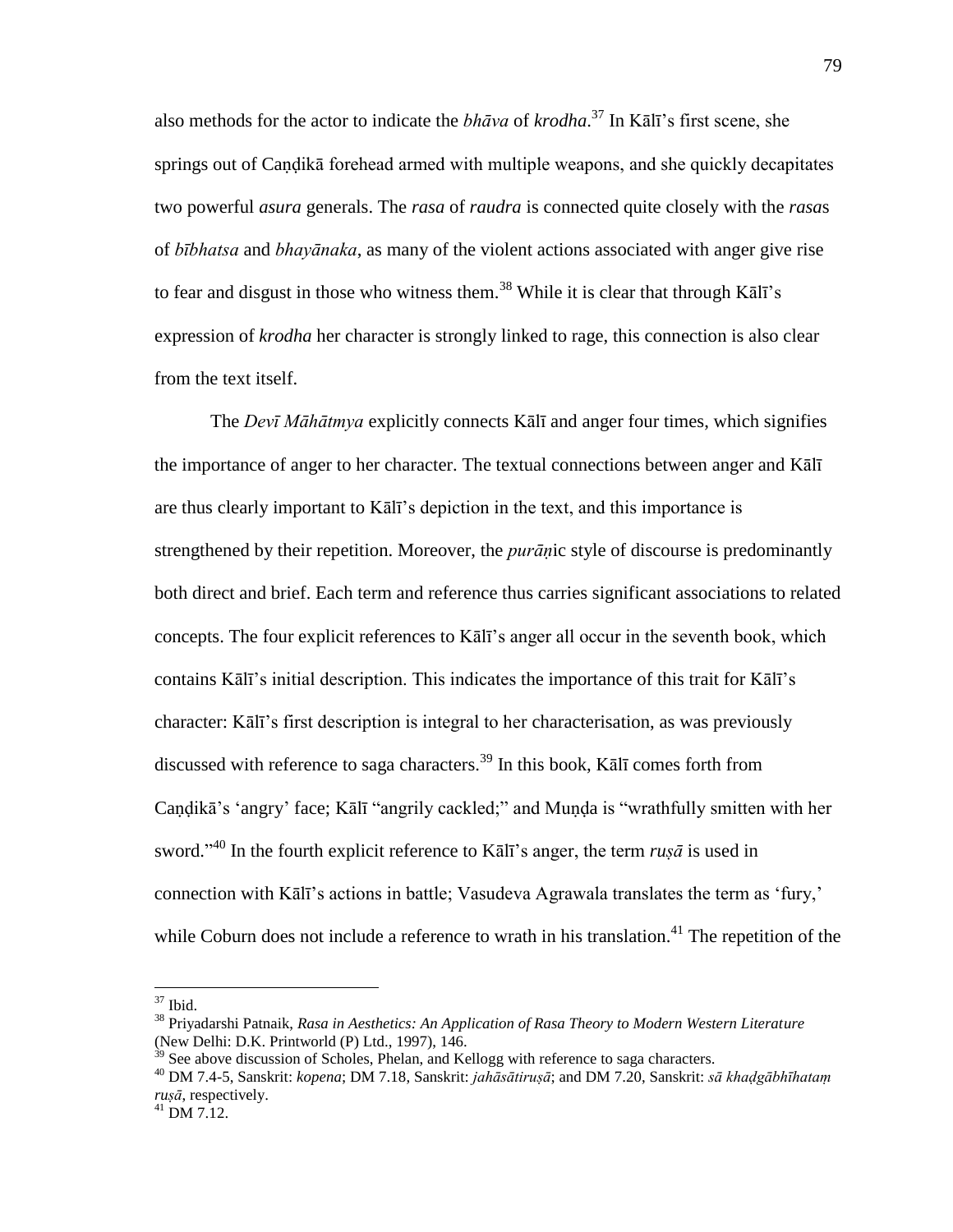also methods for the actor to indicate the *bhāva* of *krodha*.[37] In Kālī's first scene, she springs out of Caṇḍikā forehead armed with multiple weapons, and she quickly decapitates two powerful *asura* generals. The *rasa* of *raudra* is connected quite closely with the *rasa*s of *bībhatsa* and *bhayānaka*, as many of the violent actions associated with anger give rise to fear and disgust in those who witness them.[38] While it is clear that through Kālī's expression of *krodha* her character is strongly linked to rage, this connection is also clear from the text itself.

The *Devī Māhātmya* explicitly connects Kālī and anger four times, which signifies the importance of anger to her character. The textual connections between anger and Kālī are thus clearly important to Kālī's depiction in the text, and this importance is strengthened by their repetition. Moreover, the *purāṇ*ic style of discourse is predominantly both direct and brief. Each term and reference thus carries significant associations to related concepts. The four explicit references to Kālī's anger all occur in the seventh book, which contains Kālī's initial description. This indicates the importance of this trait for Kālī's character: Kālī's first description is integral to her characterisation, as was previously discussed with reference to saga characters.[39] In this book, Kālī comes forth from Caṇḍikā's 'angry' face; Kālī "angrily cackled;" and Muṇḍa is "wrathfully smitten with her sword."[40] In the fourth explicit reference to Kālī's anger, the term *ruṣā* is used in connection with Kālī's actions in battle; Vasudeva Agrawala translates the term as 'fury,' while Coburn does not include a reference to wrath in his translation.[41] The repetition of the

---

[37] Ibid.

[38] Priyadarshi Patnaik, *Rasa in Aesthetics: An Application of Rasa Theory to Modern Western Literature* (New Delhi: D.K. Printworld (P) Ltd., 1997), 146.

[39] See above discussion of Scholes, Phelan, and Kellogg with reference to saga characters.

[40] DM 7.4-5, Sanskrit: *kopena*; DM 7.18, Sanskrit: *jahāsātiruṣā*; and DM 7.20, Sanskrit: *sā khaḍgābhīhataṃ ruṣā*, respectively.

[41] DM 7.12.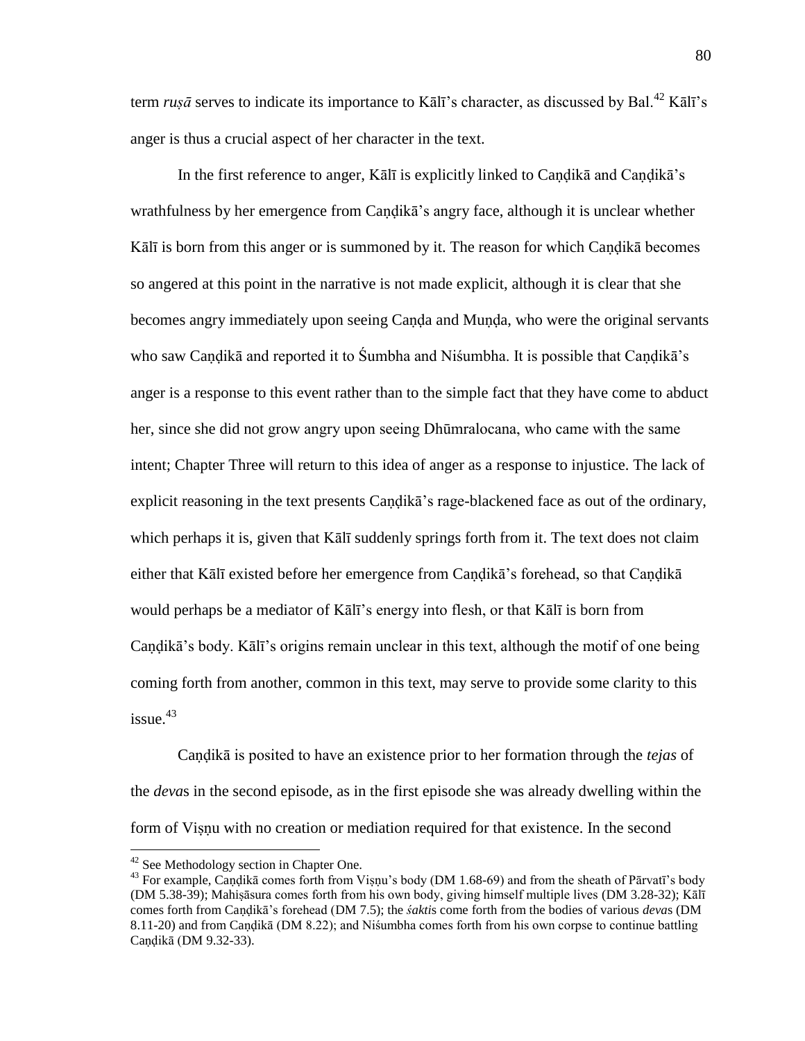term *ruṣā* serves to indicate its importance to Kālī's character, as discussed by Bal.[42] Kālī's anger is thus a crucial aspect of her character in the text.

In the first reference to anger, Kālī is explicitly linked to Caṇḍikā and Caṇḍikā's wrathfulness by her emergence from Caṇḍikā's angry face, although it is unclear whether Kālī is born from this anger or is summoned by it. The reason for which Caṇḍikā becomes so angered at this point in the narrative is not made explicit, although it is clear that she becomes angry immediately upon seeing Caṇḍa and Muṇḍa, who were the original servants who saw Caṇḍikā and reported it to Śumbha and Niśumbha. It is possible that Caṇḍikā's anger is a response to this event rather than to the simple fact that they have come to abduct her, since she did not grow angry upon seeing Dhūmralocana, who came with the same intent; Chapter Three will return to this idea of anger as a response to injustice. The lack of explicit reasoning in the text presents Caṇḍikā's rage-blackened face as out of the ordinary, which perhaps it is, given that Kālī suddenly springs forth from it. The text does not claim either that Kālī existed before her emergence from Caṇḍikā's forehead, so that Caṇḍikā would perhaps be a mediator of Kālī's energy into flesh, or that Kālī is born from Caṇḍikā's body. Kālī's origins remain unclear in this text, although the motif of one being coming forth from another, common in this text, may serve to provide some clarity to this issue.[43]

Caṇḍikā is posited to have an existence prior to her formation through the *tejas* of the *deva*s in the second episode, as in the first episode she was already dwelling within the form of Viṣṇu with no creation or mediation required for that existence. In the second

---

[42] See Methodology section in Chapter One.

[43] For example, Caṇḍikā comes forth from Viṣṇu's body (DM 1.68-69) and from the sheath of Pārvatī's body (DM 5.38-39); Mahiṣāsura comes forth from his own body, giving himself multiple lives (DM 3.28-32); Kālī comes forth from Caṇḍikā's forehead (DM 7.5); the *śakti*s come forth from the bodies of various *deva*s (DM 8.11-20) and from Caṇḍikā (DM 8.22); and Niśumbha comes forth from his own corpse to continue battling Caṇḍikā (DM 9.32-33).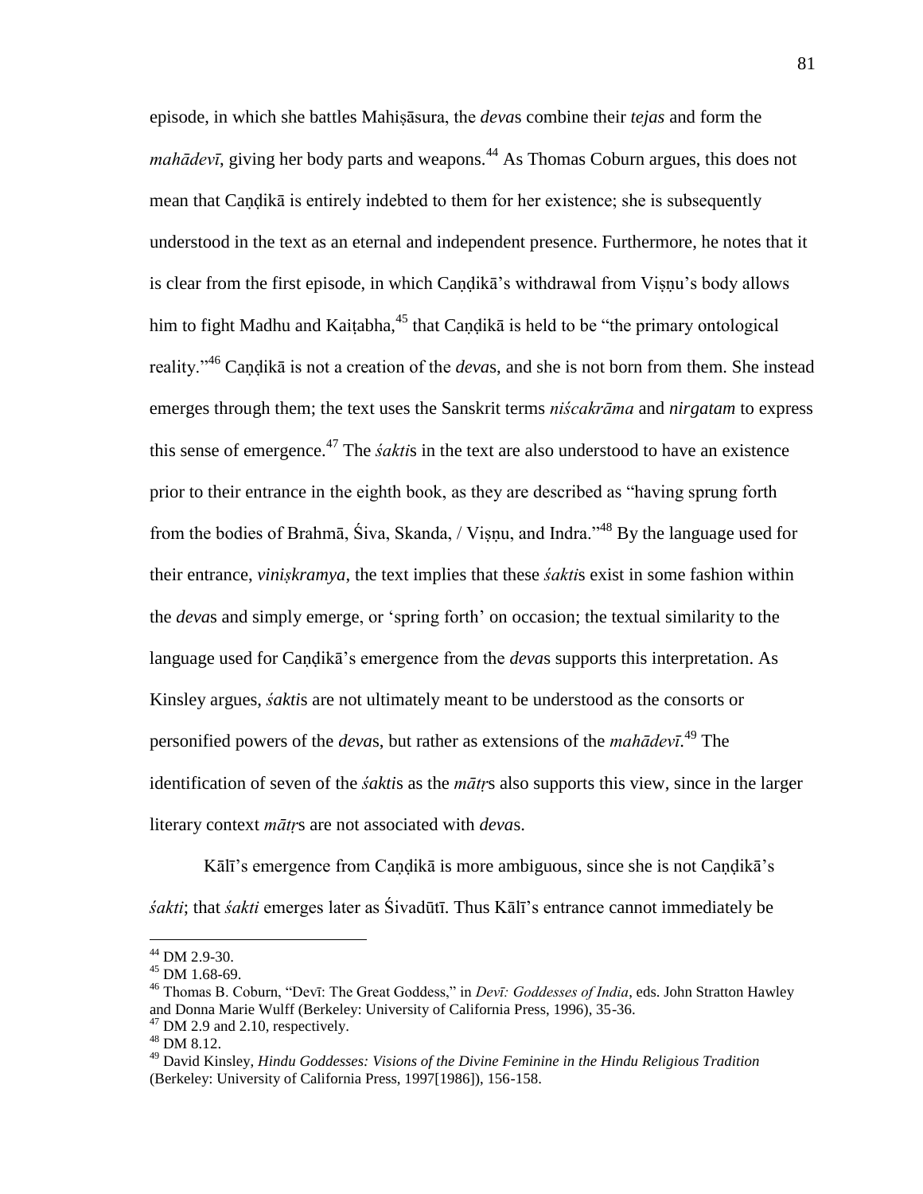episode, in which she battles Mahiṣāsura, the *deva*s combine their *tejas* and form the *mahādevī*, giving her body parts and weapons.[44] As Thomas Coburn argues, this does not mean that Caṇḍikā is entirely indebted to them for her existence; she is subsequently understood in the text as an eternal and independent presence. Furthermore, he notes that it is clear from the first episode, in which Caṇḍikā's withdrawal from Viṣṇu's body allows him to fight Madhu and Kaiṭabha,[45] that Caṇḍikā is held to be "the primary ontological reality."[46] Caṇḍikā is not a creation of the *deva*s, and she is not born from them. She instead emerges through them; the text uses the Sanskrit terms *niścakrāma* and *nirgatam* to express this sense of emergence.[47] The *śakti*s in the text are also understood to have an existence prior to their entrance in the eighth book, as they are described as "having sprung forth from the bodies of Brahmā, Śiva, Skanda, / Viṣṇu, and Indra."[48] By the language used for their entrance, *viniṣkramya*, the text implies that these *śakti*s exist in some fashion within the *deva*s and simply emerge, or 'spring forth' on occasion; the textual similarity to the language used for Caṇḍikā's emergence from the *deva*s supports this interpretation. As Kinsley argues, *śakti*s are not ultimately meant to be understood as the consorts or personified powers of the *deva*s, but rather as extensions of the *mahādevī*.[49] The identification of seven of the *śakti*s as the *mātṛ*s also supports this view, since in the larger literary context *mātṛ*s are not associated with *deva*s.

Kālī's emergence from Caṇḍikā is more ambiguous, since she is not Caṇḍikā's *śakti*; that *śakti* emerges later as Śivadūtī. Thus Kālī's entrance cannot immediately be

---

[44] DM 2.9-30.

[45] DM 1.68-69.

[46] Thomas B. Coburn, "Devī: The Great Goddess," in *Devī: Goddesses of India*, eds. John Stratton Hawley and Donna Marie Wulff (Berkeley: University of California Press, 1996), 35-36.

[47] DM 2.9 and 2.10, respectively.

[48] DM 8.12.

[49] David Kinsley, *Hindu Goddesses: Visions of the Divine Feminine in the Hindu Religious Tradition* (Berkeley: University of California Press, 1997[1986]), 156-158.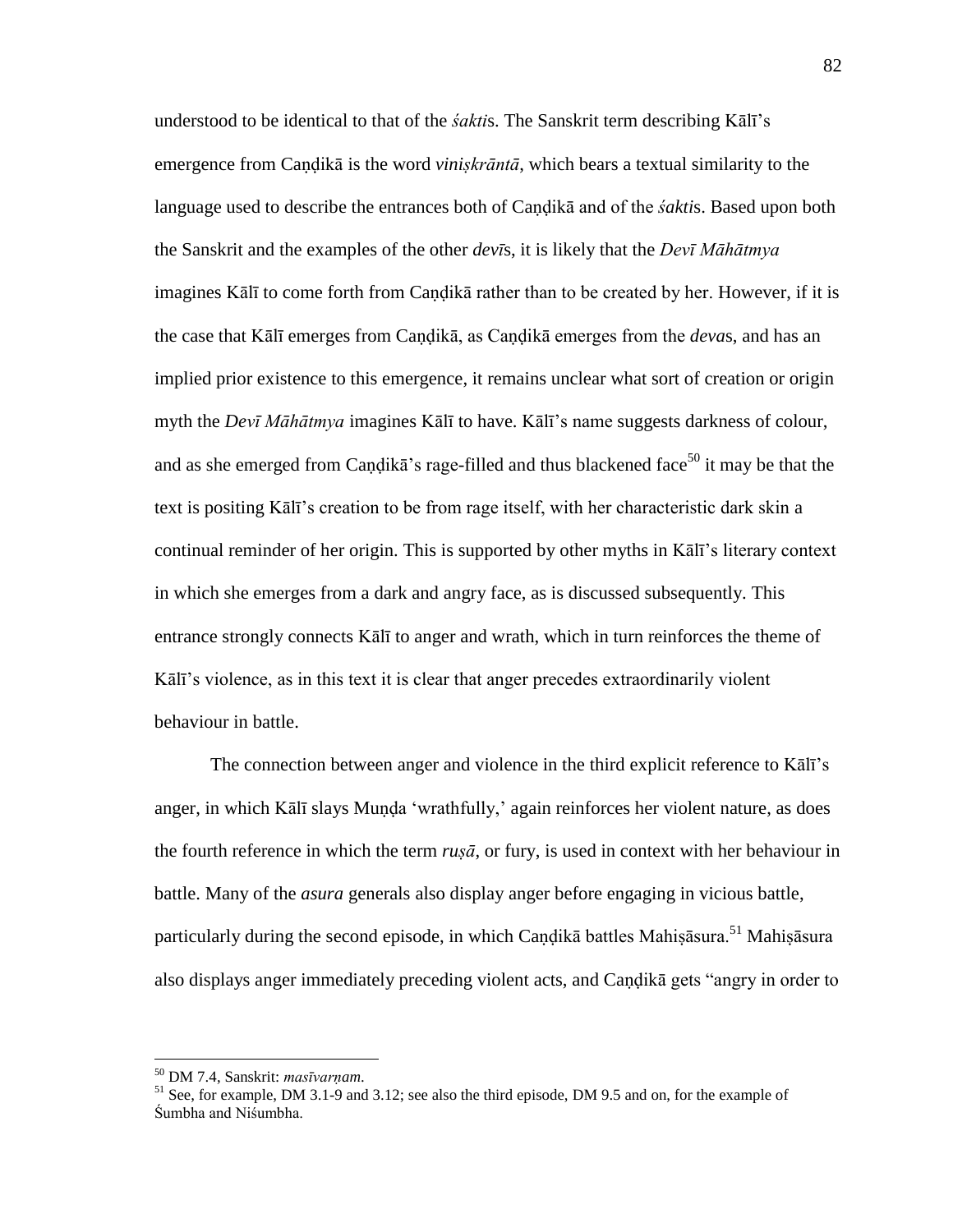understood to be identical to that of the *śakti*s. The Sanskrit term describing Kālī's emergence from Caṇḍikā is the word *viniṣkrāntā*, which bears a textual similarity to the language used to describe the entrances both of Caṇḍikā and of the *śakti*s. Based upon both the Sanskrit and the examples of the other *devī*s, it is likely that the *Devī Māhātmya* imagines Kālī to come forth from Caṇḍikā rather than to be created by her. However, if it is the case that Kālī emerges from Caṇḍikā, as Caṇḍikā emerges from the *deva*s, and has an implied prior existence to this emergence, it remains unclear what sort of creation or origin myth the *Devī Māhātmya* imagines Kālī to have. Kālī's name suggests darkness of colour, and as she emerged from Caṇḍikā's rage-filled and thus blackened face[50] it may be that the text is positing Kālī's creation to be from rage itself, with her characteristic dark skin a continual reminder of her origin. This is supported by other myths in Kālī's literary context in which she emerges from a dark and angry face, as is discussed subsequently. This entrance strongly connects Kālī to anger and wrath, which in turn reinforces the theme of Kālī's violence, as in this text it is clear that anger precedes extraordinarily violent behaviour in battle.

The connection between anger and violence in the third explicit reference to Kālī's anger, in which Kālī slays Muṇḍa 'wrathfully,' again reinforces her violent nature, as does the fourth reference in which the term *ruṣā*, or fury, is used in context with her behaviour in battle. Many of the *asura* generals also display anger before engaging in vicious battle, particularly during the second episode, in which Caṇḍikā battles Mahiṣāsura.[51] Mahiṣāsura also displays anger immediately preceding violent acts, and Caṇḍikā gets "angry in order to

---

[50] DM 7.4, Sanskrit: *masīvarṇam*.

[51] See, for example, DM 3.1-9 and 3.12; see also the third episode, DM 9.5 and on, for the example of Śumbha and Niśumbha.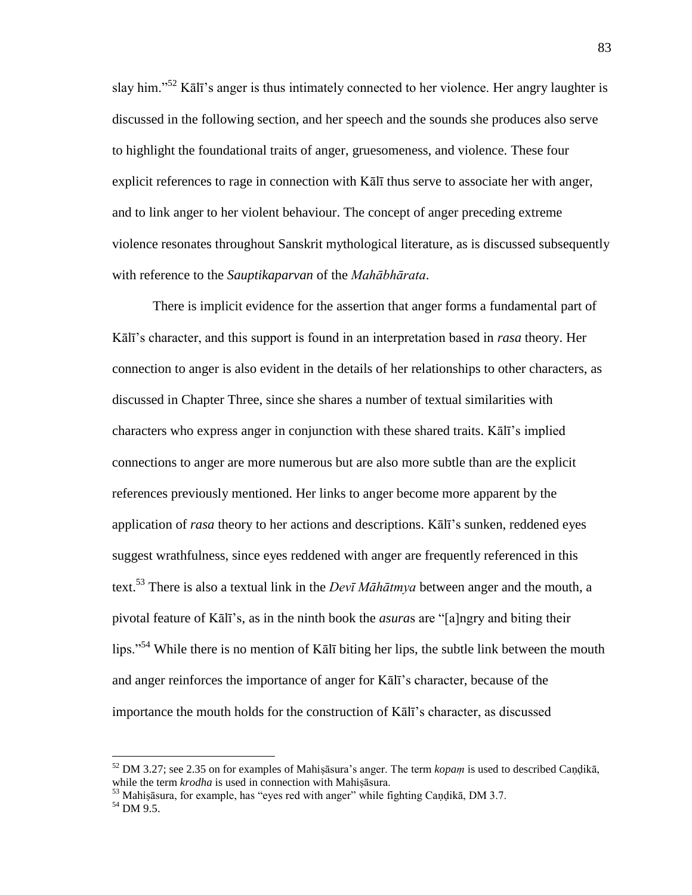slay him."[52] Kālī's anger is thus intimately connected to her violence. Her angry laughter is discussed in the following section, and her speech and the sounds she produces also serve to highlight the foundational traits of anger, gruesomeness, and violence. These four explicit references to rage in connection with Kālī thus serve to associate her with anger, and to link anger to her violent behaviour. The concept of anger preceding extreme violence resonates throughout Sanskrit mythological literature, as is discussed subsequently with reference to the *Sauptikaparvan* of the *Mahābhārata*.

There is implicit evidence for the assertion that anger forms a fundamental part of Kālī's character, and this support is found in an interpretation based in *rasa* theory. Her connection to anger is also evident in the details of her relationships to other characters, as discussed in Chapter Three, since she shares a number of textual similarities with characters who express anger in conjunction with these shared traits. Kālī's implied connections to anger are more numerous but are also more subtle than are the explicit references previously mentioned. Her links to anger become more apparent by the application of *rasa* theory to her actions and descriptions. Kālī's sunken, reddened eyes suggest wrathfulness, since eyes reddened with anger are frequently referenced in this text.[53] There is also a textual link in the *Devī Māhātmya* between anger and the mouth, a pivotal feature of Kālī's, as in the ninth book the *asura*s are "[a]ngry and biting their lips."[54] While there is no mention of Kālī biting her lips, the subtle link between the mouth and anger reinforces the importance of anger for Kālī's character, because of the importance the mouth holds for the construction of Kālī's character, as discussed

---

[52] DM 3.27; see 2.35 on for examples of Mahiṣāsura's anger. The term *kopaṃ* is used to described Caṇḍikā, while the term *krodha* is used in connection with Mahiṣāsura.

[53] Mahiṣāsura, for example, has "eyes red with anger" while fighting Caṇḍikā, DM 3.7.

[54] DM 9.5.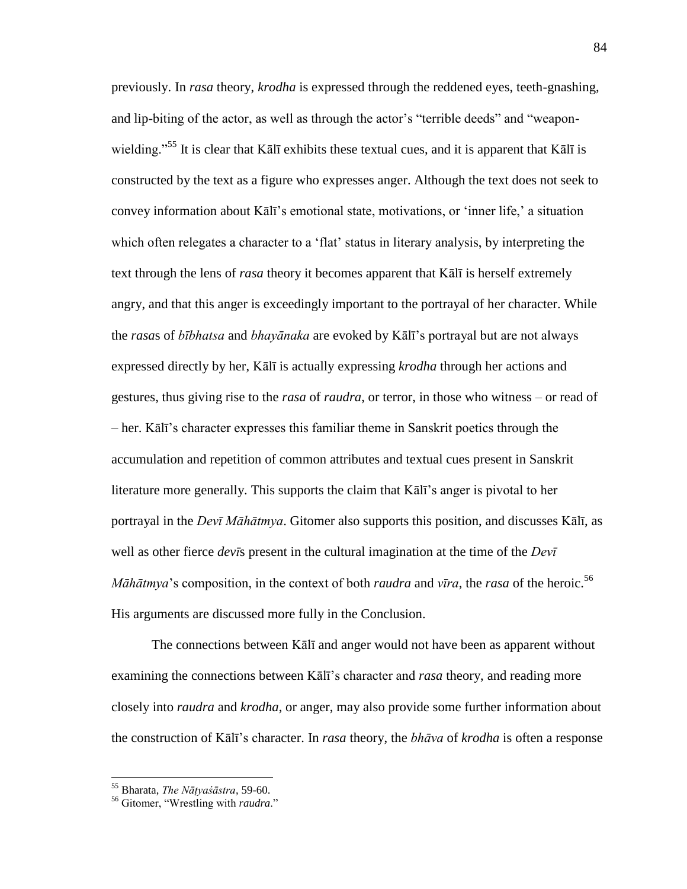previously. In *rasa* theory, *krodha* is expressed through the reddened eyes, teeth-gnashing, and lip-biting of the actor, as well as through the actor's "terrible deeds" and "weapon-wielding."[55] It is clear that Kālī exhibits these textual cues, and it is apparent that Kālī is constructed by the text as a figure who expresses anger. Although the text does not seek to convey information about Kālī's emotional state, motivations, or 'inner life,' a situation which often relegates a character to a 'flat' status in literary analysis, by interpreting the text through the lens of *rasa* theory it becomes apparent that Kālī is herself extremely angry, and that this anger is exceedingly important to the portrayal of her character. While the *rasa*s of *bībhatsa* and *bhayānaka* are evoked by Kālī's portrayal but are not always expressed directly by her, Kālī is actually expressing *krodha* through her actions and gestures, thus giving rise to the *rasa* of *raudra*, or terror, in those who witness – or read of – her. Kālī's character expresses this familiar theme in Sanskrit poetics through the accumulation and repetition of common attributes and textual cues present in Sanskrit literature more generally. This supports the claim that Kālī's anger is pivotal to her portrayal in the *Devī Māhātmya*. Gitomer also supports this position, and discusses Kālī, as well as other fierce *devī*s present in the cultural imagination at the time of the *Devī Māhātmya*'s composition, in the context of both *raudra* and *vīra*, the *rasa* of the heroic.[56] His arguments are discussed more fully in the Conclusion.

The connections between Kālī and anger would not have been as apparent without examining the connections between Kālī's character and *rasa* theory, and reading more closely into *raudra* and *krodha*, or anger, may also provide some further information about the construction of Kālī's character. In *rasa* theory, the *bhāva* of *krodha* is often a response

---

[55] Bharata, *The Nāṭyaśāstra*, 59-60.

[56] Gitomer, "Wrestling with *raudra*."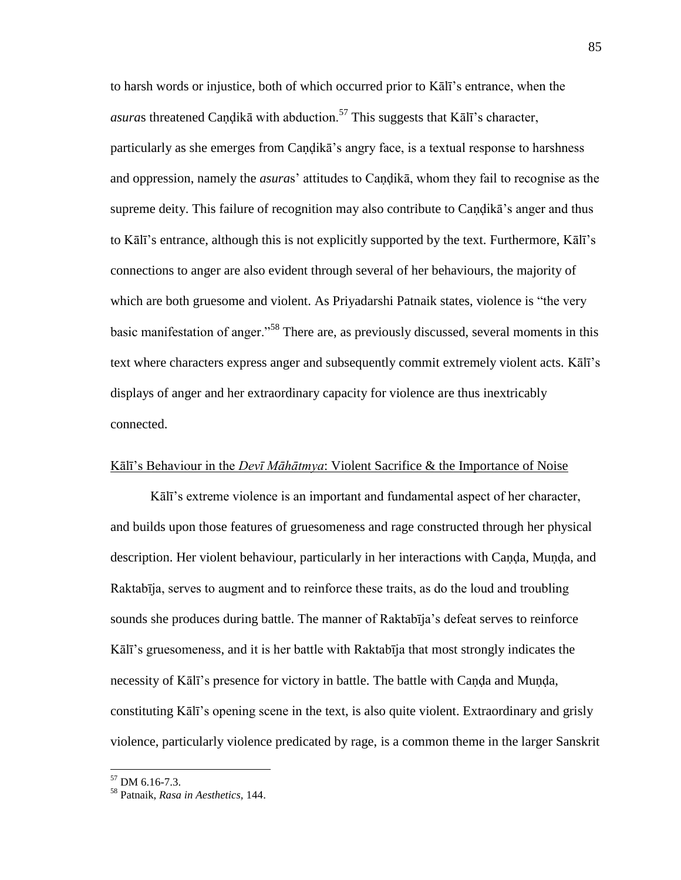to harsh words or injustice, both of which occurred prior to Kālī's entrance, when the *asura*s threatened Caṇḍikā with abduction.[57] This suggests that Kālī's character, particularly as she emerges from Caṇḍikā's angry face, is a textual response to harshness and oppression, namely the *asura*s' attitudes to Caṇḍikā, whom they fail to recognise as the supreme deity. This failure of recognition may also contribute to Caṇḍikā's anger and thus to Kālī's entrance, although this is not explicitly supported by the text. Furthermore, Kālī's connections to anger are also evident through several of her behaviours, the majority of which are both gruesome and violent. As Priyadarshi Patnaik states, violence is "the very basic manifestation of anger."[58] There are, as previously discussed, several moments in this text where characters express anger and subsequently commit extremely violent acts. Kālī's displays of anger and her extraordinary capacity for violence are thus inextricably connected.

## Kālī's Behaviour in the *Devī Māhātmya*: Violent Sacrifice & the Importance of Noise

Kālī's extreme violence is an important and fundamental aspect of her character, and builds upon those features of gruesomeness and rage constructed through her physical description. Her violent behaviour, particularly in her interactions with Caṇḍa, Muṇḍa, and Raktabīja, serves to augment and to reinforce these traits, as do the loud and troubling sounds she produces during battle. The manner of Raktabīja's defeat serves to reinforce Kālī's gruesomeness, and it is her battle with Raktabīja that most strongly indicates the necessity of Kālī's presence for victory in battle. The battle with Caṇḍa and Muṇḍa, constituting Kālī's opening scene in the text, is also quite violent. Extraordinary and grisly violence, particularly violence predicated by rage, is a common theme in the larger Sanskrit

---

[57] DM 6.16-7.3.

[58] Patnaik, *Rasa in Aesthetics*, 144.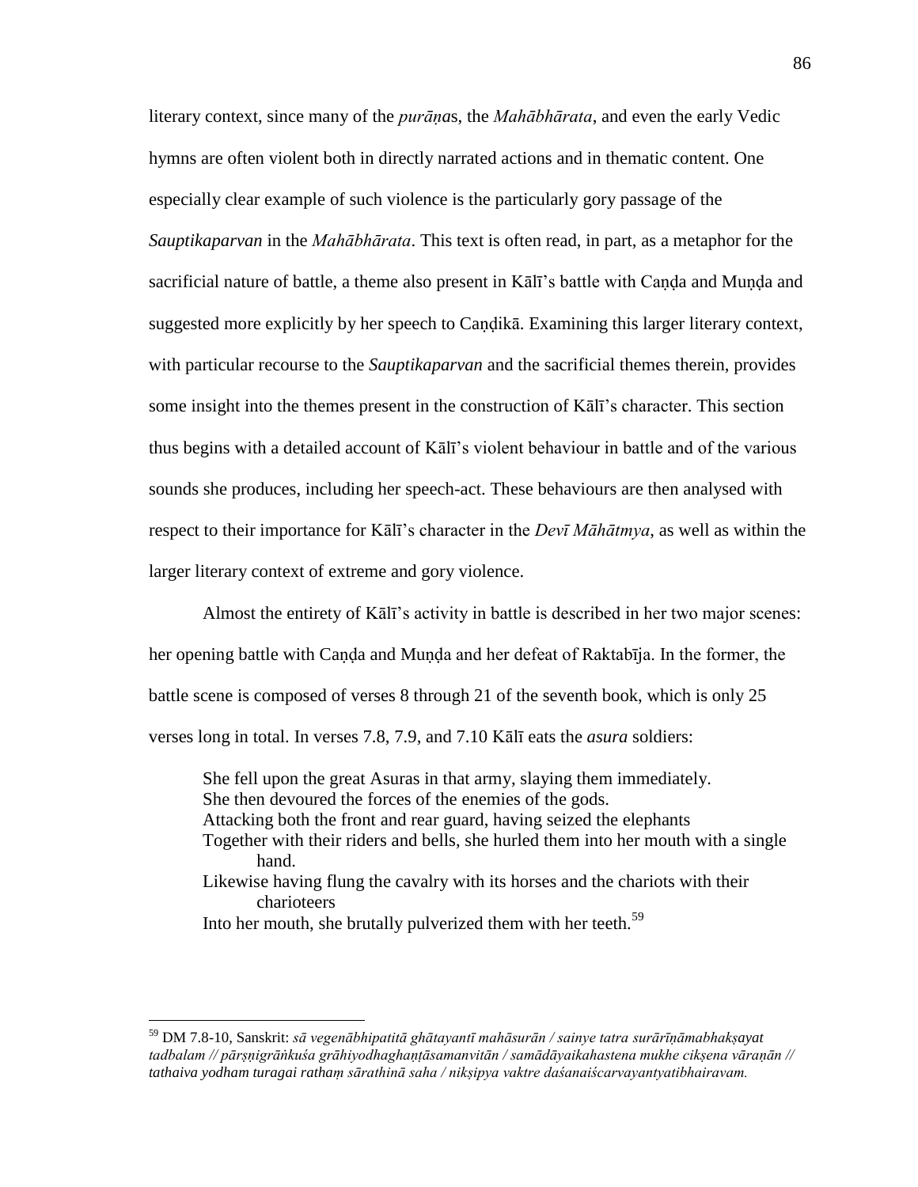literary context, since many of the *purāṇa*s, the *Mahābhārata*, and even the early Vedic hymns are often violent both in directly narrated actions and in thematic content. One especially clear example of such violence is the particularly gory passage of the *Sauptikaparvan* in the *Mahābhārata*. This text is often read, in part, as a metaphor for the sacrificial nature of battle, a theme also present in Kālī's battle with Caṇḍa and Muṇḍa and suggested more explicitly by her speech to Caṇḍikā. Examining this larger literary context, with particular recourse to the *Sauptikaparvan* and the sacrificial themes therein, provides some insight into the themes present in the construction of Kālī's character. This section thus begins with a detailed account of Kālī's violent behaviour in battle and of the various sounds she produces, including her speech-act. These behaviours are then analysed with respect to their importance for Kālī's character in the *Devī Māhātmya*, as well as within the larger literary context of extreme and gory violence.

Almost the entirety of Kālī's activity in battle is described in her two major scenes: her opening battle with Caṇḍa and Muṇḍa and her defeat of Raktabīja. In the former, the battle scene is composed of verses 8 through 21 of the seventh book, which is only 25 verses long in total. In verses 7.8, 7.9, and 7.10 Kālī eats the *asura* soldiers:

> She fell upon the great Asuras in that army, slaying them immediately.
> She then devoured the forces of the enemies of the gods.
> Attacking both the front and rear guard, having seized the elephants
> Together with their riders and bells, she hurled them into her mouth with a single hand.
> Likewise having flung the cavalry with its horses and the chariots with their charioteers
> Into her mouth, she brutally pulverized them with her teeth.[59]

---

[59] DM 7.8-10, Sanskrit: *sā vegenābhipatitā ghātayantī mahāsurān / sainye tatra surārīṇāmabhakṣayat tadbalam // pārṣṇigrāṅkuśa grāhiyodhaghaṇṭāsamanvitān / samādāyaikahastena mukhe cikṣena vāraṇān // tathaiva yodham turagai rathaṃ sārathinā saha / nikṣipya vaktre daśanaiścarvayantyatibhairavam.*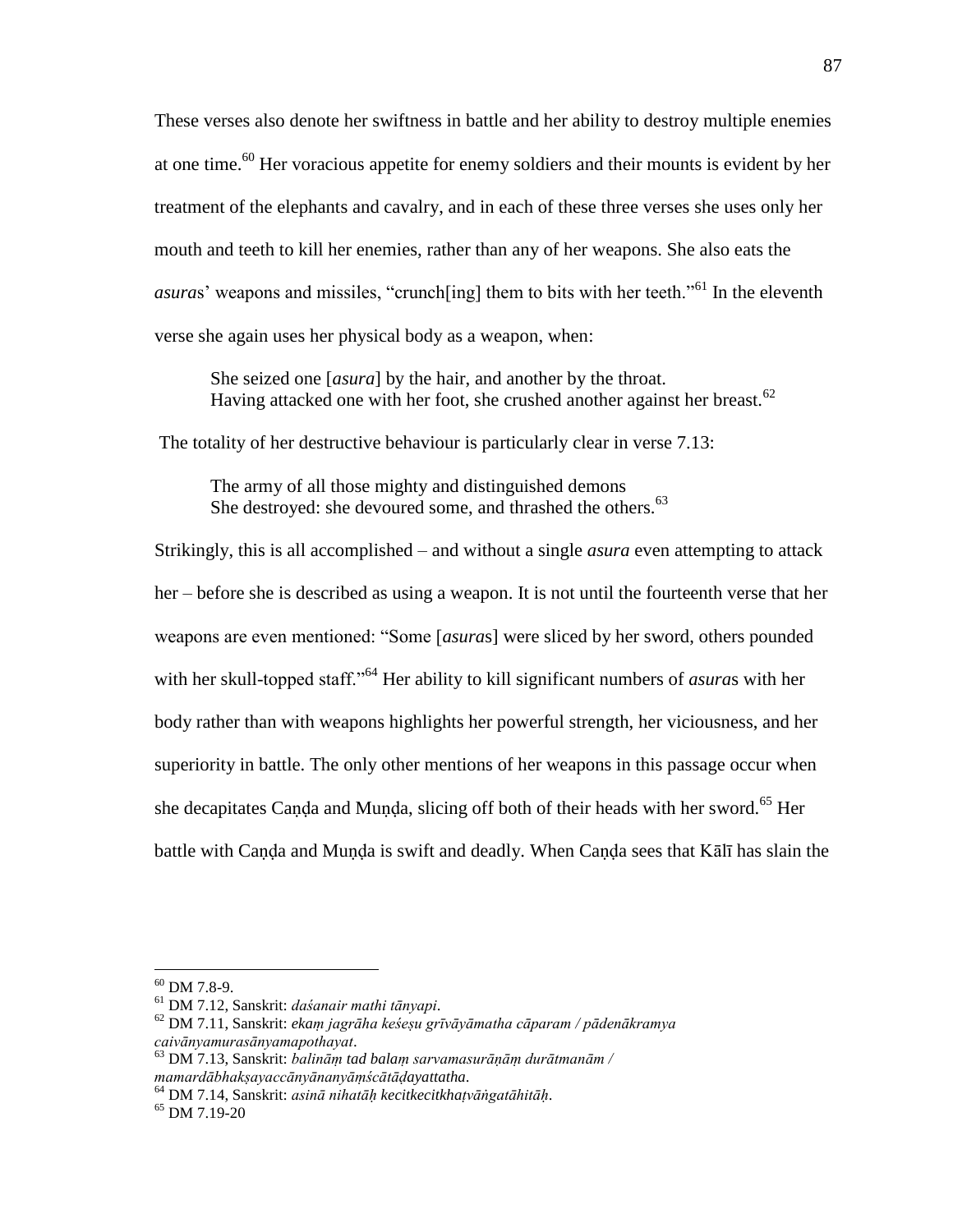These verses also denote her swiftness in battle and her ability to destroy multiple enemies at one time.[60] Her voracious appetite for enemy soldiers and their mounts is evident by her treatment of the elephants and cavalry, and in each of these three verses she uses only her mouth and teeth to kill her enemies, rather than any of her weapons. She also eats the *asura*s' weapons and missiles, "crunch[ing] them to bits with her teeth."[61] In the eleventh verse she again uses her physical body as a weapon, when:

> She seized one [*asura*] by the hair, and another by the throat.
> Having attacked one with her foot, she crushed another against her breast.[62]

The totality of her destructive behaviour is particularly clear in verse 7.13:

> The army of all those mighty and distinguished demons
> She destroyed: she devoured some, and thrashed the others.[63]

Strikingly, this is all accomplished – and without a single *asura* even attempting to attack her – before she is described as using a weapon. It is not until the fourteenth verse that her weapons are even mentioned: "Some [*asura*s] were sliced by her sword, others pounded with her skull-topped staff."[64] Her ability to kill significant numbers of *asura*s with her body rather than with weapons highlights her powerful strength, her viciousness, and her superiority in battle. The only other mentions of her weapons in this passage occur when she decapitates Caṇḍa and Muṇḍa, slicing off both of their heads with her sword.[65] Her battle with Caṇḍa and Muṇḍa is swift and deadly. When Caṇḍa sees that Kālī has slain the

---

[60] DM 7.8-9.

[61] DM 7.12, Sanskrit: *daśanair mathi tānyapi*.

[62] DM 7.11, Sanskrit: *ekaṃ jagrāha keśeṣu grīvāyāmatha cāparam / pādenākramya caivānyamurasānyamapothayat*.

[63] DM 7.13, Sanskrit: *balināṃ tad balaṃ sarvamasurāṇāṃ durātmanām / mamardābhakṣayaccānyānanyāṃścātāḍayattatha*.

[64] DM 7.14, Sanskrit: *asinā nihatāḥ kecitkecitkhaṭvāṅgatāhitāḥ*.

[65] DM 7.19-20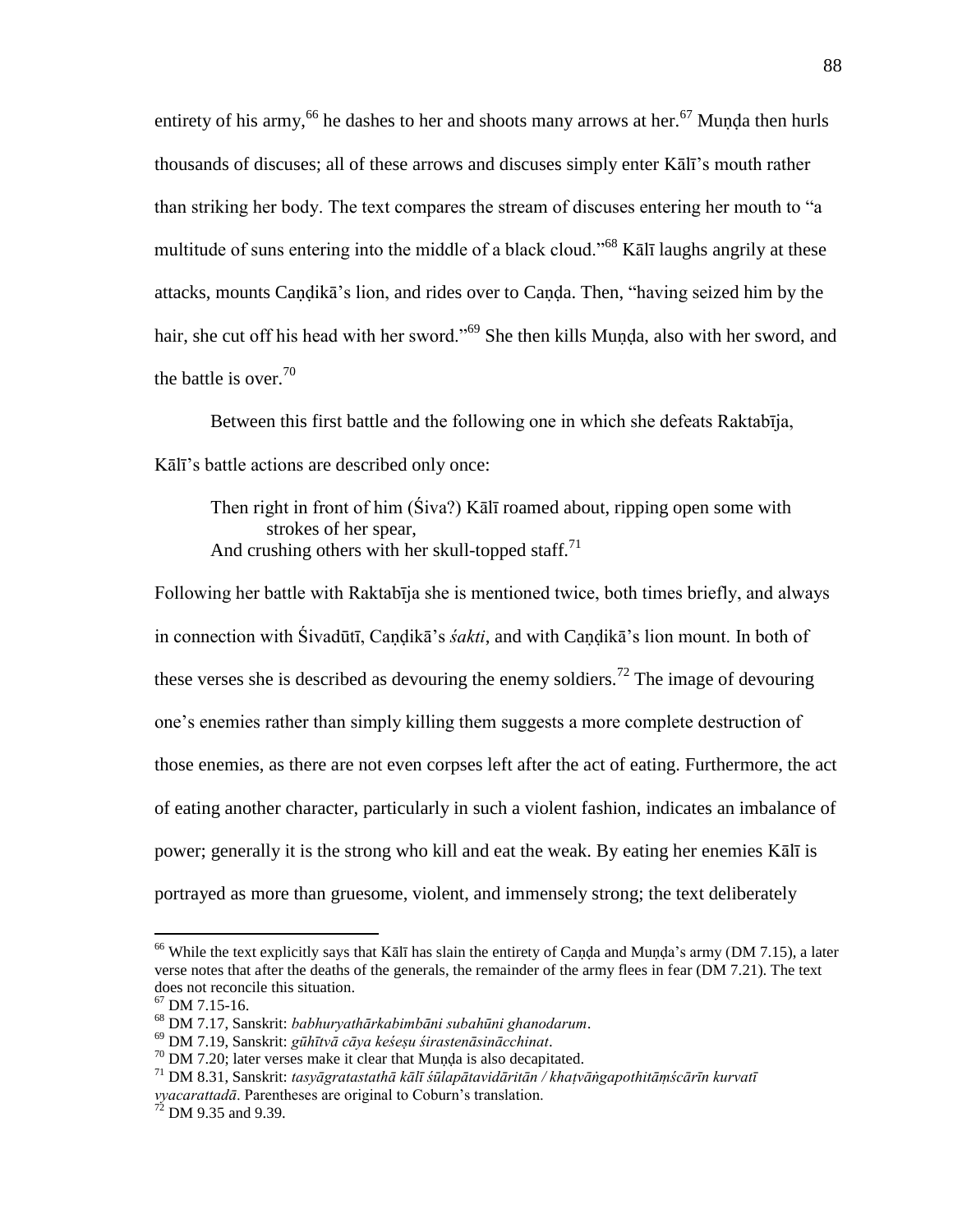entirety of his army,[66] he dashes to her and shoots many arrows at her.[67] Muṇḍa then hurls thousands of discuses; all of these arrows and discuses simply enter Kālī's mouth rather than striking her body. The text compares the stream of discuses entering her mouth to "a multitude of suns entering into the middle of a black cloud."[68] Kālī laughs angrily at these attacks, mounts Caṇḍikā's lion, and rides over to Caṇḍa. Then, "having seized him by the hair, she cut off his head with her sword."[69] She then kills Muṇḍa, also with her sword, and the battle is over.[70]

Between this first battle and the following one in which she defeats Raktabīja, Kālī's battle actions are described only once:

> Then right in front of him (Śiva?) Kālī roamed about, ripping open some with strokes of her spear,
> And crushing others with her skull-topped staff.[71]

Following her battle with Raktabīja she is mentioned twice, both times briefly, and always in connection with Śivadūtī, Caṇḍikā's *śakti*, and with Caṇḍikā's lion mount. In both of these verses she is described as devouring the enemy soldiers.[72] The image of devouring one's enemies rather than simply killing them suggests a more complete destruction of those enemies, as there are not even corpses left after the act of eating. Furthermore, the act of eating another character, particularly in such a violent fashion, indicates an imbalance of power; generally it is the strong who kill and eat the weak. By eating her enemies Kālī is portrayed as more than gruesome, violent, and immensely strong; the text deliberately

---

[66] While the text explicitly says that Kālī has slain the entirety of Caṇḍa and Muṇḍa's army (DM 7.15), a later verse notes that after the deaths of the generals, the remainder of the army flees in fear (DM 7.21). The text does not reconcile this situation.

[67] DM 7.15-16.

[68] DM 7.17, Sanskrit: *babhuryathārkabimbāni subahūni ghanodarum*.

[69] DM 7.19, Sanskrit: *gūhītvā cāya keśeṣu śirastenāsinācchinat*.

[70] DM 7.20; later verses make it clear that Muṇḍa is also decapitated.

[71] DM 8.31, Sanskrit: *tasyāgratastathā kālī śūlapātavidāritān / khaṭvāṅgapothitāṃścārīn kurvatī vyacarattadā*. Parentheses are original to Coburn's translation.

[72] DM 9.35 and 9.39.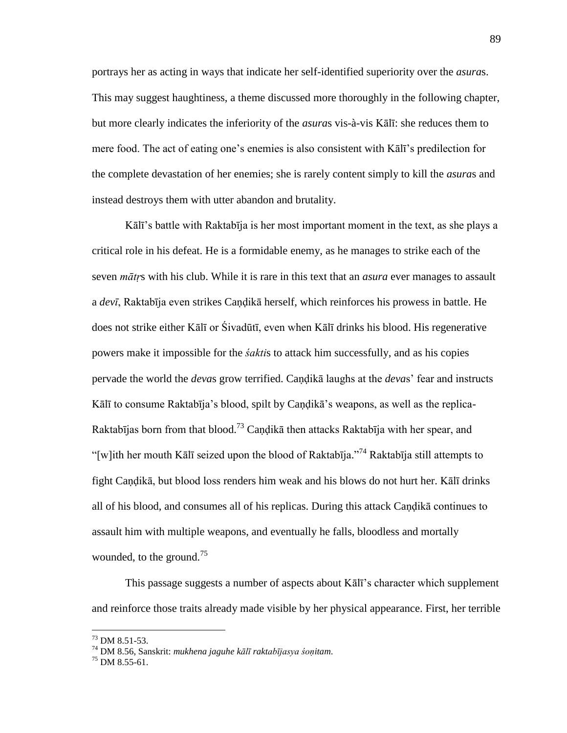portrays her as acting in ways that indicate her self-identified superiority over the *asura*s. This may suggest haughtiness, a theme discussed more thoroughly in the following chapter, but more clearly indicates the inferiority of the *asura*s vis-à-vis Kālī: she reduces them to mere food. The act of eating one's enemies is also consistent with Kālī's predilection for the complete devastation of her enemies; she is rarely content simply to kill the *asura*s and instead destroys them with utter abandon and brutality.

Kālī's battle with Raktabīja is her most important moment in the text, as she plays a critical role in his defeat. He is a formidable enemy, as he manages to strike each of the seven *mātṛ*s with his club. While it is rare in this text that an *asura* ever manages to assault a *devī*, Raktabīja even strikes Caṇḍikā herself, which reinforces his prowess in battle. He does not strike either Kālī or Śivadūtī, even when Kālī drinks his blood. His regenerative powers make it impossible for the *śakti*s to attack him successfully, and as his copies pervade the world the *deva*s grow terrified. Caṇḍikā laughs at the *deva*s' fear and instructs Kālī to consume Raktabīja's blood, spilt by Caṇḍikā's weapons, as well as the replica-Raktabījas born from that blood.[73] Caṇḍikā then attacks Raktabīja with her spear, and "[w]ith her mouth Kālī seized upon the blood of Raktabīja."[74] Raktabīja still attempts to fight Caṇḍikā, but blood loss renders him weak and his blows do not hurt her. Kālī drinks all of his blood, and consumes all of his replicas. During this attack Caṇḍikā continues to assault him with multiple weapons, and eventually he falls, bloodless and mortally wounded, to the ground.[75]

This passage suggests a number of aspects about Kālī's character which supplement and reinforce those traits already made visible by her physical appearance. First, her terrible

---

[73] DM 8.51-53.

[74] DM 8.56, Sanskrit: *mukhena jaguhe kālī raktabījasya śoṇitam*.

[75] DM 8.55-61.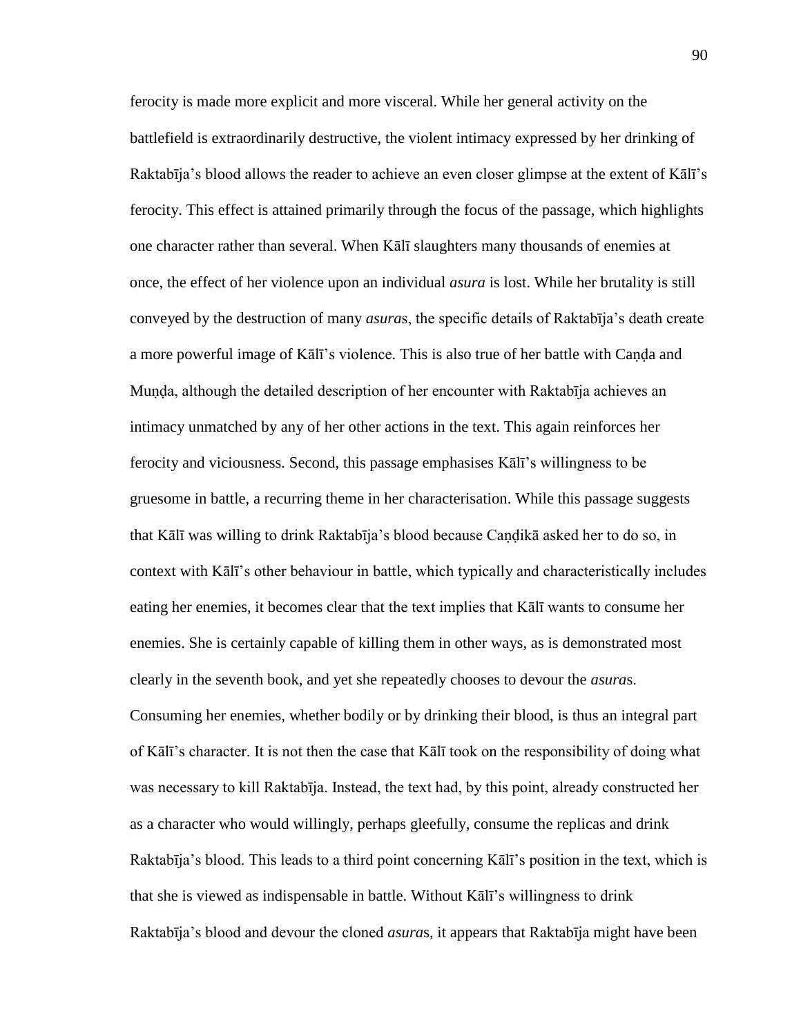ferocity is made more explicit and more visceral. While her general activity on the battlefield is extraordinarily destructive, the violent intimacy expressed by her drinking of Raktabīja's blood allows the reader to achieve an even closer glimpse at the extent of Kālī's ferocity. This effect is attained primarily through the focus of the passage, which highlights one character rather than several. When Kālī slaughters many thousands of enemies at once, the effect of her violence upon an individual *asura* is lost. While her brutality is still conveyed by the destruction of many *asura*s, the specific details of Raktabīja's death create a more powerful image of Kālī's violence. This is also true of her battle with Caṇḍa and Muṇḍa, although the detailed description of her encounter with Raktabīja achieves an intimacy unmatched by any of her other actions in the text. This again reinforces her ferocity and viciousness. Second, this passage emphasises Kālī's willingness to be gruesome in battle, a recurring theme in her characterisation. While this passage suggests that Kālī was willing to drink Raktabīja's blood because Caṇḍikā asked her to do so, in context with Kālī's other behaviour in battle, which typically and characteristically includes eating her enemies, it becomes clear that the text implies that Kālī wants to consume her enemies. She is certainly capable of killing them in other ways, as is demonstrated most clearly in the seventh book, and yet she repeatedly chooses to devour the *asura*s. Consuming her enemies, whether bodily or by drinking their blood, is thus an integral part of Kālī's character. It is not then the case that Kālī took on the responsibility of doing what was necessary to kill Raktabīja. Instead, the text had, by this point, already constructed her as a character who would willingly, perhaps gleefully, consume the replicas and drink Raktabīja's blood. This leads to a third point concerning Kālī's position in the text, which is that she is viewed as indispensable in battle. Without Kālī's willingness to drink Raktabīja's blood and devour the cloned *asura*s, it appears that Raktabīja might have been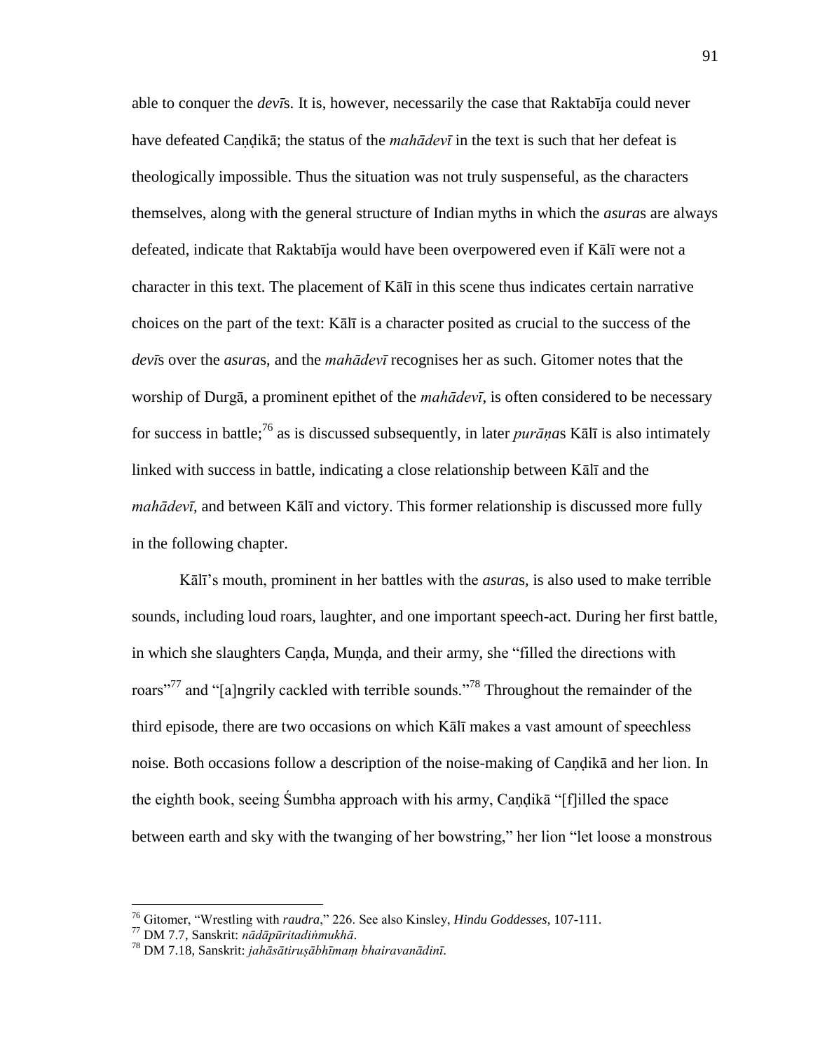able to conquer the *devī*s. It is, however, necessarily the case that Raktabīja could never have defeated Caṇḍikā; the status of the *mahādevī* in the text is such that her defeat is theologically impossible. Thus the situation was not truly suspenseful, as the characters themselves, along with the general structure of Indian myths in which the *asura*s are always defeated, indicate that Raktabīja would have been overpowered even if Kālī were not a character in this text. The placement of Kālī in this scene thus indicates certain narrative choices on the part of the text: Kālī is a character posited as crucial to the success of the *devī*s over the *asura*s, and the *mahādevī* recognises her as such. Gitomer notes that the worship of Durgā, a prominent epithet of the *mahādevī*, is often considered to be necessary for success in battle;[76] as is discussed subsequently, in later *purāṇa*s Kālī is also intimately linked with success in battle, indicating a close relationship between Kālī and the *mahādevī*, and between Kālī and victory. This former relationship is discussed more fully in the following chapter.

Kālī's mouth, prominent in her battles with the *asura*s, is also used to make terrible sounds, including loud roars, laughter, and one important speech-act. During her first battle, in which she slaughters Caṇḍa, Muṇḍa, and their army, she "filled the directions with roars"[77] and "[a]ngrily cackled with terrible sounds."[78] Throughout the remainder of the third episode, there are two occasions on which Kālī makes a vast amount of speechless noise. Both occasions follow a description of the noise-making of Caṇḍikā and her lion. In the eighth book, seeing Śumbha approach with his army, Caṇḍikā "[f]illed the space between earth and sky with the twanging of her bowstring," her lion "let loose a monstrous

---

[76] Gitomer, "Wrestling with *raudra*," 226. See also Kinsley, *Hindu Goddesses*, 107-111.

[77] DM 7.7, Sanskrit: *nādāpūritadiṅmukhā*.

[78] DM 7.18, Sanskrit: *jahāsātiruṣābhīmaṃ bhairavanādinī*.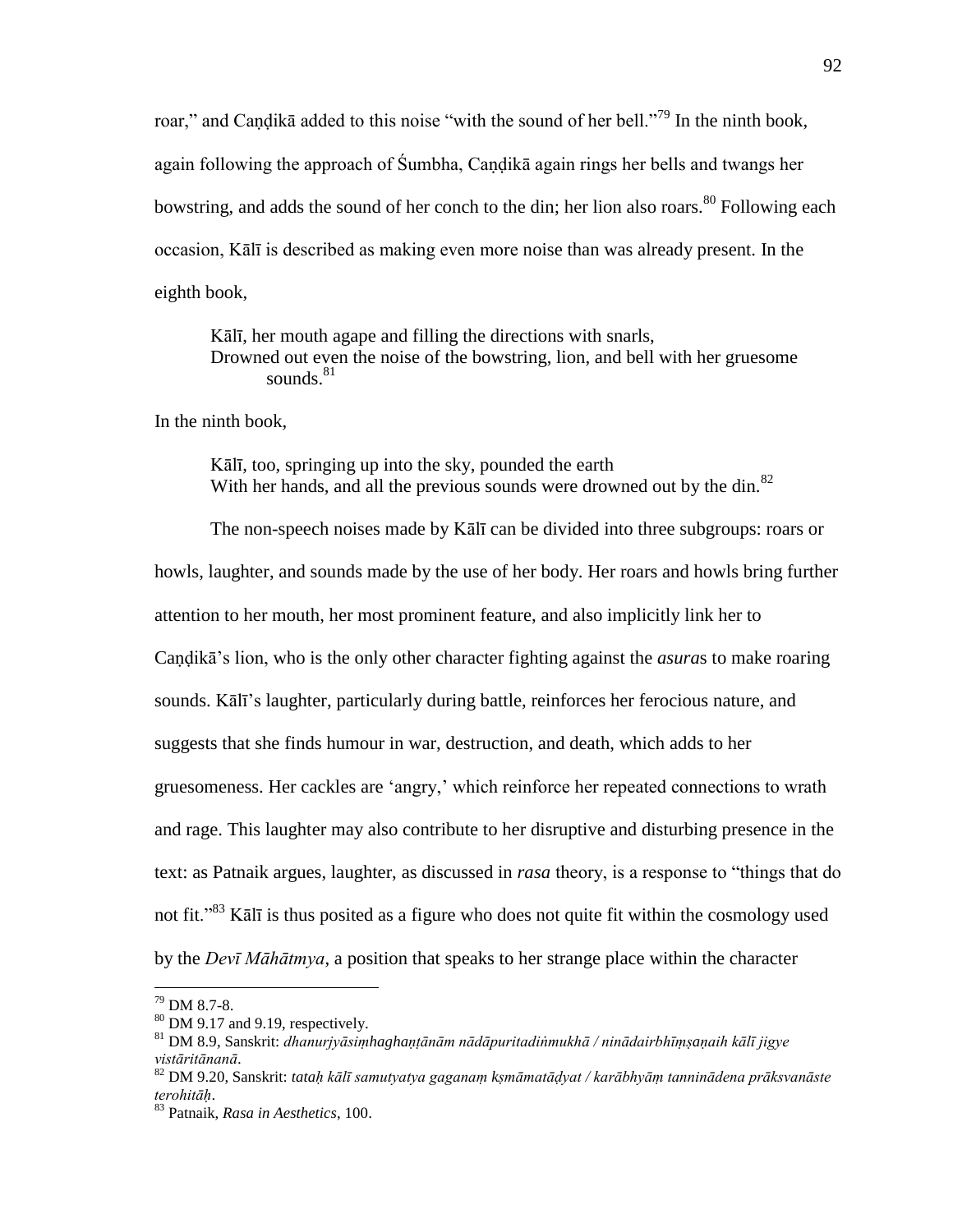roar," and Caṇḍikā added to this noise "with the sound of her bell."[79] In the ninth book, again following the approach of Śumbha, Caṇḍikā again rings her bells and twangs her bowstring, and adds the sound of her conch to the din; her lion also roars.[80] Following each occasion, Kālī is described as making even more noise than was already present. In the eighth book,

> Kālī, her mouth agape and filling the directions with snarls,
> Drowned out even the noise of the bowstring, lion, and bell with her gruesome sounds.[81]

In the ninth book,

> Kālī, too, springing up into the sky, pounded the earth
> With her hands, and all the previous sounds were drowned out by the din.[82]

The non-speech noises made by Kālī can be divided into three subgroups: roars or howls, laughter, and sounds made by the use of her body. Her roars and howls bring further attention to her mouth, her most prominent feature, and also implicitly link her to Caṇḍikā's lion, who is the only other character fighting against the *asura*s to make roaring sounds. Kālī's laughter, particularly during battle, reinforces her ferocious nature, and suggests that she finds humour in war, destruction, and death, which adds to her gruesomeness. Her cackles are 'angry,' which reinforce her repeated connections to wrath and rage. This laughter may also contribute to her disruptive and disturbing presence in the text: as Patnaik argues, laughter, as discussed in *rasa* theory, is a response to "things that do not fit."[83] Kālī is thus posited as a figure who does not quite fit within the cosmology used by the *Devī Māhātmya*, a position that speaks to her strange place within the character

---

[79] DM 8.7-8.

[80] DM 9.17 and 9.19, respectively.

[81] DM 8.9, Sanskrit: *dhanurjyāsiṃhaghaṇṭānām nādāpuritadiṅmukhā / ninādairbhīṃṣaṇaih kālī jigye vistāritānanā*.

[82] DM 9.20, Sanskrit: *tataḥ kālī samutyatya gaganaṃ kṣmāmatāḍyat / karābhyāṃ tanninādena prāksvanāste terohitāḥ*.

[83] Patnaik, *Rasa in Aesthetics*, 100.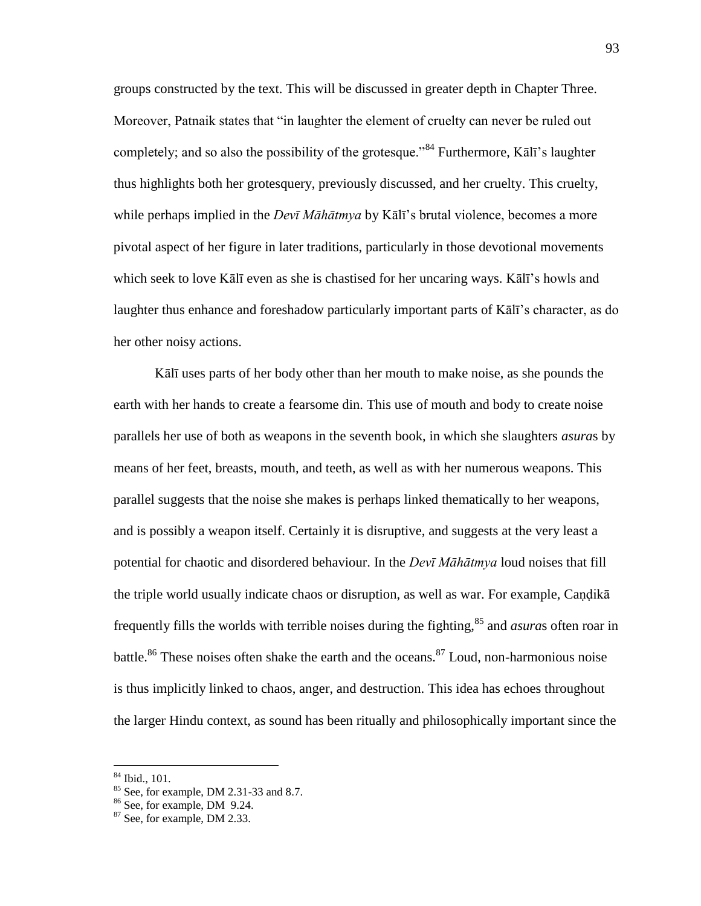groups constructed by the text. This will be discussed in greater depth in Chapter Three. Moreover, Patnaik states that "in laughter the element of cruelty can never be ruled out completely; and so also the possibility of the grotesque."[84] Furthermore, Kālī's laughter thus highlights both her grotesquery, previously discussed, and her cruelty. This cruelty, while perhaps implied in the *Devī Māhātmya* by Kālī's brutal violence, becomes a more pivotal aspect of her figure in later traditions, particularly in those devotional movements which seek to love Kālī even as she is chastised for her uncaring ways. Kālī's howls and laughter thus enhance and foreshadow particularly important parts of Kālī's character, as do her other noisy actions.

Kālī uses parts of her body other than her mouth to make noise, as she pounds the earth with her hands to create a fearsome din. This use of mouth and body to create noise parallels her use of both as weapons in the seventh book, in which she slaughters *asura*s by means of her feet, breasts, mouth, and teeth, as well as with her numerous weapons. This parallel suggests that the noise she makes is perhaps linked thematically to her weapons, and is possibly a weapon itself. Certainly it is disruptive, and suggests at the very least a potential for chaotic and disordered behaviour. In the *Devī Māhātmya* loud noises that fill the triple world usually indicate chaos or disruption, as well as war. For example, Caṇḍikā frequently fills the worlds with terrible noises during the fighting,[85] and *asura*s often roar in battle.[86] These noises often shake the earth and the oceans.[87] Loud, non-harmonious noise is thus implicitly linked to chaos, anger, and destruction. This idea has echoes throughout the larger Hindu context, as sound has been ritually and philosophically important since the

---

[84] Ibid., 101.

[85] See, for example, DM 2.31-33 and 8.7.

[86] See, for example, DM 9.24.

[87] See, for example, DM 2.33.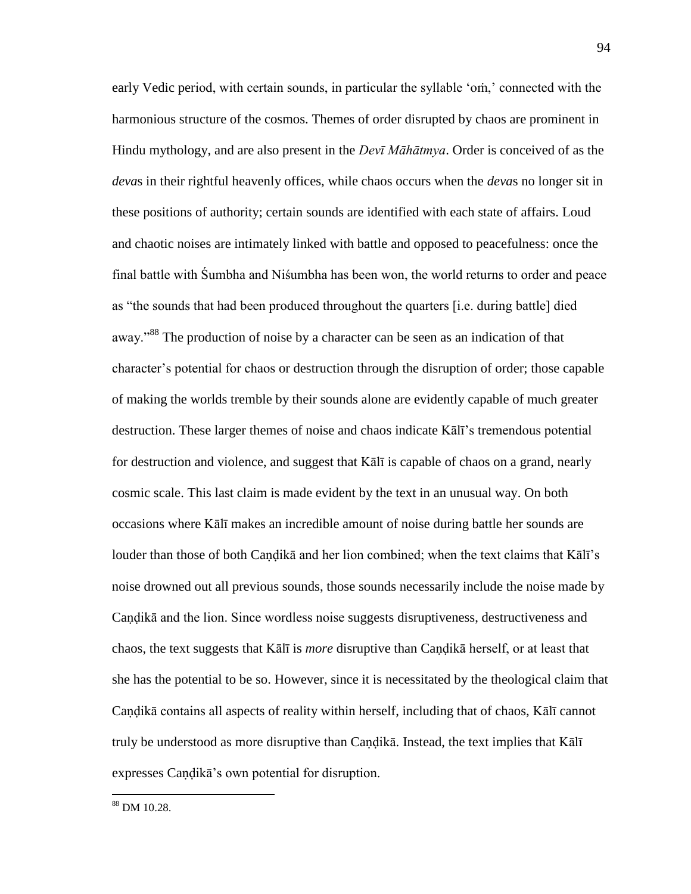early Vedic period, with certain sounds, in particular the syllable 'oṁ,' connected with the harmonious structure of the cosmos. Themes of order disrupted by chaos are prominent in Hindu mythology, and are also present in the *Devī Māhātmya*. Order is conceived of as the *deva*s in their rightful heavenly offices, while chaos occurs when the *deva*s no longer sit in these positions of authority; certain sounds are identified with each state of affairs. Loud and chaotic noises are intimately linked with battle and opposed to peacefulness: once the final battle with Śumbha and Niśumbha has been won, the world returns to order and peace as "the sounds that had been produced throughout the quarters [i.e. during battle] died away."[88] The production of noise by a character can be seen as an indication of that character's potential for chaos or destruction through the disruption of order; those capable of making the worlds tremble by their sounds alone are evidently capable of much greater destruction. These larger themes of noise and chaos indicate Kālī's tremendous potential for destruction and violence, and suggest that Kālī is capable of chaos on a grand, nearly cosmic scale. This last claim is made evident by the text in an unusual way. On both occasions where Kālī makes an incredible amount of noise during battle her sounds are louder than those of both Caṇḍikā and her lion combined; when the text claims that Kālī's noise drowned out all previous sounds, those sounds necessarily include the noise made by Caṇḍikā and the lion. Since wordless noise suggests disruptiveness, destructiveness and chaos, the text suggests that Kālī is *more* disruptive than Caṇḍikā herself, or at least that she has the potential to be so. However, since it is necessitated by the theological claim that Caṇḍikā contains all aspects of reality within herself, including that of chaos, Kālī cannot truly be understood as more disruptive than Caṇḍikā. Instead, the text implies that Kālī expresses Caṇḍikā's own potential for disruption.

---

[88] DM 10.28.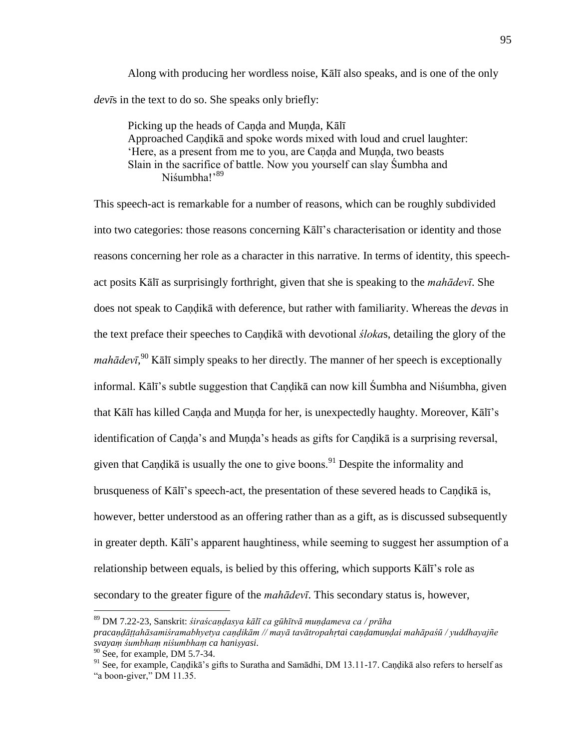Along with producing her wordless noise, Kālī also speaks, and is one of the only *devī*s in the text to do so. She speaks only briefly:

> Picking up the heads of Caṇḍa and Muṇḍa, Kālī
> Approached Caṇḍikā and spoke words mixed with loud and cruel laughter:
> 'Here, as a present from me to you, are Caṇḍa and Muṇḍa, two beasts
> Slain in the sacrifice of battle. Now you yourself can slay Śumbha and Niśumbha!'[89]

This speech-act is remarkable for a number of reasons, which can be roughly subdivided into two categories: those reasons concerning Kālī's characterisation or identity and those reasons concerning her role as a character in this narrative. In terms of identity, this speech-act posits Kālī as surprisingly forthright, given that she is speaking to the *mahādevī*. She does not speak to Caṇḍikā with deference, but rather with familiarity. Whereas the *deva*s in the text preface their speeches to Caṇḍikā with devotional *śloka*s, detailing the glory of the *mahādevī*,[90] Kālī simply speaks to her directly. The manner of her speech is exceptionally informal. Kālī's subtle suggestion that Caṇḍikā can now kill Śumbha and Niśumbha, given that Kālī has killed Caṇḍa and Muṇḍa for her, is unexpectedly haughty. Moreover, Kālī's identification of Caṇḍa's and Muṇḍa's heads as gifts for Caṇḍikā is a surprising reversal, given that Caṇḍikā is usually the one to give boons.[91] Despite the informality and brusqueness of Kālī's speech-act, the presentation of these severed heads to Caṇḍikā is, however, better understood as an offering rather than as a gift, as is discussed subsequently in greater depth. Kālī's apparent haughtiness, while seeming to suggest her assumption of a relationship between equals, is belied by this offering, which supports Kālī's role as secondary to the greater figure of the *mahādevī*. This secondary status is, however,

---

[89] DM 7.22-23, Sanskrit: *śiraścaṇḍasya kālī ca gūhītvā muṇḍameva ca / prāha pracaṇḍāṭṭahāsamiśramabhyetya caṇḍikām // mayā tavātropahṛtai caṇḍamuṇḍai mahāpaśū / yuddhayajñe svayaṃ śumbhaṃ niśumbhaṃ ca haniṣyasi*.

[90] See, for example, DM 5.7-34.

[91] See, for example, Caṇḍikā's gifts to Suratha and Samādhi, DM 13.11-17. Caṇḍikā also refers to herself as "a boon-giver," DM 11.35.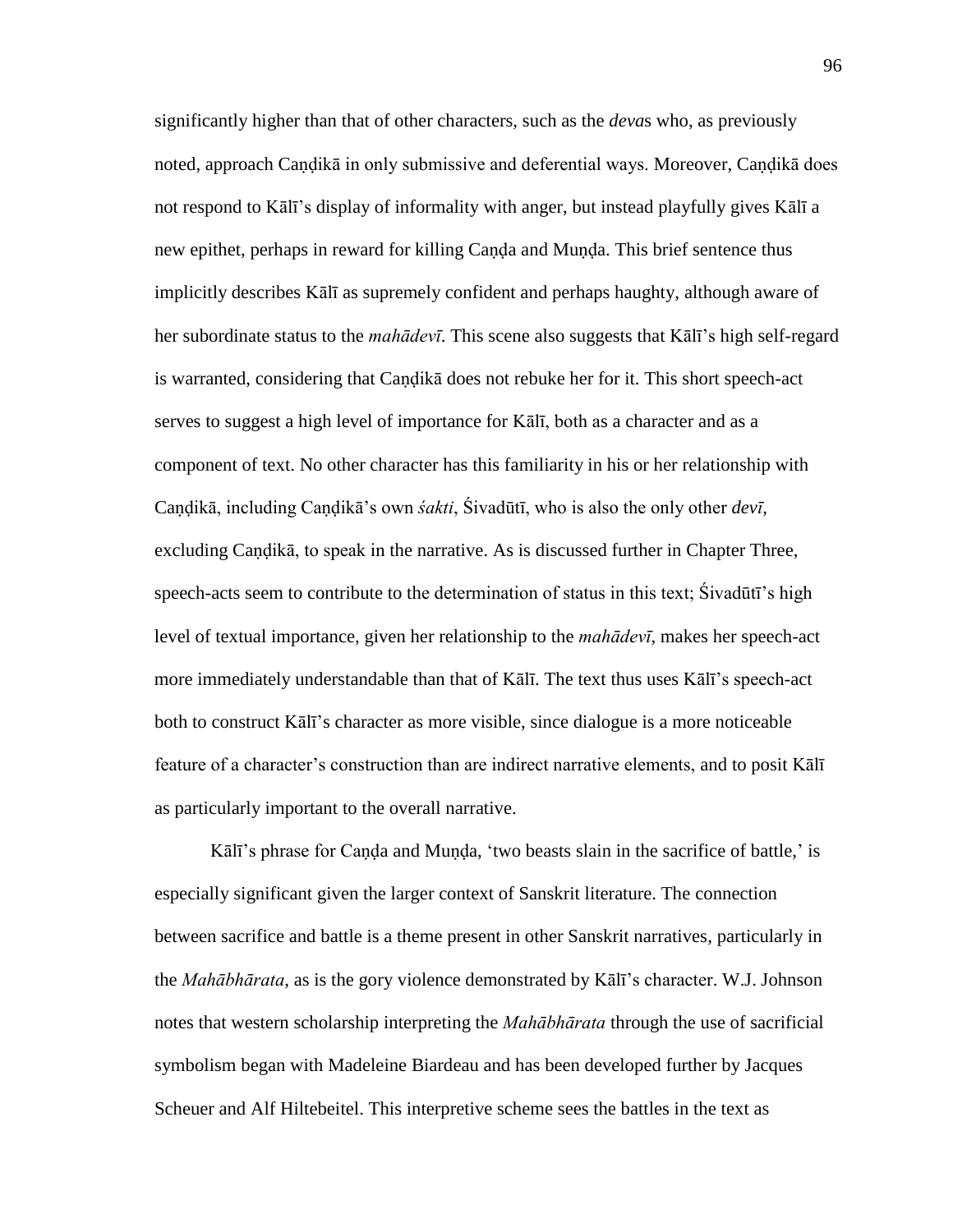significantly higher than that of other characters, such as the *deva*s who, as previously noted, approach Caṇḍikā in only submissive and deferential ways. Moreover, Caṇḍikā does not respond to Kālī's display of informality with anger, but instead playfully gives Kālī a new epithet, perhaps in reward for killing Caṇḍa and Muṇḍa. This brief sentence thus implicitly describes Kālī as supremely confident and perhaps haughty, although aware of her subordinate status to the *mahādevī*. This scene also suggests that Kālī's high self-regard is warranted, considering that Caṇḍikā does not rebuke her for it. This short speech-act serves to suggest a high level of importance for Kālī, both as a character and as a component of text. No other character has this familiarity in his or her relationship with Caṇḍikā, including Caṇḍikā's own *śakti*, Śivadūtī, who is also the only other *devī*, excluding Caṇḍikā, to speak in the narrative. As is discussed further in Chapter Three, speech-acts seem to contribute to the determination of status in this text; Śivadūtī's high level of textual importance, given her relationship to the *mahādevī*, makes her speech-act more immediately understandable than that of Kālī. The text thus uses Kālī's speech-act both to construct Kālī's character as more visible, since dialogue is a more noticeable feature of a character's construction than are indirect narrative elements, and to posit Kālī as particularly important to the overall narrative.

Kālī's phrase for Caṇḍa and Muṇḍa, 'two beasts slain in the sacrifice of battle,' is especially significant given the larger context of Sanskrit literature. The connection between sacrifice and battle is a theme present in other Sanskrit narratives, particularly in the *Mahābhārata*, as is the gory violence demonstrated by Kālī's character. W.J. Johnson notes that western scholarship interpreting the *Mahābhārata* through the use of sacrificial symbolism began with Madeleine Biardeau and has been developed further by Jacques Scheuer and Alf Hiltebeitel. This interpretive scheme sees the battles in the text as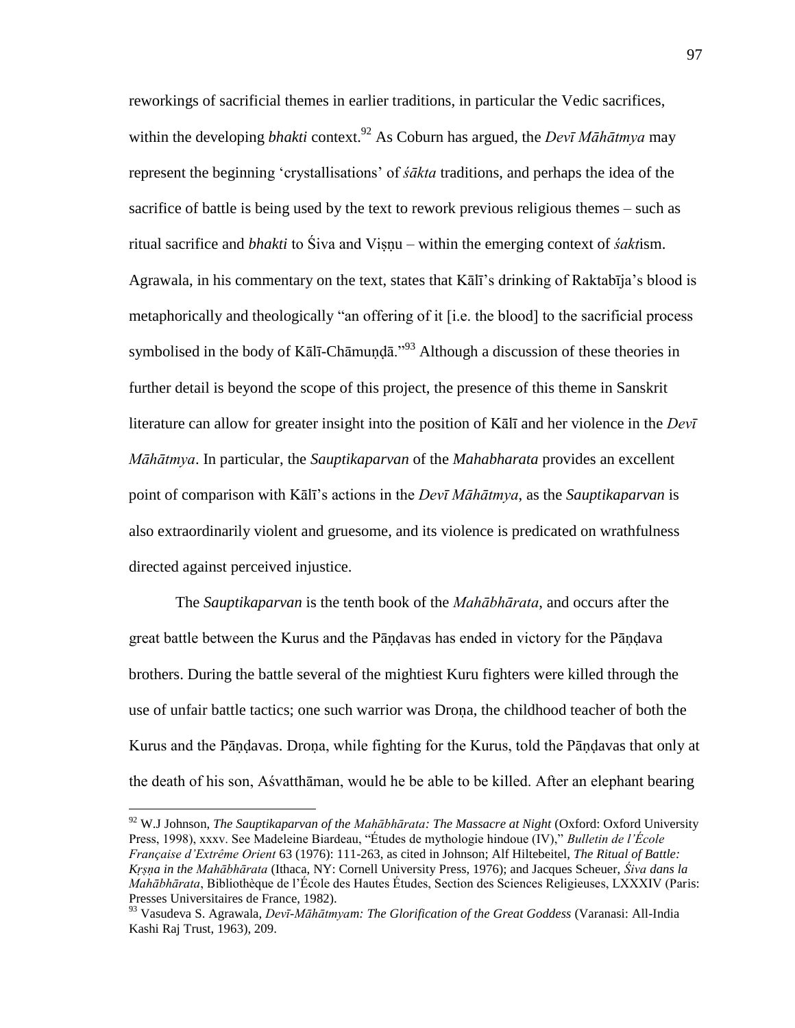reworkings of sacrificial themes in earlier traditions, in particular the Vedic sacrifices, within the developing *bhakti* context.[92] As Coburn has argued, the *Devī Māhātmya* may represent the beginning 'crystallisations' of *śākta* traditions, and perhaps the idea of the sacrifice of battle is being used by the text to rework previous religious themes – such as ritual sacrifice and *bhakti* to Śiva and Viṣṇu – within the emerging context of *śakt*ism. Agrawala, in his commentary on the text, states that Kālī's drinking of Raktabīja's blood is metaphorically and theologically "an offering of it [i.e. the blood] to the sacrificial process symbolised in the body of Kālī-Chāmuṇḍā."[93] Although a discussion of these theories in further detail is beyond the scope of this project, the presence of this theme in Sanskrit literature can allow for greater insight into the position of Kālī and her violence in the *Devī Māhātmya*. In particular, the *Sauptikaparvan* of the *Mahabharata* provides an excellent point of comparison with Kālī's actions in the *Devī Māhātmya*, as the *Sauptikaparvan* is also extraordinarily violent and gruesome, and its violence is predicated on wrathfulness directed against perceived injustice.

The *Sauptikaparvan* is the tenth book of the *Mahābhārata*, and occurs after the great battle between the Kurus and the Pāṇḍavas has ended in victory for the Pāṇḍava brothers. During the battle several of the mightiest Kuru fighters were killed through the use of unfair battle tactics; one such warrior was Droṇa, the childhood teacher of both the Kurus and the Pāṇḍavas. Droṇa, while fighting for the Kurus, told the Pāṇḍavas that only at the death of his son, Aśvatthāman, would he be able to be killed. After an elephant bearing

---

[92] W.J Johnson, *The Sauptikaparvan of the Mahābhārata: The Massacre at Night* (Oxford: Oxford University Press, 1998), xxxv. See Madeleine Biardeau, "Études de mythologie hindoue (IV)," *Bulletin de l'École Française d'Extrême Orient* 63 (1976): 111-263, as cited in Johnson; Alf Hiltebeitel, *The Ritual of Battle: Kṛṣṇa in the Mahābhārata* (Ithaca, NY: Cornell University Press, 1976); and Jacques Scheuer, *Śiva dans la Mahābhārata*, Bibliothèque de l'École des Hautes Études, Section des Sciences Religieuses, LXXXIV (Paris: Presses Universitaires de France, 1982).

[93] Vasudeva S. Agrawala, *Devī-Māhātmyam: The Glorification of the Great Goddess* (Varanasi: All-India Kashi Raj Trust, 1963), 209.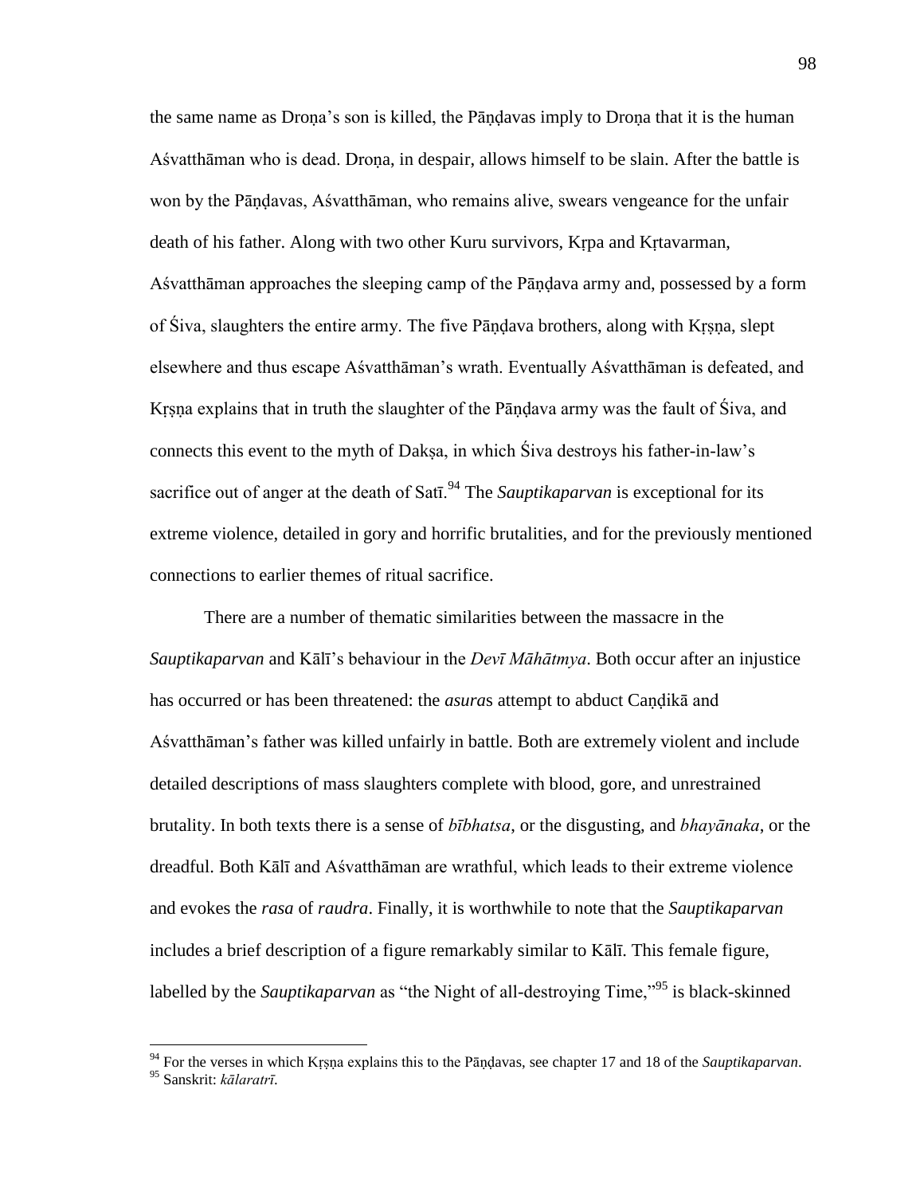the same name as Droṇa's son is killed, the Pāṇḍavas imply to Droṇa that it is the human Aśvatthāman who is dead. Droṇa, in despair, allows himself to be slain. After the battle is won by the Pāṇḍavas, Aśvatthāman, who remains alive, swears vengeance for the unfair death of his father. Along with two other Kuru survivors, Kṛpa and Kṛtavarman, Aśvatthāman approaches the sleeping camp of the Pāṇḍava army and, possessed by a form of Śiva, slaughters the entire army. The five Pāṇḍava brothers, along with Kṛṣṇa, slept elsewhere and thus escape Aśvatthāman's wrath. Eventually Aśvatthāman is defeated, and Kṛṣṇa explains that in truth the slaughter of the Pāṇḍava army was the fault of Śiva, and connects this event to the myth of Dakṣa, in which Śiva destroys his father-in-law's sacrifice out of anger at the death of Satī.[94] The *Sauptikaparvan* is exceptional for its extreme violence, detailed in gory and horrific brutalities, and for the previously mentioned connections to earlier themes of ritual sacrifice.

There are a number of thematic similarities between the massacre in the *Sauptikaparvan* and Kālī's behaviour in the *Devī Māhātmya*. Both occur after an injustice has occurred or has been threatened: the *asura*s attempt to abduct Caṇḍikā and Aśvatthāman's father was killed unfairly in battle. Both are extremely violent and include detailed descriptions of mass slaughters complete with blood, gore, and unrestrained brutality. In both texts there is a sense of *bībhatsa*, or the disgusting, and *bhayānaka*, or the dreadful. Both Kālī and Aśvatthāman are wrathful, which leads to their extreme violence and evokes the *rasa* of *raudra*. Finally, it is worthwhile to note that the *Sauptikaparvan* includes a brief description of a figure remarkably similar to Kālī. This female figure, labelled by the *Sauptikaparvan* as "the Night of all-destroying Time,"[95] is black-skinned

---

[94] For the verses in which Kṛṣṇa explains this to the Pāṇḍavas, see chapter 17 and 18 of the *Sauptikaparvan*.

[95] Sanskrit: *kālaratrī.*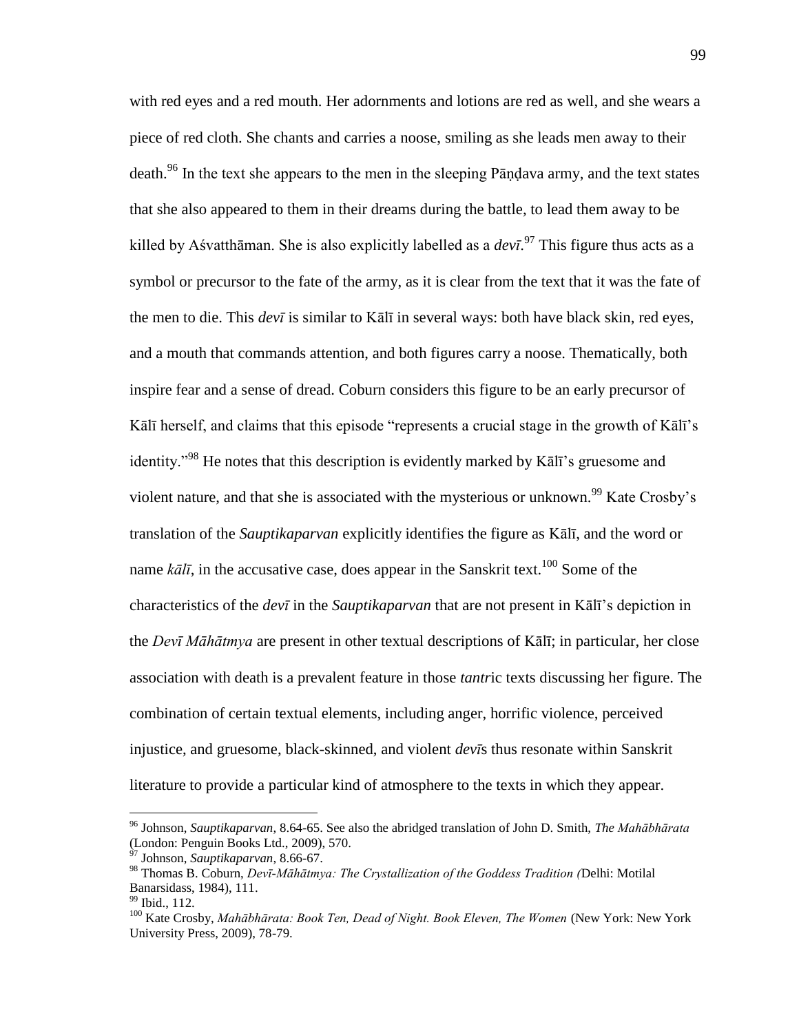with red eyes and a red mouth. Her adornments and lotions are red as well, and she wears a piece of red cloth. She chants and carries a noose, smiling as she leads men away to their death.[96] In the text she appears to the men in the sleeping Pāṇḍava army, and the text states that she also appeared to them in their dreams during the battle, to lead them away to be killed by Aśvatthāman. She is also explicitly labelled as a *devī*.[97] This figure thus acts as a symbol or precursor to the fate of the army, as it is clear from the text that it was the fate of the men to die. This *devī* is similar to Kālī in several ways: both have black skin, red eyes, and a mouth that commands attention, and both figures carry a noose. Thematically, both inspire fear and a sense of dread. Coburn considers this figure to be an early precursor of Kālī herself, and claims that this episode "represents a crucial stage in the growth of Kālī's identity."[98] He notes that this description is evidently marked by Kālī's gruesome and violent nature, and that she is associated with the mysterious or unknown.[99] Kate Crosby's translation of the *Sauptikaparvan* explicitly identifies the figure as Kālī, and the word or name *kālī*, in the accusative case, does appear in the Sanskrit text.[100] Some of the characteristics of the *devī* in the *Sauptikaparvan* that are not present in Kālī's depiction in the *Devī Māhātmya* are present in other textual descriptions of Kālī; in particular, her close association with death is a prevalent feature in those *tantr*ic texts discussing her figure. The combination of certain textual elements, including anger, horrific violence, perceived injustice, and gruesome, black-skinned, and violent *devī*s thus resonate within Sanskrit literature to provide a particular kind of atmosphere to the texts in which they appear.

---

[96] Johnson, *Sauptikaparvan*, 8.64-65. See also the abridged translation of John D. Smith, *The Mahābhārata* (London: Penguin Books Ltd., 2009), 570.

[97] Johnson, *Sauptikaparvan*, 8.66-67.

[98] Thomas B. Coburn, *Devī-Māhātmya: The Crystallization of the Goddess Tradition (*Delhi: Motilal Banarsidass, 1984), 111.

[99] Ibid., 112.

[100] Kate Crosby, *Mahābhārata: Book Ten, Dead of Night. Book Eleven, The Women* (New York: New York University Press, 2009), 78-79.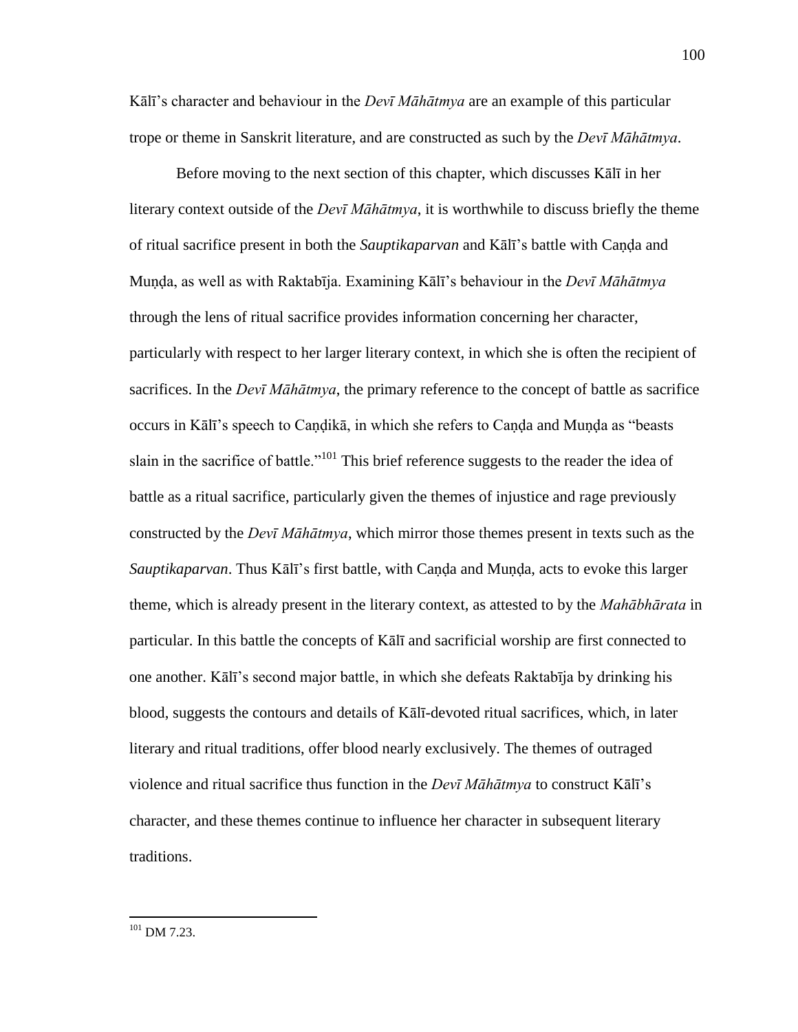Kālī's character and behaviour in the *Devī Māhātmya* are an example of this particular trope or theme in Sanskrit literature, and are constructed as such by the *Devī Māhātmya*.

Before moving to the next section of this chapter, which discusses Kālī in her literary context outside of the *Devī Māhātmya*, it is worthwhile to discuss briefly the theme of ritual sacrifice present in both the *Sauptikaparvan* and Kālī's battle with Caṇḍa and Muṇḍa, as well as with Raktabīja. Examining Kālī's behaviour in the *Devī Māhātmya* through the lens of ritual sacrifice provides information concerning her character, particularly with respect to her larger literary context, in which she is often the recipient of sacrifices. In the *Devī Māhātmya*, the primary reference to the concept of battle as sacrifice occurs in Kālī's speech to Caṇḍikā, in which she refers to Caṇḍa and Muṇḍa as "beasts slain in the sacrifice of battle."[101] This brief reference suggests to the reader the idea of battle as a ritual sacrifice, particularly given the themes of injustice and rage previously constructed by the *Devī Māhātmya*, which mirror those themes present in texts such as the *Sauptikaparvan*. Thus Kālī's first battle, with Caṇḍa and Muṇḍa, acts to evoke this larger theme, which is already present in the literary context, as attested to by the *Mahābhārata* in particular. In this battle the concepts of Kālī and sacrificial worship are first connected to one another. Kālī's second major battle, in which she defeats Raktabīja by drinking his blood, suggests the contours and details of Kālī-devoted ritual sacrifices, which, in later literary and ritual traditions, offer blood nearly exclusively. The themes of outraged violence and ritual sacrifice thus function in the *Devī Māhātmya* to construct Kālī's character, and these themes continue to influence her character in subsequent literary traditions.

---

[101] DM 7.23.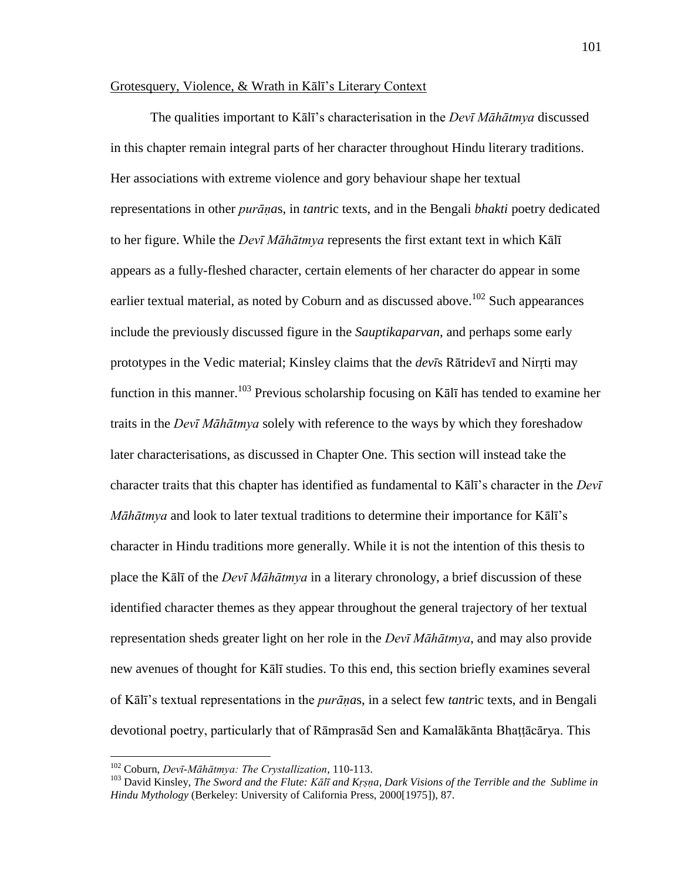Grotesquery, Violence, & Wrath in Kālī's Literary Context

The qualities important to Kālī's characterisation in the *Devī Māhātmya* discussed in this chapter remain integral parts of her character throughout Hindu literary traditions. Her associations with extreme violence and gory behaviour shape her textual representations in other *purāṇa*s, in *tantr*ic texts, and in the Bengali *bhakti* poetry dedicated to her figure. While the *Devī Māhātmya* represents the first extant text in which Kālī appears as a fully-fleshed character, certain elements of her character do appear in some earlier textual material, as noted by Coburn and as discussed above.[102] Such appearances include the previously discussed figure in the *Sauptikaparvan*, and perhaps some early prototypes in the Vedic material; Kinsley claims that the *devī*s Rātridevī and Nirṛti may function in this manner.[103] Previous scholarship focusing on Kālī has tended to examine her traits in the *Devī Māhātmya* solely with reference to the ways by which they foreshadow later characterisations, as discussed in Chapter One. This section will instead take the character traits that this chapter has identified as fundamental to Kālī's character in the *Devī Māhātmya* and look to later textual traditions to determine their importance for Kālī's character in Hindu traditions more generally. While it is not the intention of this thesis to place the Kālī of the *Devī Māhātmya* in a literary chronology, a brief discussion of these identified character themes as they appear throughout the general trajectory of her textual representation sheds greater light on her role in the *Devī Māhātmya*, and may also provide new avenues of thought for Kālī studies. To this end, this section briefly examines several of Kālī's textual representations in the *purāṇa*s, in a select few *tantr*ic texts, and in Bengali devotional poetry, particularly that of Rāmprasād Sen and Kamalākānta Bhaṭṭācārya. This

---

[102] Coburn, *Devī-Māhātmya: The Crystallization*, 110-113.

[103] David Kinsley, *The Sword and the Flute: Kālī and Kṛṣṇa, Dark Visions of the Terrible and the Sublime in Hindu Mythology* (Berkeley: University of California Press, 2000[1975]), 87.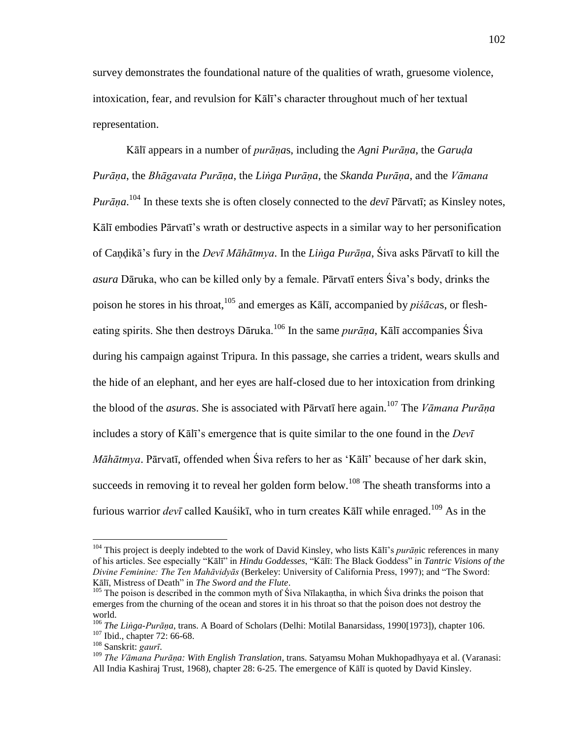survey demonstrates the foundational nature of the qualities of wrath, gruesome violence, intoxication, fear, and revulsion for Kālī's character throughout much of her textual representation.

Kālī appears in a number of *purāṇa*s, including the *Agni Purāṇa*, the *Garuḍa Purāṇa*, the *Bhāgavata Purāṇa*, the *Liṅga Purāṇa*, the *Skanda Purāṇa*, and the *Vāmana Purāṇa*.[104] In these texts she is often closely connected to the *devī* Pārvatī; as Kinsley notes, Kālī embodies Pārvatī's wrath or destructive aspects in a similar way to her personification of Caṇḍikā's fury in the *Devī Māhātmya*. In the *Liṅga Purāṇa*, Śiva asks Pārvatī to kill the *asura* Dāruka, who can be killed only by a female. Pārvatī enters Śiva's body, drinks the poison he stores in his throat,[105] and emerges as Kālī, accompanied by *piśāca*s, or flesh-eating spirits. She then destroys Dāruka.[106] In the same *purāṇa*, Kālī accompanies Śiva during his campaign against Tripura. In this passage, she carries a trident, wears skulls and the hide of an elephant, and her eyes are half-closed due to her intoxication from drinking the blood of the *asura*s. She is associated with Pārvatī here again.[107] The *Vāmana Purāṇa* includes a story of Kālī's emergence that is quite similar to the one found in the *Devī Māhātmya*. Pārvatī, offended when Śiva refers to her as 'Kālī' because of her dark skin, succeeds in removing it to reveal her golden form below.[108] The sheath transforms into a furious warrior *devī* called Kauśikī, who in turn creates Kālī while enraged.[109] As in the

---

[104] This project is deeply indebted to the work of David Kinsley, who lists Kālī's *purāṇ*ic references in many of his articles. See especially "Kālī" in *Hindu Goddesses*, "Kālī: The Black Goddess" in *Tantric Visions of the Divine Feminine: The Ten Mahāvidyās* (Berkeley: University of California Press, 1997); and "The Sword: Kālī, Mistress of Death" in *The Sword and the Flute*.

[105] The poison is described in the common myth of Śiva Nīlakaṇtha, in which Śiva drinks the poison that emerges from the churning of the ocean and stores it in his throat so that the poison does not destroy the world.

[106] *The Liṅga-Purāṇa*, trans. A Board of Scholars (Delhi: Motilal Banarsidass, 1990[1973]), chapter 106.

[107] Ibid., chapter 72: 66-68.

[108] Sanskrit: *gaurī*.

[109] *The Vāmana Purāṇa: With English Translation*, trans. Satyamsu Mohan Mukhopadhyaya et al. (Varanasi: All India Kashiraj Trust, 1968), chapter 28: 6-25. The emergence of Kālī is quoted by David Kinsley.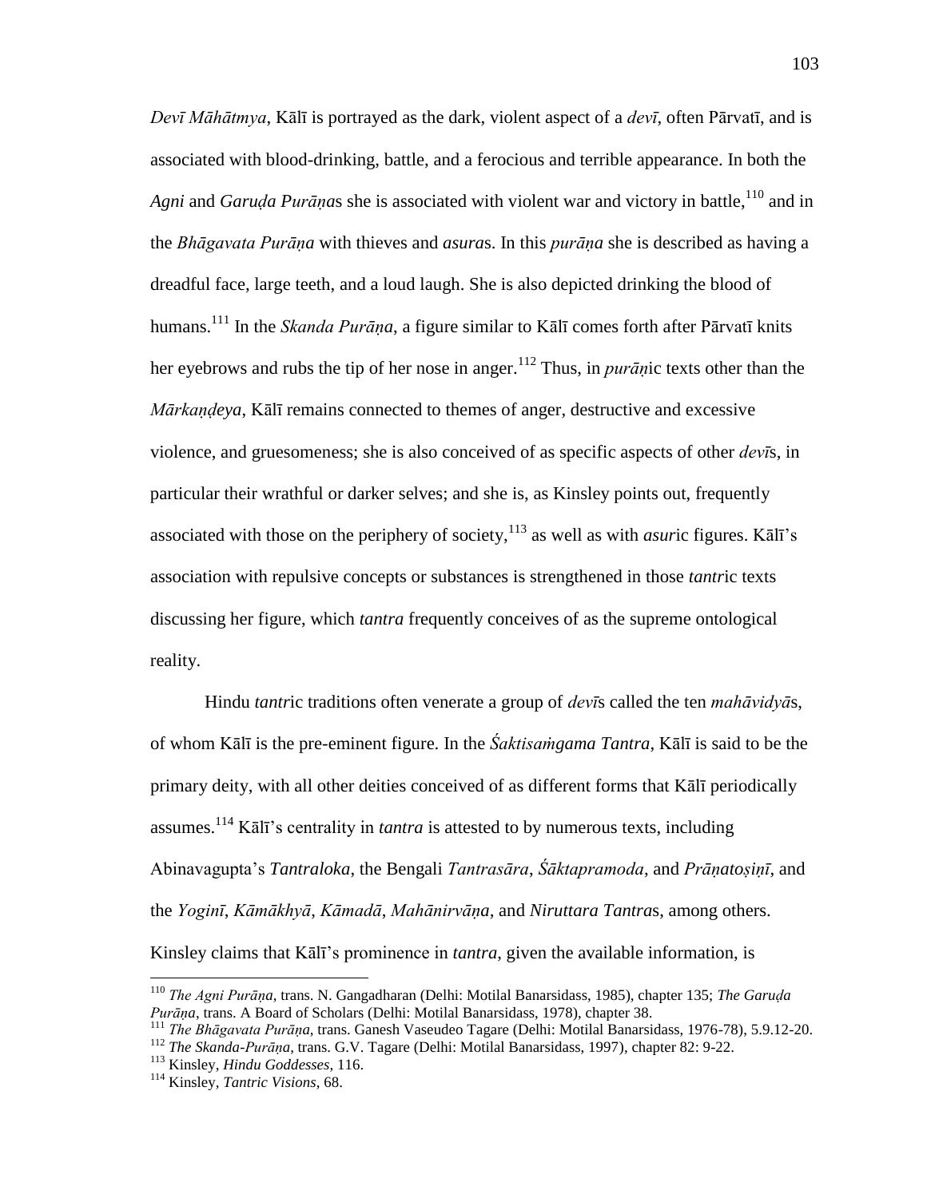*Devī Māhātmya*, Kālī is portrayed as the dark, violent aspect of a *devī*, often Pārvatī, and is associated with blood-drinking, battle, and a ferocious and terrible appearance. In both the *Agni* and *Garuḍa Purāṇa*s she is associated with violent war and victory in battle,[110] and in the *Bhāgavata Purāṇa* with thieves and *asura*s. In this *purāṇa* she is described as having a dreadful face, large teeth, and a loud laugh. She is also depicted drinking the blood of humans.[111] In the *Skanda Purāṇa*, a figure similar to Kālī comes forth after Pārvatī knits her eyebrows and rubs the tip of her nose in anger.[112] Thus, in *purāṇ*ic texts other than the *Mārkaṇḍeya*, Kālī remains connected to themes of anger, destructive and excessive violence, and gruesomeness; she is also conceived of as specific aspects of other *devī*s, in particular their wrathful or darker selves; and she is, as Kinsley points out, frequently associated with those on the periphery of society,[113] as well as with *asur*ic figures. Kālī's association with repulsive concepts or substances is strengthened in those *tantr*ic texts discussing her figure, which *tantra* frequently conceives of as the supreme ontological reality.

Hindu *tantr*ic traditions often venerate a group of *devī*s called the ten *mahāvidyā*s, of whom Kālī is the pre-eminent figure. In the *Śaktisaṁgama Tantra*, Kālī is said to be the primary deity, with all other deities conceived of as different forms that Kālī periodically assumes.[114] Kālī's centrality in *tantra* is attested to by numerous texts, including Abinavagupta's *Tantraloka*, the Bengali *Tantrasāra*, *Śāktapramoda*, and *Prāṇatoṣiṇī*, and the *Yoginī*, *Kāmākhyā*, *Kāmadā*, *Mahānirvāṇa*, and *Niruttara Tantra*s, among others. Kinsley claims that Kālī's prominence in *tantra*, given the available information, is

---

[110] *The Agni Purāṇa*, trans. N. Gangadharan (Delhi: Motilal Banarsidass, 1985), chapter 135; *The Garuḍa Purāṇa*, trans. A Board of Scholars (Delhi: Motilal Banarsidass, 1978), chapter 38.

[111] *The Bhāgavata Purāṇa*, trans. Ganesh Vaseudeo Tagare (Delhi: Motilal Banarsidass, 1976-78), 5.9.12-20.

[112] *The Skanda-Purāṇa*, trans. G.V. Tagare (Delhi: Motilal Banarsidass, 1997), chapter 82: 9-22.

[113] Kinsley, *Hindu Goddesses*, 116.

[114] Kinsley, *Tantric Visions*, 68.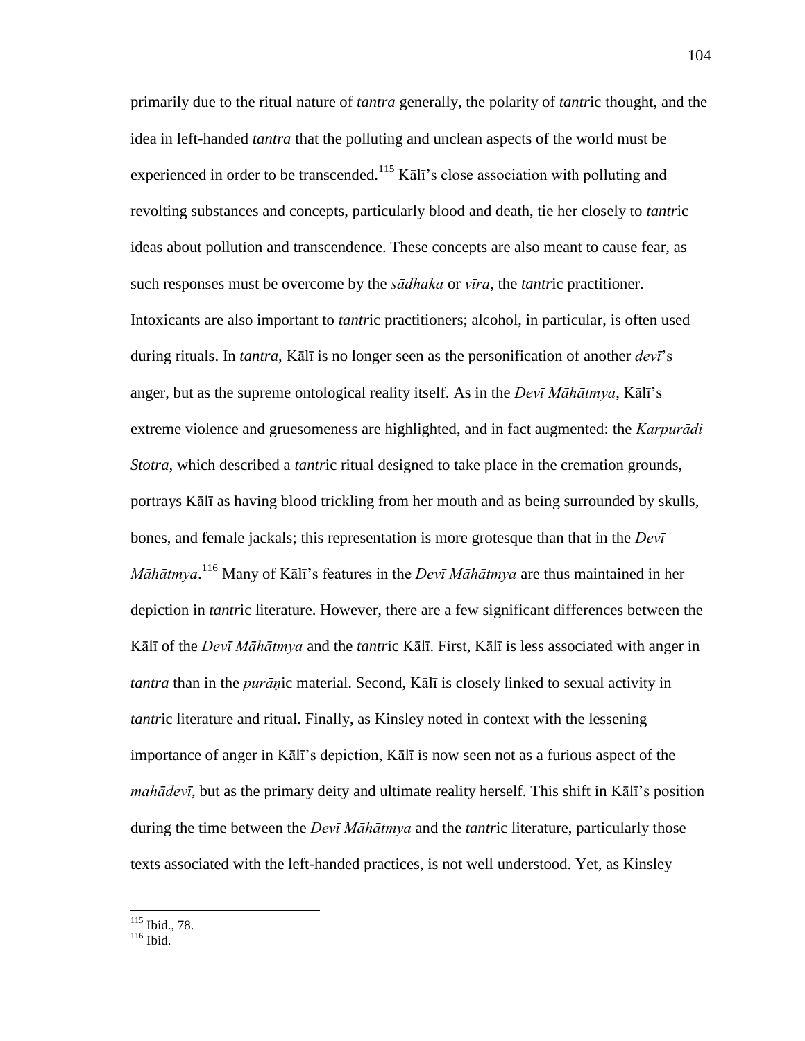primarily due to the ritual nature of *tantra* generally, the polarity of *tantr*ic thought, and the idea in left-handed *tantra* that the polluting and unclean aspects of the world must be experienced in order to be transcended.[115] Kālī's close association with polluting and revolting substances and concepts, particularly blood and death, tie her closely to *tantr*ic ideas about pollution and transcendence. These concepts are also meant to cause fear, as such responses must be overcome by the *sādhaka* or *vīra*, the *tantr*ic practitioner. Intoxicants are also important to *tantr*ic practitioners; alcohol, in particular, is often used during rituals. In *tantra*, Kālī is no longer seen as the personification of another *devī*'s anger, but as the supreme ontological reality itself. As in the *Devī Māhātmya*, Kālī's extreme violence and gruesomeness are highlighted, and in fact augmented: the *Karpurādi Stotra*, which described a *tantr*ic ritual designed to take place in the cremation grounds, portrays Kālī as having blood trickling from her mouth and as being surrounded by skulls, bones, and female jackals; this representation is more grotesque than that in the *Devī Māhātmya*.[116] Many of Kālī's features in the *Devī Māhātmya* are thus maintained in her depiction in *tantr*ic literature. However, there are a few significant differences between the Kālī of the *Devī Māhātmya* and the *tantr*ic Kālī. First, Kālī is less associated with anger in *tantra* than in the *purāṇ*ic material. Second, Kālī is closely linked to sexual activity in *tantr*ic literature and ritual. Finally, as Kinsley noted in context with the lessening importance of anger in Kālī's depiction, Kālī is now seen not as a furious aspect of the *mahādevī*, but as the primary deity and ultimate reality herself. This shift in Kālī's position during the time between the *Devī Māhātmya* and the *tantr*ic literature, particularly those texts associated with the left-handed practices, is not well understood. Yet, as Kinsley

---

[115] Ibid., 78.
[116] Ibid.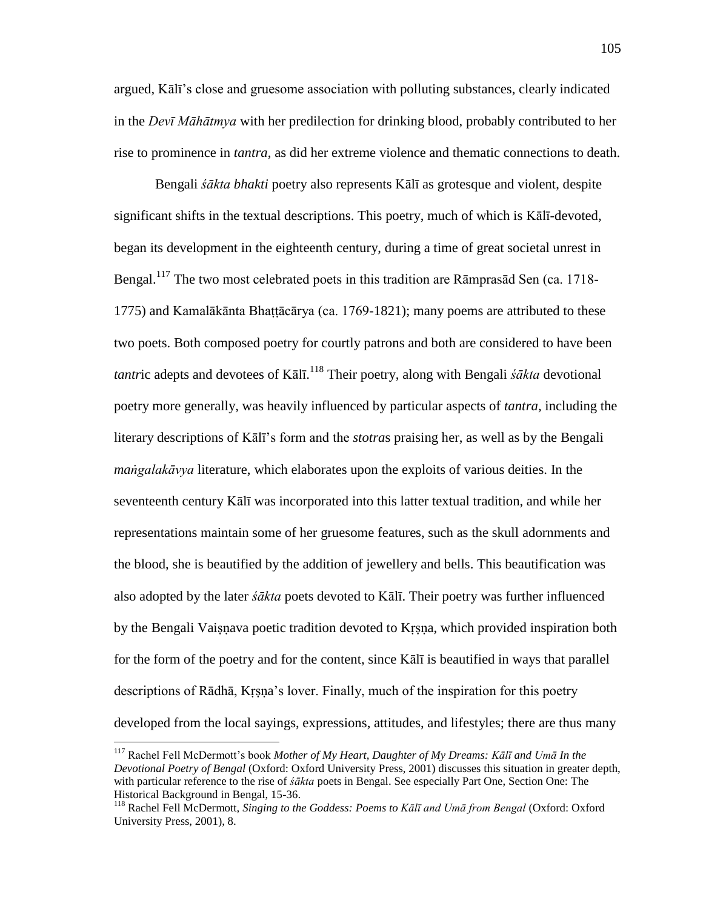argued, Kālī's close and gruesome association with polluting substances, clearly indicated in the *Devī Māhātmya* with her predilection for drinking blood, probably contributed to her rise to prominence in *tantra*, as did her extreme violence and thematic connections to death.

Bengali *śākta bhakti* poetry also represents Kālī as grotesque and violent, despite significant shifts in the textual descriptions. This poetry, much of which is Kālī-devoted, began its development in the eighteenth century, during a time of great societal unrest in Bengal.[117] The two most celebrated poets in this tradition are Rāmprasād Sen (ca. 1718-1775) and Kamalākānta Bhaṭṭācārya (ca. 1769-1821); many poems are attributed to these two poets. Both composed poetry for courtly patrons and both are considered to have been *tantr*ic adepts and devotees of Kālī.[118] Their poetry, along with Bengali *śākta* devotional poetry more generally, was heavily influenced by particular aspects of *tantra*, including the literary descriptions of Kālī's form and the *stotra*s praising her, as well as by the Bengali *maṅgalakāvya* literature, which elaborates upon the exploits of various deities. In the seventeenth century Kālī was incorporated into this latter textual tradition, and while her representations maintain some of her gruesome features, such as the skull adornments and the blood, she is beautified by the addition of jewellery and bells. This beautification was also adopted by the later *śākta* poets devoted to Kālī. Their poetry was further influenced by the Bengali Vaiṣṇava poetic tradition devoted to Kṛṣṇa, which provided inspiration both for the form of the poetry and for the content, since Kālī is beautified in ways that parallel descriptions of Rādhā, Kṛṣṇa's lover. Finally, much of the inspiration for this poetry developed from the local sayings, expressions, attitudes, and lifestyles; there are thus many

---

[117] Rachel Fell McDermott's book *Mother of My Heart, Daughter of My Dreams: Kālī and Umā In the Devotional Poetry of Bengal* (Oxford: Oxford University Press, 2001) discusses this situation in greater depth, with particular reference to the rise of *śākta* poets in Bengal. See especially Part One, Section One: The Historical Background in Bengal, 15-36.

[118] Rachel Fell McDermott, *Singing to the Goddess: Poems to Kālī and Umā from Bengal* (Oxford: Oxford University Press, 2001), 8.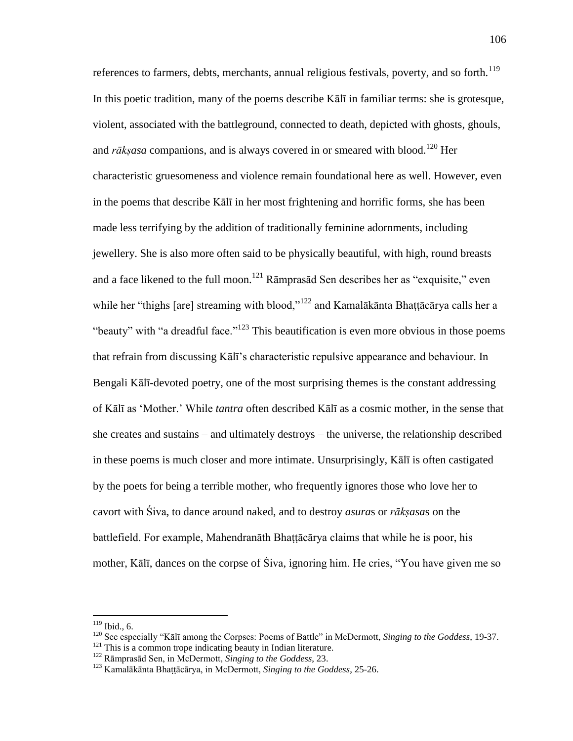references to farmers, debts, merchants, annual religious festivals, poverty, and so forth.[119] In this poetic tradition, many of the poems describe Kālī in familiar terms: she is grotesque, violent, associated with the battleground, connected to death, depicted with ghosts, ghouls, and *rākṣasa* companions, and is always covered in or smeared with blood.[120] Her characteristic gruesomeness and violence remain foundational here as well. However, even in the poems that describe Kālī in her most frightening and horrific forms, she has been made less terrifying by the addition of traditionally feminine adornments, including jewellery. She is also more often said to be physically beautiful, with high, round breasts and a face likened to the full moon.[121] Rāmprasād Sen describes her as "exquisite," even while her "thighs [are] streaming with blood,"[122] and Kamalākānta Bhaṭṭācārya calls her a "beauty" with "a dreadful face."[123] This beautification is even more obvious in those poems that refrain from discussing Kālī's characteristic repulsive appearance and behaviour. In Bengali Kālī-devoted poetry, one of the most surprising themes is the constant addressing of Kālī as 'Mother.' While *tantra* often described Kālī as a cosmic mother, in the sense that she creates and sustains – and ultimately destroys – the universe, the relationship described in these poems is much closer and more intimate. Unsurprisingly, Kālī is often castigated by the poets for being a terrible mother, who frequently ignores those who love her to cavort with Śiva, to dance around naked, and to destroy *asura*s or *rākṣasa*s on the battlefield. For example, Mahendranāth Bhaṭṭācārya claims that while he is poor, his mother, Kālī, dances on the corpse of Śiva, ignoring him. He cries, "You have given me so

---

[119] Ibid., 6.

[120] See especially "Kālī among the Corpses: Poems of Battle" in McDermott, *Singing to the Goddess*, 19-37.

[121] This is a common trope indicating beauty in Indian literature.

[122] Rāmprasād Sen, in McDermott, *Singing to the Goddess*, 23.

[123] Kamalākānta Bhaṭṭācārya, in McDermott, *Singing to the Goddess*, 25-26.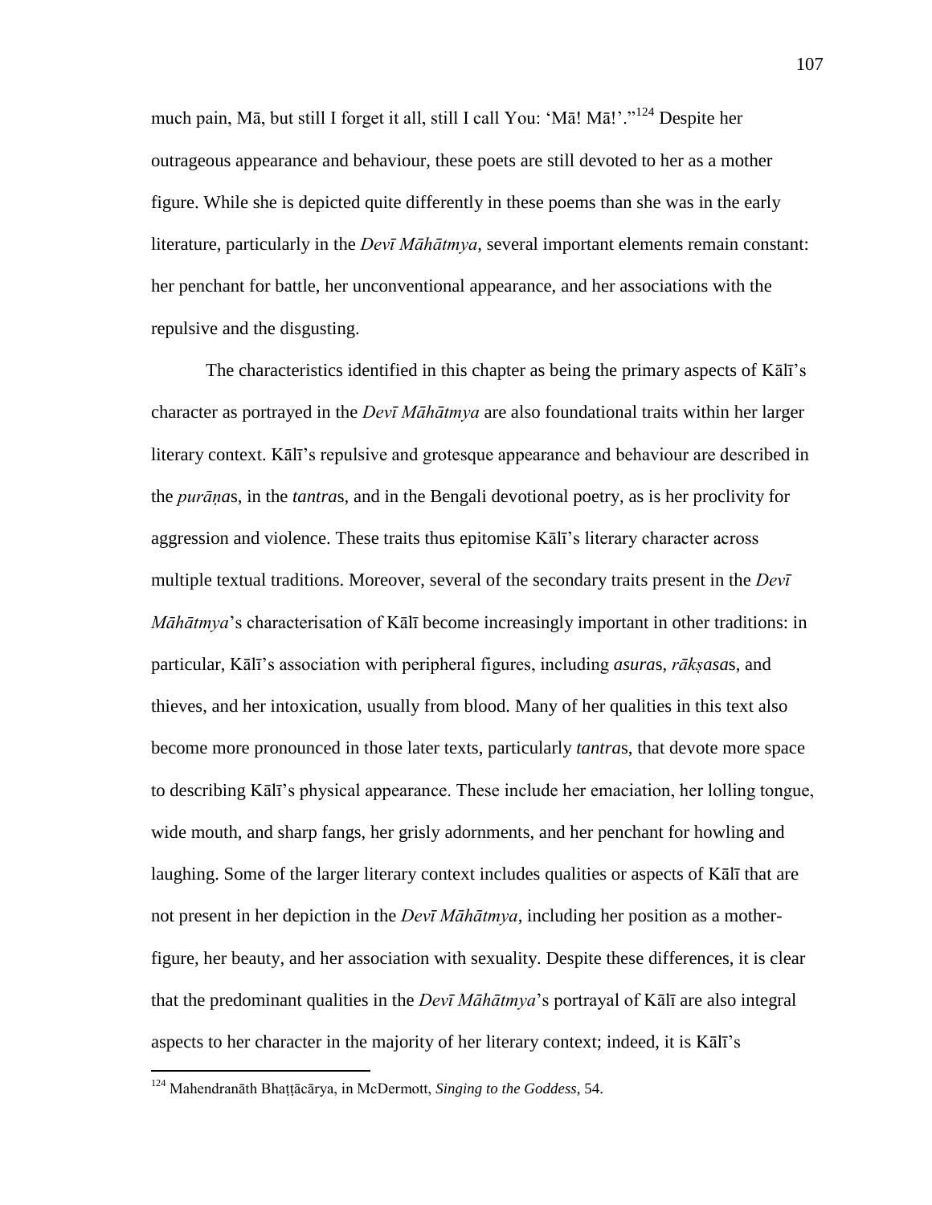much pain, Mā, but still I forget it all, still I call You: 'Mā! Mā!'."[124] Despite her outrageous appearance and behaviour, these poets are still devoted to her as a mother figure. While she is depicted quite differently in these poems than she was in the early literature, particularly in the *Devī Māhātmya*, several important elements remain constant: her penchant for battle, her unconventional appearance, and her associations with the repulsive and the disgusting.

The characteristics identified in this chapter as being the primary aspects of Kālī's character as portrayed in the *Devī Māhātmya* are also foundational traits within her larger literary context. Kālī's repulsive and grotesque appearance and behaviour are described in the *purāṇa*s, in the *tantra*s, and in the Bengali devotional poetry, as is her proclivity for aggression and violence. These traits thus epitomise Kālī's literary character across multiple textual traditions. Moreover, several of the secondary traits present in the *Devī Māhātmya*'s characterisation of Kālī become increasingly important in other traditions: in particular, Kālī's association with peripheral figures, including *asura*s, *rākṣasa*s, and thieves, and her intoxication, usually from blood. Many of her qualities in this text also become more pronounced in those later texts, particularly *tantra*s, that devote more space to describing Kālī's physical appearance. These include her emaciation, her lolling tongue, wide mouth, and sharp fangs, her grisly adornments, and her penchant for howling and laughing. Some of the larger literary context includes qualities or aspects of Kālī that are not present in her depiction in the *Devī Māhātmya*, including her position as a mother-figure, her beauty, and her association with sexuality. Despite these differences, it is clear that the predominant qualities in the *Devī Māhātmya*'s portrayal of Kālī are also integral aspects to her character in the majority of her literary context; indeed, it is Kālī's

---

[124] Mahendranāth Bhaṭṭācārya, in McDermott, *Singing to the Goddess*, 54.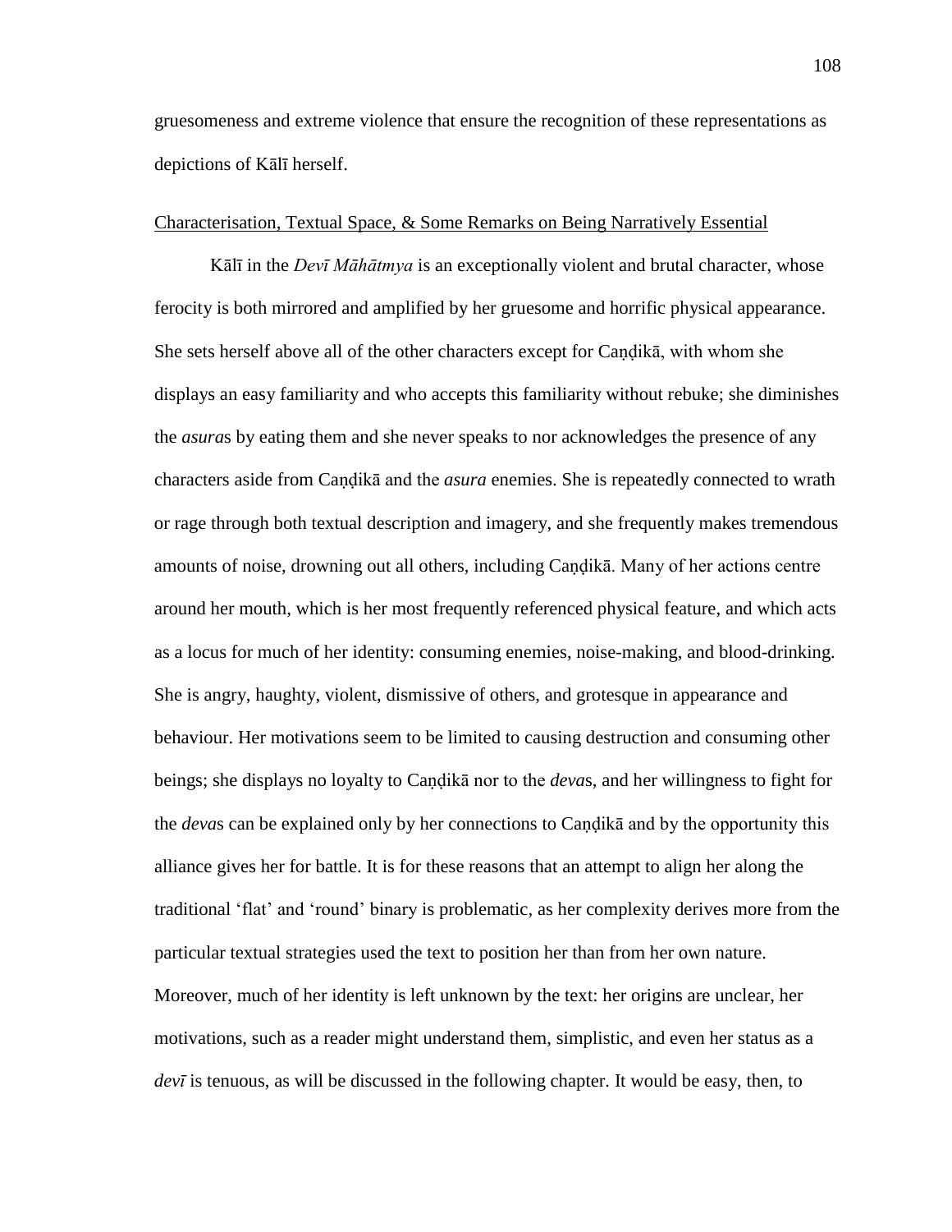gruesomeness and extreme violence that ensure the recognition of these representations as depictions of Kālī herself.

<u>Characterisation, Textual Space, & Some Remarks on Being Narratively Essential</u>

Kālī in the *Devī Māhātmya* is an exceptionally violent and brutal character, whose ferocity is both mirrored and amplified by her gruesome and horrific physical appearance. She sets herself above all of the other characters except for Caṇḍikā, with whom she displays an easy familiarity and who accepts this familiarity without rebuke; she diminishes the *asura*s by eating them and she never speaks to nor acknowledges the presence of any characters aside from Caṇḍikā and the *asura* enemies. She is repeatedly connected to wrath or rage through both textual description and imagery, and she frequently makes tremendous amounts of noise, drowning out all others, including Caṇḍikā. Many of her actions centre around her mouth, which is her most frequently referenced physical feature, and which acts as a locus for much of her identity: consuming enemies, noise-making, and blood-drinking. She is angry, haughty, violent, dismissive of others, and grotesque in appearance and behaviour. Her motivations seem to be limited to causing destruction and consuming other beings; she displays no loyalty to Caṇḍikā nor to the *deva*s, and her willingness to fight for the *deva*s can be explained only by her connections to Caṇḍikā and by the opportunity this alliance gives her for battle. It is for these reasons that an attempt to align her along the traditional 'flat' and 'round' binary is problematic, as her complexity derives more from the particular textual strategies used the text to position her than from her own nature. Moreover, much of her identity is left unknown by the text: her origins are unclear, her motivations, such as a reader might understand them, simplistic, and even her status as a *devī* is tenuous, as will be discussed in the following chapter. It would be easy, then, to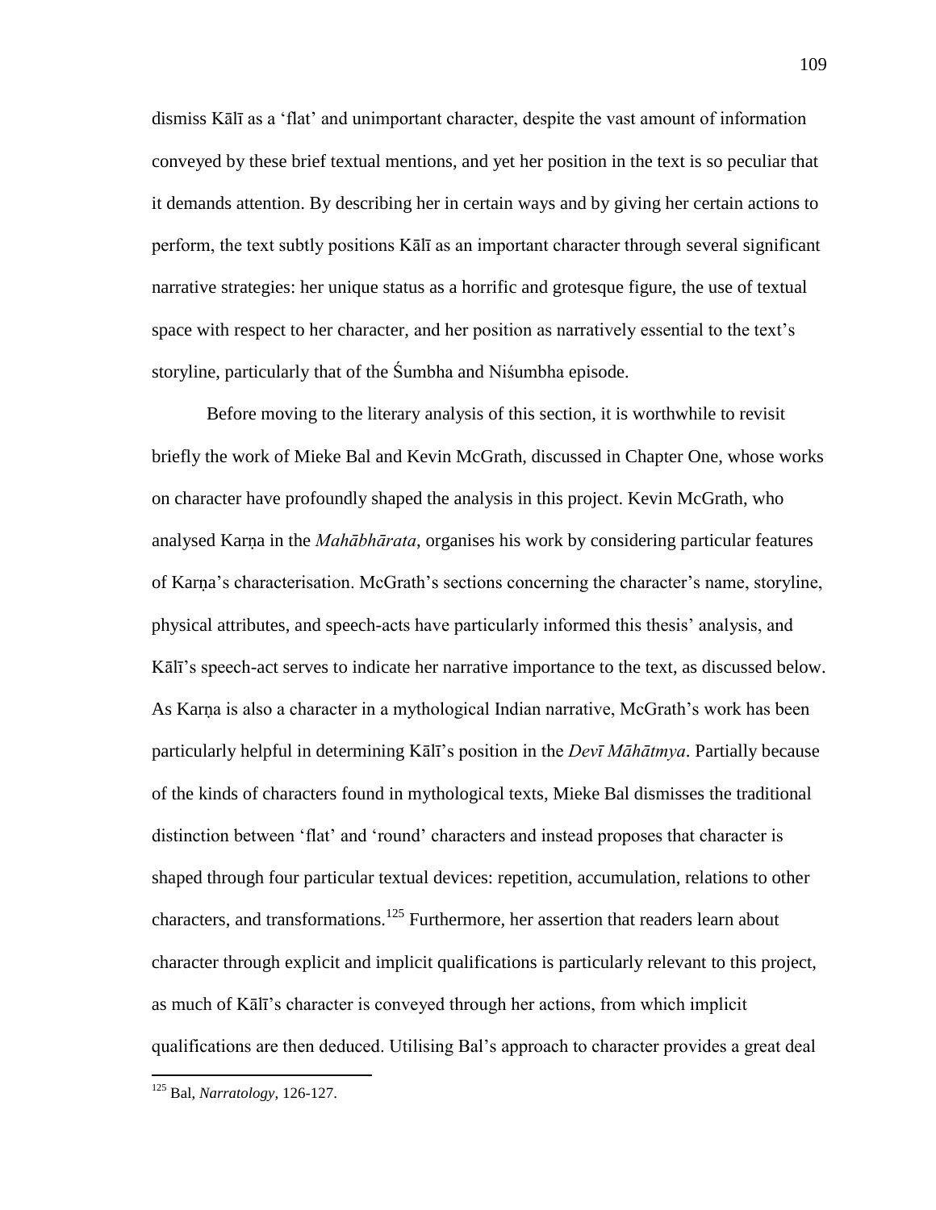dismiss Kālī as a 'flat' and unimportant character, despite the vast amount of information conveyed by these brief textual mentions, and yet her position in the text is so peculiar that it demands attention. By describing her in certain ways and by giving her certain actions to perform, the text subtly positions Kālī as an important character through several significant narrative strategies: her unique status as a horrific and grotesque figure, the use of textual space with respect to her character, and her position as narratively essential to the text's storyline, particularly that of the Śumbha and Niśumbha episode.

Before moving to the literary analysis of this section, it is worthwhile to revisit briefly the work of Mieke Bal and Kevin McGrath, discussed in Chapter One, whose works on character have profoundly shaped the analysis in this project. Kevin McGrath, who analysed Karṇa in the *Mahābhārata*, organises his work by considering particular features of Karṇa's characterisation. McGrath's sections concerning the character's name, storyline, physical attributes, and speech-acts have particularly informed this thesis' analysis, and Kālī's speech-act serves to indicate her narrative importance to the text, as discussed below. As Karṇa is also a character in a mythological Indian narrative, McGrath's work has been particularly helpful in determining Kālī's position in the *Devī Māhātmya*. Partially because of the kinds of characters found in mythological texts, Mieke Bal dismisses the traditional distinction between 'flat' and 'round' characters and instead proposes that character is shaped through four particular textual devices: repetition, accumulation, relations to other characters, and transformations.[125] Furthermore, her assertion that readers learn about character through explicit and implicit qualifications is particularly relevant to this project, as much of Kālī's character is conveyed through her actions, from which implicit qualifications are then deduced. Utilising Bal's approach to character provides a great deal

[125] Bal, *Narratology*, 126-127.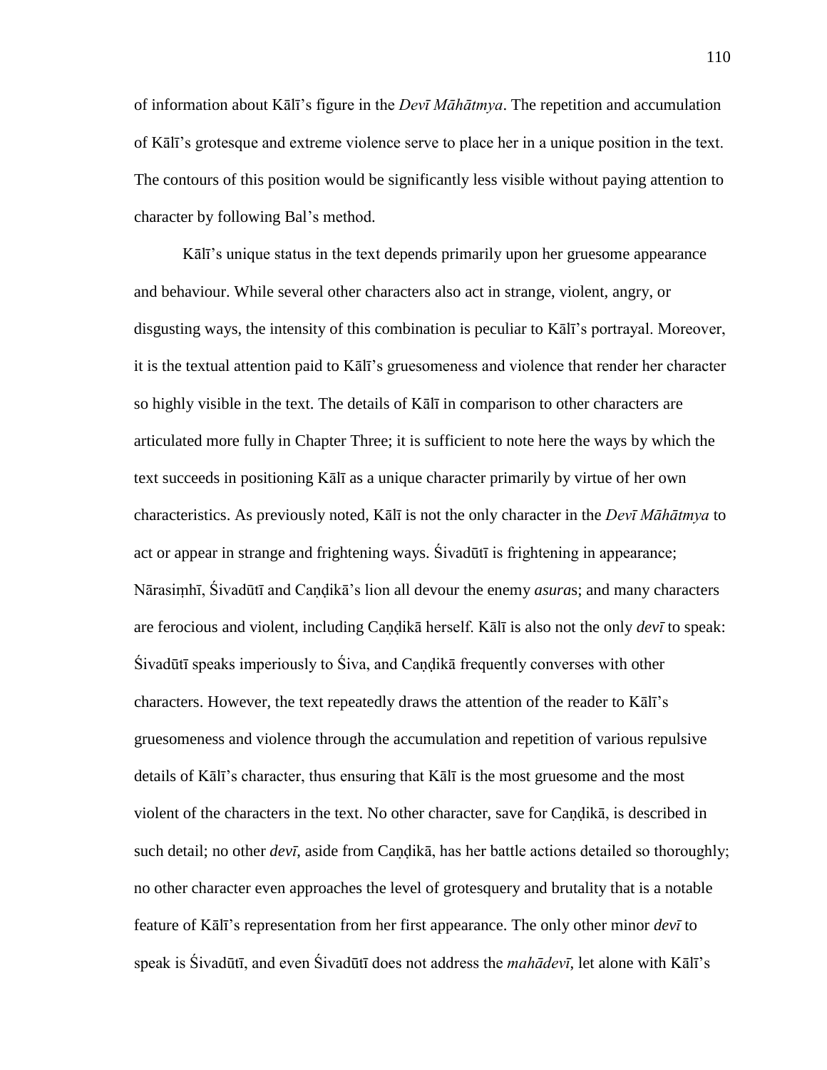of information about Kālī's figure in the *Devī Māhātmya*. The repetition and accumulation of Kālī's grotesque and extreme violence serve to place her in a unique position in the text. The contours of this position would be significantly less visible without paying attention to character by following Bal's method.

Kālī's unique status in the text depends primarily upon her gruesome appearance and behaviour. While several other characters also act in strange, violent, angry, or disgusting ways, the intensity of this combination is peculiar to Kālī's portrayal. Moreover, it is the textual attention paid to Kālī's gruesomeness and violence that render her character so highly visible in the text. The details of Kālī in comparison to other characters are articulated more fully in Chapter Three; it is sufficient to note here the ways by which the text succeeds in positioning Kālī as a unique character primarily by virtue of her own characteristics. As previously noted, Kālī is not the only character in the *Devī Māhātmya* to act or appear in strange and frightening ways. Śivadūtī is frightening in appearance; Nārasiṃhī, Śivadūtī and Caṇḍikā's lion all devour the enemy *asura*s; and many characters are ferocious and violent, including Caṇḍikā herself. Kālī is also not the only *devī* to speak: Śivadūtī speaks imperiously to Śiva, and Caṇḍikā frequently converses with other characters. However, the text repeatedly draws the attention of the reader to Kālī's gruesomeness and violence through the accumulation and repetition of various repulsive details of Kālī's character, thus ensuring that Kālī is the most gruesome and the most violent of the characters in the text. No other character, save for Caṇḍikā, is described in such detail; no other *devī*, aside from Caṇḍikā, has her battle actions detailed so thoroughly; no other character even approaches the level of grotesquery and brutality that is a notable feature of Kālī's representation from her first appearance. The only other minor *devī* to speak is Śivadūtī, and even Śivadūtī does not address the *mahādevī*, let alone with Kālī's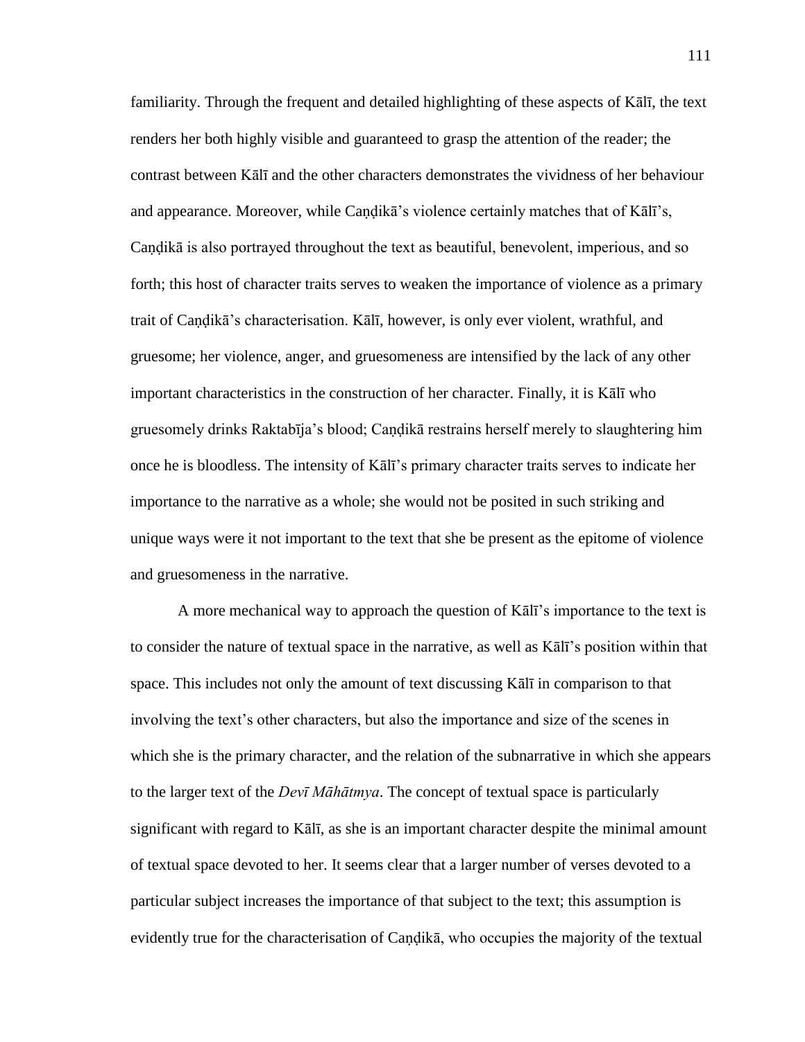familiarity. Through the frequent and detailed highlighting of these aspects of Kālī, the text renders her both highly visible and guaranteed to grasp the attention of the reader; the contrast between Kālī and the other characters demonstrates the vividness of her behaviour and appearance. Moreover, while Caṇḍikā's violence certainly matches that of Kālī's, Caṇḍikā is also portrayed throughout the text as beautiful, benevolent, imperious, and so forth; this host of character traits serves to weaken the importance of violence as a primary trait of Caṇḍikā's characterisation. Kālī, however, is only ever violent, wrathful, and gruesome; her violence, anger, and gruesomeness are intensified by the lack of any other important characteristics in the construction of her character. Finally, it is Kālī who gruesomely drinks Raktabīja's blood; Caṇḍikā restrains herself merely to slaughtering him once he is bloodless. The intensity of Kālī's primary character traits serves to indicate her importance to the narrative as a whole; she would not be posited in such striking and unique ways were it not important to the text that she be present as the epitome of violence and gruesomeness in the narrative.

A more mechanical way to approach the question of Kālī's importance to the text is to consider the nature of textual space in the narrative, as well as Kālī's position within that space. This includes not only the amount of text discussing Kālī in comparison to that involving the text's other characters, but also the importance and size of the scenes in which she is the primary character, and the relation of the subnarrative in which she appears to the larger text of the *Devī Māhātmya*. The concept of textual space is particularly significant with regard to Kālī, as she is an important character despite the minimal amount of textual space devoted to her. It seems clear that a larger number of verses devoted to a particular subject increases the importance of that subject to the text; this assumption is evidently true for the characterisation of Caṇḍikā, who occupies the majority of the textual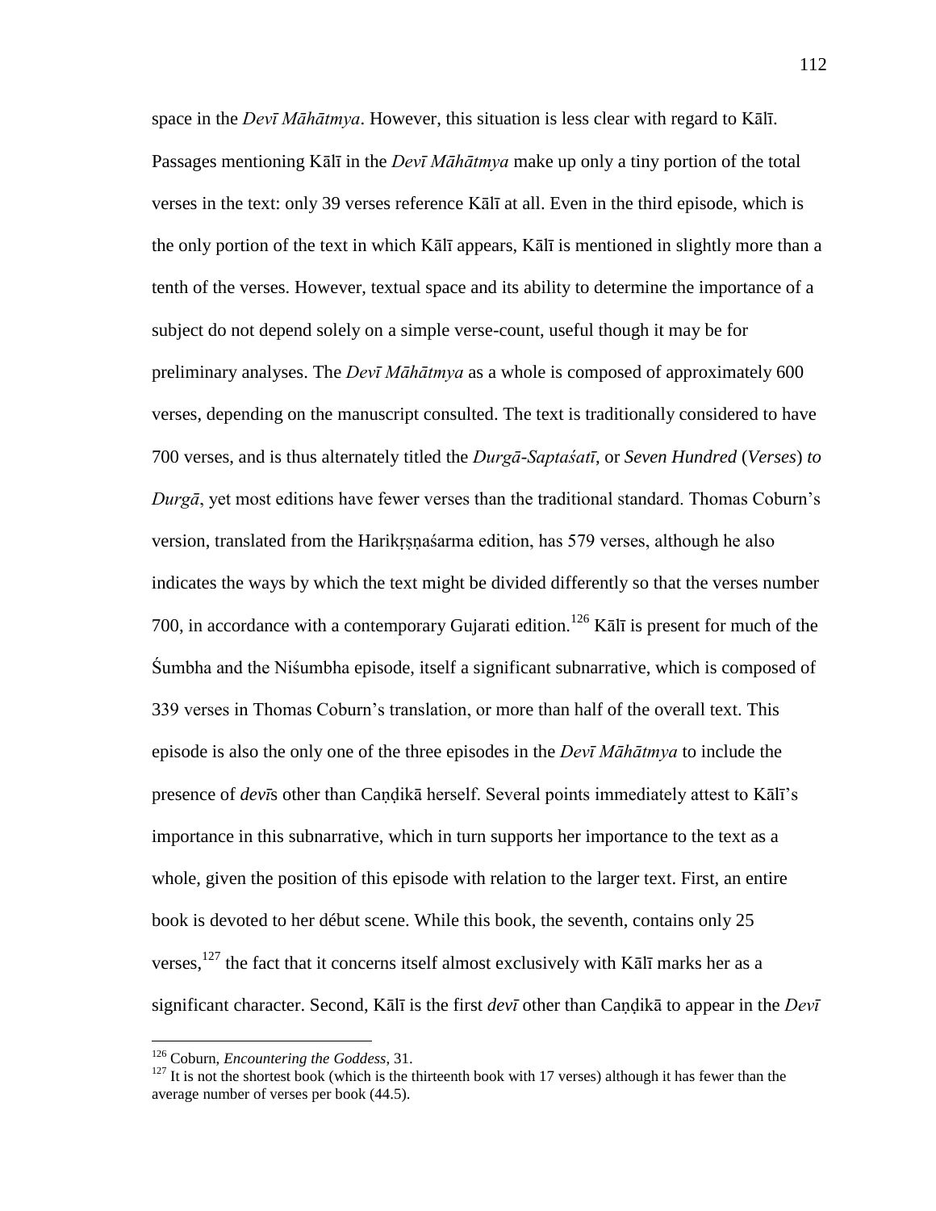space in the *Devī Māhātmya*. However, this situation is less clear with regard to Kālī. Passages mentioning Kālī in the *Devī Māhātmya* make up only a tiny portion of the total verses in the text: only 39 verses reference Kālī at all. Even in the third episode, which is the only portion of the text in which Kālī appears, Kālī is mentioned in slightly more than a tenth of the verses. However, textual space and its ability to determine the importance of a subject do not depend solely on a simple verse-count, useful though it may be for preliminary analyses. The *Devī Māhātmya* as a whole is composed of approximately 600 verses, depending on the manuscript consulted. The text is traditionally considered to have 700 verses, and is thus alternately titled the *Durgā-Saptaśatī*, or *Seven Hundred* (*Verses*) *to Durgā*, yet most editions have fewer verses than the traditional standard. Thomas Coburn's version, translated from the Harikṛṣṇaśarma edition, has 579 verses, although he also indicates the ways by which the text might be divided differently so that the verses number 700, in accordance with a contemporary Gujarati edition.[126] Kālī is present for much of the Śumbha and the Niśumbha episode, itself a significant subnarrative, which is composed of 339 verses in Thomas Coburn's translation, or more than half of the overall text. This episode is also the only one of the three episodes in the *Devī Māhātmya* to include the presence of *devī*s other than Caṇḍikā herself. Several points immediately attest to Kālī's importance in this subnarrative, which in turn supports her importance to the text as a whole, given the position of this episode with relation to the larger text. First, an entire book is devoted to her début scene. While this book, the seventh, contains only 25 verses,[127] the fact that it concerns itself almost exclusively with Kālī marks her as a significant character. Second, Kālī is the first *devī* other than Caṇḍikā to appear in the *Devī*

---

[126] Coburn, *Encountering the Goddess*, 31.

[127] It is not the shortest book (which is the thirteenth book with 17 verses) although it has fewer than the average number of verses per book (44.5).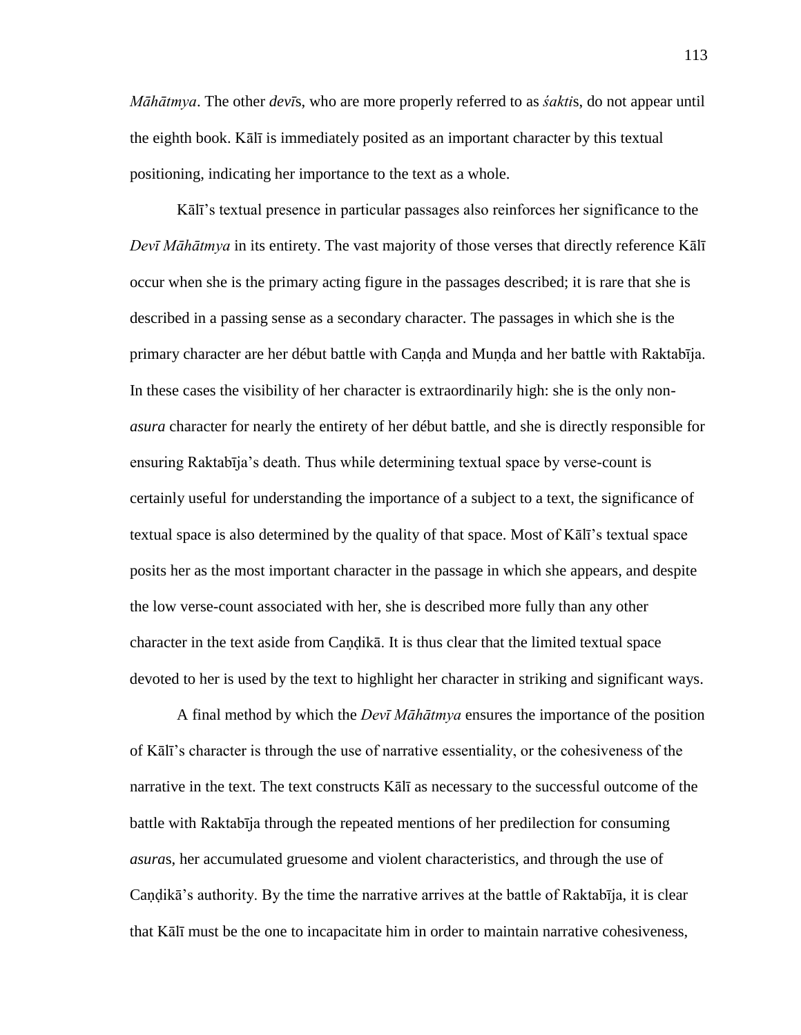*Māhātmya*. The other *devī*s, who are more properly referred to as *śakti*s, do not appear until the eighth book. Kālī is immediately posited as an important character by this textual positioning, indicating her importance to the text as a whole.

Kālī's textual presence in particular passages also reinforces her significance to the *Devī Māhātmya* in its entirety. The vast majority of those verses that directly reference Kālī occur when she is the primary acting figure in the passages described; it is rare that she is described in a passing sense as a secondary character. The passages in which she is the primary character are her début battle with Caṇḍa and Muṇḍa and her battle with Raktabīja. In these cases the visibility of her character is extraordinarily high: she is the only non-*asura* character for nearly the entirety of her début battle, and she is directly responsible for ensuring Raktabīja's death. Thus while determining textual space by verse-count is certainly useful for understanding the importance of a subject to a text, the significance of textual space is also determined by the quality of that space. Most of Kālī's textual space posits her as the most important character in the passage in which she appears, and despite the low verse-count associated with her, she is described more fully than any other character in the text aside from Caṇḍikā. It is thus clear that the limited textual space devoted to her is used by the text to highlight her character in striking and significant ways.

A final method by which the *Devī Māhātmya* ensures the importance of the position of Kālī's character is through the use of narrative essentiality, or the cohesiveness of the narrative in the text. The text constructs Kālī as necessary to the successful outcome of the battle with Raktabīja through the repeated mentions of her predilection for consuming *asura*s, her accumulated gruesome and violent characteristics, and through the use of Caṇḍikā's authority. By the time the narrative arrives at the battle of Raktabīja, it is clear that Kālī must be the one to incapacitate him in order to maintain narrative cohesiveness,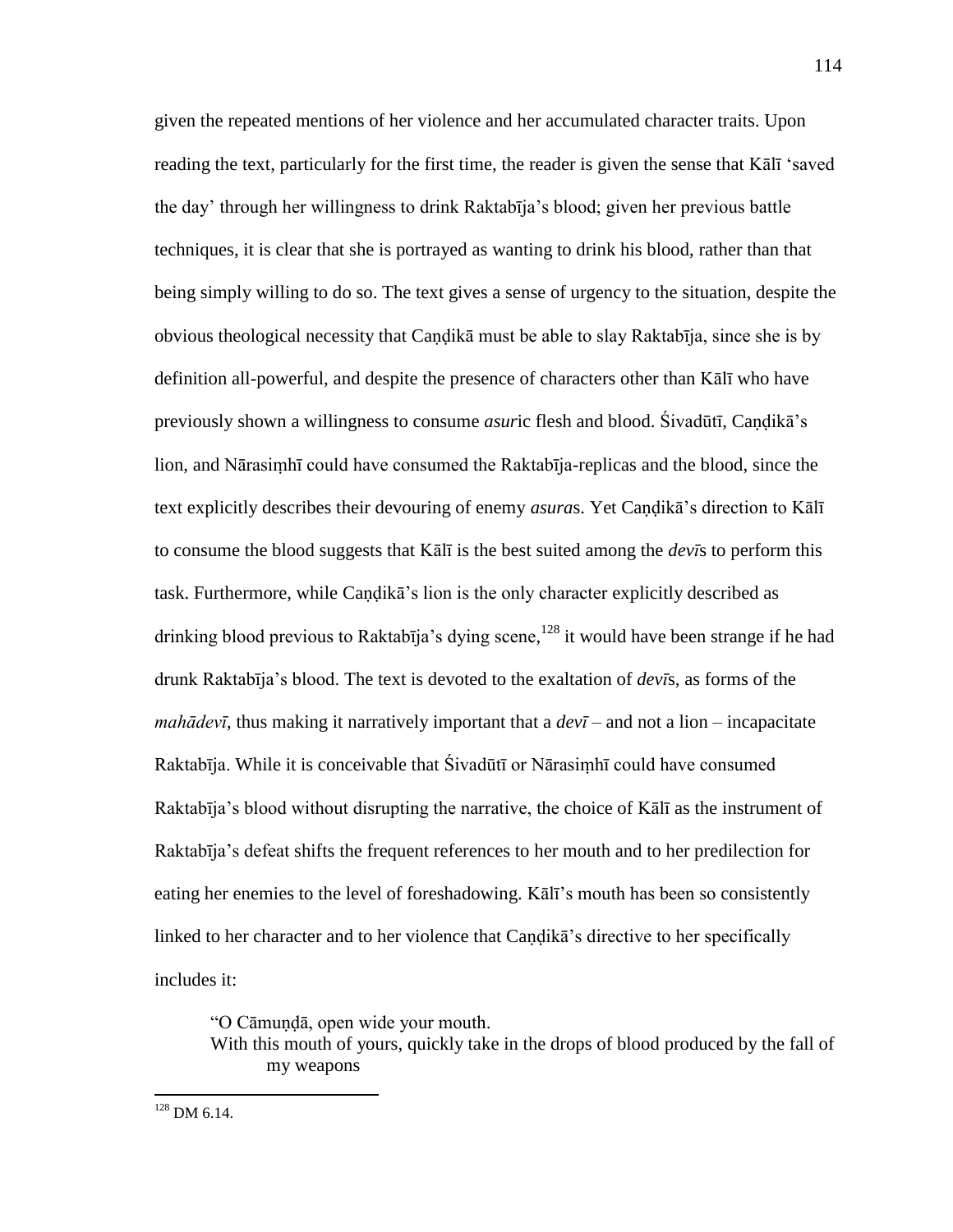given the repeated mentions of her violence and her accumulated character traits. Upon reading the text, particularly for the first time, the reader is given the sense that Kālī 'saved the day' through her willingness to drink Raktabīja's blood; given her previous battle techniques, it is clear that she is portrayed as wanting to drink his blood, rather than that being simply willing to do so. The text gives a sense of urgency to the situation, despite the obvious theological necessity that Caṇḍikā must be able to slay Raktabīja, since she is by definition all-powerful, and despite the presence of characters other than Kālī who have previously shown a willingness to consume *asur*ic flesh and blood. Śivadūtī, Caṇḍikā's lion, and Nārasiṃhī could have consumed the Raktabīja-replicas and the blood, since the text explicitly describes their devouring of enemy *asura*s. Yet Caṇḍikā's direction to Kālī to consume the blood suggests that Kālī is the best suited among the *devī*s to perform this task. Furthermore, while Caṇḍikā's lion is the only character explicitly described as drinking blood previous to Raktabīja's dying scene,[128] it would have been strange if he had drunk Raktabīja's blood. The text is devoted to the exaltation of *devī*s, as forms of the *mahādevī*, thus making it narratively important that a *devī* – and not a lion – incapacitate Raktabīja. While it is conceivable that Śivadūtī or Nārasiṃhī could have consumed Raktabīja's blood without disrupting the narrative, the choice of Kālī as the instrument of Raktabīja's defeat shifts the frequent references to her mouth and to her predilection for eating her enemies to the level of foreshadowing. Kālī's mouth has been so consistently linked to her character and to her violence that Caṇḍikā's directive to her specifically includes it:

> "O Cāmuṇḍā, open wide your mouth.
> With this mouth of yours, quickly take in the drops of blood produced by the fall of my weapons

[128] DM 6.14.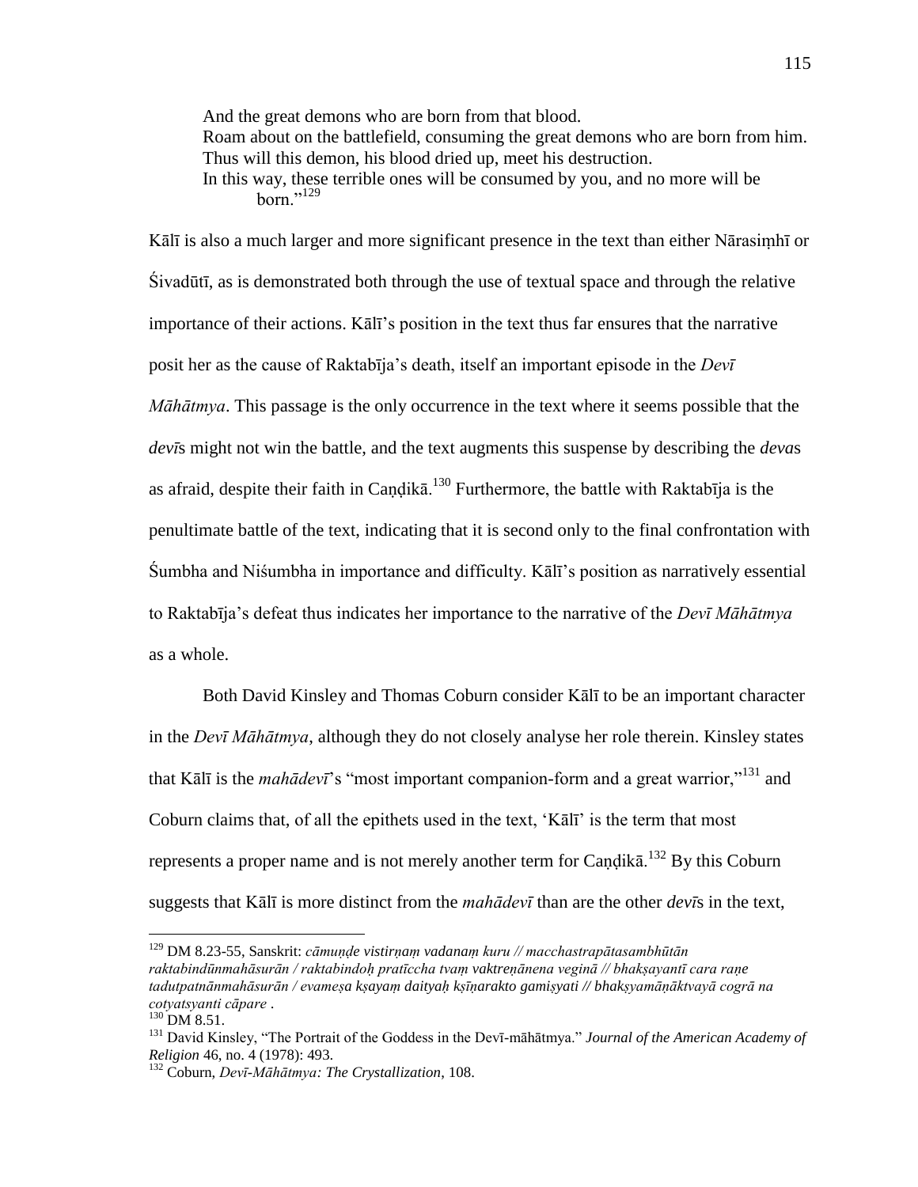> And the great demons who are born from that blood.
> Roam about on the battlefield, consuming the great demons who are born from him.
> Thus will this demon, his blood dried up, meet his destruction.
> In this way, these terrible ones will be consumed by you, and no more will be born."[129]

Kālī is also a much larger and more significant presence in the text than either Nārasiṃhī or Śivadūtī, as is demonstrated both through the use of textual space and through the relative importance of their actions. Kālī's position in the text thus far ensures that the narrative posit her as the cause of Raktabīja's death, itself an important episode in the *Devī Māhātmya*. This passage is the only occurrence in the text where it seems possible that the *devī*s might not win the battle, and the text augments this suspense by describing the *deva*s as afraid, despite their faith in Caṇḍikā.[130] Furthermore, the battle with Raktabīja is the penultimate battle of the text, indicating that it is second only to the final confrontation with Śumbha and Niśumbha in importance and difficulty. Kālī's position as narratively essential to Raktabīja's defeat thus indicates her importance to the narrative of the *Devī Māhātmya* as a whole.

Both David Kinsley and Thomas Coburn consider Kālī to be an important character in the *Devī Māhātmya*, although they do not closely analyse her role therein. Kinsley states that Kālī is the *mahādevī*'s "most important companion-form and a great warrior,"[131] and Coburn claims that, of all the epithets used in the text, 'Kālī' is the term that most represents a proper name and is not merely another term for Caṇḍikā.[132] By this Coburn suggests that Kālī is more distinct from the *mahādevī* than are the other *devī*s in the text,

---

[129] DM 8.23-55, Sanskrit: *cāmuṇḍe vistirṇaṃ vadanaṃ kuru // macchastrapātasambhūtān raktabindūnmahāsurān / raktabindoḥ pratīccha tvaṃ vaktreṇānena veginā // bhakṣayantī cara raṇe tadutpatnānmahāsurān / evameṣa kṣayaṃ daityaḥ kṣīṇarakto gamiṣyati // bhakṣyamāṇāktvayā cogrā na cotyatsyanti cāpare* .

[130] DM 8.51.

[131] David Kinsley, "The Portrait of the Goddess in the Devī-māhātmya." *Journal of the American Academy of Religion* 46, no. 4 (1978): 493.

[132] Coburn, *Devī-Māhātmya: The Crystallization*, 108.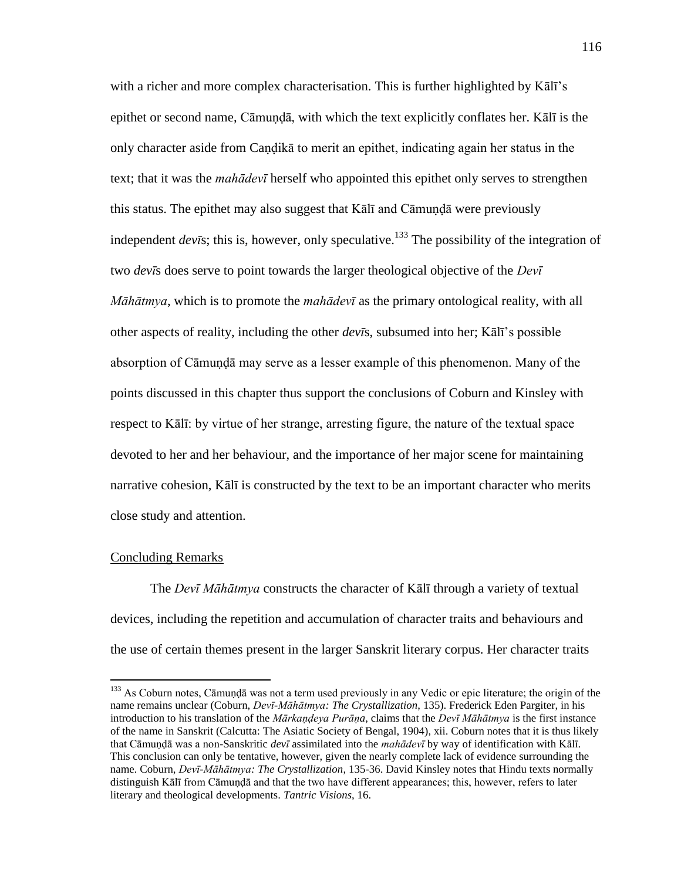with a richer and more complex characterisation. This is further highlighted by Kālī's epithet or second name, Cāmuṇḍā, with which the text explicitly conflates her. Kālī is the only character aside from Caṇḍikā to merit an epithet, indicating again her status in the text; that it was the *mahādevī* herself who appointed this epithet only serves to strengthen this status. The epithet may also suggest that Kālī and Cāmuṇḍā were previously independent *devī*s; this is, however, only speculative.[133] The possibility of the integration of two *devī*s does serve to point towards the larger theological objective of the *Devī Māhātmya*, which is to promote the *mahādevī* as the primary ontological reality, with all other aspects of reality, including the other *devī*s, subsumed into her; Kālī's possible absorption of Cāmuṇḍā may serve as a lesser example of this phenomenon. Many of the points discussed in this chapter thus support the conclusions of Coburn and Kinsley with respect to Kālī: by virtue of her strange, arresting figure, the nature of the textual space devoted to her and her behaviour, and the importance of her major scene for maintaining narrative cohesion, Kālī is constructed by the text to be an important character who merits close study and attention.

## Concluding Remarks

The *Devī Māhātmya* constructs the character of Kālī through a variety of textual devices, including the repetition and accumulation of character traits and behaviours and the use of certain themes present in the larger Sanskrit literary corpus. Her character traits

---

[133] As Coburn notes, Cāmuṇḍā was not a term used previously in any Vedic or epic literature; the origin of the name remains unclear (Coburn, *Devī-Māhātmya: The Crystallization*, 135). Frederick Eden Pargiter, in his introduction to his translation of the *Mārkaṇḍeya Purāṇa*, claims that the *Devī Māhātmya* is the first instance of the name in Sanskrit (Calcutta: The Asiatic Society of Bengal, 1904), xii. Coburn notes that it is thus likely that Cāmuṇḍā was a non-Sanskritic *devī* assimilated into the *mahādevī* by way of identification with Kālī. This conclusion can only be tentative, however, given the nearly complete lack of evidence surrounding the name. Coburn, *Devī-Māhātmya: The Crystallization*, 135-36. David Kinsley notes that Hindu texts normally distinguish Kālī from Cāmuṇḍā and that the two have different appearances; this, however, refers to later literary and theological developments. *Tantric Visions*, 16.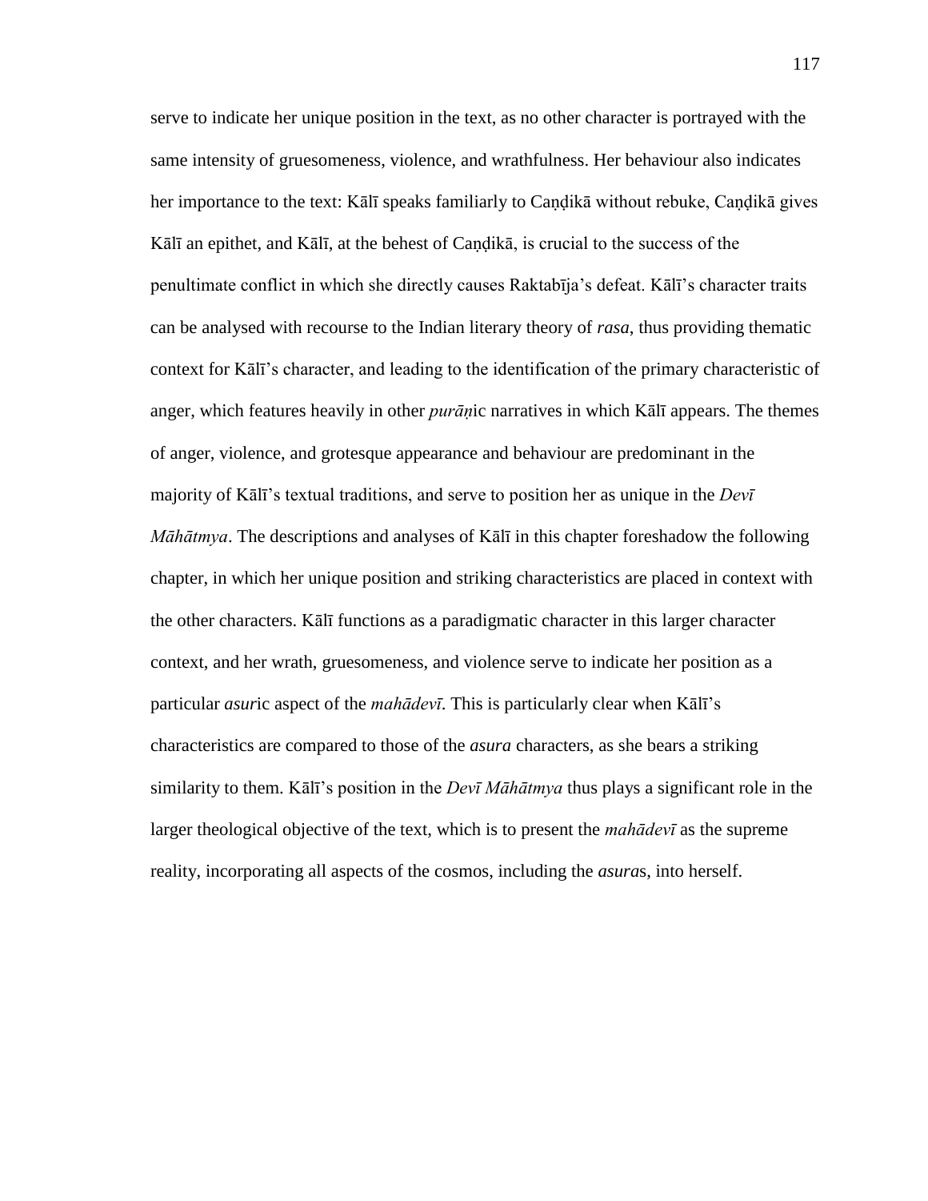serve to indicate her unique position in the text, as no other character is portrayed with the same intensity of gruesomeness, violence, and wrathfulness. Her behaviour also indicates her importance to the text: Kālī speaks familiarly to Caṇḍikā without rebuke, Caṇḍikā gives Kālī an epithet, and Kālī, at the behest of Caṇḍikā, is crucial to the success of the penultimate conflict in which she directly causes Raktabīja's defeat. Kālī's character traits can be analysed with recourse to the Indian literary theory of *rasa*, thus providing thematic context for Kālī's character, and leading to the identification of the primary characteristic of anger, which features heavily in other *purāṇ*ic narratives in which Kālī appears. The themes of anger, violence, and grotesque appearance and behaviour are predominant in the majority of Kālī's textual traditions, and serve to position her as unique in the *Devī Māhātmya*. The descriptions and analyses of Kālī in this chapter foreshadow the following chapter, in which her unique position and striking characteristics are placed in context with the other characters. Kālī functions as a paradigmatic character in this larger character context, and her wrath, gruesomeness, and violence serve to indicate her position as a particular *asur*ic aspect of the *mahādevī*. This is particularly clear when Kālī's characteristics are compared to those of the *asura* characters, as she bears a striking similarity to them. Kālī's position in the *Devī Māhātmya* thus plays a significant role in the larger theological objective of the text, which is to present the *mahādevī* as the supreme reality, incorporating all aspects of the cosmos, including the *asura*s, into herself.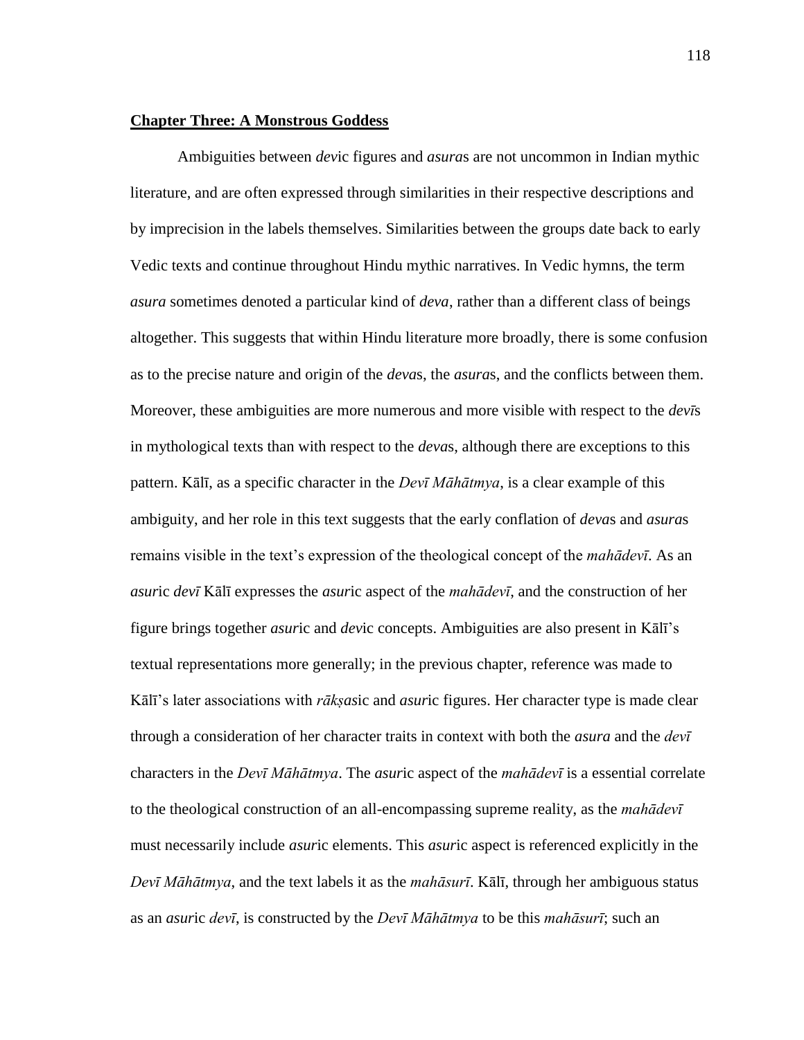## **Chapter Three: A Monstrous Goddess**

Ambiguities between *dev*ic figures and *asura*s are not uncommon in Indian mythic literature, and are often expressed through similarities in their respective descriptions and by imprecision in the labels themselves. Similarities between the groups date back to early Vedic texts and continue throughout Hindu mythic narratives. In Vedic hymns, the term *asura* sometimes denoted a particular kind of *deva*, rather than a different class of beings altogether. This suggests that within Hindu literature more broadly, there is some confusion as to the precise nature and origin of the *deva*s, the *asura*s, and the conflicts between them. Moreover, these ambiguities are more numerous and more visible with respect to the *devī*s in mythological texts than with respect to the *deva*s, although there are exceptions to this pattern. Kālī, as a specific character in the *Devī Māhātmya*, is a clear example of this ambiguity, and her role in this text suggests that the early conflation of *deva*s and *asura*s remains visible in the text's expression of the theological concept of the *mahādevī*. As an *asur*ic *devī* Kālī expresses the *asur*ic aspect of the *mahādevī*, and the construction of her figure brings together *asur*ic and *dev*ic concepts. Ambiguities are also present in Kālī's textual representations more generally; in the previous chapter, reference was made to Kālī's later associations with *rākṣas*ic and *asur*ic figures. Her character type is made clear through a consideration of her character traits in context with both the *asura* and the *devī* characters in the *Devī Māhātmya*. The *asur*ic aspect of the *mahādevī* is a essential correlate to the theological construction of an all-encompassing supreme reality, as the *mahādevī* must necessarily include *asur*ic elements. This *asur*ic aspect is referenced explicitly in the *Devī Māhātmya*, and the text labels it as the *mahāsurī*. Kālī, through her ambiguous status as an *asur*ic *devī*, is constructed by the *Devī Māhātmya* to be this *mahāsurī*; such an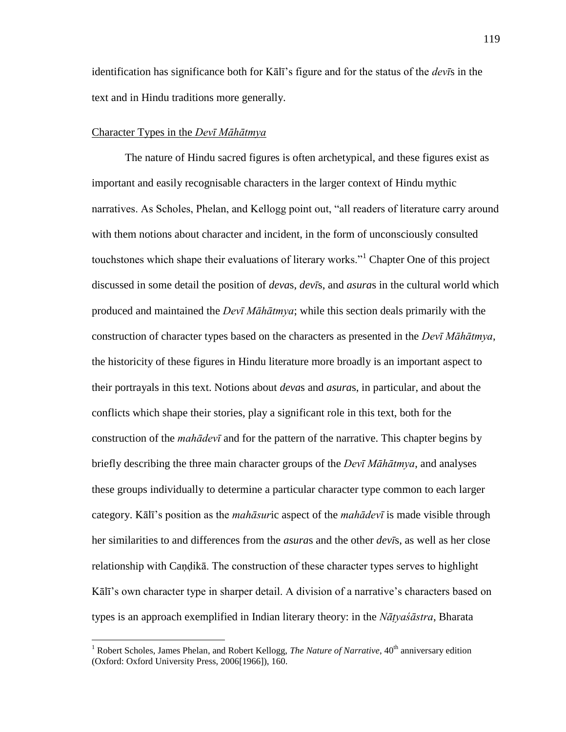identification has significance both for Kālī's figure and for the status of the *devī*s in the text and in Hindu traditions more generally.

## Character Types in the *Devī Māhātmya*

The nature of Hindu sacred figures is often archetypical, and these figures exist as important and easily recognisable characters in the larger context of Hindu mythic narratives. As Scholes, Phelan, and Kellogg point out, "all readers of literature carry around with them notions about character and incident, in the form of unconsciously consulted touchstones which shape their evaluations of literary works."[1] Chapter One of this project discussed in some detail the position of *deva*s, *devī*s, and *asura*s in the cultural world which produced and maintained the *Devī Māhātmya*; while this section deals primarily with the construction of character types based on the characters as presented in the *Devī Māhātmya*, the historicity of these figures in Hindu literature more broadly is an important aspect to their portrayals in this text. Notions about *deva*s and *asura*s, in particular, and about the conflicts which shape their stories, play a significant role in this text, both for the construction of the *mahādevī* and for the pattern of the narrative. This chapter begins by briefly describing the three main character groups of the *Devī Māhātmya*, and analyses these groups individually to determine a particular character type common to each larger category. Kālī's position as the *mahāsur*ic aspect of the *mahādevī* is made visible through her similarities to and differences from the *asura*s and the other *devī*s, as well as her close relationship with Caṇḍikā. The construction of these character types serves to highlight Kālī's own character type in sharper detail. A division of a narrative's characters based on types is an approach exemplified in Indian literary theory: in the *Nāṭyaśāstra*, Bharata

---

[1] Robert Scholes, James Phelan, and Robert Kellogg, *The Nature of Narrative*, 40th anniversary edition (Oxford: Oxford University Press, 2006[1966]), 160.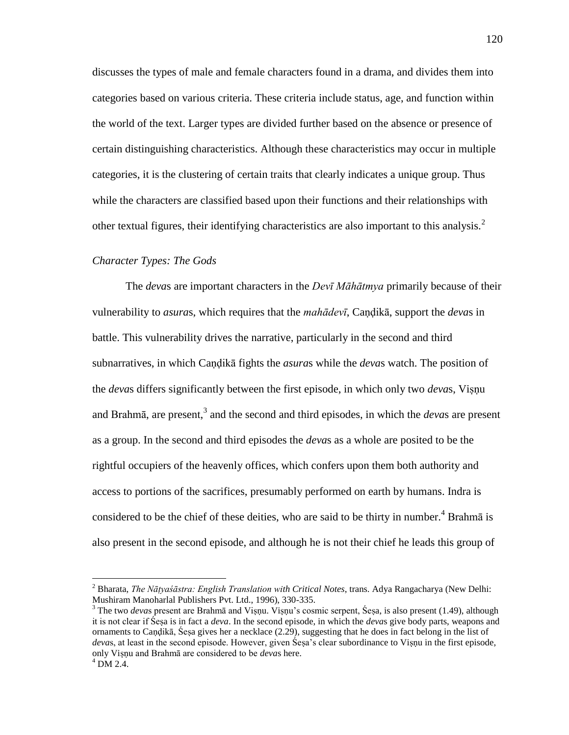discusses the types of male and female characters found in a drama, and divides them into categories based on various criteria. These criteria include status, age, and function within the world of the text. Larger types are divided further based on the absence or presence of certain distinguishing characteristics. Although these characteristics may occur in multiple categories, it is the clustering of certain traits that clearly indicates a unique group. Thus while the characters are classified based upon their functions and their relationships with other textual figures, their identifying characteristics are also important to this analysis.[2]

*Character Types: The Gods*

The *deva*s are important characters in the *Devī Māhātmya* primarily because of their vulnerability to *asura*s, which requires that the *mahādevī*, Caṇḍikā, support the *deva*s in battle. This vulnerability drives the narrative, particularly in the second and third subnarratives, in which Caṇḍikā fights the *asura*s while the *deva*s watch. The position of the *deva*s differs significantly between the first episode, in which only two *deva*s, Viṣṇu and Brahmā, are present,[3] and the second and third episodes, in which the *deva*s are present as a group. In the second and third episodes the *deva*s as a whole are posited to be the rightful occupiers of the heavenly offices, which confers upon them both authority and access to portions of the sacrifices, presumably performed on earth by humans. Indra is considered to be the chief of these deities, who are said to be thirty in number.[4] Brahmā is also present in the second episode, and although he is not their chief he leads this group of

---

[2] Bharata, *The Nāṭyaśāstra: English Translation with Critical Notes*, trans. Adya Rangacharya (New Delhi: Mushiram Manoharlal Publishers Pvt. Ltd., 1996), 330-335.

[3] The two *deva*s present are Brahmā and Viṣṇu. Viṣṇu's cosmic serpent, Śeṣa, is also present (1.49), although it is not clear if Śeṣa is in fact a *deva*. In the second episode, in which the *deva*s give body parts, weapons and ornaments to Caṇḍikā, Śeṣa gives her a necklace (2.29), suggesting that he does in fact belong in the list of *deva*s, at least in the second episode. However, given Śeṣa's clear subordinance to Viṣṇu in the first episode, only Viṣṇu and Brahmā are considered to be *deva*s here.

[4] DM 2.4.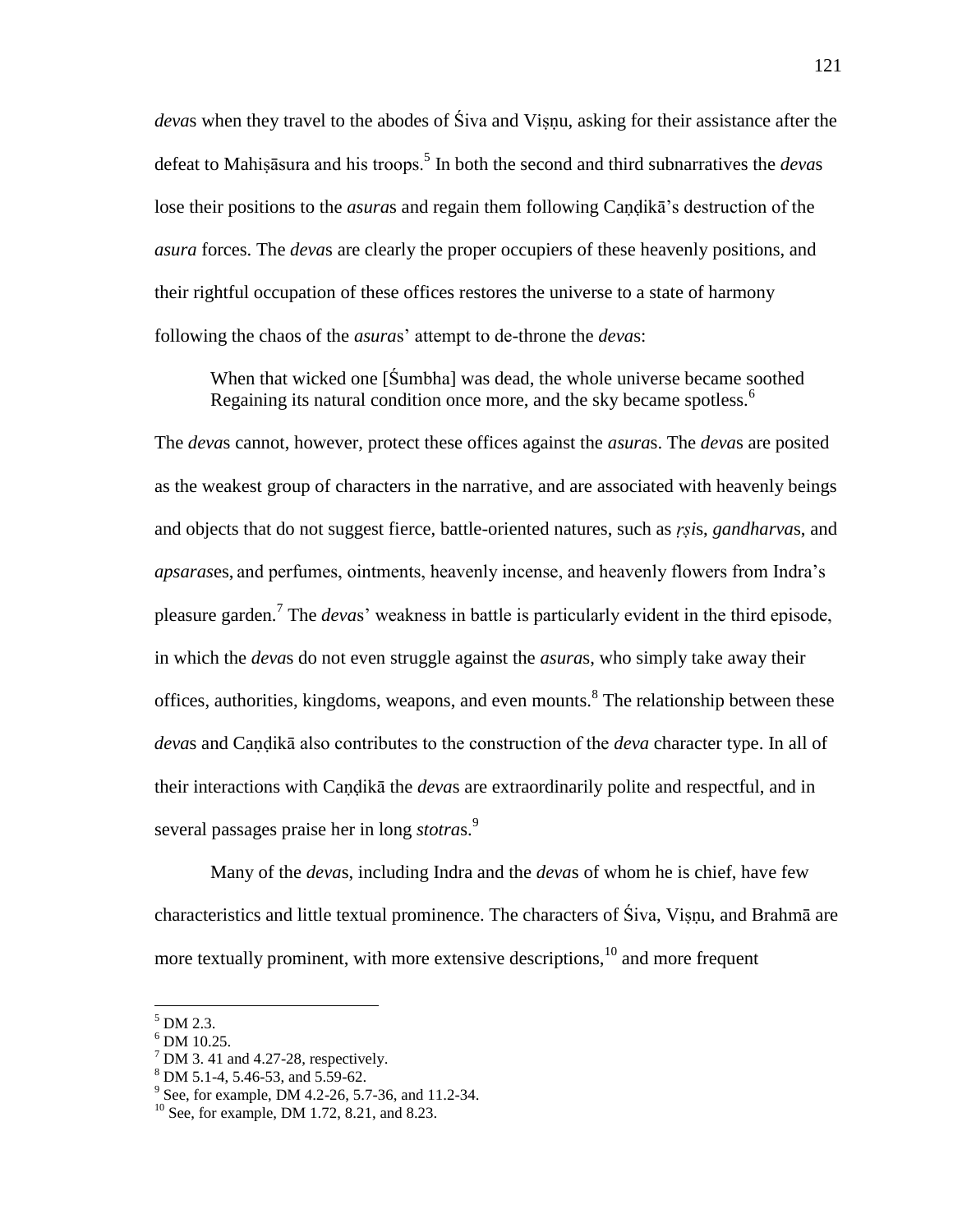*deva*s when they travel to the abodes of Śiva and Viṣṇu, asking for their assistance after the defeat to Mahiṣāsura and his troops.[5] In both the second and third subnarratives the *deva*s lose their positions to the *asura*s and regain them following Caṇḍikā's destruction of the *asura* forces. The *deva*s are clearly the proper occupiers of these heavenly positions, and their rightful occupation of these offices restores the universe to a state of harmony following the chaos of the *asura*s' attempt to de-throne the *deva*s:

> When that wicked one [Śumbha] was dead, the whole universe became soothed Regaining its natural condition once more, and the sky became spotless.[6]

The *deva*s cannot, however, protect these offices against the *asura*s. The *deva*s are posited as the weakest group of characters in the narrative, and are associated with heavenly beings and objects that do not suggest fierce, battle-oriented natures, such as *ṛṣi*s, *gandharva*s, and *apsaras*es, and perfumes, ointments, heavenly incense, and heavenly flowers from Indra's pleasure garden.[7] The *deva*s' weakness in battle is particularly evident in the third episode, in which the *deva*s do not even struggle against the *asura*s, who simply take away their offices, authorities, kingdoms, weapons, and even mounts.[8] The relationship between these *deva*s and Caṇḍikā also contributes to the construction of the *deva* character type. In all of their interactions with Caṇḍikā the *deva*s are extraordinarily polite and respectful, and in several passages praise her in long *stotra*s.[9]

Many of the *deva*s, including Indra and the *deva*s of whom he is chief, have few characteristics and little textual prominence. The characters of Śiva, Viṣṇu, and Brahmā are more textually prominent, with more extensive descriptions,[10] and more frequent

---

[5] DM 2.3.

[6] DM 10.25.

[7] DM 3. 41 and 4.27-28, respectively.

[8] DM 5.1-4, 5.46-53, and 5.59-62.

[9] See, for example, DM 4.2-26, 5.7-36, and 11.2-34.

[10] See, for example, DM 1.72, 8.21, and 8.23.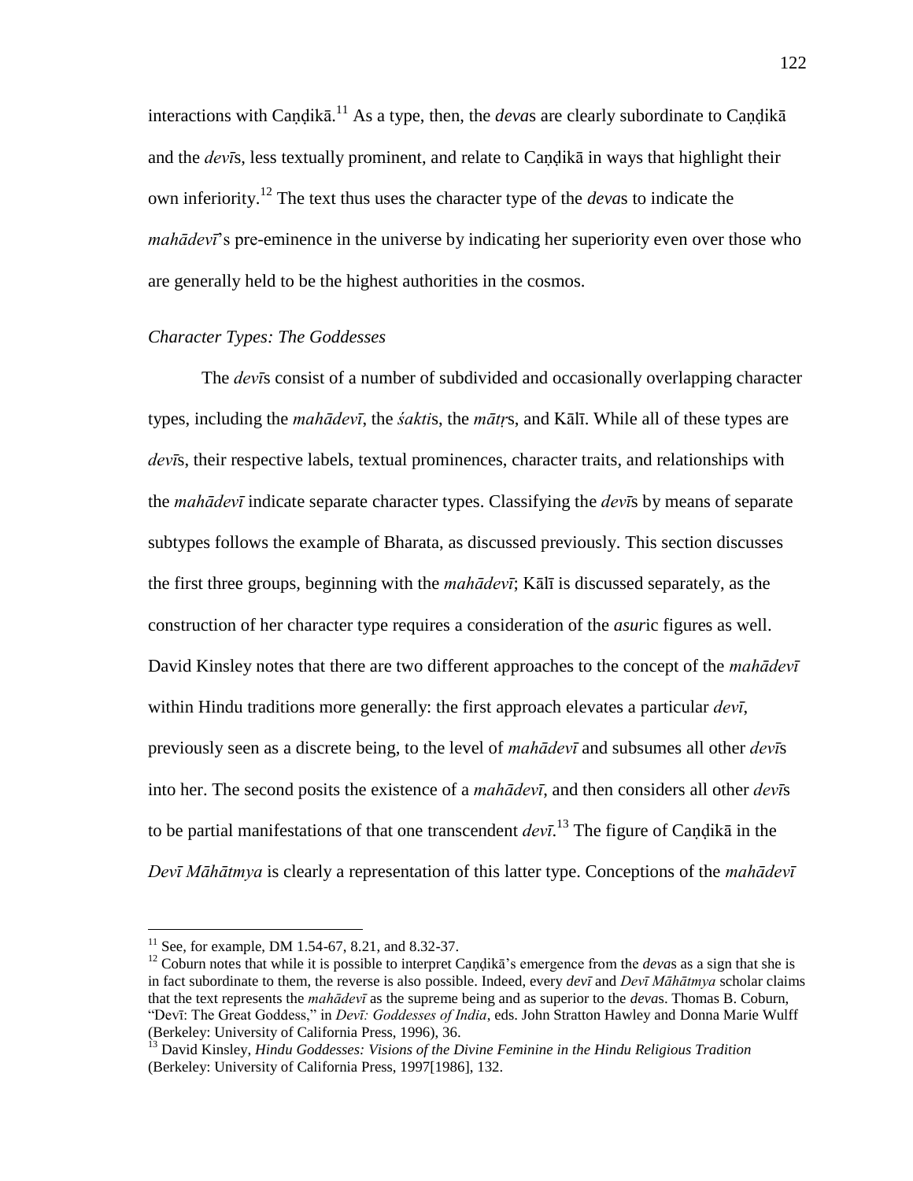interactions with Caṇḍikā.[11] As a type, then, the *deva*s are clearly subordinate to Caṇḍikā and the *devī*s, less textually prominent, and relate to Caṇḍikā in ways that highlight their own inferiority.[12] The text thus uses the character type of the *deva*s to indicate the *mahādevī*'s pre-eminence in the universe by indicating her superiority even over those who are generally held to be the highest authorities in the cosmos.

### *Character Types: The Goddesses*

The *devī*s consist of a number of subdivided and occasionally overlapping character types, including the *mahādevī*, the *śakti*s, the *mātṛ*s, and Kālī. While all of these types are *devī*s, their respective labels, textual prominences, character traits, and relationships with the *mahādevī* indicate separate character types. Classifying the *devī*s by means of separate subtypes follows the example of Bharata, as discussed previously. This section discusses the first three groups, beginning with the *mahādevī*; Kālī is discussed separately, as the construction of her character type requires a consideration of the *asur*ic figures as well. David Kinsley notes that there are two different approaches to the concept of the *mahādevī* within Hindu traditions more generally: the first approach elevates a particular *devī*, previously seen as a discrete being, to the level of *mahādevī* and subsumes all other *devī*s into her. The second posits the existence of a *mahādevī*, and then considers all other *devī*s to be partial manifestations of that one transcendent *devī*.[13] The figure of Caṇḍikā in the *Devī Māhātmya* is clearly a representation of this latter type. Conceptions of the *mahādevī*

---

[11] See, for example, DM 1.54-67, 8.21, and 8.32-37.

[12] Coburn notes that while it is possible to interpret Caṇḍikā's emergence from the *deva*s as a sign that she is in fact subordinate to them, the reverse is also possible. Indeed, every *devī* and *Devī Māhātmya* scholar claims that the text represents the *mahādevī* as the supreme being and as superior to the *deva*s. Thomas B. Coburn, "Devī: The Great Goddess," in *Devī: Goddesses of India*, eds. John Stratton Hawley and Donna Marie Wulff (Berkeley: University of California Press, 1996), 36.

[13] David Kinsley, *Hindu Goddesses: Visions of the Divine Feminine in the Hindu Religious Tradition* (Berkeley: University of California Press, 1997[1986], 132.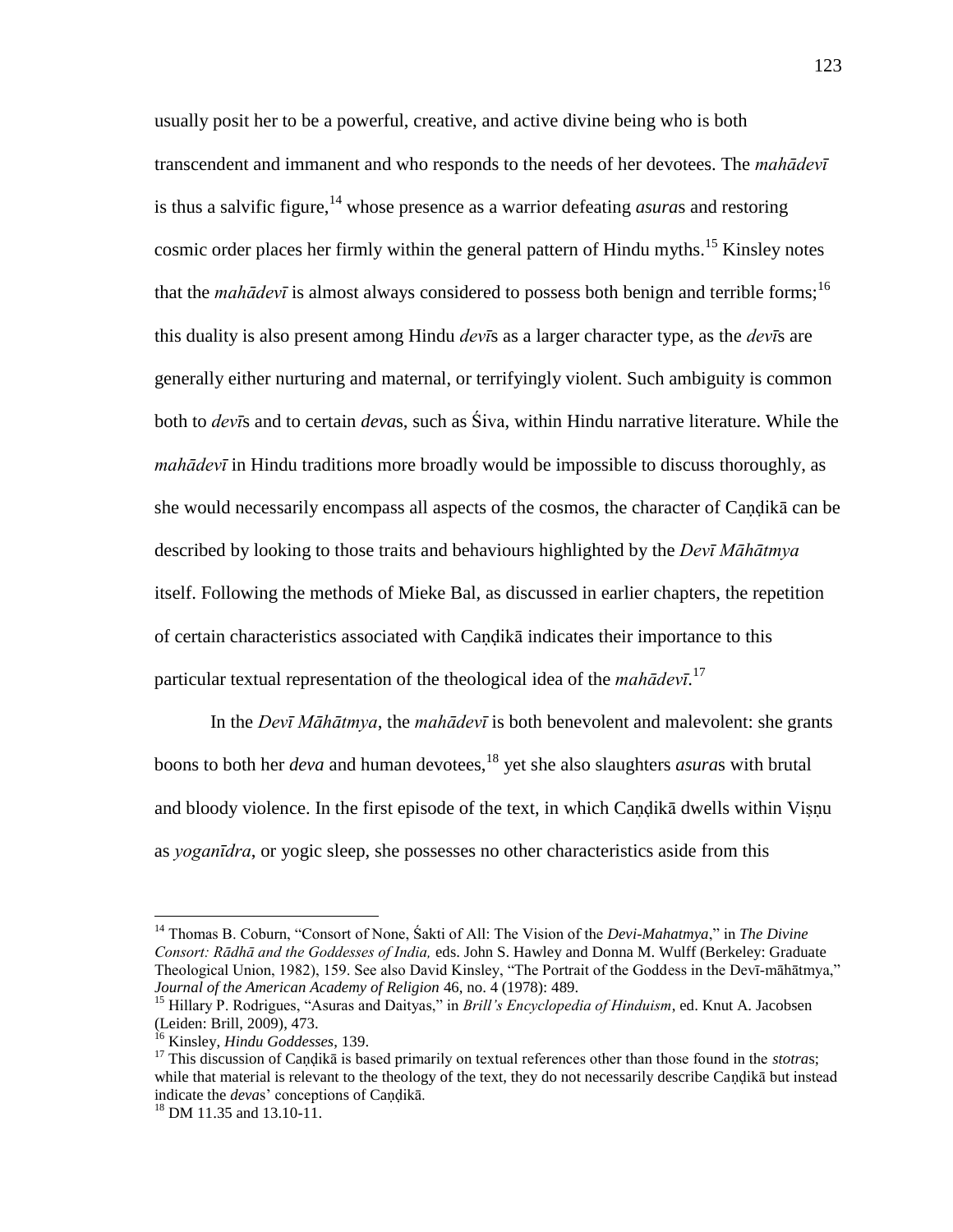usually posit her to be a powerful, creative, and active divine being who is both transcendent and immanent and who responds to the needs of her devotees. The *mahādevī* is thus a salvific figure,[14] whose presence as a warrior defeating *asura*s and restoring cosmic order places her firmly within the general pattern of Hindu myths.[15] Kinsley notes that the *mahādevī* is almost always considered to possess both benign and terrible forms;[16] this duality is also present among Hindu *devī*s as a larger character type, as the *devī*s are generally either nurturing and maternal, or terrifyingly violent. Such ambiguity is common both to *devī*s and to certain *deva*s, such as Śiva, within Hindu narrative literature. While the *mahādevī* in Hindu traditions more broadly would be impossible to discuss thoroughly, as she would necessarily encompass all aspects of the cosmos, the character of Caṇḍikā can be described by looking to those traits and behaviours highlighted by the *Devī Māhātmya* itself. Following the methods of Mieke Bal, as discussed in earlier chapters, the repetition of certain characteristics associated with Caṇḍikā indicates their importance to this particular textual representation of the theological idea of the *mahādevī*.[17]

In the *Devī Māhātmya*, the *mahādevī* is both benevolent and malevolent: she grants boons to both her *deva* and human devotees,[18] yet she also slaughters *asura*s with brutal and bloody violence. In the first episode of the text, in which Caṇḍikā dwells within Viṣṇu as *yoganīdra*, or yogic sleep, she possesses no other characteristics aside from this

---

[14] Thomas B. Coburn, "Consort of None, Śakti of All: The Vision of the *Devi-Mahatmya*," in *The Divine Consort: Rādhā and the Goddesses of India,* eds. John S. Hawley and Donna M. Wulff (Berkeley: Graduate Theological Union, 1982), 159. See also David Kinsley, "The Portrait of the Goddess in the Devī-māhātmya," *Journal of the American Academy of Religion* 46, no. 4 (1978): 489.

[15] Hillary P. Rodrigues, "Asuras and Daityas," in *Brill's Encyclopedia of Hinduism*, ed. Knut A. Jacobsen (Leiden: Brill, 2009), 473.

[16] Kinsley, *Hindu Goddesses*, 139.

[17] This discussion of Caṇḍikā is based primarily on textual references other than those found in the *stotra*s; while that material is relevant to the theology of the text, they do not necessarily describe Caṇḍikā but instead indicate the *deva*s' conceptions of Caṇḍikā.

[18] DM 11.35 and 13.10-11.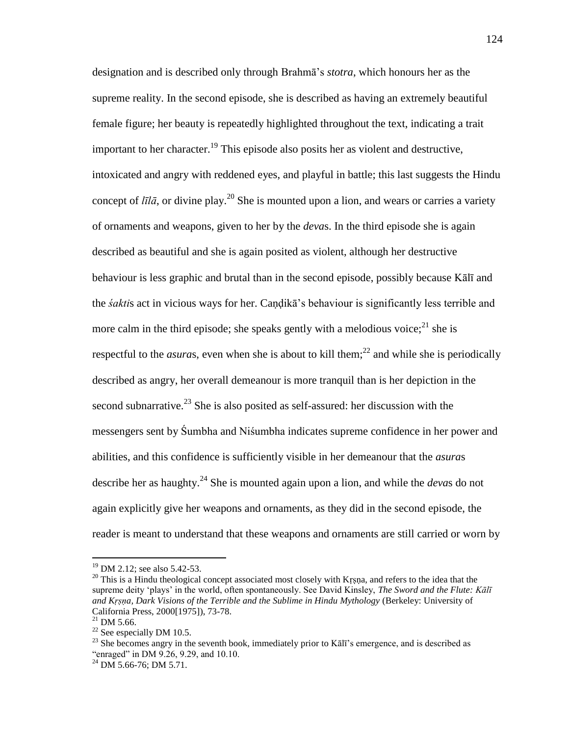designation and is described only through Brahmā's *stotra*, which honours her as the supreme reality. In the second episode, she is described as having an extremely beautiful female figure; her beauty is repeatedly highlighted throughout the text, indicating a trait important to her character.[19] This episode also posits her as violent and destructive, intoxicated and angry with reddened eyes, and playful in battle; this last suggests the Hindu concept of *līlā*, or divine play.[20] She is mounted upon a lion, and wears or carries a variety of ornaments and weapons, given to her by the *deva*s. In the third episode she is again described as beautiful and she is again posited as violent, although her destructive behaviour is less graphic and brutal than in the second episode, possibly because Kālī and the *śakti*s act in vicious ways for her. Caṇḍikā's behaviour is significantly less terrible and more calm in the third episode; she speaks gently with a melodious voice;[21] she is respectful to the *asura*s, even when she is about to kill them;[22] and while she is periodically described as angry, her overall demeanour is more tranquil than is her depiction in the second subnarrative.[23] She is also posited as self-assured: her discussion with the messengers sent by Śumbha and Niśumbha indicates supreme confidence in her power and abilities, and this confidence is sufficiently visible in her demeanour that the *asura*s describe her as haughty.[24] She is mounted again upon a lion, and while the *deva*s do not again explicitly give her weapons and ornaments, as they did in the second episode, the reader is meant to understand that these weapons and ornaments are still carried or worn by

---

[19] DM 2.12; see also 5.42-53.

[20] This is a Hindu theological concept associated most closely with Kṛṣṇa, and refers to the idea that the supreme deity 'plays' in the world, often spontaneously. See David Kinsley, *The Sword and the Flute: Kālī and Kṛṣṇa, Dark Visions of the Terrible and the Sublime in Hindu Mythology* (Berkeley: University of California Press, 2000[1975]), 73-78.

[21] DM 5.66.

[22] See especially DM 10.5.

[23] She becomes angry in the seventh book, immediately prior to Kālī's emergence, and is described as "enraged" in DM 9.26, 9.29, and 10.10.

[24] DM 5.66-76; DM 5.71.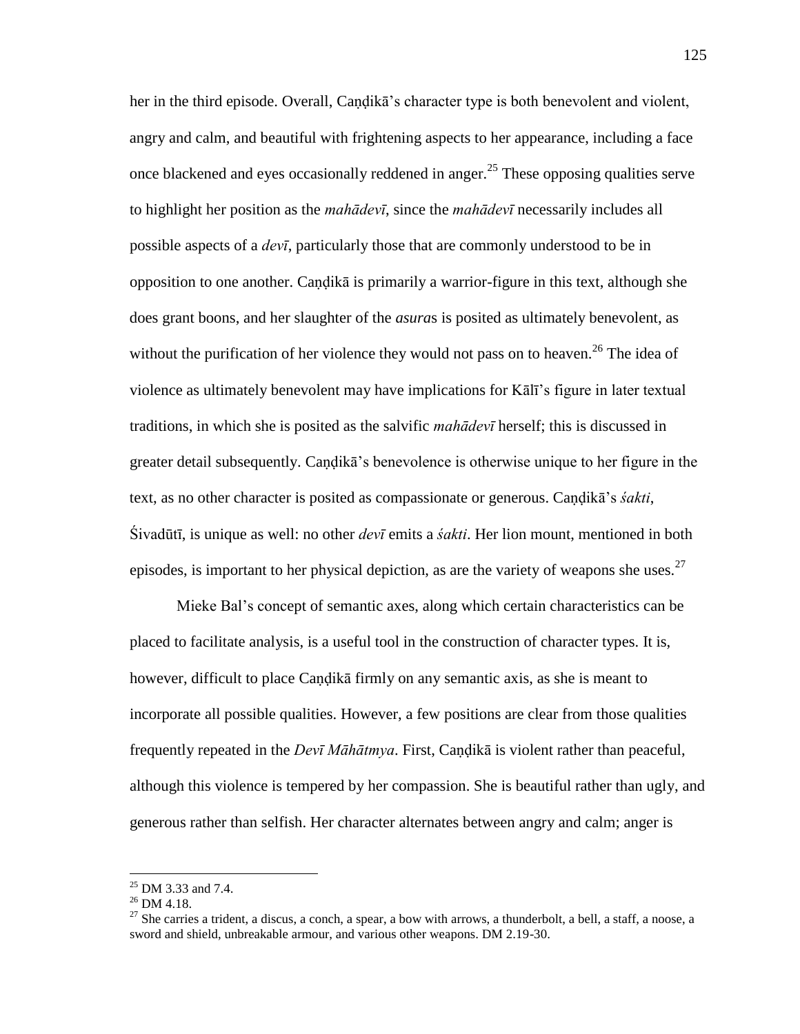her in the third episode. Overall, Caṇḍikā's character type is both benevolent and violent, angry and calm, and beautiful with frightening aspects to her appearance, including a face once blackened and eyes occasionally reddened in anger.[25] These opposing qualities serve to highlight her position as the *mahādevī*, since the *mahādevī* necessarily includes all possible aspects of a *devī*, particularly those that are commonly understood to be in opposition to one another. Caṇḍikā is primarily a warrior-figure in this text, although she does grant boons, and her slaughter of the *asura*s is posited as ultimately benevolent, as without the purification of her violence they would not pass on to heaven.[26] The idea of violence as ultimately benevolent may have implications for Kālī's figure in later textual traditions, in which she is posited as the salvific *mahādevī* herself; this is discussed in greater detail subsequently. Caṇḍikā's benevolence is otherwise unique to her figure in the text, as no other character is posited as compassionate or generous. Caṇḍikā's *śakti*, Śivadūtī, is unique as well: no other *devī* emits a *śakti*. Her lion mount, mentioned in both episodes, is important to her physical depiction, as are the variety of weapons she uses.[27]

Mieke Bal's concept of semantic axes, along which certain characteristics can be placed to facilitate analysis, is a useful tool in the construction of character types. It is, however, difficult to place Caṇḍikā firmly on any semantic axis, as she is meant to incorporate all possible qualities. However, a few positions are clear from those qualities frequently repeated in the *Devī Māhātmya*. First, Caṇḍikā is violent rather than peaceful, although this violence is tempered by her compassion. She is beautiful rather than ugly, and generous rather than selfish. Her character alternates between angry and calm; anger is

---

[25] DM 3.33 and 7.4.

[26] DM 4.18.

[27] She carries a trident, a discus, a conch, a spear, a bow with arrows, a thunderbolt, a bell, a staff, a noose, a sword and shield, unbreakable armour, and various other weapons. DM 2.19-30.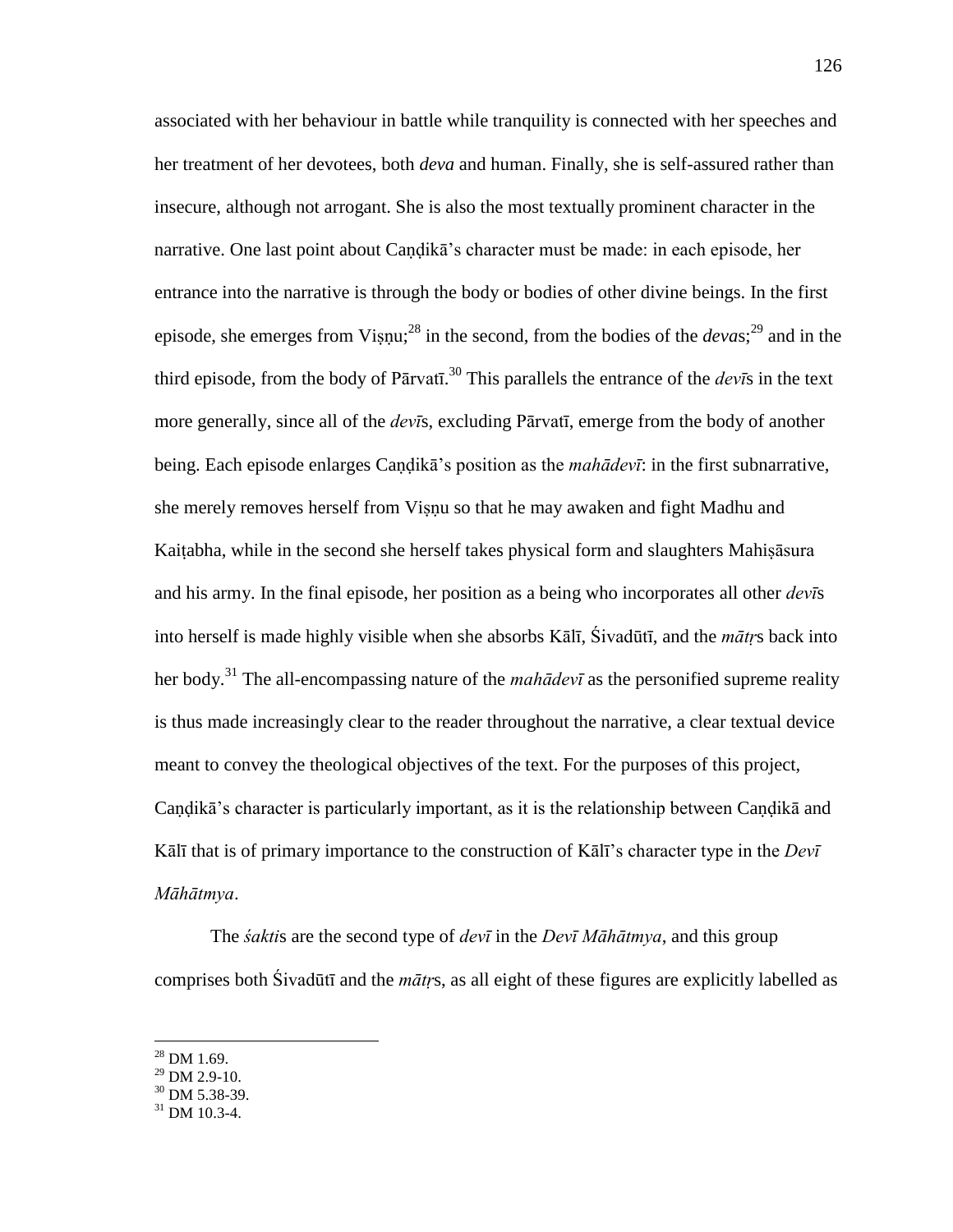associated with her behaviour in battle while tranquility is connected with her speeches and her treatment of her devotees, both *deva* and human. Finally, she is self-assured rather than insecure, although not arrogant. She is also the most textually prominent character in the narrative. One last point about Caṇḍikā's character must be made: in each episode, her entrance into the narrative is through the body or bodies of other divine beings. In the first episode, she emerges from Viṣṇu;[28] in the second, from the bodies of the *deva*s;[29] and in the third episode, from the body of Pārvatī.[30] This parallels the entrance of the *devī*s in the text more generally, since all of the *devī*s, excluding Pārvatī, emerge from the body of another being. Each episode enlarges Caṇḍikā's position as the *mahādevī*: in the first subnarrative, she merely removes herself from Viṣṇu so that he may awaken and fight Madhu and Kaiṭabha, while in the second she herself takes physical form and slaughters Mahiṣāsura and his army. In the final episode, her position as a being who incorporates all other *devī*s into herself is made highly visible when she absorbs Kālī, Śivadūtī, and the *mātṛ*s back into her body.[31] The all-encompassing nature of the *mahādevī* as the personified supreme reality is thus made increasingly clear to the reader throughout the narrative, a clear textual device meant to convey the theological objectives of the text. For the purposes of this project, Caṇḍikā's character is particularly important, as it is the relationship between Caṇḍikā and Kālī that is of primary importance to the construction of Kālī's character type in the *Devī Māhātmya*.

The *śakti*s are the second type of *devī* in the *Devī Māhātmya*, and this group comprises both Śivadūtī and the *mātṛ*s, as all eight of these figures are explicitly labelled as

---

[28] DM 1.69.
[29] DM 2.9-10.
[30] DM 5.38-39.
[31] DM 10.3-4.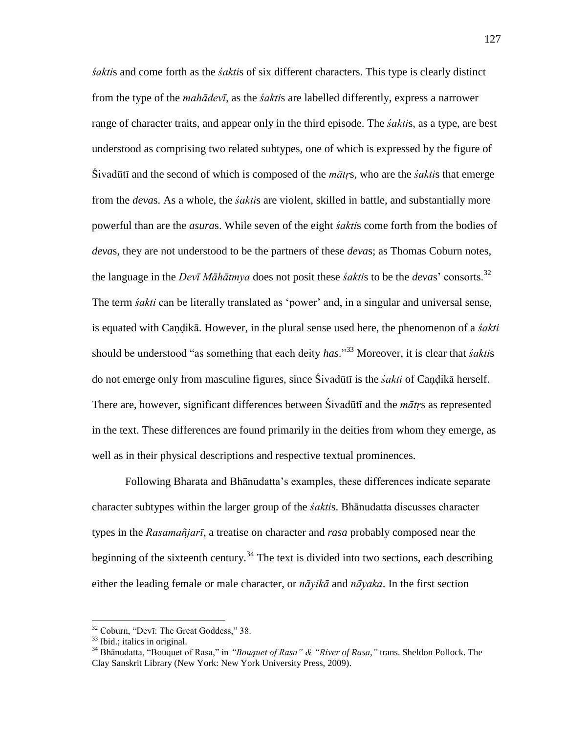*śakti*s and come forth as the *śakti*s of six different characters. This type is clearly distinct from the type of the *mahādevī*, as the *śakti*s are labelled differently, express a narrower range of character traits, and appear only in the third episode. The *śakti*s, as a type, are best understood as comprising two related subtypes, one of which is expressed by the figure of Śivadūtī and the second of which is composed of the *mātṛ*s, who are the *śakti*s that emerge from the *deva*s. As a whole, the *śakti*s are violent, skilled in battle, and substantially more powerful than are the *asura*s. While seven of the eight *śakti*s come forth from the bodies of *deva*s, they are not understood to be the partners of these *deva*s; as Thomas Coburn notes, the language in the *Devī Māhātmya* does not posit these *śakti*s to be the *deva*s' consorts.[32] The term *śakti* can be literally translated as 'power' and, in a singular and universal sense, is equated with Caṇḍikā. However, in the plural sense used here, the phenomenon of a *śakti* should be understood "as something that each deity *has*."[33] Moreover, it is clear that *śakti*s do not emerge only from masculine figures, since Śivadūtī is the *śakti* of Caṇḍikā herself. There are, however, significant differences between Śivadūtī and the *mātṛ*s as represented in the text. These differences are found primarily in the deities from whom they emerge, as well as in their physical descriptions and respective textual prominences.

Following Bharata and Bhānudatta's examples, these differences indicate separate character subtypes within the larger group of the *śakti*s. Bhānudatta discusses character types in the *Rasamañjarī*, a treatise on character and *rasa* probably composed near the beginning of the sixteenth century.[34] The text is divided into two sections, each describing either the leading female or male character, or *nāyikā* and *nāyaka*. In the first section

---

[32] Coburn, "Devī: The Great Goddess," 38.

[33] Ibid.; italics in original.

[34] Bhānudatta, "Bouquet of Rasa," in *"Bouquet of Rasa" & "River of Rasa,"* trans. Sheldon Pollock. The Clay Sanskrit Library (New York: New York University Press, 2009).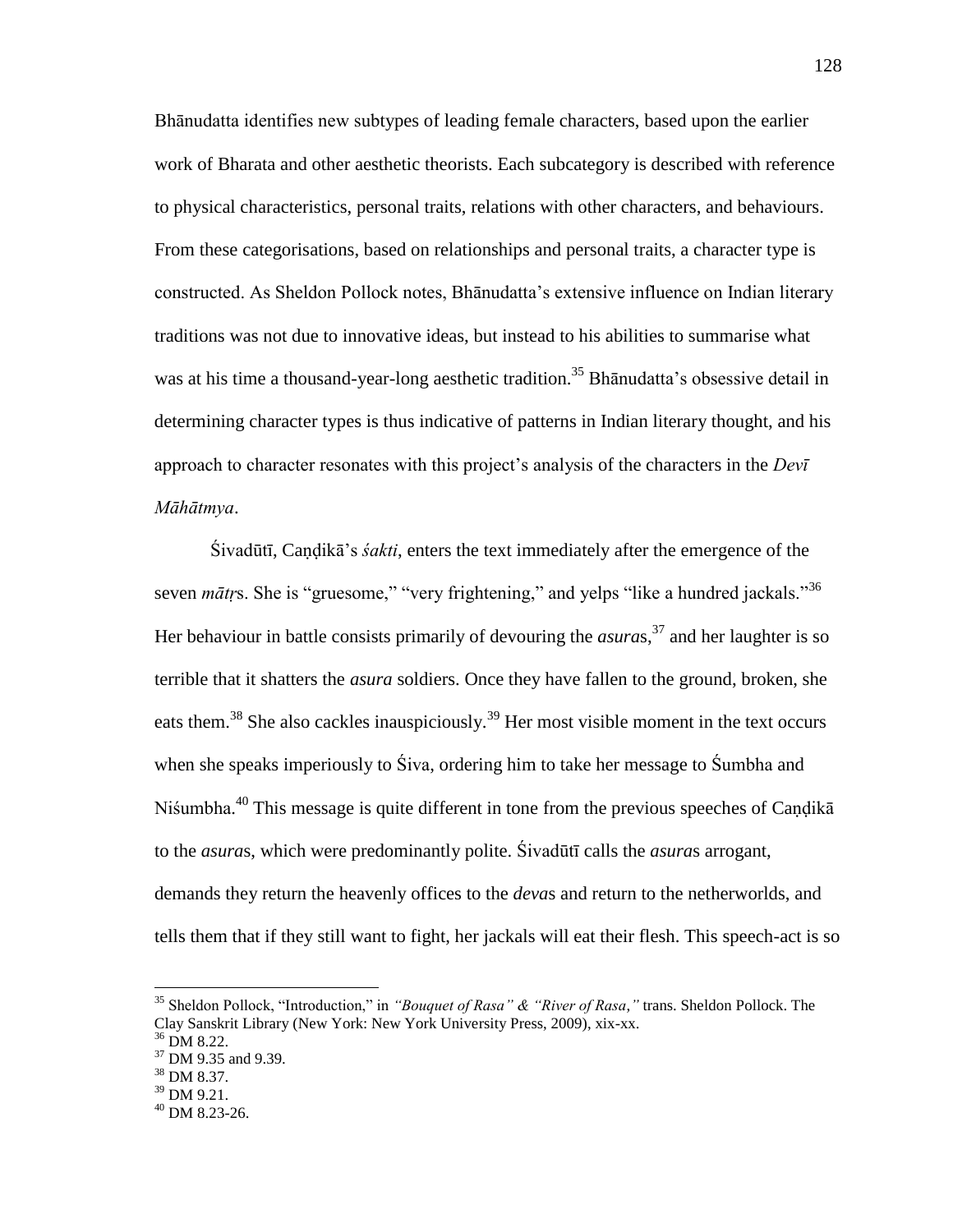Bhānudatta identifies new subtypes of leading female characters, based upon the earlier work of Bharata and other aesthetic theorists. Each subcategory is described with reference to physical characteristics, personal traits, relations with other characters, and behaviours. From these categorisations, based on relationships and personal traits, a character type is constructed. As Sheldon Pollock notes, Bhānudatta's extensive influence on Indian literary traditions was not due to innovative ideas, but instead to his abilities to summarise what was at his time a thousand-year-long aesthetic tradition.[35] Bhānudatta's obsessive detail in determining character types is thus indicative of patterns in Indian literary thought, and his approach to character resonates with this project's analysis of the characters in the *Devī Māhātmya*.

Śivadūtī, Caṇḍikā's *śakti*, enters the text immediately after the emergence of the seven *mātṛ*s. She is "gruesome," "very frightening," and yelps "like a hundred jackals."[36] Her behaviour in battle consists primarily of devouring the *asura*s,[37] and her laughter is so terrible that it shatters the *asura* soldiers. Once they have fallen to the ground, broken, she eats them.[38] She also cackles inauspiciously.[39] Her most visible moment in the text occurs when she speaks imperiously to Śiva, ordering him to take her message to Śumbha and Niśumbha.[40] This message is quite different in tone from the previous speeches of Caṇḍikā to the *asura*s, which were predominantly polite. Śivadūtī calls the *asura*s arrogant, demands they return the heavenly offices to the *deva*s and return to the netherworlds, and tells them that if they still want to fight, her jackals will eat their flesh. This speech-act is so

---

[35] Sheldon Pollock, "Introduction," in *"Bouquet of Rasa" & "River of Rasa,"* trans. Sheldon Pollock. The Clay Sanskrit Library (New York: New York University Press, 2009), xix-xx.

[36] DM 8.22.

[37] DM 9.35 and 9.39.

[38] DM 8.37.

[39] DM 9.21.

[40] DM 8.23-26.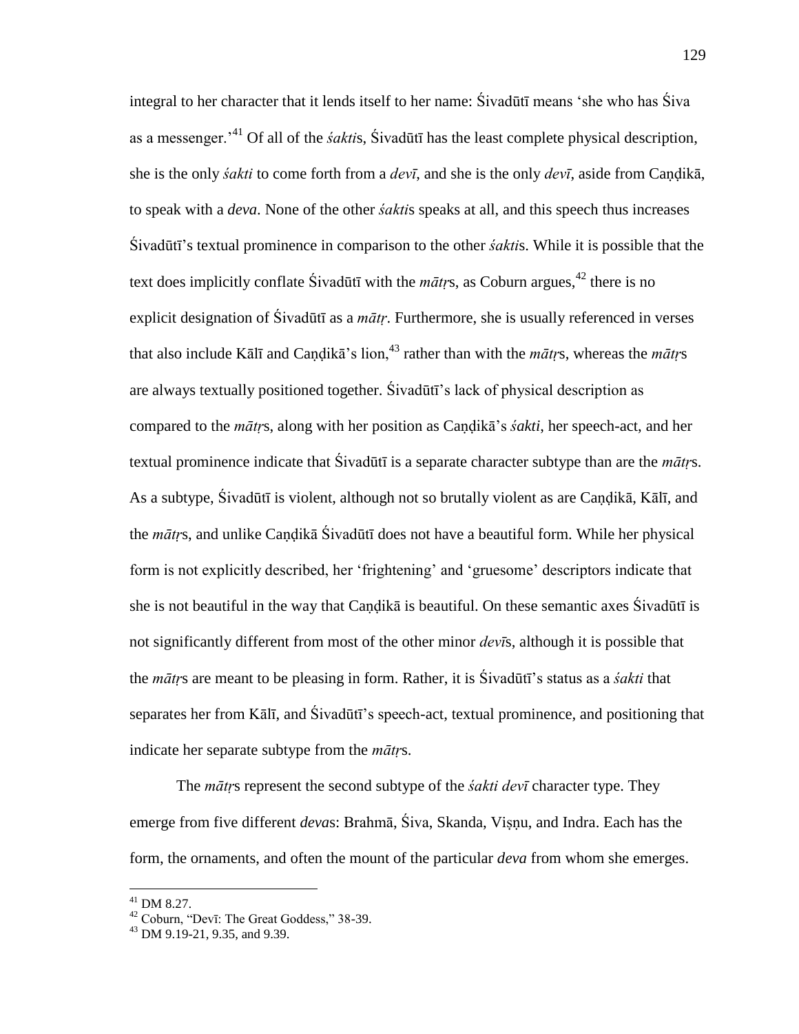integral to her character that it lends itself to her name: Śivadūtī means 'she who has Śiva as a messenger.'[41] Of all of the *śakti*s, Śivadūtī has the least complete physical description, she is the only *śakti* to come forth from a *devī*, and she is the only *devī*, aside from Caṇḍikā, to speak with a *deva*. None of the other *śakti*s speaks at all, and this speech thus increases Śivadūtī's textual prominence in comparison to the other *śakti*s. While it is possible that the text does implicitly conflate Śivadūtī with the *mātṛ*s, as Coburn argues,[42] there is no explicit designation of Śivadūtī as a *mātṛ*. Furthermore, she is usually referenced in verses that also include Kālī and Caṇḍikā's lion,[43] rather than with the *mātṛ*s, whereas the *mātṛ*s are always textually positioned together. Śivadūtī's lack of physical description as compared to the *mātṛ*s, along with her position as Caṇḍikā's *śakti*, her speech-act, and her textual prominence indicate that Śivadūtī is a separate character subtype than are the *mātṛ*s. As a subtype, Śivadūtī is violent, although not so brutally violent as are Caṇḍikā, Kālī, and the *mātṛ*s, and unlike Caṇḍikā Śivadūtī does not have a beautiful form. While her physical form is not explicitly described, her 'frightening' and 'gruesome' descriptors indicate that she is not beautiful in the way that Caṇḍikā is beautiful. On these semantic axes Śivadūtī is not significantly different from most of the other minor *devī*s, although it is possible that the *mātṛ*s are meant to be pleasing in form. Rather, it is Śivadūtī's status as a *śakti* that separates her from Kālī, and Śivadūtī's speech-act, textual prominence, and positioning that indicate her separate subtype from the *mātṛ*s.

The *mātṛ*s represent the second subtype of the *śakti devī* character type. They emerge from five different *deva*s: Brahmā, Śiva, Skanda, Viṣṇu, and Indra. Each has the form, the ornaments, and often the mount of the particular *deva* from whom she emerges.

---

[41] DM 8.27.

[42] Coburn, "Devī: The Great Goddess," 38-39.

[43] DM 9.19-21, 9.35, and 9.39.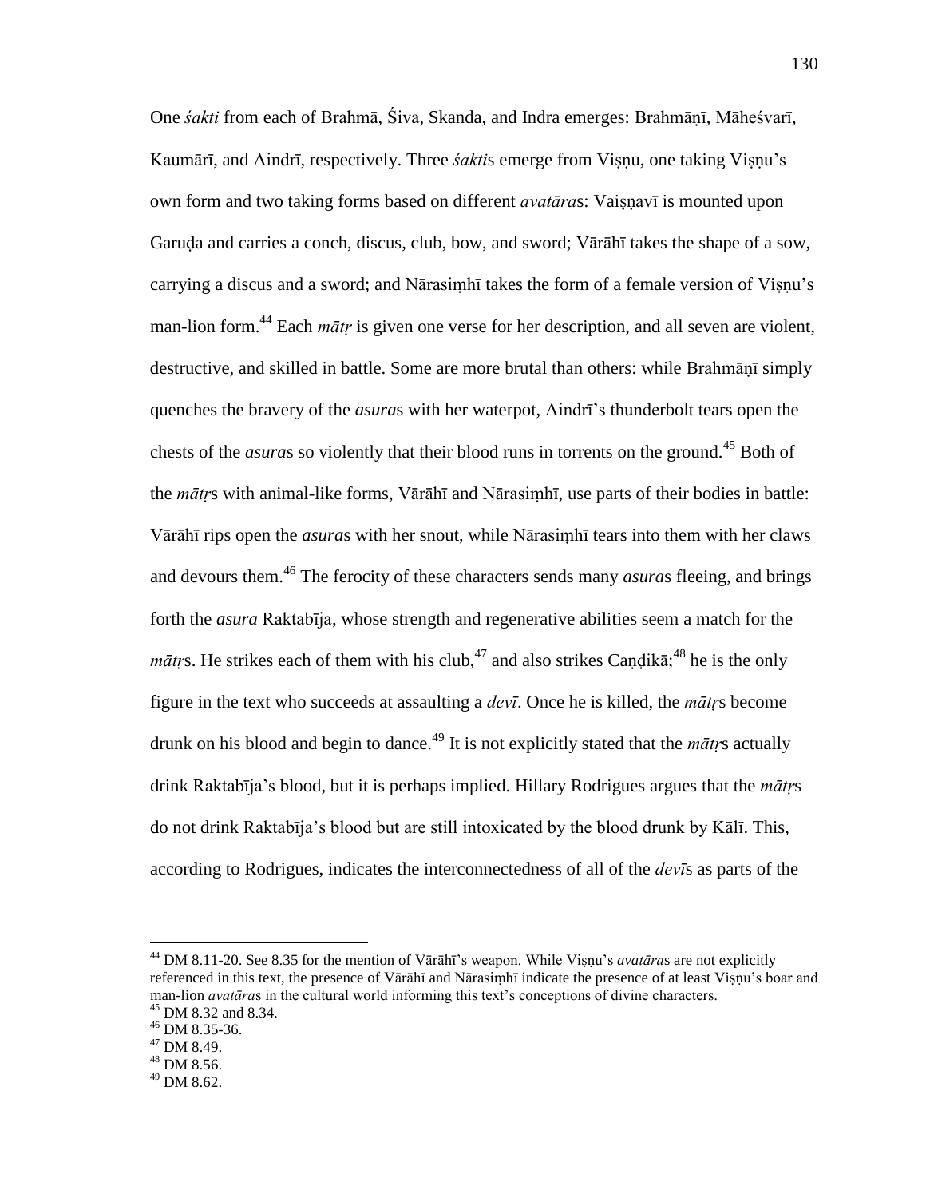One *śakti* from each of Brahmā, Śiva, Skanda, and Indra emerges: Brahmāṇī, Māheśvarī, Kaumārī, and Aindrī, respectively. Three *śakti*s emerge from Viṣṇu, one taking Viṣṇu's own form and two taking forms based on different *avatāra*s: Vaiṣṇavī is mounted upon Garuḍa and carries a conch, discus, club, bow, and sword; Vārāhī takes the shape of a sow, carrying a discus and a sword; and Nārasiṃhī takes the form of a female version of Viṣṇu's man-lion form.[44] Each *mātṛ* is given one verse for her description, and all seven are violent, destructive, and skilled in battle. Some are more brutal than others: while Brahmāṇī simply quenches the bravery of the *asura*s with her waterpot, Aindrī's thunderbolt tears open the chests of the *asura*s so violently that their blood runs in torrents on the ground.[45] Both of the *mātṛ*s with animal-like forms, Vārāhī and Nārasiṃhī, use parts of their bodies in battle: Vārāhī rips open the *asura*s with her snout, while Nārasiṃhī tears into them with her claws and devours them.[46] The ferocity of these characters sends many *asura*s fleeing, and brings forth the *asura* Raktabīja, whose strength and regenerative abilities seem a match for the *mātṛ*s. He strikes each of them with his club,[47] and also strikes Caṇḍikā;[48] he is the only figure in the text who succeeds at assaulting a *devī*. Once he is killed, the *mātṛ*s become drunk on his blood and begin to dance.[49] It is not explicitly stated that the *mātṛ*s actually drink Raktabīja's blood, but it is perhaps implied. Hillary Rodrigues argues that the *mātṛ*s do not drink Raktabīja's blood but are still intoxicated by the blood drunk by Kālī. This, according to Rodrigues, indicates the interconnectedness of all of the *devī*s as parts of the

---

[44] DM 8.11-20. See 8.35 for the mention of Vārāhī's weapon. While Viṣṇu's *avatāra*s are not explicitly referenced in this text, the presence of Vārāhī and Nārasiṃhī indicate the presence of at least Viṣṇu's boar and man-lion *avatāra*s in the cultural world informing this text's conceptions of divine characters.

[45] DM 8.32 and 8.34.

[46] DM 8.35-36.

[47] DM 8.49.

[48] DM 8.56.

[49] DM 8.62.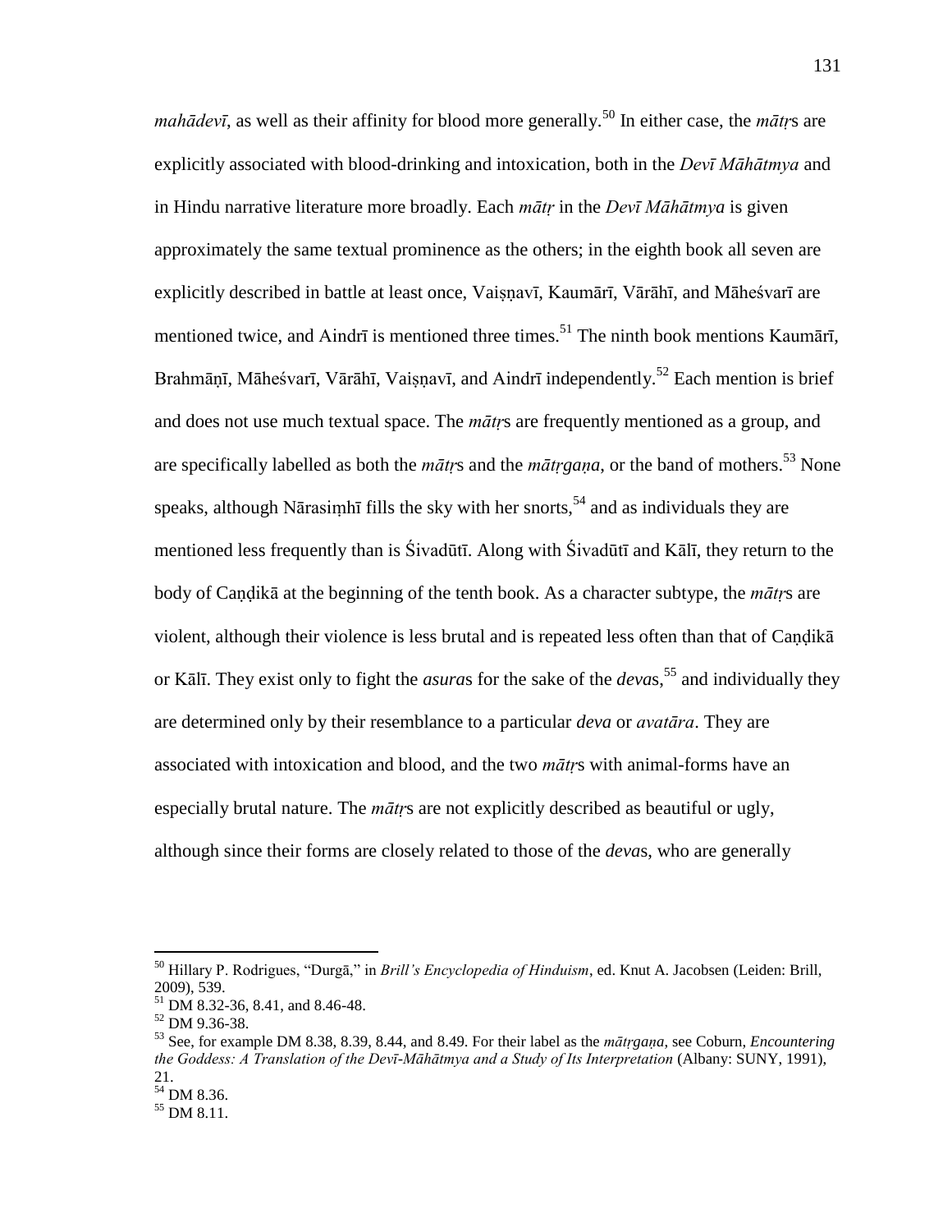*mahādevī*, as well as their affinity for blood more generally.[50] In either case, the *mātṛ*s are explicitly associated with blood-drinking and intoxication, both in the *Devī Māhātmya* and in Hindu narrative literature more broadly. Each *mātṛ* in the *Devī Māhātmya* is given approximately the same textual prominence as the others; in the eighth book all seven are explicitly described in battle at least once, Vaiṣṇavī, Kaumārī, Vārāhī, and Māheśvarī are mentioned twice, and Aindrī is mentioned three times.[51] The ninth book mentions Kaumārī, Brahmāṇī, Māheśvarī, Vārāhī, Vaiṣṇavī, and Aindrī independently.[52] Each mention is brief and does not use much textual space. The *mātṛ*s are frequently mentioned as a group, and are specifically labelled as both the *mātṛ*s and the *mātṛgaṇa*, or the band of mothers.[53] None speaks, although Nārasiṃhī fills the sky with her snorts,[54] and as individuals they are mentioned less frequently than is Śivadūtī. Along with Śivadūtī and Kālī, they return to the body of Caṇḍikā at the beginning of the tenth book. As a character subtype, the *mātṛ*s are violent, although their violence is less brutal and is repeated less often than that of Caṇḍikā or Kālī. They exist only to fight the *asura*s for the sake of the *deva*s,[55] and individually they are determined only by their resemblance to a particular *deva* or *avatāra*. They are associated with intoxication and blood, and the two *mātṛ*s with animal-forms have an especially brutal nature. The *mātṛ*s are not explicitly described as beautiful or ugly, although since their forms are closely related to those of the *deva*s, who are generally

---

[50] Hillary P. Rodrigues, "Durgā," in *Brill's Encyclopedia of Hinduism*, ed. Knut A. Jacobsen (Leiden: Brill, 2009), 539.

[51] DM 8.32-36, 8.41, and 8.46-48.

[52] DM 9.36-38.

[53] See, for example DM 8.38, 8.39, 8.44, and 8.49. For their label as the *mātṛgaṇa*, see Coburn, *Encountering the Goddess: A Translation of the Devī-Māhātmya and a Study of Its Interpretation* (Albany: SUNY, 1991), 21.

[54] DM 8.36.

[55] DM 8.11.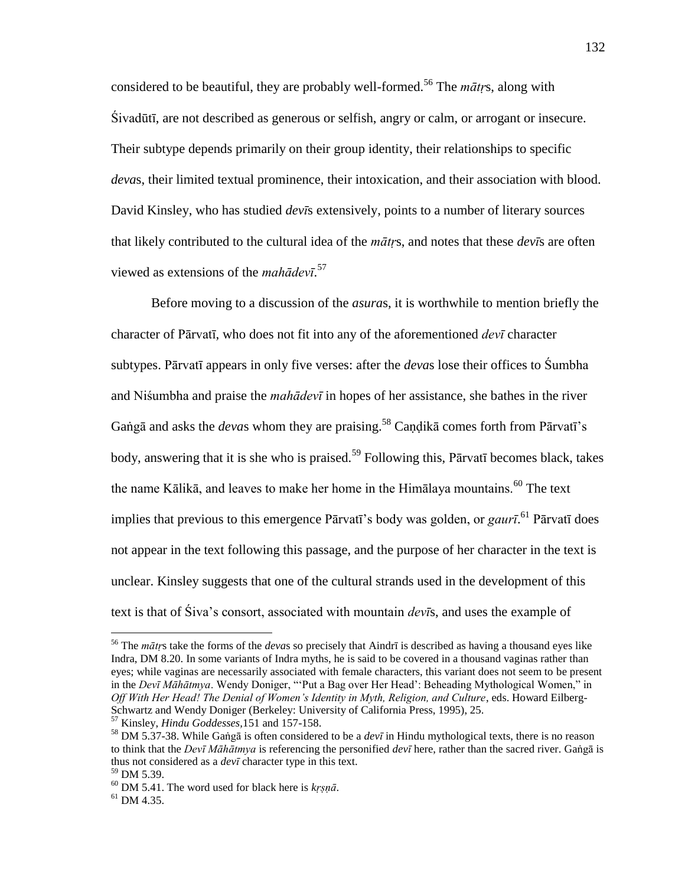considered to be beautiful, they are probably well-formed.[56] The *mātṛ*s, along with Śivadūtī, are not described as generous or selfish, angry or calm, or arrogant or insecure. Their subtype depends primarily on their group identity, their relationships to specific *deva*s, their limited textual prominence, their intoxication, and their association with blood. David Kinsley, who has studied *devī*s extensively, points to a number of literary sources that likely contributed to the cultural idea of the *mātṛ*s, and notes that these *devī*s are often viewed as extensions of the *mahādevī*.[57]

Before moving to a discussion of the *asura*s, it is worthwhile to mention briefly the character of Pārvatī, who does not fit into any of the aforementioned *devī* character subtypes. Pārvatī appears in only five verses: after the *deva*s lose their offices to Śumbha and Niśumbha and praise the *mahādevī* in hopes of her assistance, she bathes in the river Gaṅgā and asks the *deva*s whom they are praising.[58] Caṇḍikā comes forth from Pārvatī's body, answering that it is she who is praised.[59] Following this, Pārvatī becomes black, takes the name Kālikā, and leaves to make her home in the Himālaya mountains.[60] The text implies that previous to this emergence Pārvatī's body was golden, or *gaurī*.[61] Pārvatī does not appear in the text following this passage, and the purpose of her character in the text is unclear. Kinsley suggests that one of the cultural strands used in the development of this text is that of Śiva's consort, associated with mountain *devī*s, and uses the example of

---

[56] The *mātṛ*s take the forms of the *deva*s so precisely that Aindrī is described as having a thousand eyes like Indra, DM 8.20. In some variants of Indra myths, he is said to be covered in a thousand vaginas rather than eyes; while vaginas are necessarily associated with female characters, this variant does not seem to be present in the *Devī Māhātmya*. Wendy Doniger, "'Put a Bag over Her Head': Beheading Mythological Women," in *Off With Her Head! The Denial of Women's Identity in Myth, Religion, and Culture*, eds. Howard Eilberg-Schwartz and Wendy Doniger (Berkeley: University of California Press, 1995), 25.

[57] Kinsley, *Hindu Goddesses*,151 and 157-158.

[58] DM 5.37-38. While Gaṅgā is often considered to be a *devī* in Hindu mythological texts, there is no reason to think that the *Devī Māhātmya* is referencing the personified *devī* here, rather than the sacred river. Gaṅgā is thus not considered as a *devī* character type in this text.

[59] DM 5.39.

[60] DM 5.41. The word used for black here is *kṛṣṇā*.

[61] DM 4.35.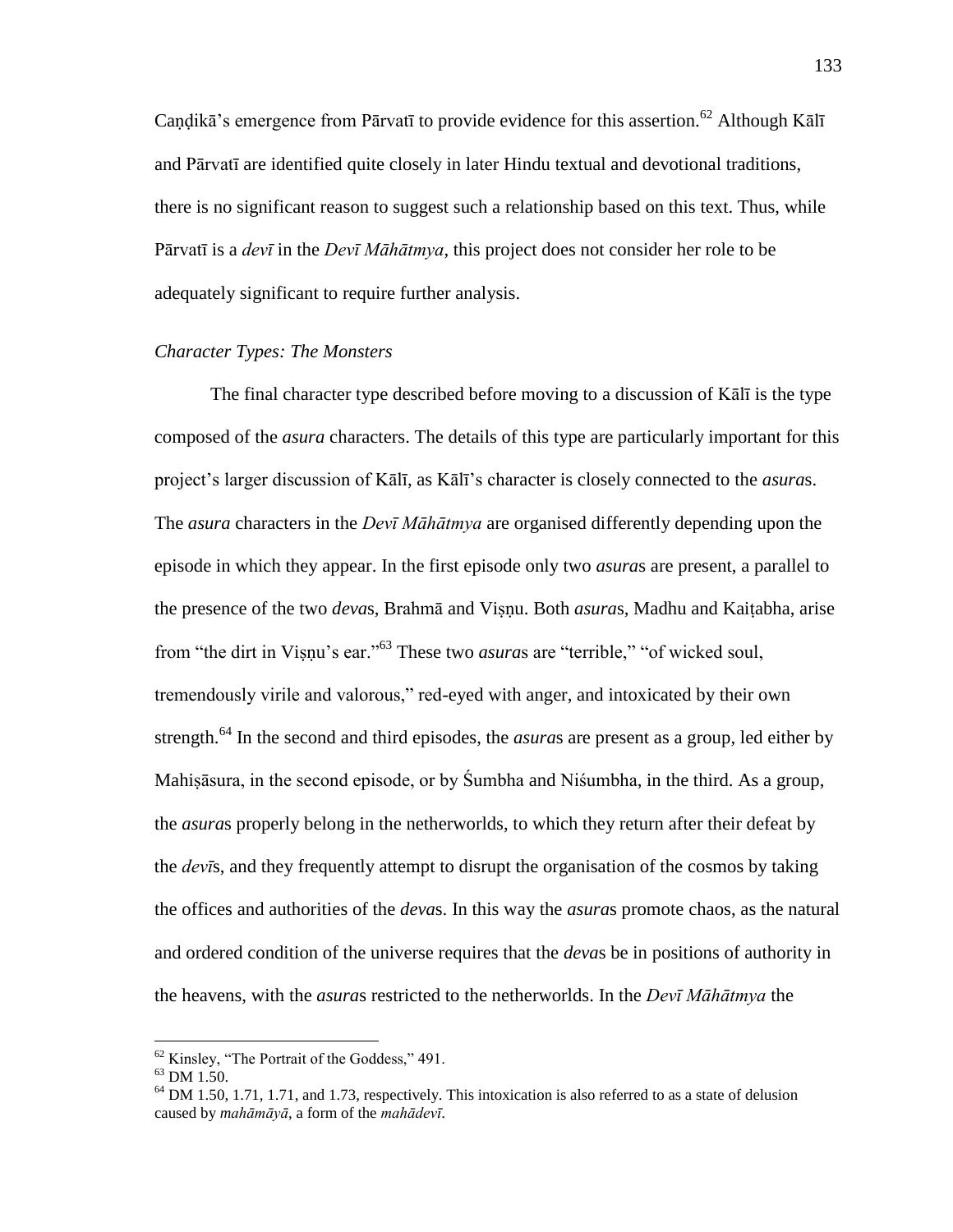Caṇḍikā's emergence from Pārvatī to provide evidence for this assertion.[62] Although Kālī and Pārvatī are identified quite closely in later Hindu textual and devotional traditions, there is no significant reason to suggest such a relationship based on this text. Thus, while Pārvatī is a *devī* in the *Devī Māhātmya*, this project does not consider her role to be adequately significant to require further analysis.

### *Character Types: The Monsters*

The final character type described before moving to a discussion of Kālī is the type composed of the *asura* characters. The details of this type are particularly important for this project's larger discussion of Kālī, as Kālī's character is closely connected to the *asura*s. The *asura* characters in the *Devī Māhātmya* are organised differently depending upon the episode in which they appear. In the first episode only two *asura*s are present, a parallel to the presence of the two *deva*s, Brahmā and Viṣṇu. Both *asura*s, Madhu and Kaiṭabha, arise from "the dirt in Viṣṇu's ear."[63] These two *asura*s are "terrible," "of wicked soul, tremendously virile and valorous," red-eyed with anger, and intoxicated by their own strength.[64] In the second and third episodes, the *asura*s are present as a group, led either by Mahiṣāsura, in the second episode, or by Śumbha and Niśumbha, in the third. As a group, the *asura*s properly belong in the netherworlds, to which they return after their defeat by the *devī*s, and they frequently attempt to disrupt the organisation of the cosmos by taking the offices and authorities of the *deva*s. In this way the *asura*s promote chaos, as the natural and ordered condition of the universe requires that the *deva*s be in positions of authority in the heavens, with the *asura*s restricted to the netherworlds. In the *Devī Māhātmya* the

---

[62] Kinsley, "The Portrait of the Goddess," 491.

[63] DM 1.50.

[64] DM 1.50, 1.71, 1.71, and 1.73, respectively. This intoxication is also referred to as a state of delusion caused by *mahāmāyā*, a form of the *mahādevī*.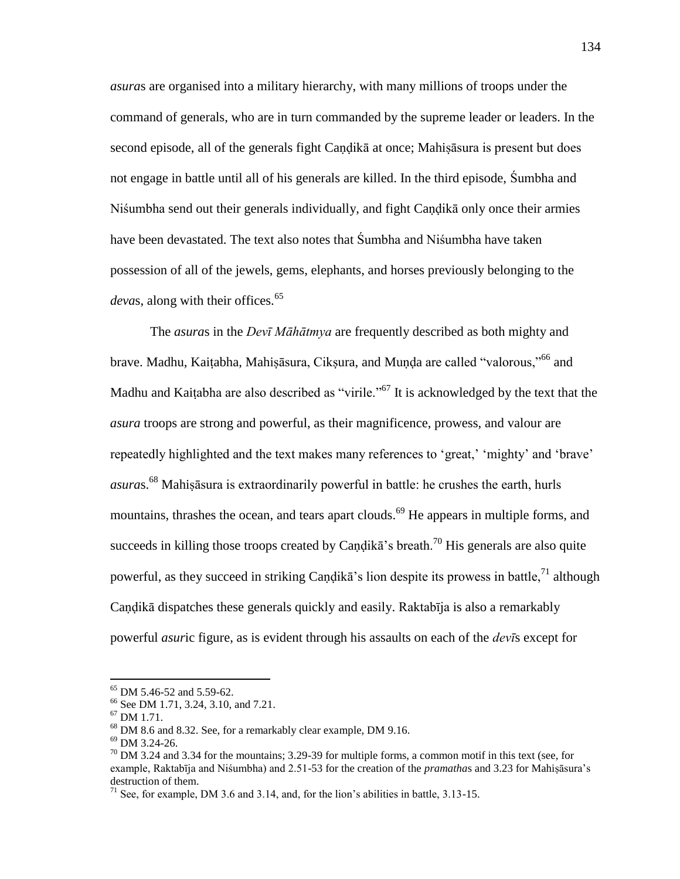*asura*s are organised into a military hierarchy, with many millions of troops under the command of generals, who are in turn commanded by the supreme leader or leaders. In the second episode, all of the generals fight Caṇḍikā at once; Mahiṣāsura is present but does not engage in battle until all of his generals are killed. In the third episode, Śumbha and Niśumbha send out their generals individually, and fight Caṇḍikā only once their armies have been devastated. The text also notes that Śumbha and Niśumbha have taken possession of all of the jewels, gems, elephants, and horses previously belonging to the *deva*s, along with their offices.[65]

The *asura*s in the *Devī Māhātmya* are frequently described as both mighty and brave. Madhu, Kaiṭabha, Mahiṣāsura, Cikṣura, and Muṇḍa are called "valorous,"[66] and Madhu and Kaiṭabha are also described as "virile."[67] It is acknowledged by the text that the *asura* troops are strong and powerful, as their magnificence, prowess, and valour are repeatedly highlighted and the text makes many references to 'great,' 'mighty' and 'brave' *asura*s.[68] Mahiṣāsura is extraordinarily powerful in battle: he crushes the earth, hurls mountains, thrashes the ocean, and tears apart clouds.[69] He appears in multiple forms, and succeeds in killing those troops created by Caṇḍikā's breath.[70] His generals are also quite powerful, as they succeed in striking Caṇḍikā's lion despite its prowess in battle,[71] although Caṇḍikā dispatches these generals quickly and easily. Raktabīja is also a remarkably powerful *asur*ic figure, as is evident through his assaults on each of the *devī*s except for

---

[65] DM 5.46-52 and 5.59-62.

[66] See DM 1.71, 3.24, 3.10, and 7.21.

[67] DM 1.71.

[68] DM 8.6 and 8.32. See, for a remarkably clear example, DM 9.16.

[69] DM 3.24-26.

[70] DM 3.24 and 3.34 for the mountains; 3.29-39 for multiple forms, a common motif in this text (see, for example, Raktabīja and Niśumbha) and 2.51-53 for the creation of the *pramatha*s and 3.23 for Mahiṣāsura's destruction of them.

[71] See, for example, DM 3.6 and 3.14, and, for the lion's abilities in battle, 3.13-15.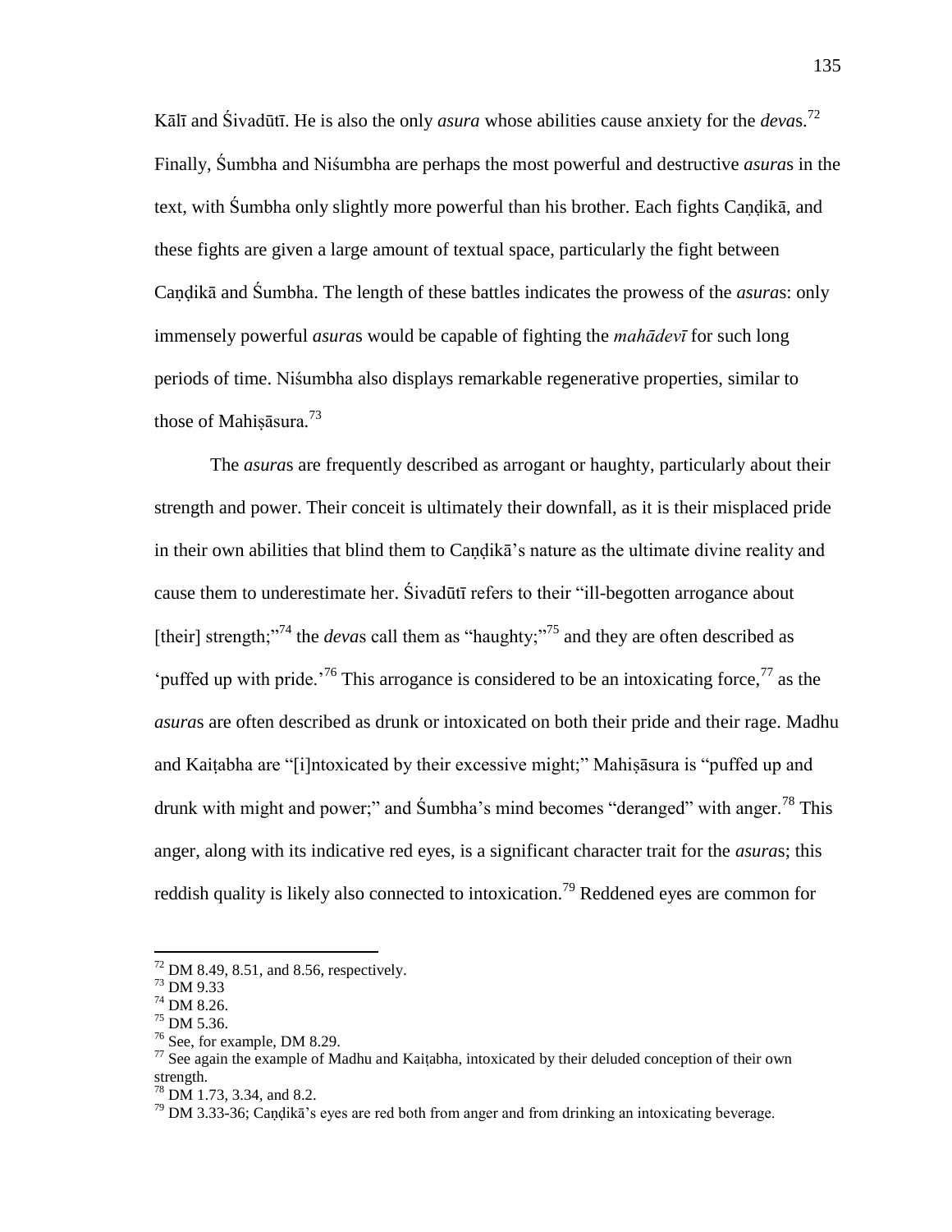Kālī and Śivadūtī. He is also the only *asura* whose abilities cause anxiety for the *deva*s.[72] Finally, Śumbha and Niśumbha are perhaps the most powerful and destructive *asura*s in the text, with Śumbha only slightly more powerful than his brother. Each fights Caṇḍikā, and these fights are given a large amount of textual space, particularly the fight between Caṇḍikā and Śumbha. The length of these battles indicates the prowess of the *asura*s: only immensely powerful *asura*s would be capable of fighting the *mahādevī* for such long periods of time. Niśumbha also displays remarkable regenerative properties, similar to those of Mahiṣāsura.[73]

The *asura*s are frequently described as arrogant or haughty, particularly about their strength and power. Their conceit is ultimately their downfall, as it is their misplaced pride in their own abilities that blind them to Caṇḍikā's nature as the ultimate divine reality and cause them to underestimate her. Śivadūtī refers to their "ill-begotten arrogance about [their] strength;"[74] the *deva*s call them as "haughty;"[75] and they are often described as 'puffed up with pride.'[76] This arrogance is considered to be an intoxicating force,[77] as the *asura*s are often described as drunk or intoxicated on both their pride and their rage. Madhu and Kaiṭabha are "[i]ntoxicated by their excessive might;" Mahiṣāsura is "puffed up and drunk with might and power;" and Śumbha's mind becomes "deranged" with anger.[78] This anger, along with its indicative red eyes, is a significant character trait for the *asura*s; this reddish quality is likely also connected to intoxication.[79] Reddened eyes are common for

---

[72] DM 8.49, 8.51, and 8.56, respectively.

[73] DM 9.33

[74] DM 8.26.

[75] DM 5.36.

[76] See, for example, DM 8.29.

[77] See again the example of Madhu and Kaiṭabha, intoxicated by their deluded conception of their own strength.

[78] DM 1.73, 3.34, and 8.2.

[79] DM 3.33-36; Caṇḍikā's eyes are red both from anger and from drinking an intoxicating beverage.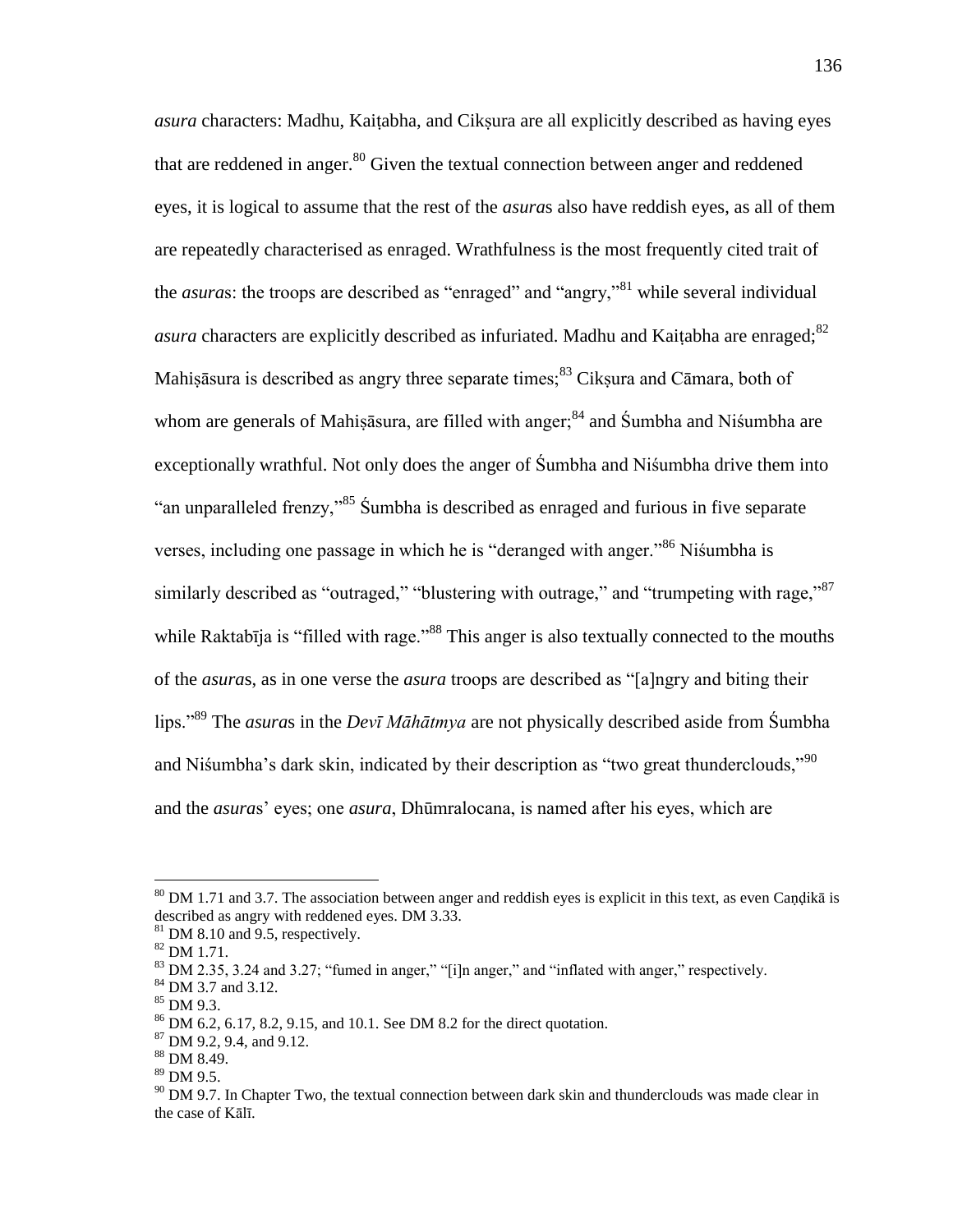*asura* characters: Madhu, Kaiṭabha, and Cikṣura are all explicitly described as having eyes that are reddened in anger.[80] Given the textual connection between anger and reddened eyes, it is logical to assume that the rest of the *asura*s also have reddish eyes, as all of them are repeatedly characterised as enraged. Wrathfulness is the most frequently cited trait of the *asura*s: the troops are described as "enraged" and "angry,"[81] while several individual *asura* characters are explicitly described as infuriated. Madhu and Kaiṭabha are enraged;[82] Mahiṣāsura is described as angry three separate times;[83] Cikṣura and Cāmara, both of whom are generals of Mahiṣāsura, are filled with anger;[84] and Śumbha and Niśumbha are exceptionally wrathful. Not only does the anger of Śumbha and Niśumbha drive them into "an unparalleled frenzy,"[85] Śumbha is described as enraged and furious in five separate verses, including one passage in which he is "deranged with anger."[86] Niśumbha is similarly described as "outraged," "blustering with outrage," and "trumpeting with rage,"[87] while Raktabīja is "filled with rage."[88] This anger is also textually connected to the mouths of the *asura*s, as in one verse the *asura* troops are described as "[a]ngry and biting their lips."[89] The *asura*s in the *Devī Māhātmya* are not physically described aside from Śumbha and Niśumbha's dark skin, indicated by their description as "two great thunderclouds,"[90] and the *asura*s' eyes; one *asura*, Dhūmralocana, is named after his eyes, which are

---

[80] DM 1.71 and 3.7. The association between anger and reddish eyes is explicit in this text, as even Caṇḍikā is described as angry with reddened eyes. DM 3.33.

[81] DM 8.10 and 9.5, respectively.

[82] DM 1.71.

[83] DM 2.35, 3.24 and 3.27; "fumed in anger," "[i]n anger," and "inflated with anger," respectively.

[84] DM 3.7 and 3.12.

[85] DM 9.3.

[86] DM 6.2, 6.17, 8.2, 9.15, and 10.1. See DM 8.2 for the direct quotation.

[87] DM 9.2, 9.4, and 9.12.

[88] DM 8.49.

[89] DM 9.5.

[90] DM 9.7. In Chapter Two, the textual connection between dark skin and thunderclouds was made clear in the case of Kālī.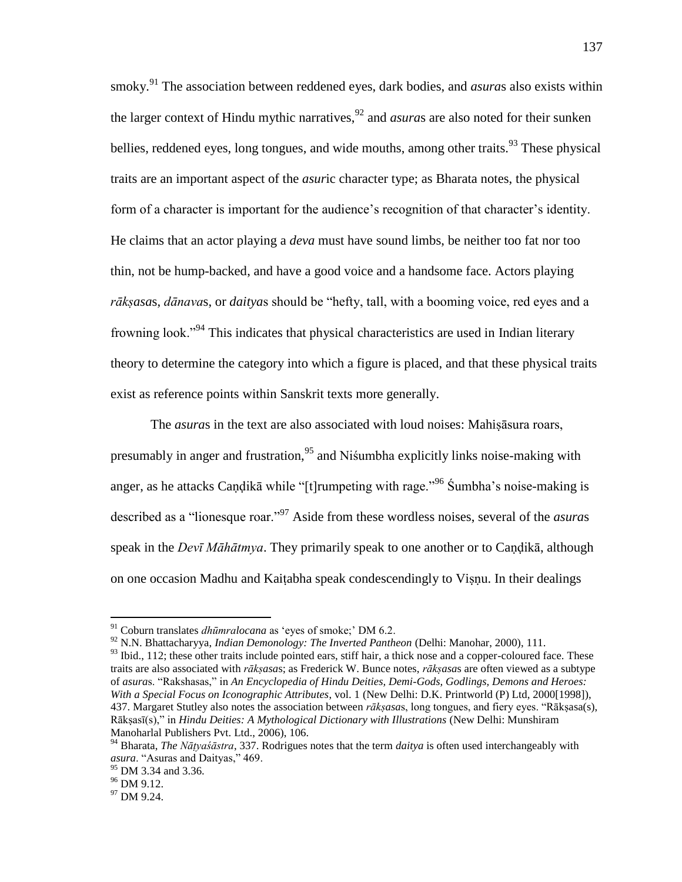smoky.[91] The association between reddened eyes, dark bodies, and *asura*s also exists within the larger context of Hindu mythic narratives,[92] and *asura*s are also noted for their sunken bellies, reddened eyes, long tongues, and wide mouths, among other traits.[93] These physical traits are an important aspect of the *asur*ic character type; as Bharata notes, the physical form of a character is important for the audience's recognition of that character's identity. He claims that an actor playing a *deva* must have sound limbs, be neither too fat nor too thin, not be hump-backed, and have a good voice and a handsome face. Actors playing *rākṣasa*s, *dānava*s, or *daitya*s should be "hefty, tall, with a booming voice, red eyes and a frowning look."[94] This indicates that physical characteristics are used in Indian literary theory to determine the category into which a figure is placed, and that these physical traits exist as reference points within Sanskrit texts more generally.

The *asura*s in the text are also associated with loud noises: Mahiṣāsura roars, presumably in anger and frustration,[95] and Niśumbha explicitly links noise-making with anger, as he attacks Caṇḍikā while "[t]rumpeting with rage."[96] Śumbha's noise-making is described as a "lionesque roar."[97] Aside from these wordless noises, several of the *asura*s speak in the *Devī Māhātmya*. They primarily speak to one another or to Caṇḍikā, although on one occasion Madhu and Kaiṭabha speak condescendingly to Viṣṇu. In their dealings

---

[91] Coburn translates *dhūmralocana* as 'eyes of smoke;' DM 6.2.

[92] N.N. Bhattacharyya, *Indian Demonology: The Inverted Pantheon* (Delhi: Manohar, 2000), 111.

[93] Ibid., 112; these other traits include pointed ears, stiff hair, a thick nose and a copper-coloured face. These traits are also associated with *rākṣasa*s; as Frederick W. Bunce notes, *rākṣasa*s are often viewed as a subtype of *asura*s. "Rakshasas," in *An Encyclopedia of Hindu Deities, Demi-Gods, Godlings, Demons and Heroes: With a Special Focus on Iconographic Attributes*, vol. 1 (New Delhi: D.K. Printworld (P) Ltd, 2000[1998]), 437. Margaret Stutley also notes the association between *rākṣasa*s, long tongues, and fiery eyes. "Rākṣasa(s), Rākṣasī(s)," in *Hindu Deities: A Mythological Dictionary with Illustrations* (New Delhi: Munshiram Manoharlal Publishers Pvt. Ltd., 2006), 106.

[94] Bharata, *The Nāṭyaśāstra*, 337. Rodrigues notes that the term *daitya* is often used interchangeably with *asura*. "Asuras and Daityas," 469.

[95] DM 3.34 and 3.36.

[96] DM 9.12.

[97] DM 9.24.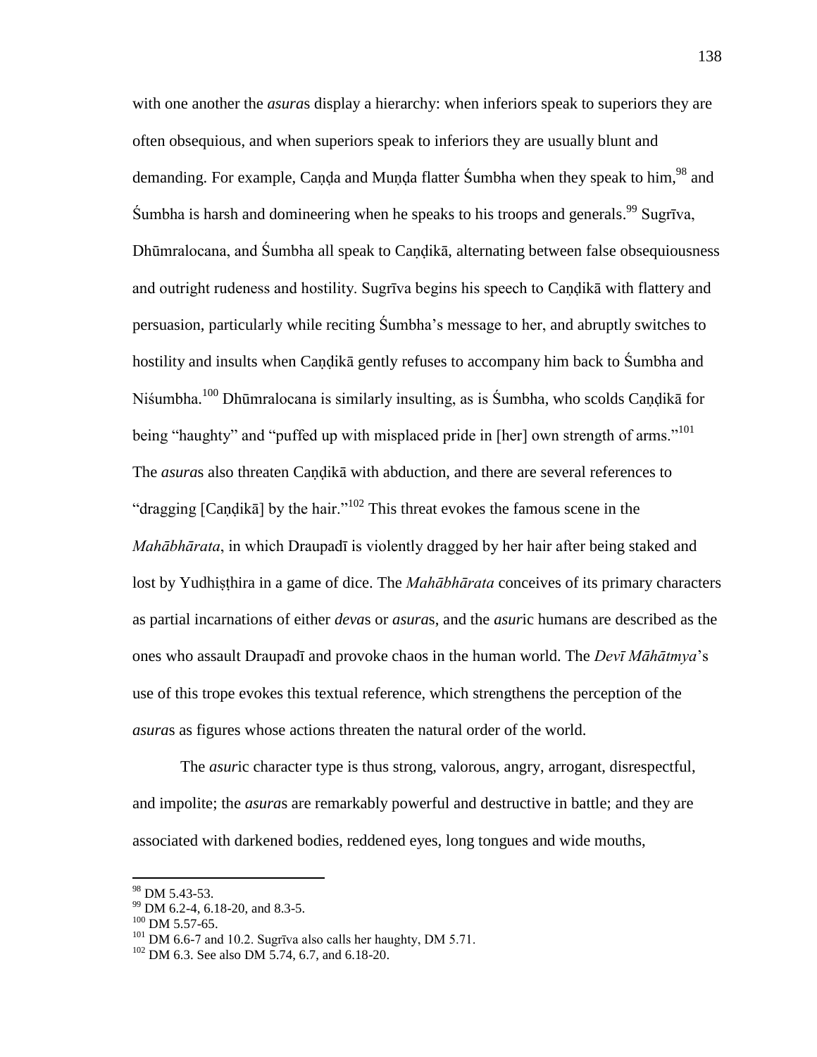with one another the *asura*s display a hierarchy: when inferiors speak to superiors they are often obsequious, and when superiors speak to inferiors they are usually blunt and demanding. For example, Caṇḍa and Muṇḍa flatter Śumbha when they speak to him,[98] and Śumbha is harsh and domineering when he speaks to his troops and generals.[99] Sugrīva, Dhūmralocana, and Śumbha all speak to Caṇḍikā, alternating between false obsequiousness and outright rudeness and hostility. Sugrīva begins his speech to Caṇḍikā with flattery and persuasion, particularly while reciting Śumbha's message to her, and abruptly switches to hostility and insults when Caṇḍikā gently refuses to accompany him back to Śumbha and Niśumbha.[100] Dhūmralocana is similarly insulting, as is Śumbha, who scolds Caṇḍikā for being "haughty" and "puffed up with misplaced pride in [her] own strength of arms."[101] The *asura*s also threaten Caṇḍikā with abduction, and there are several references to "dragging [Caṇḍikā] by the hair."[102] This threat evokes the famous scene in the *Mahābhārata*, in which Draupadī is violently dragged by her hair after being staked and lost by Yudhiṣṭhira in a game of dice. The *Mahābhārata* conceives of its primary characters as partial incarnations of either *deva*s or *asura*s, and the *asur*ic humans are described as the ones who assault Draupadī and provoke chaos in the human world. The *Devī Māhātmya*'s use of this trope evokes this textual reference, which strengthens the perception of the *asura*s as figures whose actions threaten the natural order of the world.

The *asur*ic character type is thus strong, valorous, angry, arrogant, disrespectful, and impolite; the *asura*s are remarkably powerful and destructive in battle; and they are associated with darkened bodies, reddened eyes, long tongues and wide mouths,

---

[98] DM 5.43-53.

[99] DM 6.2-4, 6.18-20, and 8.3-5.

[100] DM 5.57-65.

[101] DM 6.6-7 and 10.2. Sugrīva also calls her haughty, DM 5.71.

[102] DM 6.3. See also DM 5.74, 6.7, and 6.18-20.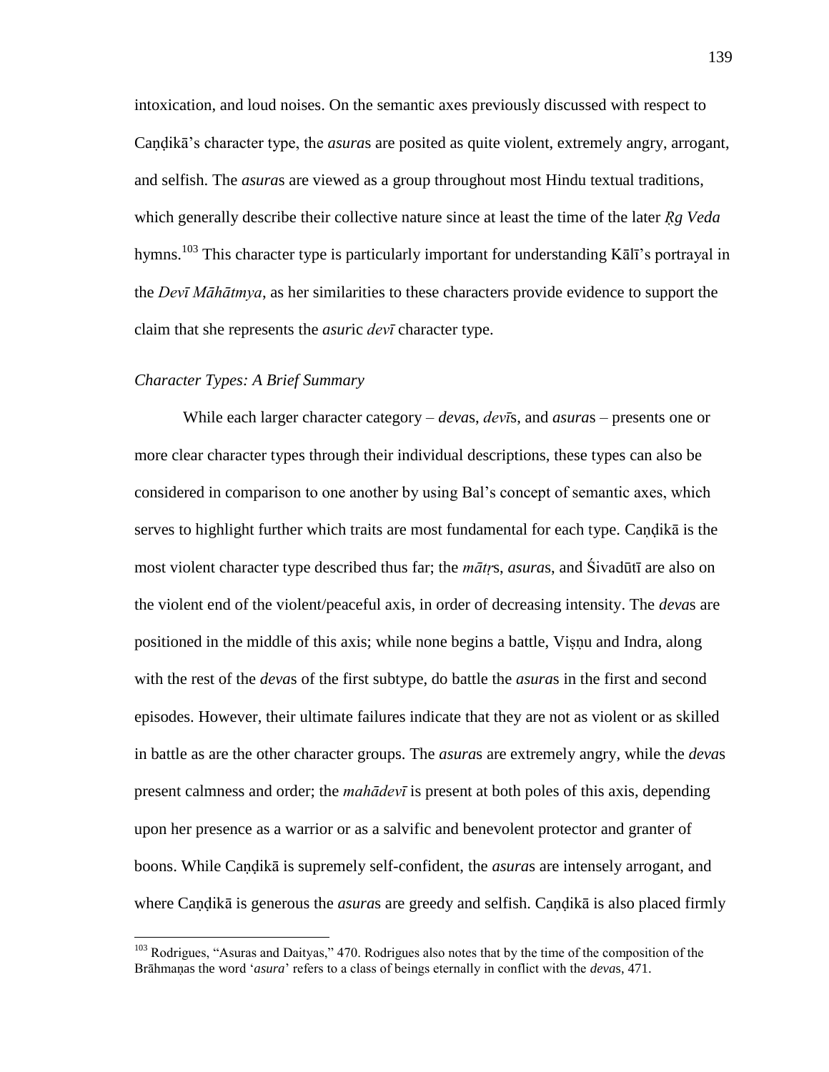intoxication, and loud noises. On the semantic axes previously discussed with respect to Caṇḍikā's character type, the *asura*s are posited as quite violent, extremely angry, arrogant, and selfish. The *asura*s are viewed as a group throughout most Hindu textual traditions, which generally describe their collective nature since at least the time of the later *Ṛg Veda* hymns.[103] This character type is particularly important for understanding Kālī's portrayal in the *Devī Māhātmya*, as her similarities to these characters provide evidence to support the claim that she represents the *asur*ic *devī* character type.

*Character Types: A Brief Summary*

While each larger character category – *deva*s, *devī*s, and *asura*s – presents one or more clear character types through their individual descriptions, these types can also be considered in comparison to one another by using Bal's concept of semantic axes, which serves to highlight further which traits are most fundamental for each type. Caṇḍikā is the most violent character type described thus far; the *mātṛ*s, *asura*s, and Śivadūtī are also on the violent end of the violent/peaceful axis, in order of decreasing intensity. The *deva*s are positioned in the middle of this axis; while none begins a battle, Viṣṇu and Indra, along with the rest of the *deva*s of the first subtype, do battle the *asura*s in the first and second episodes. However, their ultimate failures indicate that they are not as violent or as skilled in battle as are the other character groups. The *asura*s are extremely angry, while the *deva*s present calmness and order; the *mahādevī* is present at both poles of this axis, depending upon her presence as a warrior or as a salvific and benevolent protector and granter of boons. While Caṇḍikā is supremely self-confident, the *asura*s are intensely arrogant, and where Caṇḍikā is generous the *asura*s are greedy and selfish. Caṇḍikā is also placed firmly

[103] Rodrigues, "Asuras and Daityas," 470. Rodrigues also notes that by the time of the composition of the Brāhmaṇas the word '*asura*' refers to a class of beings eternally in conflict with the *deva*s, 471.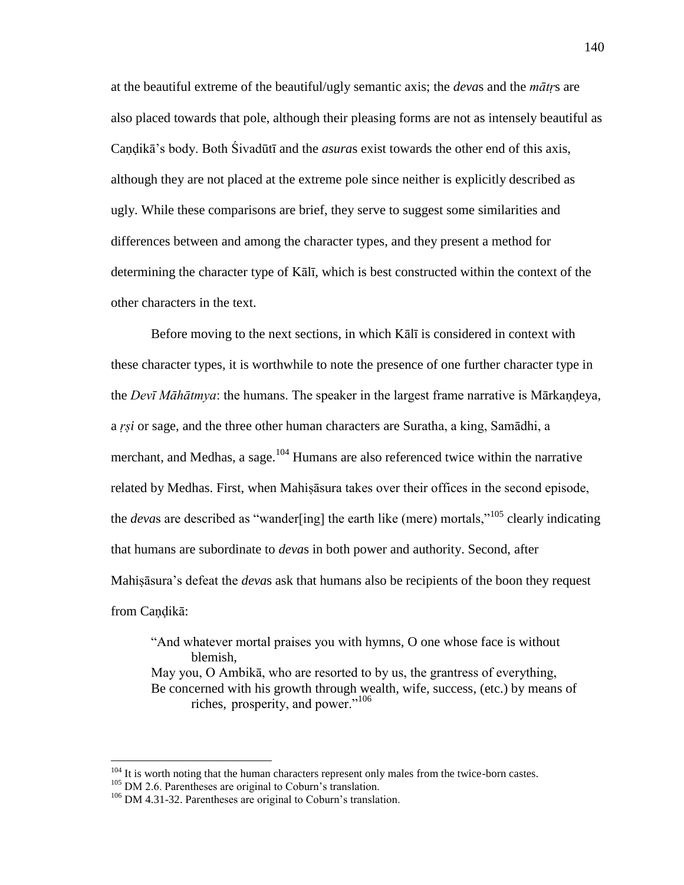at the beautiful extreme of the beautiful/ugly semantic axis; the *deva*s and the *mātṛ*s are also placed towards that pole, although their pleasing forms are not as intensely beautiful as Caṇḍikā's body. Both Śivadūtī and the *asura*s exist towards the other end of this axis, although they are not placed at the extreme pole since neither is explicitly described as ugly. While these comparisons are brief, they serve to suggest some similarities and differences between and among the character types, and they present a method for determining the character type of Kālī, which is best constructed within the context of the other characters in the text.

Before moving to the next sections, in which Kālī is considered in context with these character types, it is worthwhile to note the presence of one further character type in the *Devī Māhātmya*: the humans. The speaker in the largest frame narrative is Mārkaṇḍeya, a *ṛṣi* or sage, and the three other human characters are Suratha, a king, Samādhi, a merchant, and Medhas, a sage.[104] Humans are also referenced twice within the narrative related by Medhas. First, when Mahiṣāsura takes over their offices in the second episode, the *deva*s are described as "wander[ing] the earth like (mere) mortals,"[105] clearly indicating that humans are subordinate to *deva*s in both power and authority. Second, after Mahiṣāsura's defeat the *deva*s ask that humans also be recipients of the boon they request from Caṇḍikā:

> "And whatever mortal praises you with hymns, O one whose face is without blemish,
> May you, O Ambikā, who are resorted to by us, the grantress of everything,
> Be concerned with his growth through wealth, wife, success, (etc.) by means of riches, prosperity, and power."[106]

---

[104] It is worth noting that the human characters represent only males from the twice-born castes.

[105] DM 2.6. Parentheses are original to Coburn's translation.

[106] DM 4.31-32. Parentheses are original to Coburn's translation.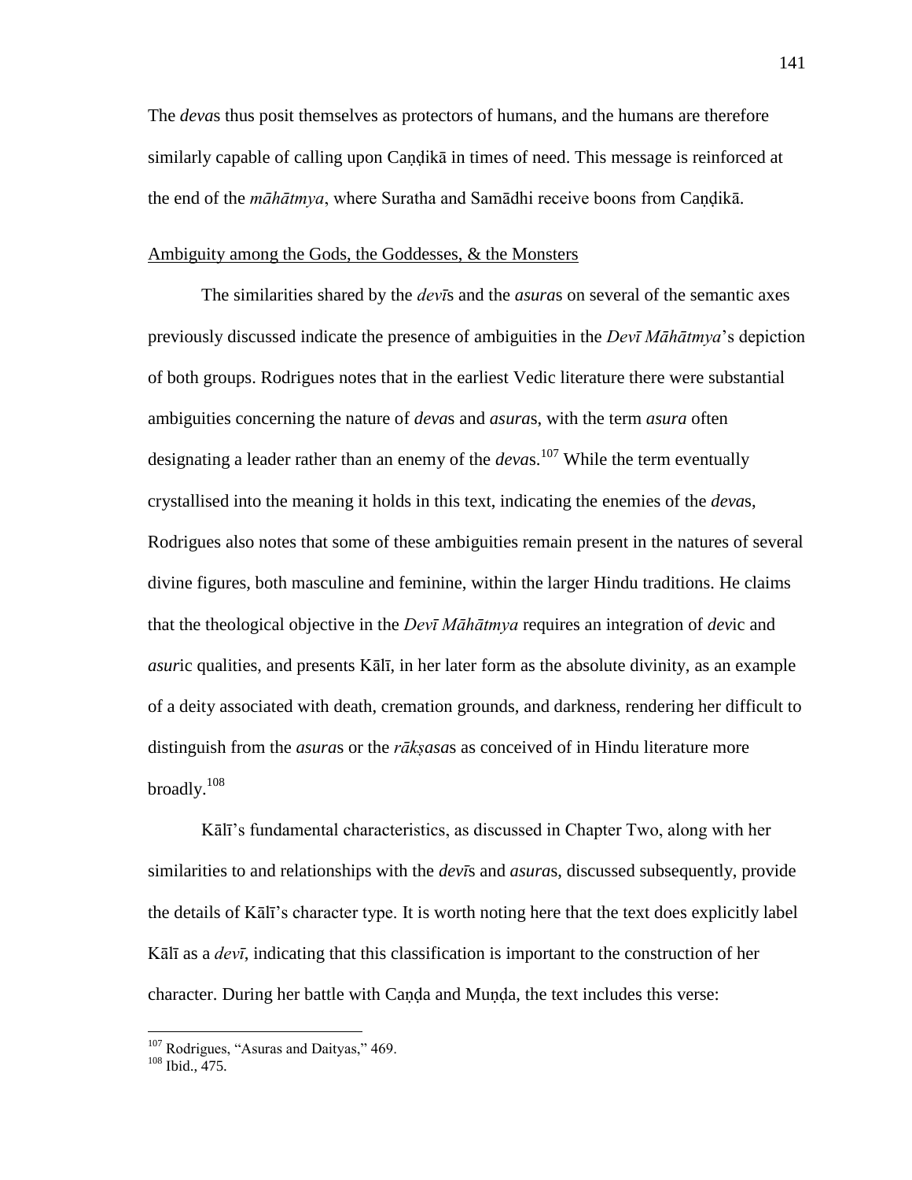The *deva*s thus posit themselves as protectors of humans, and the humans are therefore similarly capable of calling upon Caṇḍikā in times of need. This message is reinforced at the end of the *māhātmya*, where Suratha and Samādhi receive boons from Caṇḍikā.

<u>Ambiguity among the Gods, the Goddesses, & the Monsters</u>

The similarities shared by the *devī*s and the *asura*s on several of the semantic axes previously discussed indicate the presence of ambiguities in the *Devī Māhātmya*'s depiction of both groups. Rodrigues notes that in the earliest Vedic literature there were substantial ambiguities concerning the nature of *deva*s and *asura*s, with the term *asura* often designating a leader rather than an enemy of the *deva*s.[107] While the term eventually crystallised into the meaning it holds in this text, indicating the enemies of the *deva*s, Rodrigues also notes that some of these ambiguities remain present in the natures of several divine figures, both masculine and feminine, within the larger Hindu traditions. He claims that the theological objective in the *Devī Māhātmya* requires an integration of *dev*ic and *asur*ic qualities, and presents Kālī, in her later form as the absolute divinity, as an example of a deity associated with death, cremation grounds, and darkness, rendering her difficult to distinguish from the *asura*s or the *rākṣasa*s as conceived of in Hindu literature more broadly.[108]

Kālī's fundamental characteristics, as discussed in Chapter Two, along with her similarities to and relationships with the *devī*s and *asura*s, discussed subsequently, provide the details of Kālī's character type. It is worth noting here that the text does explicitly label Kālī as a *devī*, indicating that this classification is important to the construction of her character. During her battle with Caṇḍa and Muṇḍa, the text includes this verse:

---

[107] Rodrigues, "Asuras and Daityas," 469.

[108] Ibid., 475.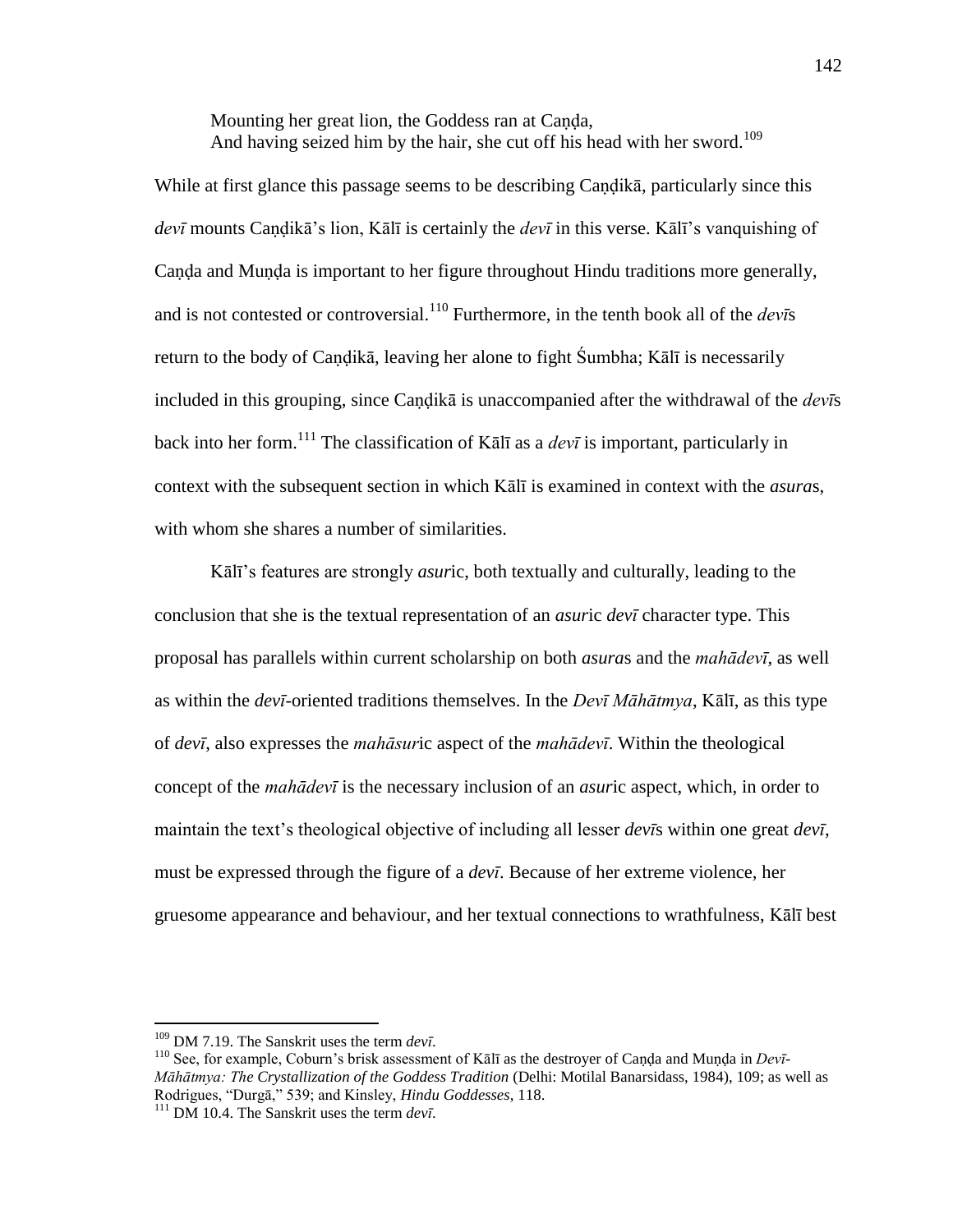> Mounting her great lion, the Goddess ran at Caṇḍa,
> And having seized him by the hair, she cut off his head with her sword.[109]

While at first glance this passage seems to be describing Caṇḍikā, particularly since this *devī* mounts Caṇḍikā's lion, Kālī is certainly the *devī* in this verse. Kālī's vanquishing of Caṇḍa and Muṇḍa is important to her figure throughout Hindu traditions more generally, and is not contested or controversial.[110] Furthermore, in the tenth book all of the *devī*s return to the body of Caṇḍikā, leaving her alone to fight Śumbha; Kālī is necessarily included in this grouping, since Caṇḍikā is unaccompanied after the withdrawal of the *devī*s back into her form.[111] The classification of Kālī as a *devī* is important, particularly in context with the subsequent section in which Kālī is examined in context with the *asura*s, with whom she shares a number of similarities.

Kālī's features are strongly *asur*ic, both textually and culturally, leading to the conclusion that she is the textual representation of an *asur*ic *devī* character type. This proposal has parallels within current scholarship on both *asura*s and the *mahādevī*, as well as within the *devī*-oriented traditions themselves. In the *Devī Māhātmya*, Kālī, as this type of *devī*, also expresses the *mahāsur*ic aspect of the *mahādevī*. Within the theological concept of the *mahādevī* is the necessary inclusion of an *asur*ic aspect, which, in order to maintain the text's theological objective of including all lesser *devī*s within one great *devī*, must be expressed through the figure of a *devī*. Because of her extreme violence, her gruesome appearance and behaviour, and her textual connections to wrathfulness, Kālī best

---

[109] DM 7.19. The Sanskrit uses the term *devī*.

[110] See, for example, Coburn's brisk assessment of Kālī as the destroyer of Caṇḍa and Muṇḍa in *Devī-Māhātmya: The Crystallization of the Goddess Tradition* (Delhi: Motilal Banarsidass, 1984), 109; as well as Rodrigues, "Durgā," 539; and Kinsley, *Hindu Goddesses*, 118.

[111] DM 10.4. The Sanskrit uses the term *devī*.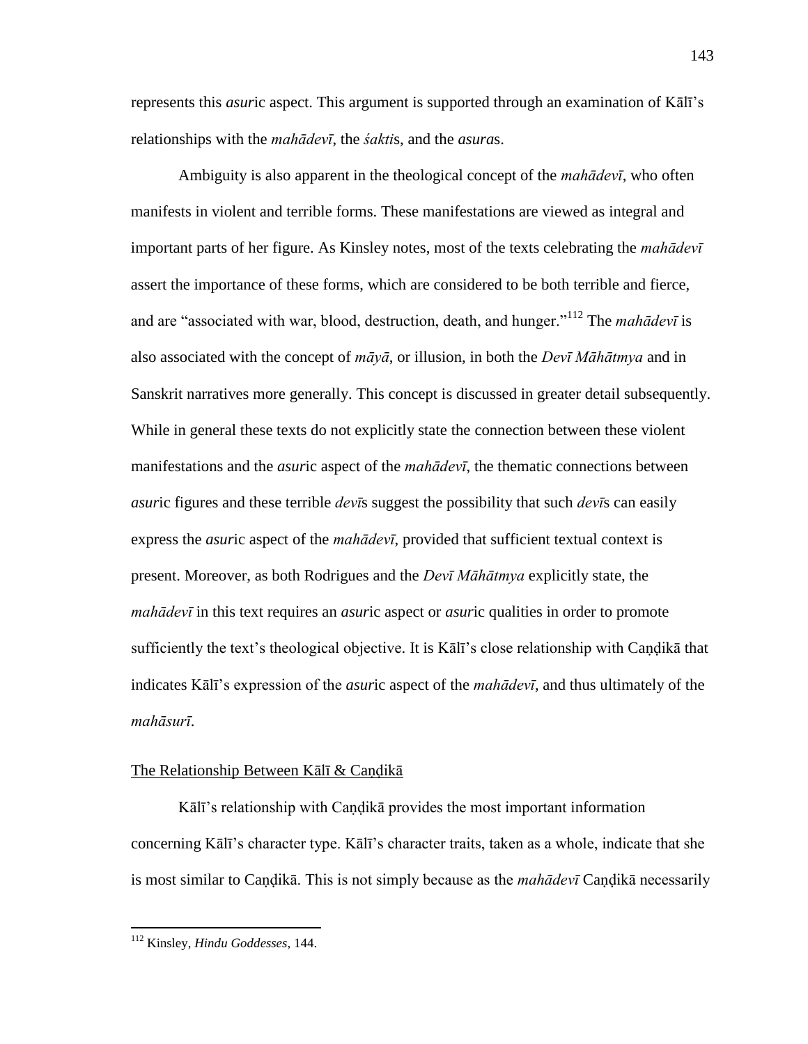represents this *asur*ic aspect. This argument is supported through an examination of Kālī's relationships with the *mahādevī*, the *śakti*s, and the *asura*s.

Ambiguity is also apparent in the theological concept of the *mahādevī*, who often manifests in violent and terrible forms. These manifestations are viewed as integral and important parts of her figure. As Kinsley notes, most of the texts celebrating the *mahādevī* assert the importance of these forms, which are considered to be both terrible and fierce, and are "associated with war, blood, destruction, death, and hunger."[112] The *mahādevī* is also associated with the concept of *māyā*, or illusion, in both the *Devī Māhātmya* and in Sanskrit narratives more generally. This concept is discussed in greater detail subsequently. While in general these texts do not explicitly state the connection between these violent manifestations and the *asur*ic aspect of the *mahādevī*, the thematic connections between *asur*ic figures and these terrible *devī*s suggest the possibility that such *devī*s can easily express the *asur*ic aspect of the *mahādevī*, provided that sufficient textual context is present. Moreover, as both Rodrigues and the *Devī Māhātmya* explicitly state, the *mahādevī* in this text requires an *asur*ic aspect or *asur*ic qualities in order to promote sufficiently the text's theological objective. It is Kālī's close relationship with Caṇḍikā that indicates Kālī's expression of the *asur*ic aspect of the *mahādevī*, and thus ultimately of the *mahāsurī*.

## The Relationship Between Kālī & Caṇḍikā

Kālī's relationship with Caṇḍikā provides the most important information concerning Kālī's character type. Kālī's character traits, taken as a whole, indicate that she is most similar to Caṇḍikā. This is not simply because as the *mahādevī* Caṇḍikā necessarily

---

[112] Kinsley, *Hindu Goddesses*, 144.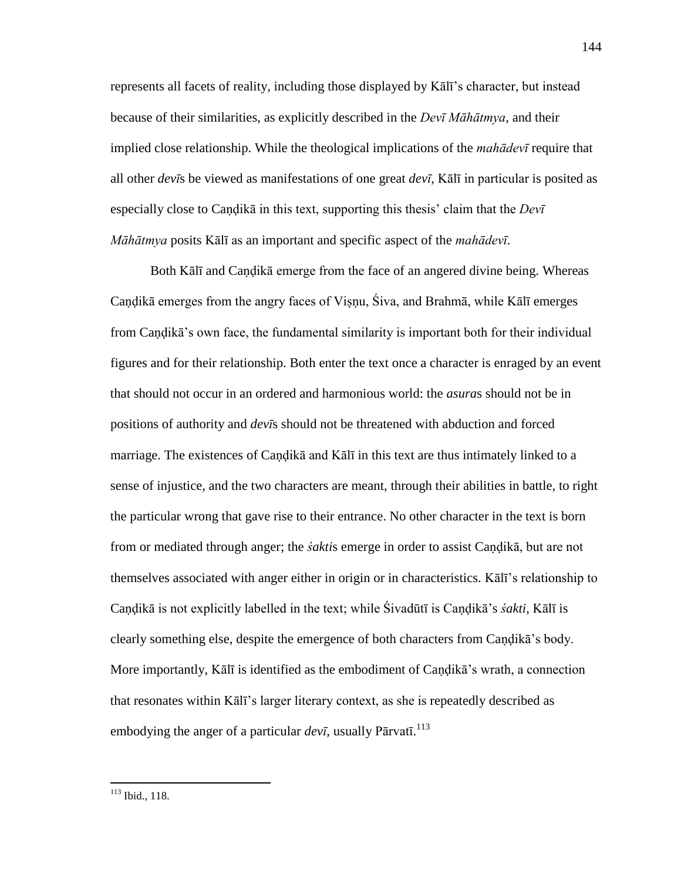represents all facets of reality, including those displayed by Kālī's character, but instead because of their similarities, as explicitly described in the *Devī Māhātmya*, and their implied close relationship. While the theological implications of the *mahādevī* require that all other *devī*s be viewed as manifestations of one great *devī*, Kālī in particular is posited as especially close to Caṇḍikā in this text, supporting this thesis' claim that the *Devī Māhātmya* posits Kālī as an important and specific aspect of the *mahādevī*.

Both Kālī and Caṇḍikā emerge from the face of an angered divine being. Whereas Caṇḍikā emerges from the angry faces of Viṣṇu, Śiva, and Brahmā, while Kālī emerges from Caṇḍikā's own face, the fundamental similarity is important both for their individual figures and for their relationship. Both enter the text once a character is enraged by an event that should not occur in an ordered and harmonious world: the *asura*s should not be in positions of authority and *devī*s should not be threatened with abduction and forced marriage. The existences of Caṇḍikā and Kālī in this text are thus intimately linked to a sense of injustice, and the two characters are meant, through their abilities in battle, to right the particular wrong that gave rise to their entrance. No other character in the text is born from or mediated through anger; the *śakti*s emerge in order to assist Caṇḍikā, but are not themselves associated with anger either in origin or in characteristics. Kālī's relationship to Caṇḍikā is not explicitly labelled in the text; while Śivadūtī is Caṇḍikā's *śakti*, Kālī is clearly something else, despite the emergence of both characters from Caṇḍikā's body. More importantly, Kālī is identified as the embodiment of Caṇḍikā's wrath, a connection that resonates within Kālī's larger literary context, as she is repeatedly described as embodying the anger of a particular *devī*, usually Pārvatī.[113]

---

[113] Ibid., 118.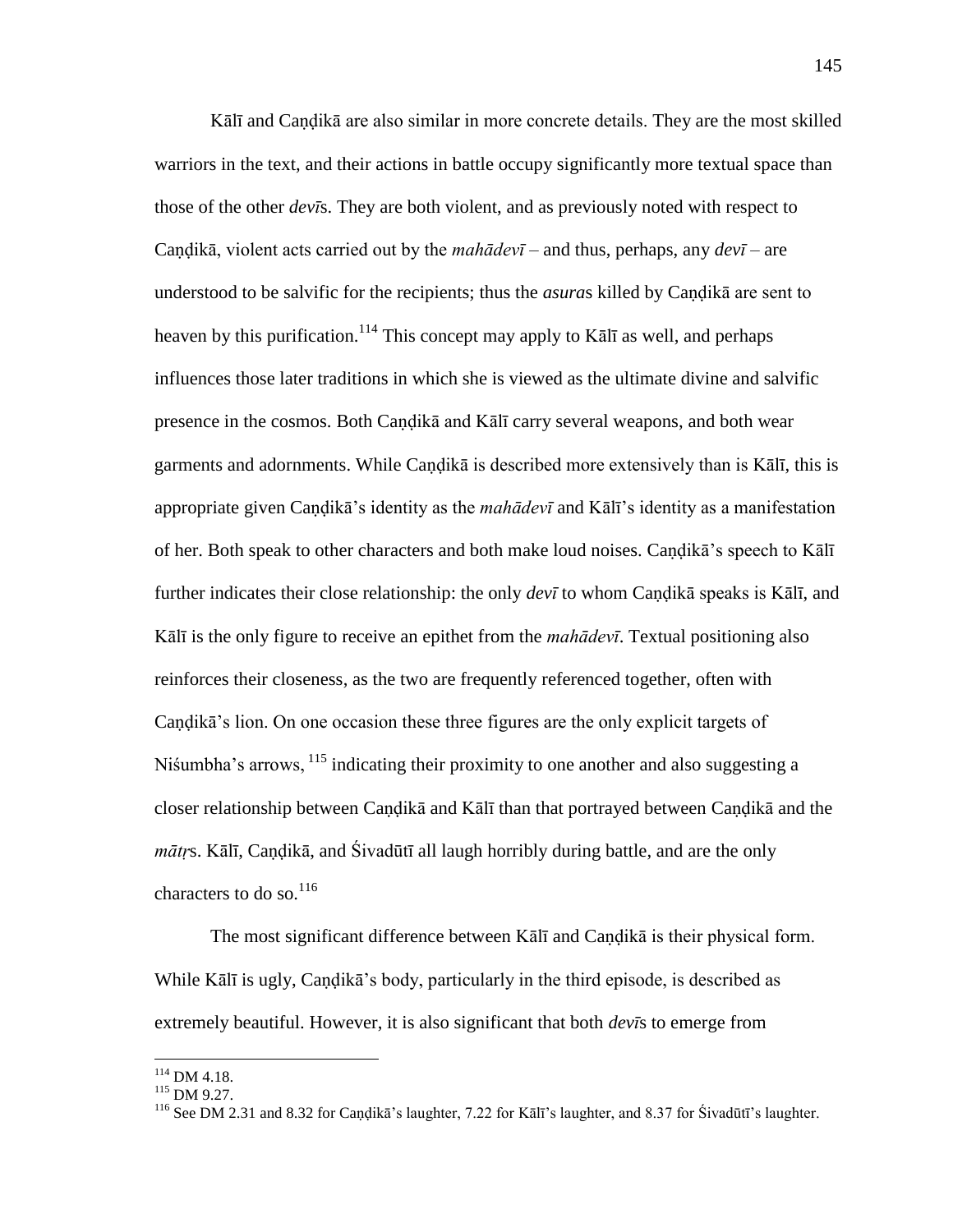Kālī and Caṇḍikā are also similar in more concrete details. They are the most skilled warriors in the text, and their actions in battle occupy significantly more textual space than those of the other *devī*s. They are both violent, and as previously noted with respect to Caṇḍikā, violent acts carried out by the *mahādevī* – and thus, perhaps, any *devī* – are understood to be salvific for the recipients; thus the *asura*s killed by Caṇḍikā are sent to heaven by this purification.[114] This concept may apply to Kālī as well, and perhaps influences those later traditions in which she is viewed as the ultimate divine and salvific presence in the cosmos. Both Caṇḍikā and Kālī carry several weapons, and both wear garments and adornments. While Caṇḍikā is described more extensively than is Kālī, this is appropriate given Caṇḍikā's identity as the *mahādevī* and Kālī's identity as a manifestation of her. Both speak to other characters and both make loud noises. Caṇḍikā's speech to Kālī further indicates their close relationship: the only *devī* to whom Caṇḍikā speaks is Kālī, and Kālī is the only figure to receive an epithet from the *mahādevī*. Textual positioning also reinforces their closeness, as the two are frequently referenced together, often with Caṇḍikā's lion. On one occasion these three figures are the only explicit targets of Niśumbha's arrows,[115] indicating their proximity to one another and also suggesting a closer relationship between Caṇḍikā and Kālī than that portrayed between Caṇḍikā and the *mātṛ*s. Kālī, Caṇḍikā, and Śivadūtī all laugh horribly during battle, and are the only characters to do so.[116]

The most significant difference between Kālī and Caṇḍikā is their physical form. While Kālī is ugly, Caṇḍikā's body, particularly in the third episode, is described as extremely beautiful. However, it is also significant that both *devī*s to emerge from

---

[114] DM 4.18.

[115] DM 9.27.

[116] See DM 2.31 and 8.32 for Caṇḍikā's laughter, 7.22 for Kālī's laughter, and 8.37 for Śivadūtī's laughter.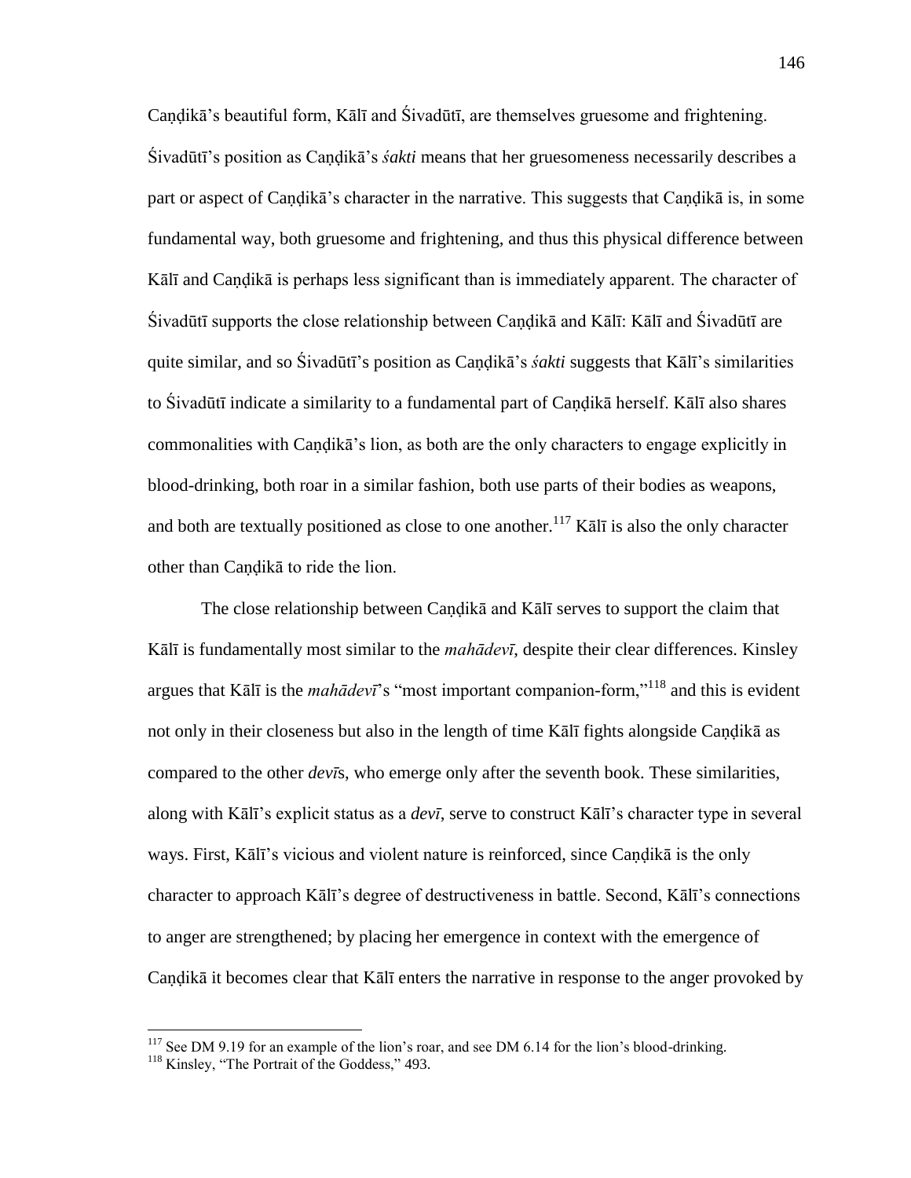Caṇḍikā's beautiful form, Kālī and Śivadūtī, are themselves gruesome and frightening. Śivadūtī's position as Caṇḍikā's *śakti* means that her gruesomeness necessarily describes a part or aspect of Caṇḍikā's character in the narrative. This suggests that Caṇḍikā is, in some fundamental way, both gruesome and frightening, and thus this physical difference between Kālī and Caṇḍikā is perhaps less significant than is immediately apparent. The character of Śivadūtī supports the close relationship between Caṇḍikā and Kālī: Kālī and Śivadūtī are quite similar, and so Śivadūtī's position as Caṇḍikā's *śakti* suggests that Kālī's similarities to Śivadūtī indicate a similarity to a fundamental part of Caṇḍikā herself. Kālī also shares commonalities with Caṇḍikā's lion, as both are the only characters to engage explicitly in blood-drinking, both roar in a similar fashion, both use parts of their bodies as weapons, and both are textually positioned as close to one another.[117] Kālī is also the only character other than Caṇḍikā to ride the lion.

The close relationship between Caṇḍikā and Kālī serves to support the claim that Kālī is fundamentally most similar to the *mahādevī*, despite their clear differences. Kinsley argues that Kālī is the *mahādevī*'s "most important companion-form,"[118] and this is evident not only in their closeness but also in the length of time Kālī fights alongside Caṇḍikā as compared to the other *devī*s, who emerge only after the seventh book. These similarities, along with Kālī's explicit status as a *devī*, serve to construct Kālī's character type in several ways. First, Kālī's vicious and violent nature is reinforced, since Caṇḍikā is the only character to approach Kālī's degree of destructiveness in battle. Second, Kālī's connections to anger are strengthened; by placing her emergence in context with the emergence of Caṇḍikā it becomes clear that Kālī enters the narrative in response to the anger provoked by

---

[117] See DM 9.19 for an example of the lion's roar, and see DM 6.14 for the lion's blood-drinking.

[118] Kinsley, "The Portrait of the Goddess," 493.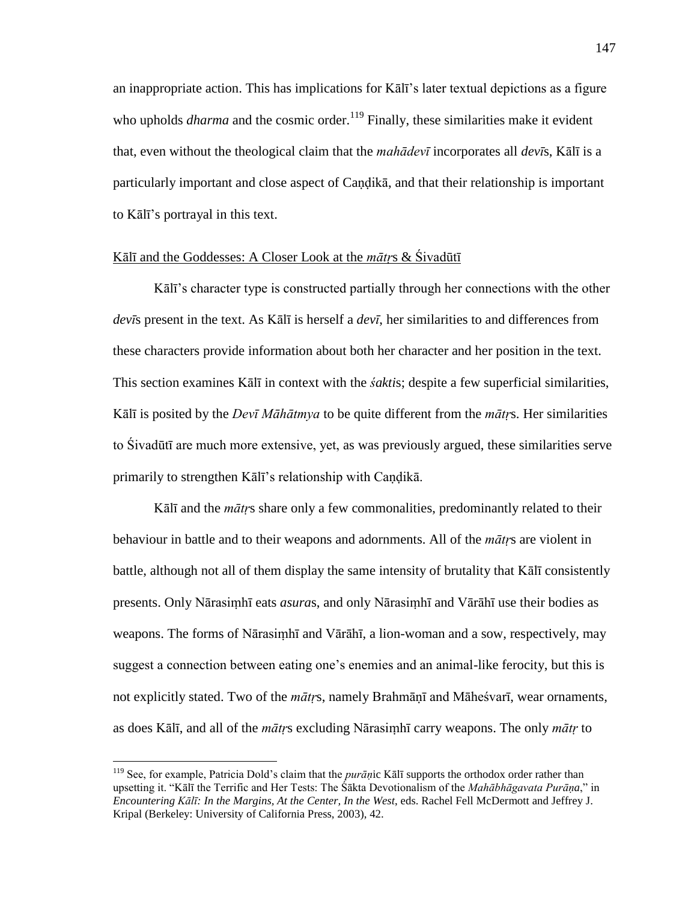an inappropriate action. This has implications for Kālī's later textual depictions as a figure who upholds *dharma* and the cosmic order.[119] Finally, these similarities make it evident that, even without the theological claim that the *mahādevī* incorporates all *devī*s, Kālī is a particularly important and close aspect of Caṇḍikā, and that their relationship is important to Kālī's portrayal in this text.

Kālī and the Goddesses: A Closer Look at the *mātṛ*s & Śivadūtī

Kālī's character type is constructed partially through her connections with the other *devī*s present in the text. As Kālī is herself a *devī*, her similarities to and differences from these characters provide information about both her character and her position in the text. This section examines Kālī in context with the *śakti*s; despite a few superficial similarities, Kālī is posited by the *Devī Māhātmya* to be quite different from the *mātṛ*s. Her similarities to Śivadūtī are much more extensive, yet, as was previously argued, these similarities serve primarily to strengthen Kālī's relationship with Caṇḍikā.

Kālī and the *mātṛ*s share only a few commonalities, predominantly related to their behaviour in battle and to their weapons and adornments. All of the *mātṛ*s are violent in battle, although not all of them display the same intensity of brutality that Kālī consistently presents. Only Nārasiṃhī eats *asura*s, and only Nārasiṃhī and Vārāhī use their bodies as weapons. The forms of Nārasiṃhī and Vārāhī, a lion-woman and a sow, respectively, may suggest a connection between eating one's enemies and an animal-like ferocity, but this is not explicitly stated. Two of the *mātṛ*s, namely Brahmāṇī and Māheśvarī, wear ornaments, as does Kālī, and all of the *mātṛ*s excluding Nārasiṃhī carry weapons. The only *mātṛ* to

[119] See, for example, Patricia Dold's claim that the *purāṇ*ic Kālī supports the orthodox order rather than upsetting it. "Kālī the Terrific and Her Tests: The Śākta Devotionalism of the *Mahābhāgavata Purāṇa*," in *Encountering Kālī: In the Margins, At the Center, In the West*, eds. Rachel Fell McDermott and Jeffrey J. Kripal (Berkeley: University of California Press, 2003), 42.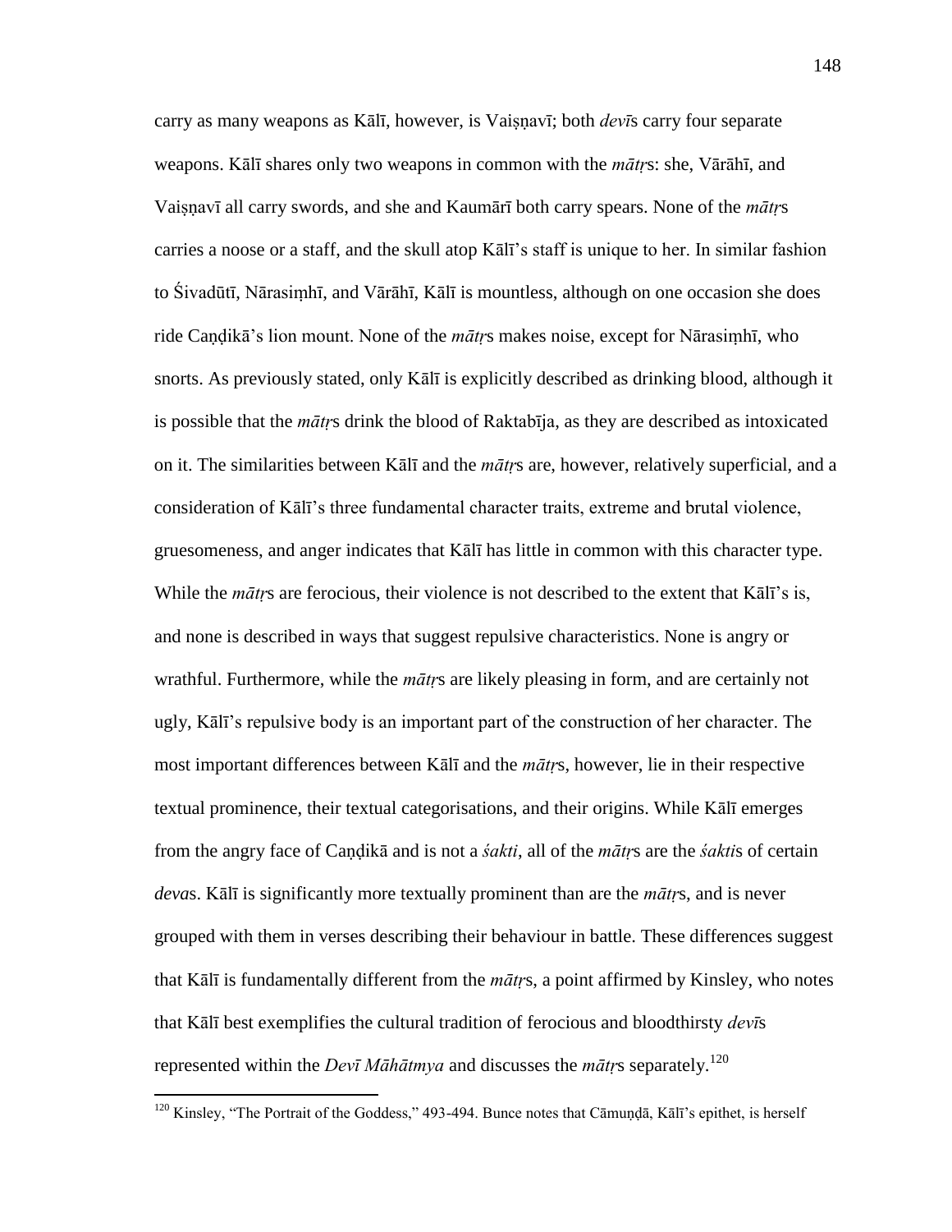carry as many weapons as Kālī, however, is Vaiṣṇavī; both *devī*s carry four separate weapons. Kālī shares only two weapons in common with the *mātṛ*s: she, Vārāhī, and Vaiṣṇavī all carry swords, and she and Kaumārī both carry spears. None of the *mātṛ*s carries a noose or a staff, and the skull atop Kālī's staff is unique to her. In similar fashion to Śivadūtī, Nārasiṃhī, and Vārāhī, Kālī is mountless, although on one occasion she does ride Caṇḍikā's lion mount. None of the *mātṛ*s makes noise, except for Nārasiṃhī, who snorts. As previously stated, only Kālī is explicitly described as drinking blood, although it is possible that the *mātṛ*s drink the blood of Raktabīja, as they are described as intoxicated on it. The similarities between Kālī and the *mātṛ*s are, however, relatively superficial, and a consideration of Kālī's three fundamental character traits, extreme and brutal violence, gruesomeness, and anger indicates that Kālī has little in common with this character type. While the *mātṛ*s are ferocious, their violence is not described to the extent that Kālī's is, and none is described in ways that suggest repulsive characteristics. None is angry or wrathful. Furthermore, while the *mātṛ*s are likely pleasing in form, and are certainly not ugly, Kālī's repulsive body is an important part of the construction of her character. The most important differences between Kālī and the *mātṛ*s, however, lie in their respective textual prominence, their textual categorisations, and their origins. While Kālī emerges from the angry face of Caṇḍikā and is not a *śakti*, all of the *mātṛ*s are the *śakti*s of certain *deva*s. Kālī is significantly more textually prominent than are the *mātṛ*s, and is never grouped with them in verses describing their behaviour in battle. These differences suggest that Kālī is fundamentally different from the *mātṛ*s, a point affirmed by Kinsley, who notes that Kālī best exemplifies the cultural tradition of ferocious and bloodthirsty *devī*s represented within the *Devī Māhātmya* and discusses the *mātṛ*s separately.[120]

[120] Kinsley, "The Portrait of the Goddess," 493-494. Bunce notes that Cāmuṇḍā, Kālī's epithet, is herself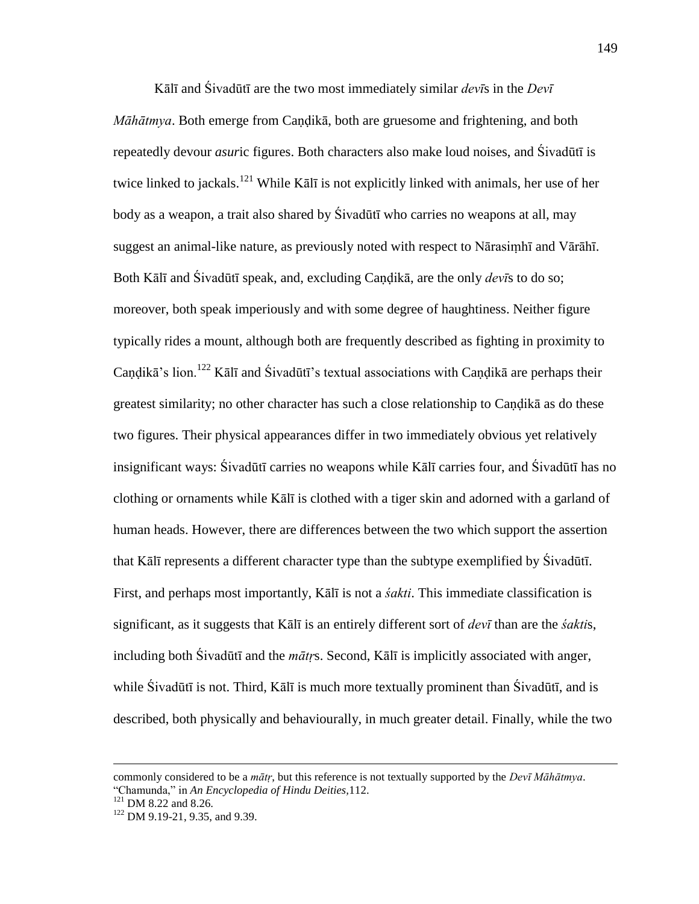Kālī and Śivadūtī are the two most immediately similar *devī*s in the *Devī Māhātmya*. Both emerge from Caṇḍikā, both are gruesome and frightening, and both repeatedly devour *asur*ic figures. Both characters also make loud noises, and Śivadūtī is twice linked to jackals.[121] While Kālī is not explicitly linked with animals, her use of her body as a weapon, a trait also shared by Śivadūtī who carries no weapons at all, may suggest an animal-like nature, as previously noted with respect to Nārasiṃhī and Vārāhī. Both Kālī and Śivadūtī speak, and, excluding Caṇḍikā, are the only *devī*s to do so; moreover, both speak imperiously and with some degree of haughtiness. Neither figure typically rides a mount, although both are frequently described as fighting in proximity to Caṇḍikā's lion.[122] Kālī and Śivadūtī's textual associations with Caṇḍikā are perhaps their greatest similarity; no other character has such a close relationship to Caṇḍikā as do these two figures. Their physical appearances differ in two immediately obvious yet relatively insignificant ways: Śivadūtī carries no weapons while Kālī carries four, and Śivadūtī has no clothing or ornaments while Kālī is clothed with a tiger skin and adorned with a garland of human heads. However, there are differences between the two which support the assertion that Kālī represents a different character type than the subtype exemplified by Śivadūtī. First, and perhaps most importantly, Kālī is not a *śakti*. This immediate classification is significant, as it suggests that Kālī is an entirely different sort of *devī* than are the *śakti*s, including both Śivadūtī and the *mātṛ*s. Second, Kālī is implicitly associated with anger, while Śivadūtī is not. Third, Kālī is much more textually prominent than Śivadūtī, and is described, both physically and behaviourally, in much greater detail. Finally, while the two

---

commonly considered to be a *mātṛ*, but this reference is not textually supported by the *Devī Māhātmya*. "Chamunda," in *An Encyclopedia of Hindu Deities*,112.

[121] DM 8.22 and 8.26.

[122] DM 9.19-21, 9.35, and 9.39.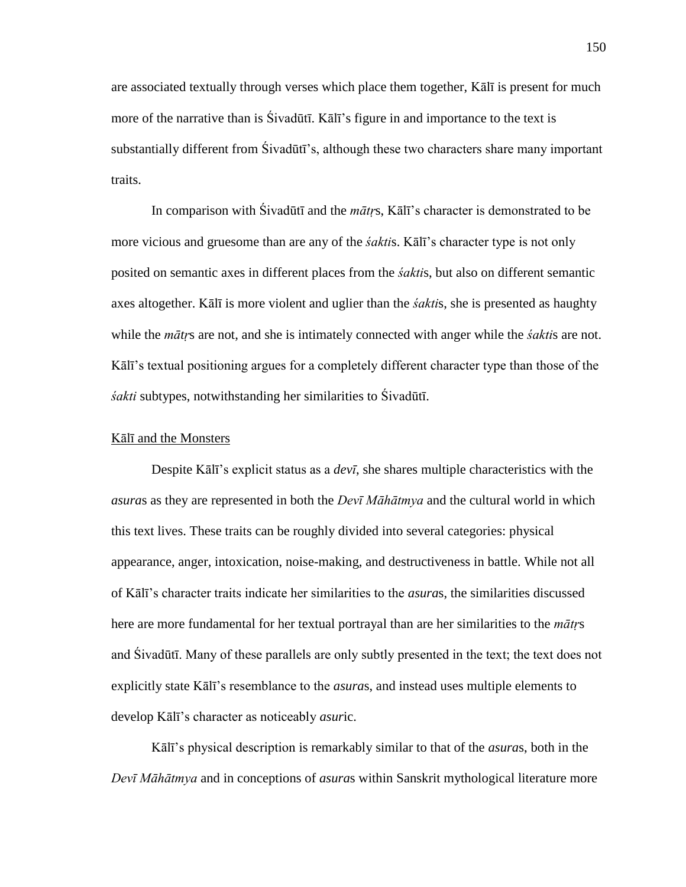are associated textually through verses which place them together, Kālī is present for much more of the narrative than is Śivadūtī. Kālī's figure in and importance to the text is substantially different from Śivadūtī's, although these two characters share many important traits.

In comparison with Śivadūtī and the *mātṛ*s, Kālī's character is demonstrated to be more vicious and gruesome than are any of the *śakti*s. Kālī's character type is not only posited on semantic axes in different places from the *śakti*s, but also on different semantic axes altogether. Kālī is more violent and uglier than the *śakti*s, she is presented as haughty while the *mātṛ*s are not, and she is intimately connected with anger while the *śakti*s are not. Kālī's textual positioning argues for a completely different character type than those of the *śakti* subtypes, notwithstanding her similarities to Śivadūtī.

## Kālī and the Monsters

Despite Kālī's explicit status as a *devī*, she shares multiple characteristics with the *asura*s as they are represented in both the *Devī Māhātmya* and the cultural world in which this text lives. These traits can be roughly divided into several categories: physical appearance, anger, intoxication, noise-making, and destructiveness in battle. While not all of Kālī's character traits indicate her similarities to the *asura*s, the similarities discussed here are more fundamental for her textual portrayal than are her similarities to the *mātṛ*s and Śivadūtī. Many of these parallels are only subtly presented in the text; the text does not explicitly state Kālī's resemblance to the *asura*s, and instead uses multiple elements to develop Kālī's character as noticeably *asur*ic.

Kālī's physical description is remarkably similar to that of the *asura*s, both in the *Devī Māhātmya* and in conceptions of *asura*s within Sanskrit mythological literature more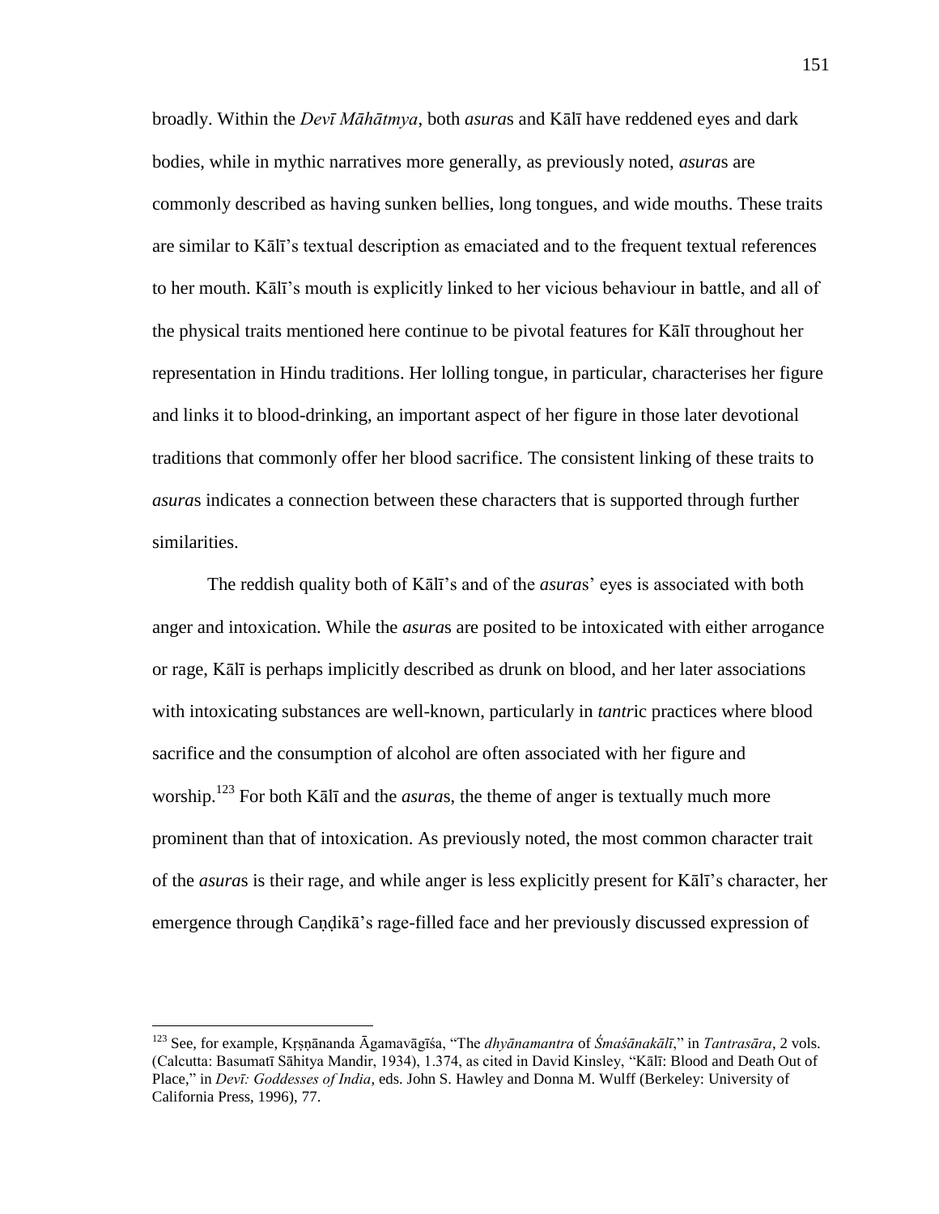broadly. Within the *Devī Māhātmya*, both *asura*s and Kālī have reddened eyes and dark bodies, while in mythic narratives more generally, as previously noted, *asura*s are commonly described as having sunken bellies, long tongues, and wide mouths. These traits are similar to Kālī's textual description as emaciated and to the frequent textual references to her mouth. Kālī's mouth is explicitly linked to her vicious behaviour in battle, and all of the physical traits mentioned here continue to be pivotal features for Kālī throughout her representation in Hindu traditions. Her lolling tongue, in particular, characterises her figure and links it to blood-drinking, an important aspect of her figure in those later devotional traditions that commonly offer her blood sacrifice. The consistent linking of these traits to *asura*s indicates a connection between these characters that is supported through further similarities.

The reddish quality both of Kālī's and of the *asura*s' eyes is associated with both anger and intoxication. While the *asura*s are posited to be intoxicated with either arrogance or rage, Kālī is perhaps implicitly described as drunk on blood, and her later associations with intoxicating substances are well-known, particularly in *tantr*ic practices where blood sacrifice and the consumption of alcohol are often associated with her figure and worship.[123] For both Kālī and the *asura*s, the theme of anger is textually much more prominent than that of intoxication. As previously noted, the most common character trait of the *asura*s is their rage, and while anger is less explicitly present for Kālī's character, her emergence through Caṇḍikā's rage-filled face and her previously discussed expression of

---

[123] See, for example, Kṛṣṇānanda Āgamavāgīśa, "The *dhyānamantra* of *Śmaśānakālī*," in *Tantrasāra*, 2 vols. (Calcutta: Basumatī Sāhitya Mandir, 1934), 1.374, as cited in David Kinsley, "Kālī: Blood and Death Out of Place," in *Devī: Goddesses of India*, eds. John S. Hawley and Donna M. Wulff (Berkeley: University of California Press, 1996), 77.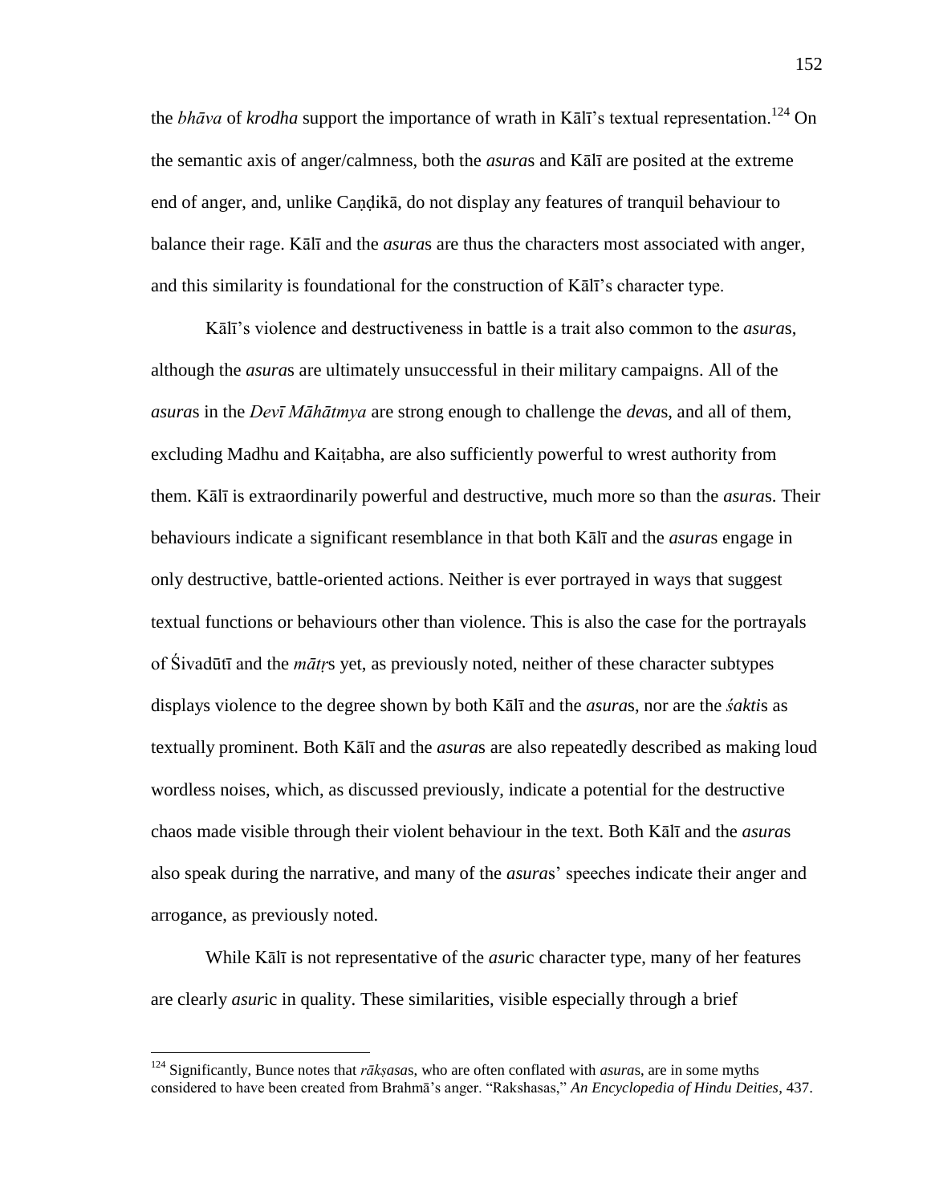the *bhāva* of *krodha* support the importance of wrath in Kālī's textual representation.[124] On the semantic axis of anger/calmness, both the *asura*s and Kālī are posited at the extreme end of anger, and, unlike Caṇḍikā, do not display any features of tranquil behaviour to balance their rage. Kālī and the *asura*s are thus the characters most associated with anger, and this similarity is foundational for the construction of Kālī's character type.

Kālī's violence and destructiveness in battle is a trait also common to the *asura*s, although the *asura*s are ultimately unsuccessful in their military campaigns. All of the *asura*s in the *Devī Māhātmya* are strong enough to challenge the *deva*s, and all of them, excluding Madhu and Kaiṭabha, are also sufficiently powerful to wrest authority from them. Kālī is extraordinarily powerful and destructive, much more so than the *asura*s. Their behaviours indicate a significant resemblance in that both Kālī and the *asura*s engage in only destructive, battle-oriented actions. Neither is ever portrayed in ways that suggest textual functions or behaviours other than violence. This is also the case for the portrayals of Śivadūtī and the *mātṛ*s yet, as previously noted, neither of these character subtypes displays violence to the degree shown by both Kālī and the *asura*s, nor are the *śakti*s as textually prominent. Both Kālī and the *asura*s are also repeatedly described as making loud wordless noises, which, as discussed previously, indicate a potential for the destructive chaos made visible through their violent behaviour in the text. Both Kālī and the *asura*s also speak during the narrative, and many of the *asura*s' speeches indicate their anger and arrogance, as previously noted.

While Kālī is not representative of the *asur*ic character type, many of her features are clearly *asur*ic in quality. These similarities, visible especially through a brief

[124] Significantly, Bunce notes that *rākṣasa*s, who are often conflated with *asura*s, are in some myths considered to have been created from Brahmā's anger. "Rakshasas," *An Encyclopedia of Hindu Deities*, 437.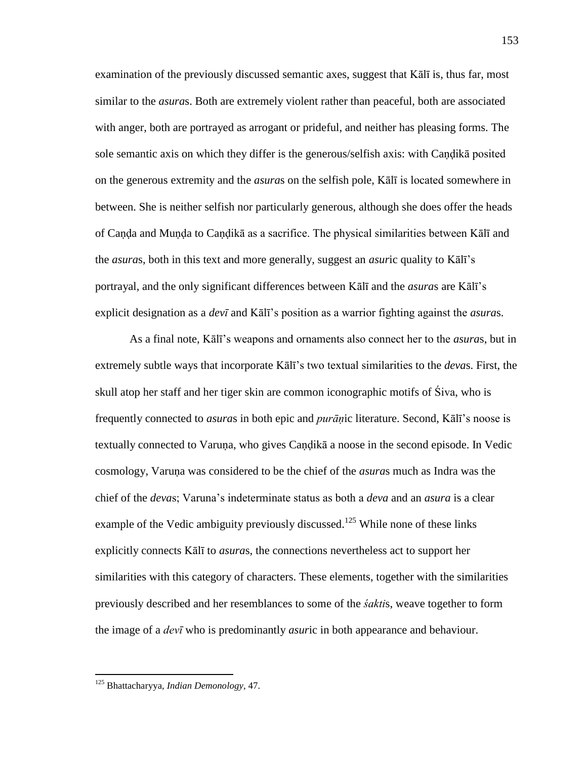examination of the previously discussed semantic axes, suggest that Kālī is, thus far, most similar to the *asura*s. Both are extremely violent rather than peaceful, both are associated with anger, both are portrayed as arrogant or prideful, and neither has pleasing forms. The sole semantic axis on which they differ is the generous/selfish axis: with Caṇḍikā posited on the generous extremity and the *asura*s on the selfish pole, Kālī is located somewhere in between. She is neither selfish nor particularly generous, although she does offer the heads of Caṇḍa and Muṇḍa to Caṇḍikā as a sacrifice. The physical similarities between Kālī and the *asura*s, both in this text and more generally, suggest an *asur*ic quality to Kālī's portrayal, and the only significant differences between Kālī and the *asura*s are Kālī's explicit designation as a *devī* and Kālī's position as a warrior fighting against the *asura*s.

As a final note, Kālī's weapons and ornaments also connect her to the *asura*s, but in extremely subtle ways that incorporate Kālī's two textual similarities to the *deva*s. First, the skull atop her staff and her tiger skin are common iconographic motifs of Śiva, who is frequently connected to *asura*s in both epic and *purāṇ*ic literature. Second, Kālī's noose is textually connected to Varuṇa, who gives Caṇḍikā a noose in the second episode. In Vedic cosmology, Varuṇa was considered to be the chief of the *asura*s much as Indra was the chief of the *deva*s; Varuna's indeterminate status as both a *deva* and an *asura* is a clear example of the Vedic ambiguity previously discussed.[125] While none of these links explicitly connects Kālī to *asura*s, the connections nevertheless act to support her similarities with this category of characters. These elements, together with the similarities previously described and her resemblances to some of the *śakti*s, weave together to form the image of a *devī* who is predominantly *asur*ic in both appearance and behaviour.

---

[125] Bhattacharyya, *Indian Demonology*, 47.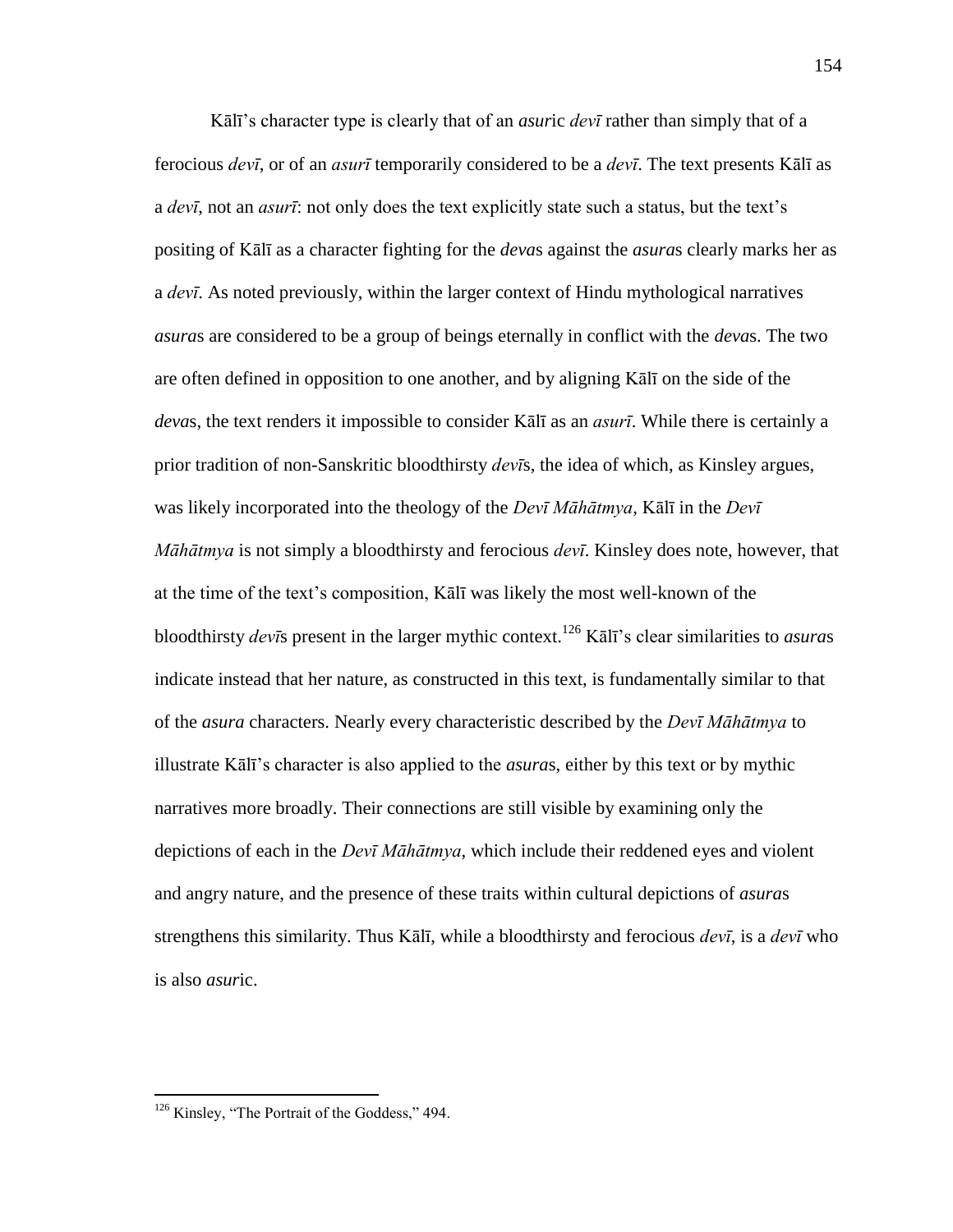Kālī's character type is clearly that of an *asur*ic *devī* rather than simply that of a ferocious *devī*, or of an *asurī* temporarily considered to be a *devī*. The text presents Kālī as a *devī*, not an *asurī*: not only does the text explicitly state such a status, but the text's positing of Kālī as a character fighting for the *deva*s against the *asura*s clearly marks her as a *devī*. As noted previously, within the larger context of Hindu mythological narratives *asura*s are considered to be a group of beings eternally in conflict with the *deva*s. The two are often defined in opposition to one another, and by aligning Kālī on the side of the *deva*s, the text renders it impossible to consider Kālī as an *asurī*. While there is certainly a prior tradition of non-Sanskritic bloodthirsty *devī*s, the idea of which, as Kinsley argues, was likely incorporated into the theology of the *Devī Māhātmya*, Kālī in the *Devī Māhātmya* is not simply a bloodthirsty and ferocious *devī*. Kinsley does note, however, that at the time of the text's composition, Kālī was likely the most well-known of the bloodthirsty *devī*s present in the larger mythic context.[126] Kālī's clear similarities to *asura*s indicate instead that her nature, as constructed in this text, is fundamentally similar to that of the *asura* characters. Nearly every characteristic described by the *Devī Māhātmya* to illustrate Kālī's character is also applied to the *asura*s, either by this text or by mythic narratives more broadly. Their connections are still visible by examining only the depictions of each in the *Devī Māhātmya*, which include their reddened eyes and violent and angry nature, and the presence of these traits within cultural depictions of *asura*s strengthens this similarity. Thus Kālī, while a bloodthirsty and ferocious *devī*, is a *devī* who is also *asur*ic.

---

[126] Kinsley, "The Portrait of the Goddess," 494.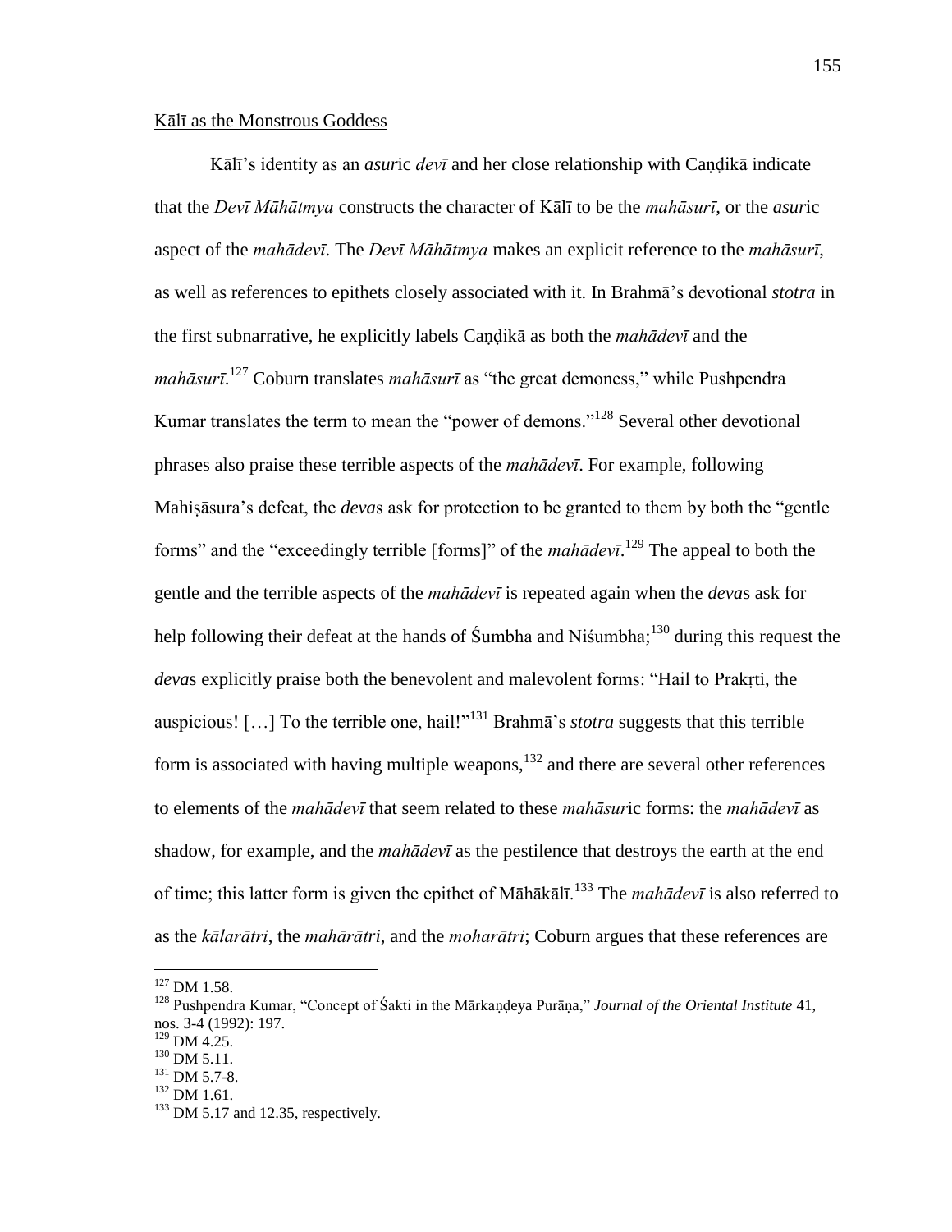Kālī as the Monstrous Goddess

Kālī's identity as an *asur*ic *devī* and her close relationship with Caṇḍikā indicate that the *Devī Māhātmya* constructs the character of Kālī to be the *mahāsurī*, or the *asur*ic aspect of the *mahādevī*. The *Devī Māhātmya* makes an explicit reference to the *mahāsurī*, as well as references to epithets closely associated with it. In Brahmā's devotional *stotra* in the first subnarrative, he explicitly labels Caṇḍikā as both the *mahādevī* and the *mahāsurī*.[127] Coburn translates *mahāsurī* as "the great demoness," while Pushpendra Kumar translates the term to mean the "power of demons."[128] Several other devotional phrases also praise these terrible aspects of the *mahādevī*. For example, following Mahiṣāsura's defeat, the *deva*s ask for protection to be granted to them by both the "gentle forms" and the "exceedingly terrible [forms]" of the *mahādevī*.[129] The appeal to both the gentle and the terrible aspects of the *mahādevī* is repeated again when the *deva*s ask for help following their defeat at the hands of Śumbha and Niśumbha;[130] during this request the *deva*s explicitly praise both the benevolent and malevolent forms: "Hail to Prakṛti, the auspicious! […] To the terrible one, hail!"[131] Brahmā's *stotra* suggests that this terrible form is associated with having multiple weapons,[132] and there are several other references to elements of the *mahādevī* that seem related to these *mahāsur*ic forms: the *mahādevī* as shadow, for example, and the *mahādevī* as the pestilence that destroys the earth at the end of time; this latter form is given the epithet of Māhākālī.[133] The *mahādevī* is also referred to as the *kālarātri*, the *mahārātri*, and the *moharātri*; Coburn argues that these references are

---

[127] DM 1.58.

[128] Pushpendra Kumar, "Concept of Śakti in the Mārkaṇḍeya Purāṇa," *Journal of the Oriental Institute* 41, nos. 3-4 (1992): 197.

[129] DM 4.25.

[130] DM 5.11.

[131] DM 5.7-8.

[132] DM 1.61.

[133] DM 5.17 and 12.35, respectively.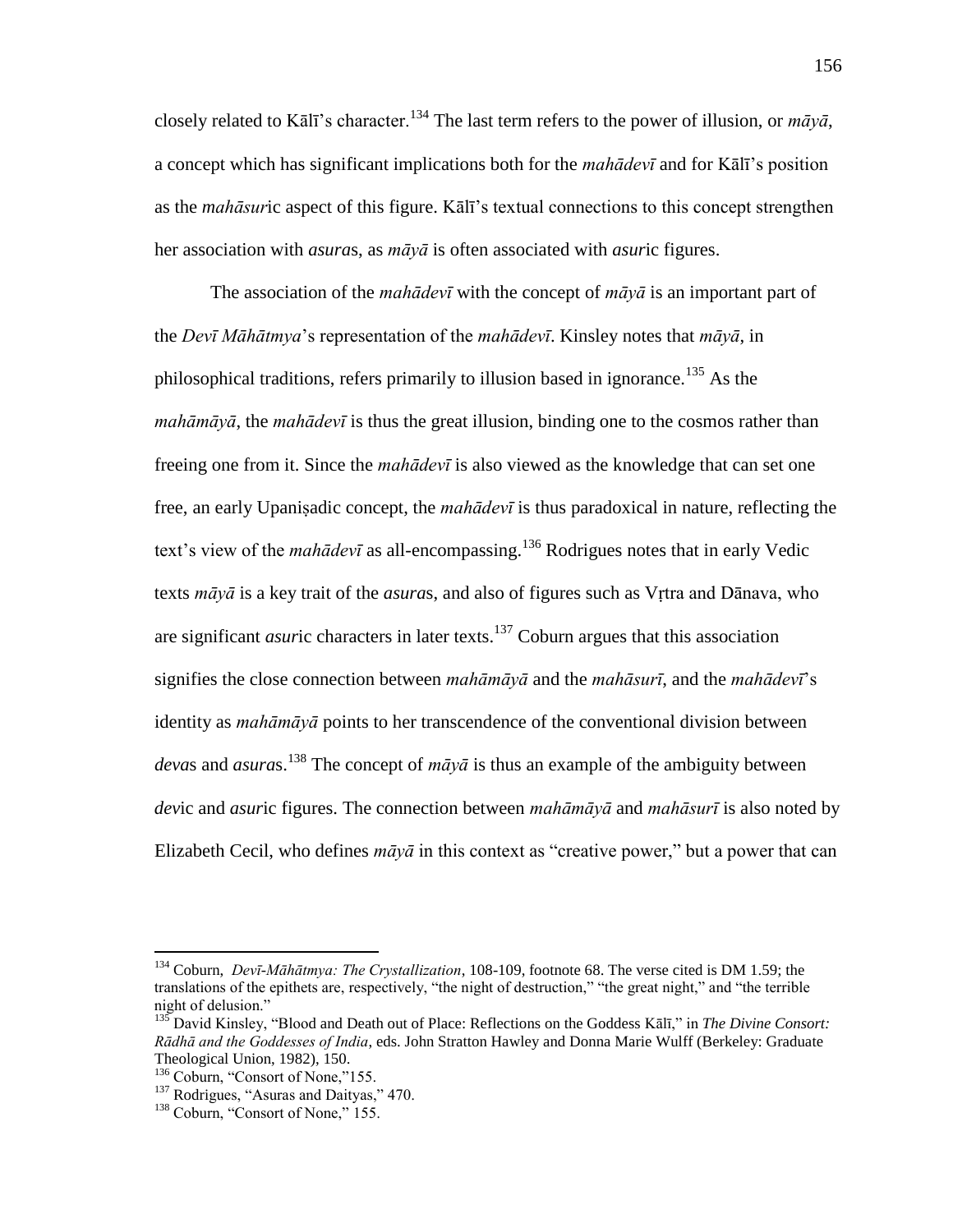closely related to Kālī's character.[134] The last term refers to the power of illusion, or *māyā*, a concept which has significant implications both for the *mahādevī* and for Kālī's position as the *mahāsur*ic aspect of this figure. Kālī's textual connections to this concept strengthen her association with *asura*s, as *māyā* is often associated with *asur*ic figures.

The association of the *mahādevī* with the concept of *māyā* is an important part of the *Devī Māhātmya*'s representation of the *mahādevī*. Kinsley notes that *māyā*, in philosophical traditions, refers primarily to illusion based in ignorance.[135] As the *mahāmāyā*, the *mahādevī* is thus the great illusion, binding one to the cosmos rather than freeing one from it. Since the *mahādevī* is also viewed as the knowledge that can set one free, an early Upaniṣadic concept, the *mahādevī* is thus paradoxical in nature, reflecting the text's view of the *mahādevī* as all-encompassing.[136] Rodrigues notes that in early Vedic texts *māyā* is a key trait of the *asura*s, and also of figures such as Vṛtra and Dānava, who are significant *asur*ic characters in later texts.[137] Coburn argues that this association signifies the close connection between *mahāmāyā* and the *mahāsurī*, and the *mahādevī*'s identity as *mahāmāyā* points to her transcendence of the conventional division between *deva*s and *asura*s.[138] The concept of *māyā* is thus an example of the ambiguity between *dev*ic and *asur*ic figures. The connection between *mahāmāyā* and *mahāsurī* is also noted by Elizabeth Cecil, who defines *māyā* in this context as "creative power," but a power that can

---

[134] Coburn, *Devī-Māhātmya: The Crystallization*, 108-109, footnote 68. The verse cited is DM 1.59; the translations of the epithets are, respectively, "the night of destruction," "the great night," and "the terrible night of delusion."

[135] David Kinsley, "Blood and Death out of Place: Reflections on the Goddess Kālī," in *The Divine Consort: Rādhā and the Goddesses of India*, eds. John Stratton Hawley and Donna Marie Wulff (Berkeley: Graduate Theological Union, 1982), 150.

[136] Coburn, "Consort of None,"155.

[137] Rodrigues, "Asuras and Daityas," 470.

[138] Coburn, "Consort of None," 155.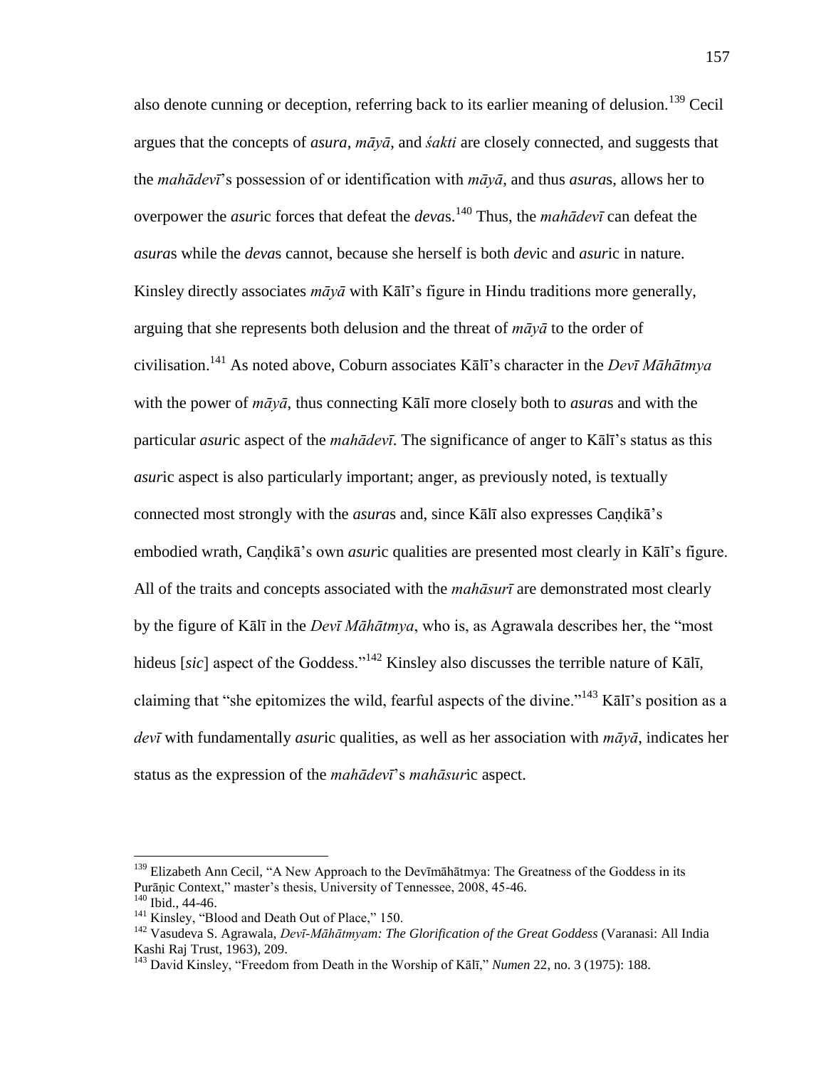also denote cunning or deception, referring back to its earlier meaning of delusion.[139] Cecil argues that the concepts of *asura*, *māyā*, and *śakti* are closely connected, and suggests that the *mahādevī*'s possession of or identification with *māyā*, and thus *asura*s, allows her to overpower the *asur*ic forces that defeat the *deva*s.[140] Thus, the *mahādevī* can defeat the *asura*s while the *deva*s cannot, because she herself is both *dev*ic and *asur*ic in nature. Kinsley directly associates *māyā* with Kālī's figure in Hindu traditions more generally, arguing that she represents both delusion and the threat of *māyā* to the order of civilisation.[141] As noted above, Coburn associates Kālī's character in the *Devī Māhātmya* with the power of *māyā*, thus connecting Kālī more closely both to *asura*s and with the particular *asur*ic aspect of the *mahādevī*. The significance of anger to Kālī's status as this *asur*ic aspect is also particularly important; anger, as previously noted, is textually connected most strongly with the *asura*s and, since Kālī also expresses Caṇḍikā's embodied wrath, Caṇḍikā's own *asur*ic qualities are presented most clearly in Kālī's figure. All of the traits and concepts associated with the *mahāsurī* are demonstrated most clearly by the figure of Kālī in the *Devī Māhātmya*, who is, as Agrawala describes her, the "most hideus [*sic*] aspect of the Goddess."[142] Kinsley also discusses the terrible nature of Kālī, claiming that "she epitomizes the wild, fearful aspects of the divine."[143] Kālī's position as a *devī* with fundamentally *asur*ic qualities, as well as her association with *māyā*, indicates her status as the expression of the *mahādevī*'s *mahāsur*ic aspect.

---

[139] Elizabeth Ann Cecil, "A New Approach to the Devīmāhātmya: The Greatness of the Goddess in its Purāṇic Context," master's thesis, University of Tennessee, 2008, 45-46.

[140] Ibid., 44-46.

[141] Kinsley, "Blood and Death Out of Place," 150.

[142] Vasudeva S. Agrawala, *Devī-Māhātmyam: The Glorification of the Great Goddess* (Varanasi: All India Kashi Raj Trust, 1963), 209.

[143] David Kinsley, "Freedom from Death in the Worship of Kālī," *Numen* 22, no. 3 (1975): 188.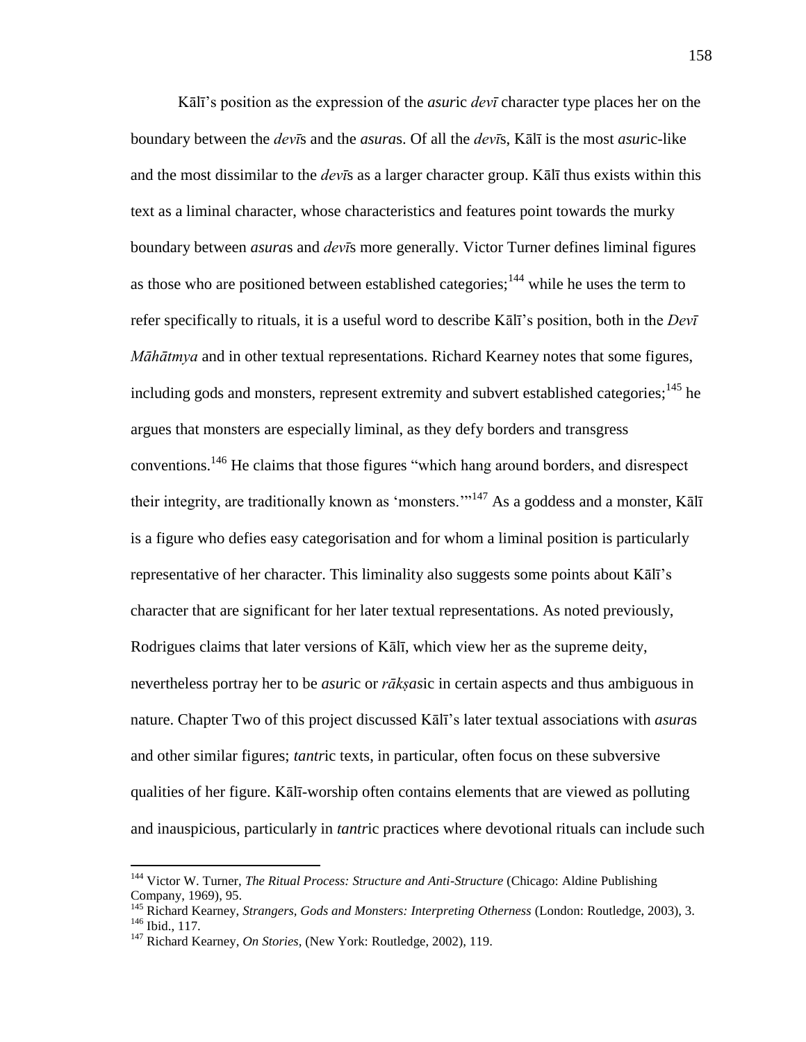Kālī's position as the expression of the *asur*ic *devī* character type places her on the boundary between the *devī*s and the *asura*s. Of all the *devī*s, Kālī is the most *asur*ic-like and the most dissimilar to the *devī*s as a larger character group. Kālī thus exists within this text as a liminal character, whose characteristics and features point towards the murky boundary between *asura*s and *devī*s more generally. Victor Turner defines liminal figures as those who are positioned between established categories;[144] while he uses the term to refer specifically to rituals, it is a useful word to describe Kālī's position, both in the *Devī Māhātmya* and in other textual representations. Richard Kearney notes that some figures, including gods and monsters, represent extremity and subvert established categories;[145] he argues that monsters are especially liminal, as they defy borders and transgress conventions.[146] He claims that those figures "which hang around borders, and disrespect their integrity, are traditionally known as 'monsters.'"[147] As a goddess and a monster, Kālī is a figure who defies easy categorisation and for whom a liminal position is particularly representative of her character. This liminality also suggests some points about Kālī's character that are significant for her later textual representations. As noted previously, Rodrigues claims that later versions of Kālī, which view her as the supreme deity, nevertheless portray her to be *asur*ic or *rākṣas*ic in certain aspects and thus ambiguous in nature. Chapter Two of this project discussed Kālī's later textual associations with *asura*s and other similar figures; *tantr*ic texts, in particular, often focus on these subversive qualities of her figure. Kālī-worship often contains elements that are viewed as polluting and inauspicious, particularly in *tantr*ic practices where devotional rituals can include such

---

[144] Victor W. Turner, *The Ritual Process: Structure and Anti-Structure* (Chicago: Aldine Publishing Company, 1969), 95.

[145] Richard Kearney, *Strangers, Gods and Monsters: Interpreting Otherness* (London: Routledge, 2003), 3.

[146] Ibid., 117.

[147] Richard Kearney, *On Stories*, (New York: Routledge, 2002), 119.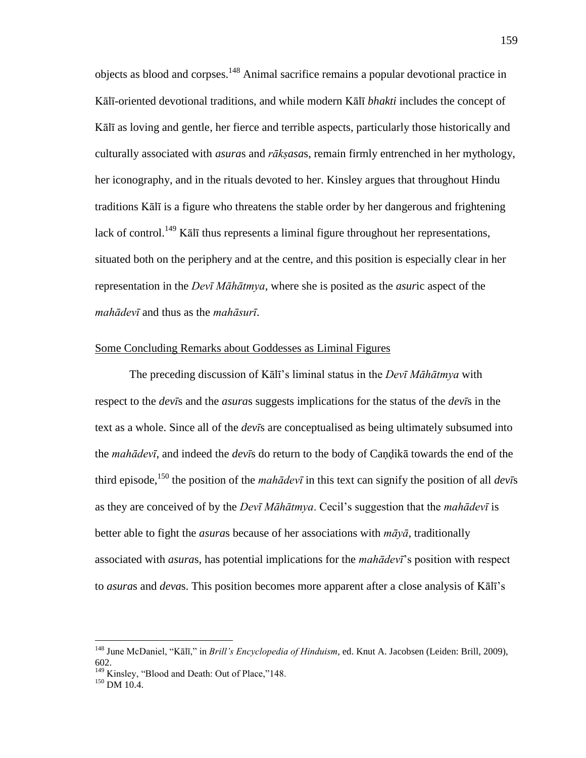objects as blood and corpses.[148] Animal sacrifice remains a popular devotional practice in Kālī-oriented devotional traditions, and while modern Kālī *bhakti* includes the concept of Kālī as loving and gentle, her fierce and terrible aspects, particularly those historically and culturally associated with *asura*s and *rākṣasa*s, remain firmly entrenched in her mythology, her iconography, and in the rituals devoted to her. Kinsley argues that throughout Hindu traditions Kālī is a figure who threatens the stable order by her dangerous and frightening lack of control.[149] Kālī thus represents a liminal figure throughout her representations, situated both on the periphery and at the centre, and this position is especially clear in her representation in the *Devī Māhātmya*, where she is posited as the *asur*ic aspect of the *mahādevī* and thus as the *mahāsurī*.

## Some Concluding Remarks about Goddesses as Liminal Figures

The preceding discussion of Kālī's liminal status in the *Devī Māhātmya* with respect to the *devī*s and the *asura*s suggests implications for the status of the *devī*s in the text as a whole. Since all of the *devī*s are conceptualised as being ultimately subsumed into the *mahādevī*, and indeed the *devī*s do return to the body of Caṇḍikā towards the end of the third episode,[150] the position of the *mahādevī* in this text can signify the position of all *devī*s as they are conceived of by the *Devī Māhātmya*. Cecil's suggestion that the *mahādevī* is better able to fight the *asura*s because of her associations with *māyā*, traditionally associated with *asura*s, has potential implications for the *mahādevī*'s position with respect to *asura*s and *deva*s. This position becomes more apparent after a close analysis of Kālī's

---

[148] June McDaniel, "Kālī," in *Brill's Encyclopedia of Hinduism*, ed. Knut A. Jacobsen (Leiden: Brill, 2009), 602.

[149] Kinsley, "Blood and Death: Out of Place,"148.

[150] DM 10.4.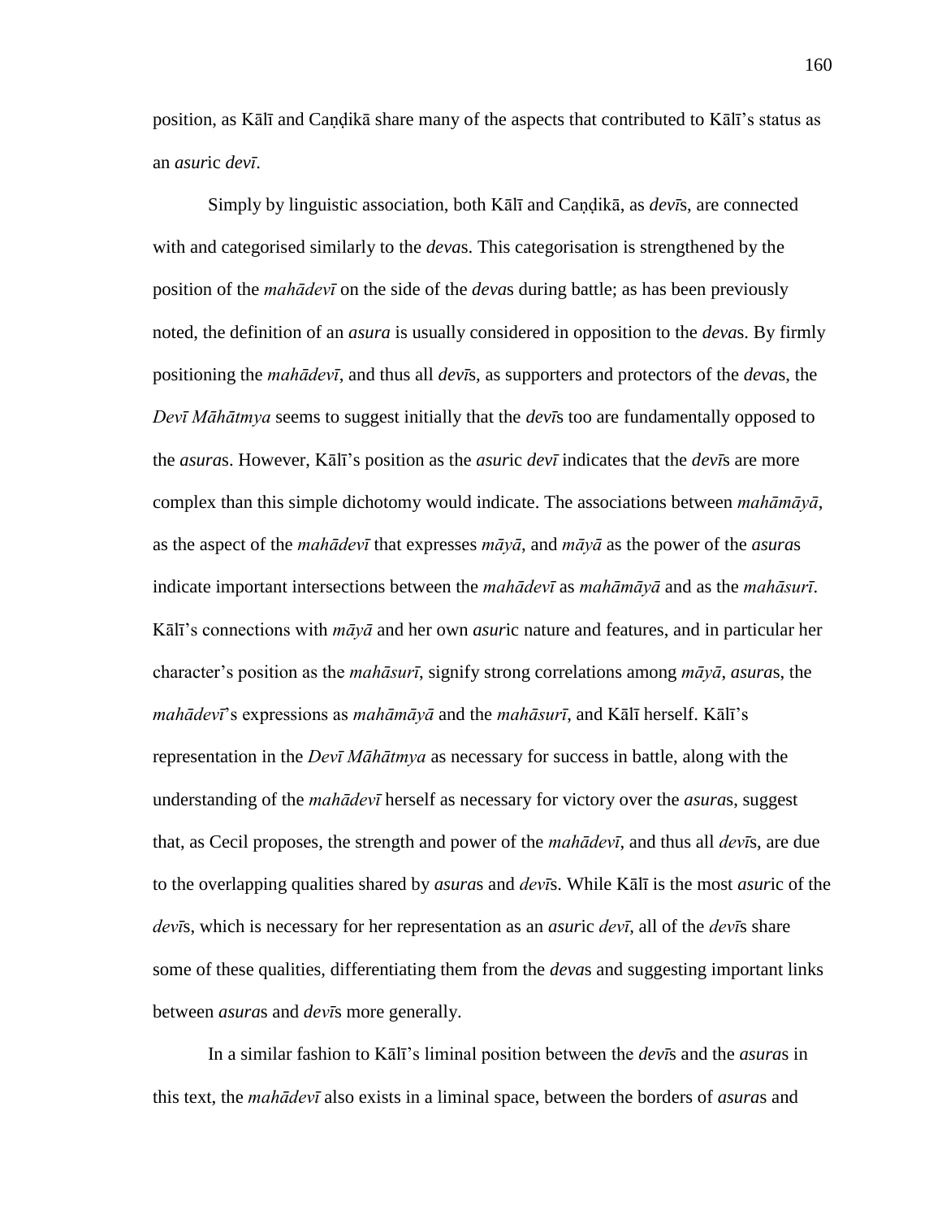position, as Kālī and Caṇḍikā share many of the aspects that contributed to Kālī's status as an *asur*ic *devī*.

Simply by linguistic association, both Kālī and Caṇḍikā, as *devī*s, are connected with and categorised similarly to the *deva*s. This categorisation is strengthened by the position of the *mahādevī* on the side of the *deva*s during battle; as has been previously noted, the definition of an *asura* is usually considered in opposition to the *deva*s. By firmly positioning the *mahādevī*, and thus all *devī*s, as supporters and protectors of the *deva*s, the *Devī Māhātmya* seems to suggest initially that the *devī*s too are fundamentally opposed to the *asura*s. However, Kālī's position as the *asur*ic *devī* indicates that the *devī*s are more complex than this simple dichotomy would indicate. The associations between *mahāmāyā*, as the aspect of the *mahādevī* that expresses *māyā*, and *māyā* as the power of the *asura*s indicate important intersections between the *mahādevī* as *mahāmāyā* and as the *mahāsurī*. Kālī's connections with *māyā* and her own *asur*ic nature and features, and in particular her character's position as the *mahāsurī*, signify strong correlations among *māyā*, *asura*s, the *mahādevī*'s expressions as *mahāmāyā* and the *mahāsurī*, and Kālī herself. Kālī's representation in the *Devī Māhātmya* as necessary for success in battle, along with the understanding of the *mahādevī* herself as necessary for victory over the *asura*s, suggest that, as Cecil proposes, the strength and power of the *mahādevī*, and thus all *devī*s, are due to the overlapping qualities shared by *asura*s and *devī*s. While Kālī is the most *asur*ic of the *devī*s, which is necessary for her representation as an *asur*ic *devī*, all of the *devī*s share some of these qualities, differentiating them from the *deva*s and suggesting important links between *asura*s and *devī*s more generally.

In a similar fashion to Kālī's liminal position between the *devī*s and the *asura*s in this text, the *mahādevī* also exists in a liminal space, between the borders of *asura*s and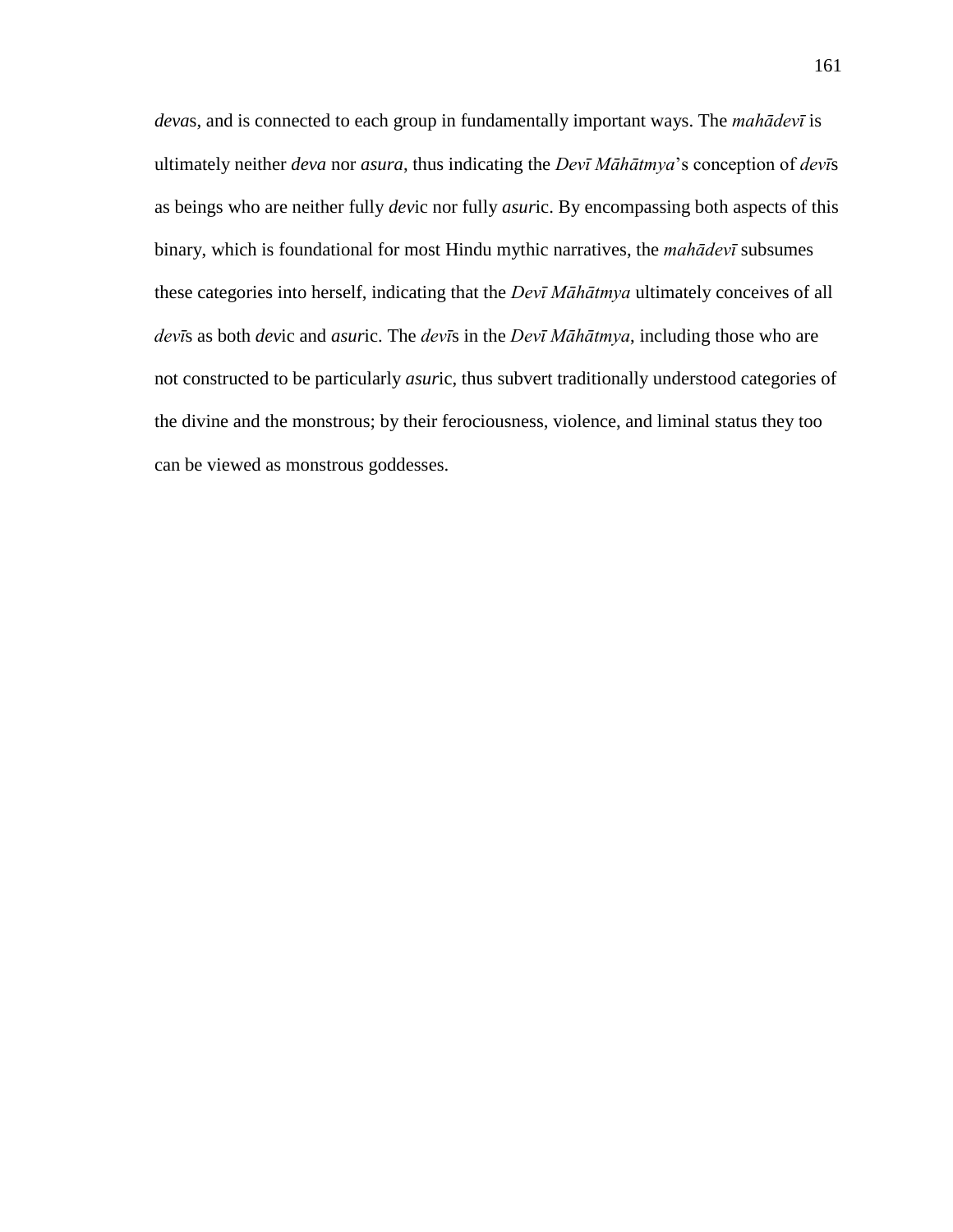*deva*s, and is connected to each group in fundamentally important ways. The *mahādevī* is ultimately neither *deva* nor *asura*, thus indicating the *Devī Māhātmya*'s conception of *devī*s as beings who are neither fully *dev*ic nor fully *asur*ic. By encompassing both aspects of this binary, which is foundational for most Hindu mythic narratives, the *mahādevī* subsumes these categories into herself, indicating that the *Devī Māhātmya* ultimately conceives of all *devī*s as both *dev*ic and *asur*ic. The *devī*s in the *Devī Māhātmya*, including those who are not constructed to be particularly *asur*ic, thus subvert traditionally understood categories of the divine and the monstrous; by their ferociousness, violence, and liminal status they too can be viewed as monstrous goddesses.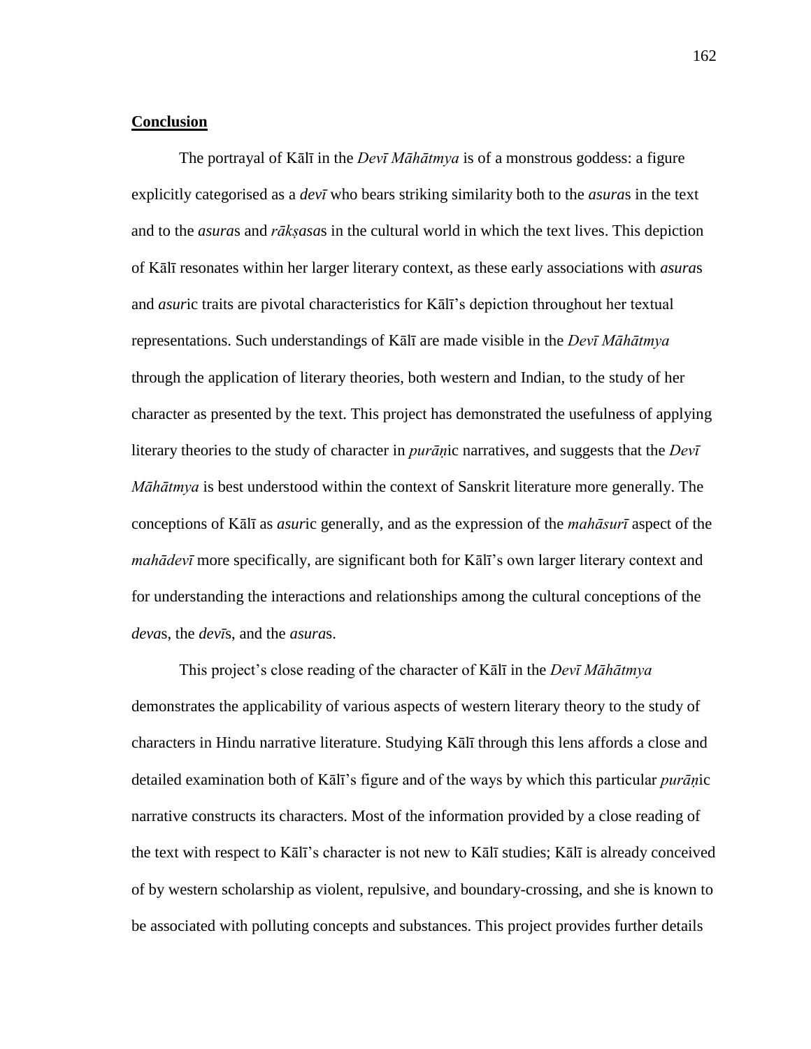## Conclusion

The portrayal of Kālī in the *Devī Māhātmya* is of a monstrous goddess: a figure explicitly categorised as a *devī* who bears striking similarity both to the *asura*s in the text and to the *asura*s and *rākṣasa*s in the cultural world in which the text lives. This depiction of Kālī resonates within her larger literary context, as these early associations with *asura*s and *asur*ic traits are pivotal characteristics for Kālī's depiction throughout her textual representations. Such understandings of Kālī are made visible in the *Devī Māhātmya* through the application of literary theories, both western and Indian, to the study of her character as presented by the text. This project has demonstrated the usefulness of applying literary theories to the study of character in *purāṇ*ic narratives, and suggests that the *Devī Māhātmya* is best understood within the context of Sanskrit literature more generally. The conceptions of Kālī as *asur*ic generally, and as the expression of the *mahāsurī* aspect of the *mahādevī* more specifically, are significant both for Kālī's own larger literary context and for understanding the interactions and relationships among the cultural conceptions of the *deva*s, the *devī*s, and the *asura*s.

This project's close reading of the character of Kālī in the *Devī Māhātmya* demonstrates the applicability of various aspects of western literary theory to the study of characters in Hindu narrative literature. Studying Kālī through this lens affords a close and detailed examination both of Kālī's figure and of the ways by which this particular *purāṇ*ic narrative constructs its characters. Most of the information provided by a close reading of the text with respect to Kālī's character is not new to Kālī studies; Kālī is already conceived of by western scholarship as violent, repulsive, and boundary-crossing, and she is known to be associated with polluting concepts and substances. This project provides further details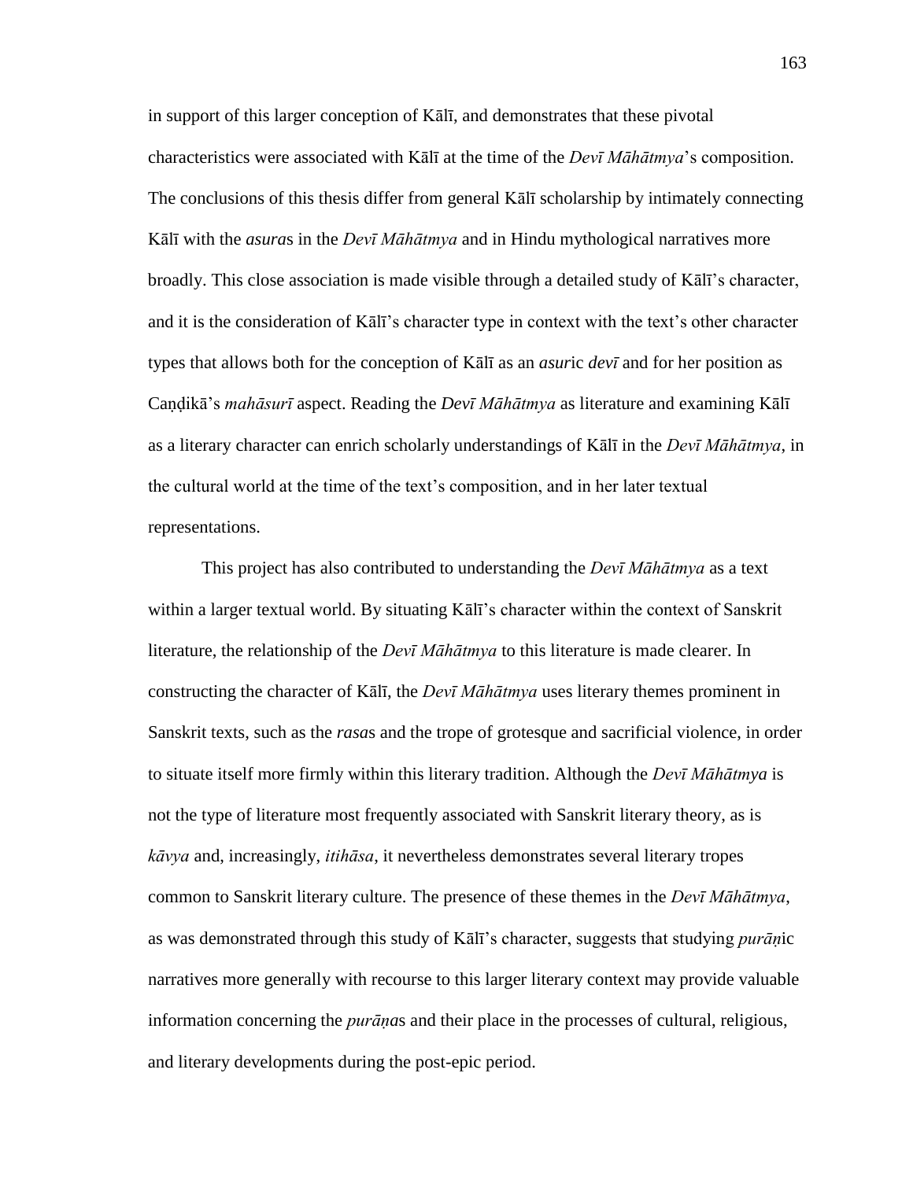in support of this larger conception of Kālī, and demonstrates that these pivotal characteristics were associated with Kālī at the time of the *Devī Māhātmya*'s composition. The conclusions of this thesis differ from general Kālī scholarship by intimately connecting Kālī with the *asura*s in the *Devī Māhātmya* and in Hindu mythological narratives more broadly. This close association is made visible through a detailed study of Kālī's character, and it is the consideration of Kālī's character type in context with the text's other character types that allows both for the conception of Kālī as an *asur*ic *devī* and for her position as Caṇḍikā's *mahāsurī* aspect. Reading the *Devī Māhātmya* as literature and examining Kālī as a literary character can enrich scholarly understandings of Kālī in the *Devī Māhātmya*, in the cultural world at the time of the text's composition, and in her later textual representations.

This project has also contributed to understanding the *Devī Māhātmya* as a text within a larger textual world. By situating Kālī's character within the context of Sanskrit literature, the relationship of the *Devī Māhātmya* to this literature is made clearer. In constructing the character of Kālī, the *Devī Māhātmya* uses literary themes prominent in Sanskrit texts, such as the *rasa*s and the trope of grotesque and sacrificial violence, in order to situate itself more firmly within this literary tradition. Although the *Devī Māhātmya* is not the type of literature most frequently associated with Sanskrit literary theory, as is *kāvya* and, increasingly, *itihāsa*, it nevertheless demonstrates several literary tropes common to Sanskrit literary culture. The presence of these themes in the *Devī Māhātmya*, as was demonstrated through this study of Kālī's character, suggests that studying *purāṇ*ic narratives more generally with recourse to this larger literary context may provide valuable information concerning the *purāṇa*s and their place in the processes of cultural, religious, and literary developments during the post-epic period.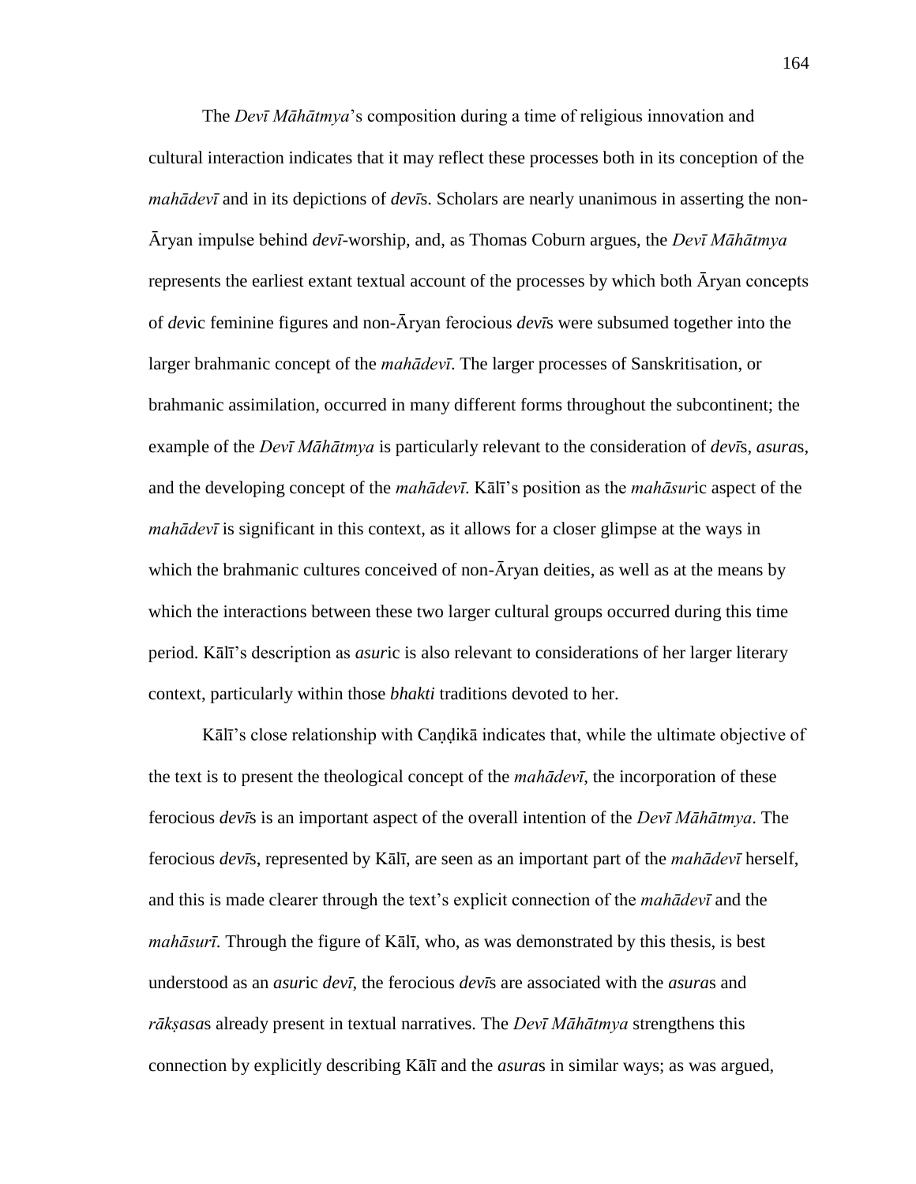The *Devī Māhātmya*'s composition during a time of religious innovation and cultural interaction indicates that it may reflect these processes both in its conception of the *mahādevī* and in its depictions of *devī*s. Scholars are nearly unanimous in asserting the non-Āryan impulse behind *devī*-worship, and, as Thomas Coburn argues, the *Devī Māhātmya* represents the earliest extant textual account of the processes by which both Āryan concepts of *dev*ic feminine figures and non-Āryan ferocious *devī*s were subsumed together into the larger brahmanic concept of the *mahādevī*. The larger processes of Sanskritisation, or brahmanic assimilation, occurred in many different forms throughout the subcontinent; the example of the *Devī Māhātmya* is particularly relevant to the consideration of *devī*s, *asura*s, and the developing concept of the *mahādevī*. Kālī's position as the *mahāsur*ic aspect of the *mahādevī* is significant in this context, as it allows for a closer glimpse at the ways in which the brahmanic cultures conceived of non-Āryan deities, as well as at the means by which the interactions between these two larger cultural groups occurred during this time period. Kālī's description as *asur*ic is also relevant to considerations of her larger literary context, particularly within those *bhakti* traditions devoted to her.

Kālī's close relationship with Caṇḍikā indicates that, while the ultimate objective of the text is to present the theological concept of the *mahādevī*, the incorporation of these ferocious *devī*s is an important aspect of the overall intention of the *Devī Māhātmya*. The ferocious *devī*s, represented by Kālī, are seen as an important part of the *mahādevī* herself, and this is made clearer through the text's explicit connection of the *mahādevī* and the *mahāsurī*. Through the figure of Kālī, who, as was demonstrated by this thesis, is best understood as an *asur*ic *devī*, the ferocious *devī*s are associated with the *asura*s and *rākṣasa*s already present in textual narratives. The *Devī Māhātmya* strengthens this connection by explicitly describing Kālī and the *asura*s in similar ways; as was argued,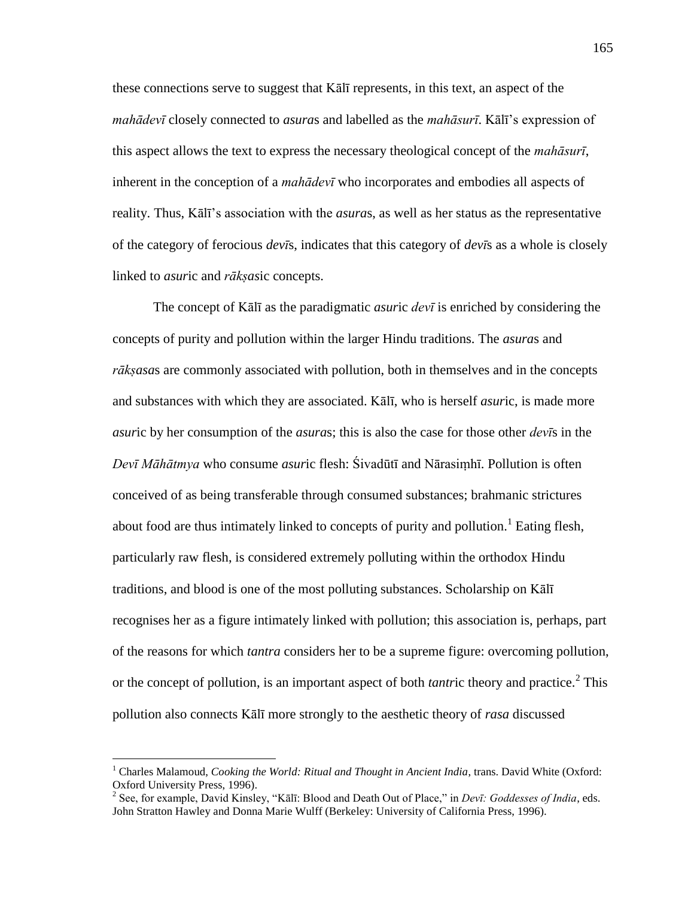these connections serve to suggest that Kālī represents, in this text, an aspect of the *mahādevī* closely connected to *asura*s and labelled as the *mahāsurī*. Kālī's expression of this aspect allows the text to express the necessary theological concept of the *mahāsurī*, inherent in the conception of a *mahādevī* who incorporates and embodies all aspects of reality. Thus, Kālī's association with the *asura*s, as well as her status as the representative of the category of ferocious *devī*s, indicates that this category of *devī*s as a whole is closely linked to *asur*ic and *rākṣas*ic concepts.

The concept of Kālī as the paradigmatic *asur*ic *devī* is enriched by considering the concepts of purity and pollution within the larger Hindu traditions. The *asura*s and *rākṣasa*s are commonly associated with pollution, both in themselves and in the concepts and substances with which they are associated. Kālī, who is herself *asur*ic, is made more *asur*ic by her consumption of the *asura*s; this is also the case for those other *devī*s in the *Devī Māhātmya* who consume *asur*ic flesh: Śivadūtī and Nārasiṃhī. Pollution is often conceived of as being transferable through consumed substances; brahmanic strictures about food are thus intimately linked to concepts of purity and pollution.[1] Eating flesh, particularly raw flesh, is considered extremely polluting within the orthodox Hindu traditions, and blood is one of the most polluting substances. Scholarship on Kālī recognises her as a figure intimately linked with pollution; this association is, perhaps, part of the reasons for which *tantra* considers her to be a supreme figure: overcoming pollution, or the concept of pollution, is an important aspect of both *tantr*ic theory and practice.[2] This pollution also connects Kālī more strongly to the aesthetic theory of *rasa* discussed

---

[1] Charles Malamoud, *Cooking the World: Ritual and Thought in Ancient India*, trans. David White (Oxford: Oxford University Press, 1996).

[2] See, for example, David Kinsley, "Kālī: Blood and Death Out of Place," in *Devī: Goddesses of India*, eds. John Stratton Hawley and Donna Marie Wulff (Berkeley: University of California Press, 1996).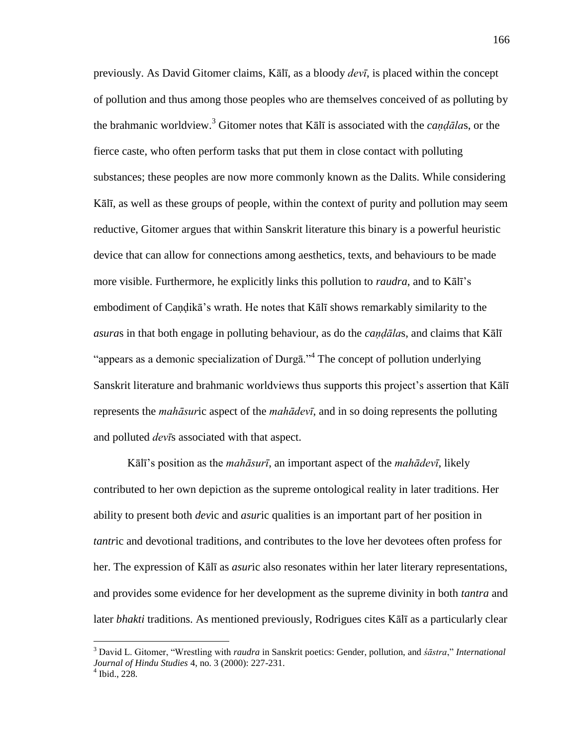previously. As David Gitomer claims, Kālī, as a bloody *devī*, is placed within the concept of pollution and thus among those peoples who are themselves conceived of as polluting by the brahmanic worldview.[3] Gitomer notes that Kālī is associated with the *caṇḍāla*s, or the fierce caste, who often perform tasks that put them in close contact with polluting substances; these peoples are now more commonly known as the Dalits. While considering Kālī, as well as these groups of people, within the context of purity and pollution may seem reductive, Gitomer argues that within Sanskrit literature this binary is a powerful heuristic device that can allow for connections among aesthetics, texts, and behaviours to be made more visible. Furthermore, he explicitly links this pollution to *raudra*, and to Kālī's embodiment of Caṇḍikā's wrath. He notes that Kālī shows remarkably similarity to the *asura*s in that both engage in polluting behaviour, as do the *caṇḍāla*s, and claims that Kālī "appears as a demonic specialization of Durgā."[4] The concept of pollution underlying Sanskrit literature and brahmanic worldviews thus supports this project's assertion that Kālī represents the *mahāsur*ic aspect of the *mahādevī*, and in so doing represents the polluting and polluted *devī*s associated with that aspect.

Kālī's position as the *mahāsurī*, an important aspect of the *mahādevī*, likely contributed to her own depiction as the supreme ontological reality in later traditions. Her ability to present both *dev*ic and *asur*ic qualities is an important part of her position in *tantr*ic and devotional traditions, and contributes to the love her devotees often profess for her. The expression of Kālī as *asur*ic also resonates within her later literary representations, and provides some evidence for her development as the supreme divinity in both *tantra* and later *bhakti* traditions. As mentioned previously, Rodrigues cites Kālī as a particularly clear

---

[3] David L. Gitomer, "Wrestling with *raudra* in Sanskrit poetics: Gender, pollution, and *śāstra*," *International Journal of Hindu Studies* 4, no. 3 (2000): 227-231.

[4] Ibid., 228.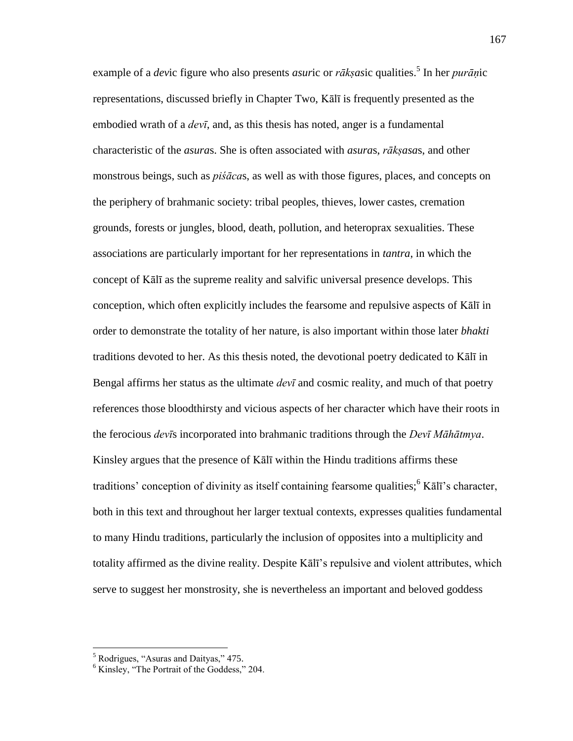example of a *dev*ic figure who also presents *asur*ic or *rākṣas*ic qualities.[5] In her *purāṇ*ic representations, discussed briefly in Chapter Two, Kālī is frequently presented as the embodied wrath of a *devī*, and, as this thesis has noted, anger is a fundamental characteristic of the *asura*s. She is often associated with *asura*s, *rākṣasa*s, and other monstrous beings, such as *piśāca*s, as well as with those figures, places, and concepts on the periphery of brahmanic society: tribal peoples, thieves, lower castes, cremation grounds, forests or jungles, blood, death, pollution, and heteroprax sexualities. These associations are particularly important for her representations in *tantra*, in which the concept of Kālī as the supreme reality and salvific universal presence develops. This conception, which often explicitly includes the fearsome and repulsive aspects of Kālī in order to demonstrate the totality of her nature, is also important within those later *bhakti* traditions devoted to her. As this thesis noted, the devotional poetry dedicated to Kālī in Bengal affirms her status as the ultimate *devī* and cosmic reality, and much of that poetry references those bloodthirsty and vicious aspects of her character which have their roots in the ferocious *devī*s incorporated into brahmanic traditions through the *Devī Māhātmya*. Kinsley argues that the presence of Kālī within the Hindu traditions affirms these traditions' conception of divinity as itself containing fearsome qualities;[6] Kālī's character, both in this text and throughout her larger textual contexts, expresses qualities fundamental to many Hindu traditions, particularly the inclusion of opposites into a multiplicity and totality affirmed as the divine reality. Despite Kālī's repulsive and violent attributes, which serve to suggest her monstrosity, she is nevertheless an important and beloved goddess

[5] Rodrigues, "Asuras and Daityas," 475.

[6] Kinsley, "The Portrait of the Goddess," 204.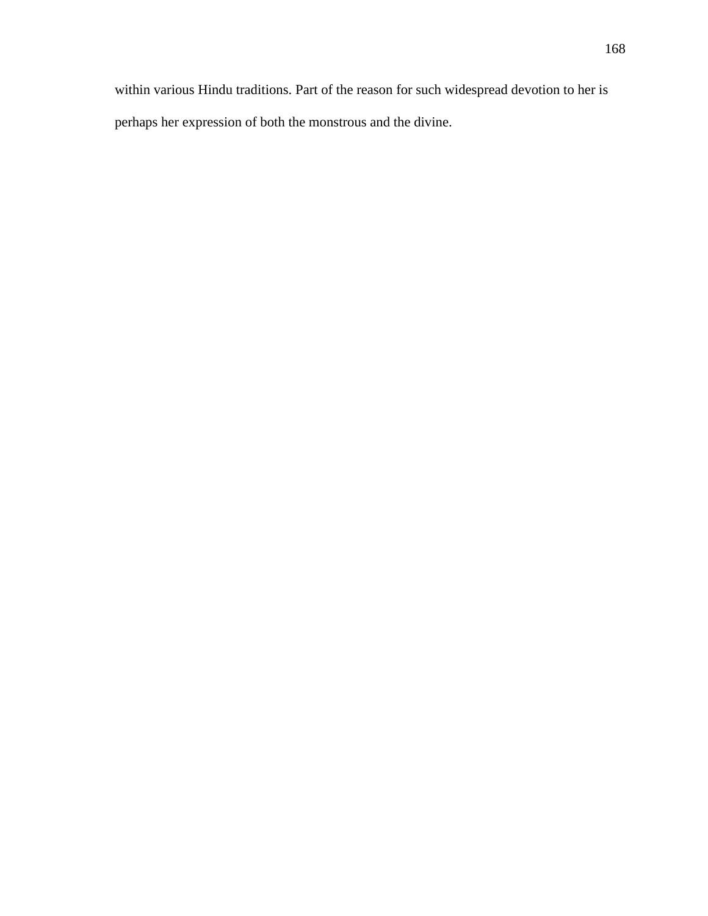within various Hindu traditions. Part of the reason for such widespread devotion to her is perhaps her expression of both the monstrous and the divine.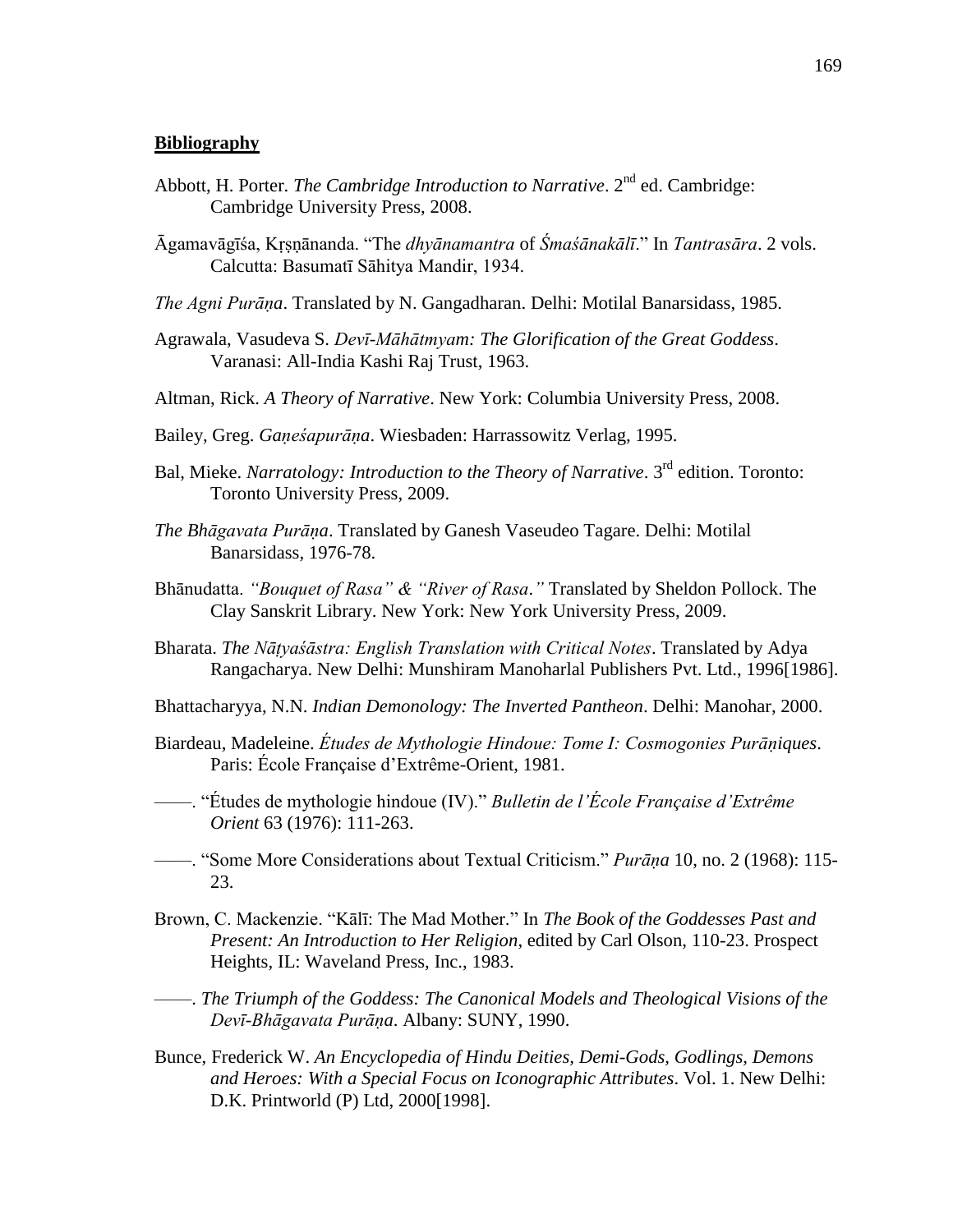**Bibliography**

Abbott, H. Porter. *The Cambridge Introduction to Narrative*. 2nd ed. Cambridge: Cambridge University Press, 2008.

Āgamavāgīśa, Kṛṣṇānanda. "The *dhyānamantra* of *Śmaśānakālī*." In *Tantrasāra*. 2 vols. Calcutta: Basumatī Sāhitya Mandir, 1934.

*The Agni Purāṇa*. Translated by N. Gangadharan. Delhi: Motilal Banarsidass, 1985.

Agrawala, Vasudeva S. *Devī-Māhātmyam: The Glorification of the Great Goddess*. Varanasi: All-India Kashi Raj Trust, 1963.

Altman, Rick. *A Theory of Narrative*. New York: Columbia University Press, 2008.

Bailey, Greg. *Gaṇeśapurāṇa*. Wiesbaden: Harrassowitz Verlag, 1995.

Bal, Mieke. *Narratology: Introduction to the Theory of Narrative*. 3rd edition. Toronto: Toronto University Press, 2009.

*The Bhāgavata Purāṇa*. Translated by Ganesh Vaseudeo Tagare. Delhi: Motilal Banarsidass, 1976-78.

Bhānudatta. *"Bouquet of Rasa" & "River of Rasa."* Translated by Sheldon Pollock. The Clay Sanskrit Library. New York: New York University Press, 2009.

Bharata. *The Nāṭyaśāstra: English Translation with Critical Notes*. Translated by Adya Rangacharya. New Delhi: Munshiram Manoharlal Publishers Pvt. Ltd., 1996[1986].

Bhattacharyya, N.N. *Indian Demonology: The Inverted Pantheon*. Delhi: Manohar, 2000.

Biardeau, Madeleine. *Études de Mythologie Hindoue: Tome I: Cosmogonies Purāṇiques*. Paris: École Française d'Extrême-Orient, 1981.

——. "Études de mythologie hindoue (IV)." *Bulletin de l'École Française d'Extrême Orient* 63 (1976): 111-263.

——. "Some More Considerations about Textual Criticism." *Purāṇa* 10, no. 2 (1968): 115-23.

Brown, C. Mackenzie. "Kālī: The Mad Mother." In *The Book of the Goddesses Past and Present: An Introduction to Her Religion*, edited by Carl Olson, 110-23. Prospect Heights, IL: Waveland Press, Inc., 1983.

——. *The Triumph of the Goddess: The Canonical Models and Theological Visions of the Devī-Bhāgavata Purāṇa*. Albany: SUNY, 1990.

Bunce, Frederick W. *An Encyclopedia of Hindu Deities, Demi-Gods, Godlings, Demons and Heroes: With a Special Focus on Iconographic Attributes*. Vol. 1. New Delhi: D.K. Printworld (P) Ltd, 2000[1998].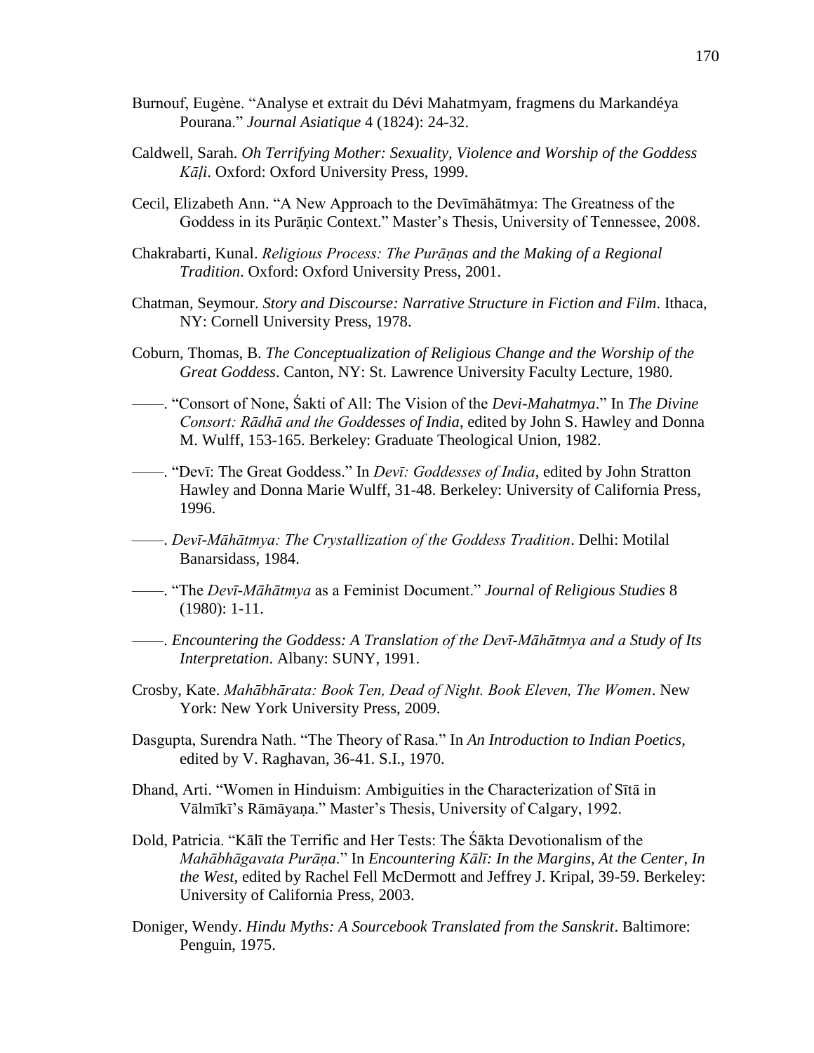Burnouf, Eugène. "Analyse et extrait du Dévi Mahatmyam, fragmens du Markandéya Pourana." *Journal Asiatique* 4 (1824): 24-32.

Caldwell, Sarah. *Oh Terrifying Mother: Sexuality, Violence and Worship of the Goddess Kāḷi*. Oxford: Oxford University Press, 1999.

Cecil, Elizabeth Ann. "A New Approach to the Devīmāhātmya: The Greatness of the Goddess in its Purāṇic Context." Master's Thesis, University of Tennessee, 2008.

Chakrabarti, Kunal. *Religious Process: The Purāṇas and the Making of a Regional Tradition*. Oxford: Oxford University Press, 2001.

Chatman, Seymour. *Story and Discourse: Narrative Structure in Fiction and Film*. Ithaca, NY: Cornell University Press, 1978.

Coburn, Thomas, B. *The Conceptualization of Religious Change and the Worship of the Great Goddess*. Canton, NY: St. Lawrence University Faculty Lecture, 1980.

——. "Consort of None, Śakti of All: The Vision of the *Devi-Mahatmya*." In *The Divine Consort: Rādhā and the Goddesses of India*, edited by John S. Hawley and Donna M. Wulff, 153-165. Berkeley: Graduate Theological Union, 1982.

——. "Devī: The Great Goddess." In *Devī: Goddesses of India*, edited by John Stratton Hawley and Donna Marie Wulff, 31-48. Berkeley: University of California Press, 1996.

——. *Devī-Māhātmya: The Crystallization of the Goddess Tradition*. Delhi: Motilal Banarsidass, 1984.

——. "The *Devī-Māhātmya* as a Feminist Document." *Journal of Religious Studies* 8 (1980): 1-11.

——. *Encountering the Goddess: A Translation of the Devī-Māhātmya and a Study of Its Interpretation*. Albany: SUNY, 1991.

Crosby, Kate. *Mahābhārata: Book Ten, Dead of Night. Book Eleven, The Women*. New York: New York University Press, 2009.

Dasgupta, Surendra Nath. "The Theory of Rasa." In *An Introduction to Indian Poetics*, edited by V. Raghavan, 36-41. S.I., 1970.

Dhand, Arti. "Women in Hinduism: Ambiguities in the Characterization of Sītā in Vālmīkī's Rāmāyaṇa." Master's Thesis, University of Calgary, 1992.

Dold, Patricia. "Kālī the Terrific and Her Tests: The Śākta Devotionalism of the *Mahābhāgavata Purāṇa*." In *Encountering Kālī: In the Margins, At the Center, In the West*, edited by Rachel Fell McDermott and Jeffrey J. Kripal, 39-59. Berkeley: University of California Press, 2003.

Doniger, Wendy. *Hindu Myths: A Sourcebook Translated from the Sanskrit*. Baltimore: Penguin, 1975.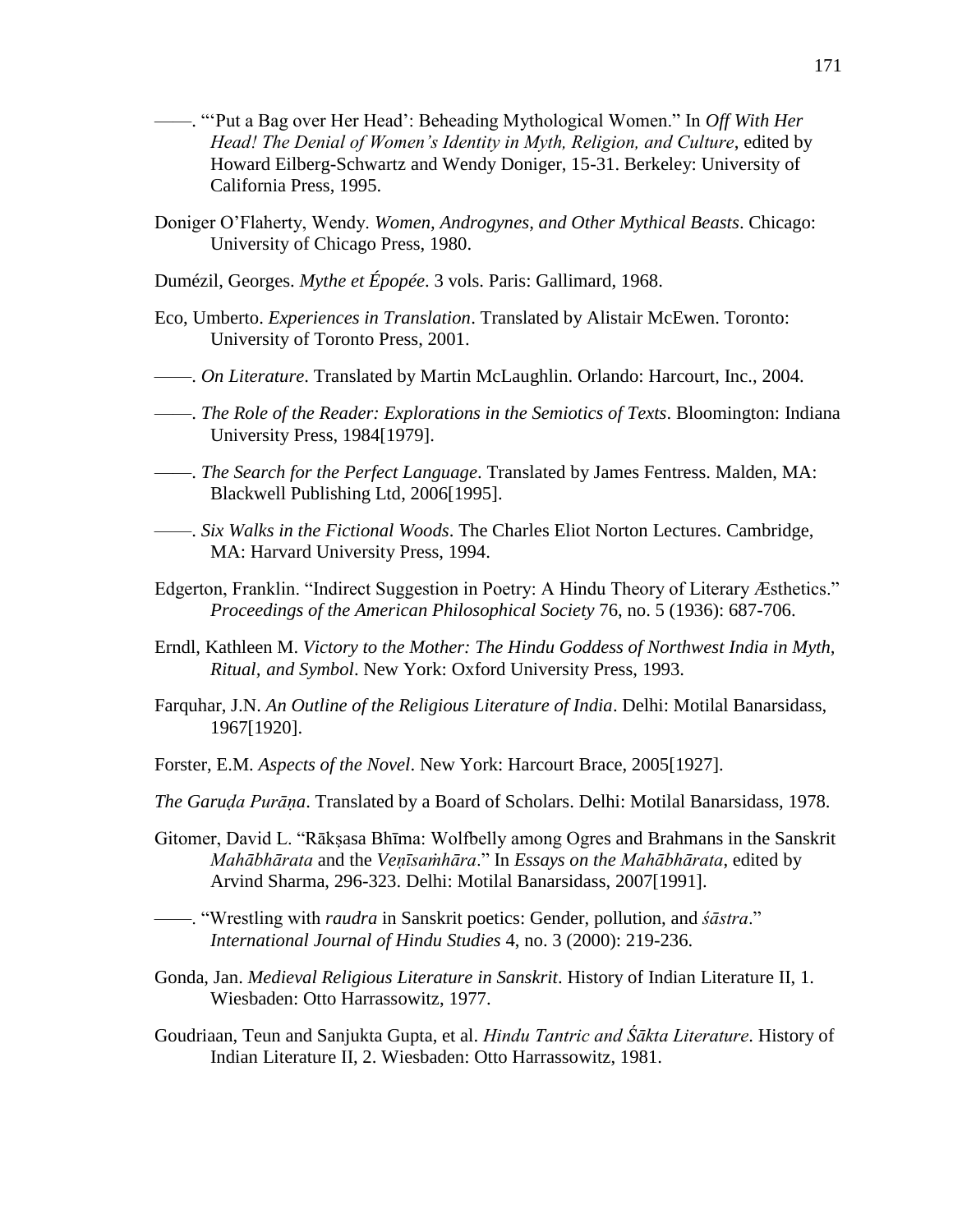——. "'Put a Bag over Her Head': Beheading Mythological Women." In *Off With Her Head! The Denial of Women's Identity in Myth, Religion, and Culture*, edited by Howard Eilberg-Schwartz and Wendy Doniger, 15-31. Berkeley: University of California Press, 1995.

Doniger O'Flaherty, Wendy. *Women, Androgynes, and Other Mythical Beasts*. Chicago: University of Chicago Press, 1980.

Dumézil, Georges. *Mythe et Épopée*. 3 vols. Paris: Gallimard, 1968.

Eco, Umberto. *Experiences in Translation*. Translated by Alistair McEwen. Toronto: University of Toronto Press, 2001.

——. *On Literature*. Translated by Martin McLaughlin. Orlando: Harcourt, Inc., 2004.

——. *The Role of the Reader: Explorations in the Semiotics of Texts*. Bloomington: Indiana University Press, 1984[1979].

——. *The Search for the Perfect Language*. Translated by James Fentress. Malden, MA: Blackwell Publishing Ltd, 2006[1995].

——. *Six Walks in the Fictional Woods*. The Charles Eliot Norton Lectures. Cambridge, MA: Harvard University Press, 1994.

Edgerton, Franklin. "Indirect Suggestion in Poetry: A Hindu Theory of Literary Æsthetics." *Proceedings of the American Philosophical Society* 76, no. 5 (1936): 687-706.

Erndl, Kathleen M. *Victory to the Mother: The Hindu Goddess of Northwest India in Myth, Ritual, and Symbol*. New York: Oxford University Press, 1993.

Farquhar, J.N. *An Outline of the Religious Literature of India*. Delhi: Motilal Banarsidass, 1967[1920].

Forster, E.M. *Aspects of the Novel*. New York: Harcourt Brace, 2005[1927].

*The Garuḍa Purāṇa*. Translated by a Board of Scholars. Delhi: Motilal Banarsidass, 1978.

Gitomer, David L. "Rākṣasa Bhīma: Wolfbelly among Ogres and Brahmans in the Sanskrit *Mahābhārata* and the *Veṇīsaṁhāra*." In *Essays on the Mahābhārata*, edited by Arvind Sharma, 296-323. Delhi: Motilal Banarsidass, 2007[1991].

——. "Wrestling with *raudra* in Sanskrit poetics: Gender, pollution, and *śāstra*." *International Journal of Hindu Studies* 4, no. 3 (2000): 219-236.

Gonda, Jan. *Medieval Religious Literature in Sanskrit*. History of Indian Literature II, 1. Wiesbaden: Otto Harrassowitz, 1977.

Goudriaan, Teun and Sanjukta Gupta, et al. *Hindu Tantric and Śākta Literature*. History of Indian Literature II, 2. Wiesbaden: Otto Harrassowitz, 1981.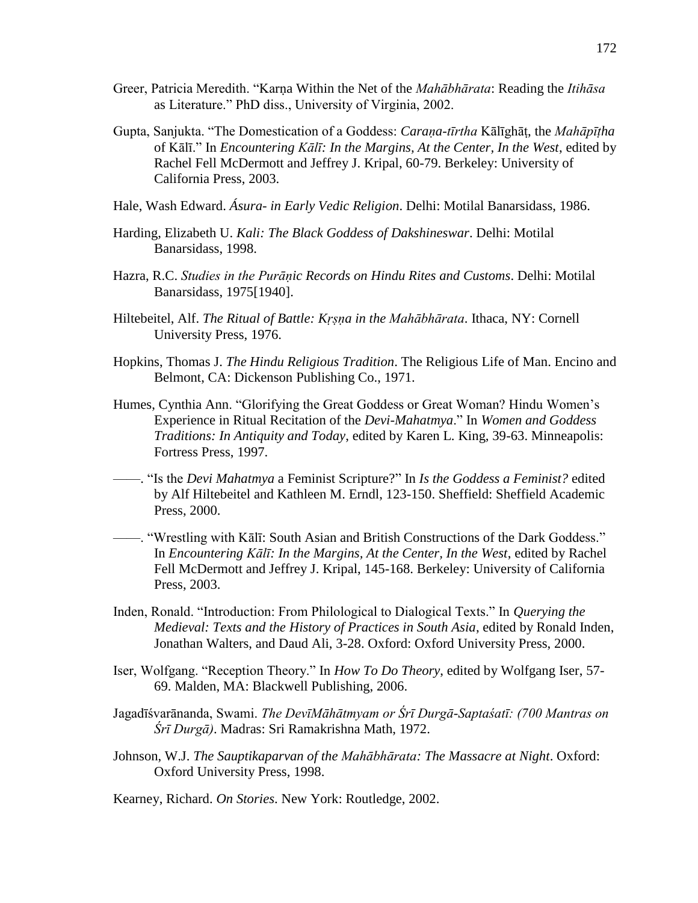Greer, Patricia Meredith. “Karṇa Within the Net of the *Mahābhārata*: Reading the *Itihāsa* as Literature.” PhD diss., University of Virginia, 2002.

Gupta, Sanjukta. “The Domestication of a Goddess: *Caraṇa-tīrtha* Kālīghāṭ, the *Mahāpīṭha* of Kālī.” In *Encountering Kālī: In the Margins, At the Center, In the West*, edited by Rachel Fell McDermott and Jeffrey J. Kripal, 60-79. Berkeley: University of California Press, 2003.

Hale, Wash Edward. *Ásura- in Early Vedic Religion*. Delhi: Motilal Banarsidass, 1986.

Harding, Elizabeth U. *Kali: The Black Goddess of Dakshineswar*. Delhi: Motilal Banarsidass, 1998.

Hazra, R.C. *Studies in the Purāṇic Records on Hindu Rites and Customs*. Delhi: Motilal Banarsidass, 1975[1940].

Hiltebeitel, Alf. *The Ritual of Battle: Kṛṣṇa in the Mahābhārata*. Ithaca, NY: Cornell University Press, 1976.

Hopkins, Thomas J. *The Hindu Religious Tradition*. The Religious Life of Man. Encino and Belmont, CA: Dickenson Publishing Co., 1971.

Humes, Cynthia Ann. “Glorifying the Great Goddess or Great Woman? Hindu Women’s Experience in Ritual Recitation of the *Devi-Mahatmya*.” In *Women and Goddess Traditions: In Antiquity and Today*, edited by Karen L. King, 39-63. Minneapolis: Fortress Press, 1997.

——. “Is the *Devi Mahatmya* a Feminist Scripture?” In *Is the Goddess a Feminist?* edited by Alf Hiltebeitel and Kathleen M. Erndl, 123-150. Sheffield: Sheffield Academic Press, 2000.

——. “Wrestling with Kālī: South Asian and British Constructions of the Dark Goddess.” In *Encountering Kālī: In the Margins, At the Center, In the West*, edited by Rachel Fell McDermott and Jeffrey J. Kripal, 145-168. Berkeley: University of California Press, 2003.

Inden, Ronald. “Introduction: From Philological to Dialogical Texts.” In *Querying the Medieval: Texts and the History of Practices in South Asia*, edited by Ronald Inden, Jonathan Walters, and Daud Ali, 3-28. Oxford: Oxford University Press, 2000.

Iser, Wolfgang. “Reception Theory.” In *How To Do Theory*, edited by Wolfgang Iser, 57-69. Malden, MA: Blackwell Publishing, 2006.

Jagadīśvarānanda, Swami. *The DevīMāhātmyam or Śrī Durgā-Saptaśatī: (700 Mantras on Śrī Durgā)*. Madras: Sri Ramakrishna Math, 1972.

Johnson, W.J. *The Sauptikaparvan of the Mahābhārata: The Massacre at Night*. Oxford: Oxford University Press, 1998.

Kearney, Richard. *On Stories*. New York: Routledge, 2002.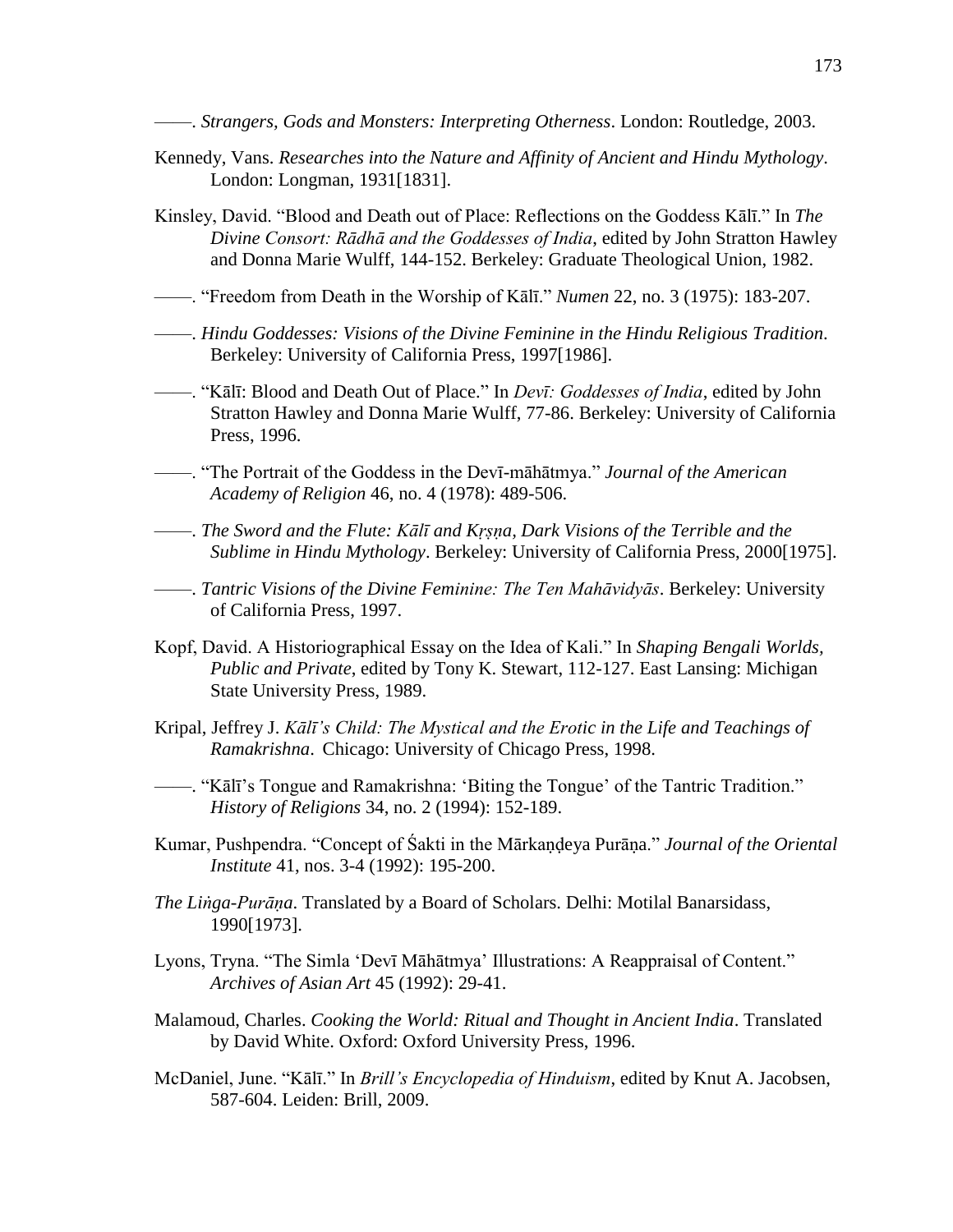——. *Strangers, Gods and Monsters: Interpreting Otherness*. London: Routledge, 2003.

Kennedy, Vans. *Researches into the Nature and Affinity of Ancient and Hindu Mythology*. London: Longman, 1931[1831].

Kinsley, David. "Blood and Death out of Place: Reflections on the Goddess Kālī." In *The Divine Consort: Rādhā and the Goddesses of India*, edited by John Stratton Hawley and Donna Marie Wulff, 144-152. Berkeley: Graduate Theological Union, 1982.

——. "Freedom from Death in the Worship of Kālī." *Numen* 22, no. 3 (1975): 183-207.

——. *Hindu Goddesses: Visions of the Divine Feminine in the Hindu Religious Tradition*. Berkeley: University of California Press, 1997[1986].

——. "Kālī: Blood and Death Out of Place." In *Devī: Goddesses of India*, edited by John Stratton Hawley and Donna Marie Wulff, 77-86. Berkeley: University of California Press, 1996.

——. "The Portrait of the Goddess in the Devī-māhātmya." *Journal of the American Academy of Religion* 46, no. 4 (1978): 489-506.

——. *The Sword and the Flute: Kālī and Kṛṣṇa, Dark Visions of the Terrible and the Sublime in Hindu Mythology*. Berkeley: University of California Press, 2000[1975].

——. *Tantric Visions of the Divine Feminine: The Ten Mahāvidyās*. Berkeley: University of California Press, 1997.

Kopf, David. A Historiographical Essay on the Idea of Kali." In *Shaping Bengali Worlds, Public and Private*, edited by Tony K. Stewart, 112-127. East Lansing: Michigan State University Press, 1989.

Kripal, Jeffrey J. *Kālī's Child: The Mystical and the Erotic in the Life and Teachings of Ramakrishna*. Chicago: University of Chicago Press, 1998.

——. "Kālī's Tongue and Ramakrishna: 'Biting the Tongue' of the Tantric Tradition." *History of Religions* 34, no. 2 (1994): 152-189.

Kumar, Pushpendra. "Concept of Śakti in the Mārkaṇḍeya Purāṇa." *Journal of the Oriental Institute* 41, nos. 3-4 (1992): 195-200.

*The Liṅga-Purāṇa*. Translated by a Board of Scholars. Delhi: Motilal Banarsidass, 1990[1973].

Lyons, Tryna. "The Simla 'Devī Māhātmya' Illustrations: A Reappraisal of Content." *Archives of Asian Art* 45 (1992): 29-41.

Malamoud, Charles. *Cooking the World: Ritual and Thought in Ancient India*. Translated by David White. Oxford: Oxford University Press, 1996.

McDaniel, June. "Kālī." In *Brill's Encyclopedia of Hinduism*, edited by Knut A. Jacobsen, 587-604. Leiden: Brill, 2009.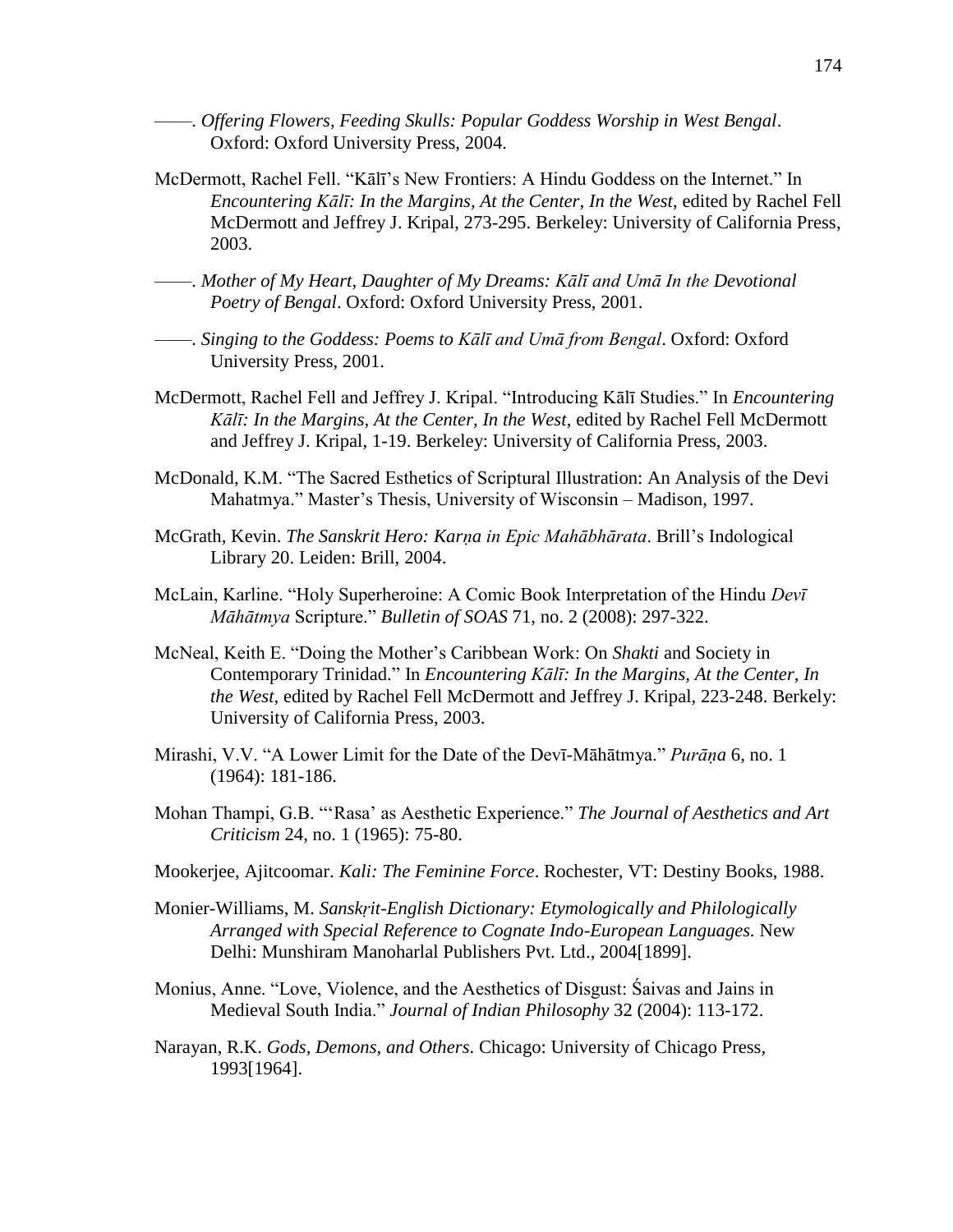——. *Offering Flowers, Feeding Skulls: Popular Goddess Worship in West Bengal*. Oxford: Oxford University Press, 2004.

McDermott, Rachel Fell. "Kālī's New Frontiers: A Hindu Goddess on the Internet." In *Encountering Kālī: In the Margins, At the Center, In the West*, edited by Rachel Fell McDermott and Jeffrey J. Kripal, 273-295. Berkeley: University of California Press, 2003.

——. *Mother of My Heart, Daughter of My Dreams: Kālī and Umā In the Devotional Poetry of Bengal*. Oxford: Oxford University Press, 2001.

——. *Singing to the Goddess: Poems to Kālī and Umā from Bengal*. Oxford: Oxford University Press, 2001.

McDermott, Rachel Fell and Jeffrey J. Kripal. "Introducing Kālī Studies." In *Encountering Kālī: In the Margins, At the Center, In the West*, edited by Rachel Fell McDermott and Jeffrey J. Kripal, 1-19. Berkeley: University of California Press, 2003.

McDonald, K.M. "The Sacred Esthetics of Scriptural Illustration: An Analysis of the Devi Mahatmya." Master's Thesis, University of Wisconsin – Madison, 1997.

McGrath, Kevin. *The Sanskrit Hero: Karṇa in Epic Mahābhārata*. Brill's Indological Library 20. Leiden: Brill, 2004.

McLain, Karline. "Holy Superheroine: A Comic Book Interpretation of the Hindu *Devī Māhātmya* Scripture." *Bulletin of SOAS* 71, no. 2 (2008): 297-322.

McNeal, Keith E. "Doing the Mother's Caribbean Work: On *Shakti* and Society in Contemporary Trinidad." In *Encountering Kālī: In the Margins, At the Center, In the West*, edited by Rachel Fell McDermott and Jeffrey J. Kripal, 223-248. Berkely: University of California Press, 2003.

Mirashi, V.V. "A Lower Limit for the Date of the Devī-Māhātmya." *Purāṇa* 6, no. 1 (1964): 181-186.

Mohan Thampi, G.B. "'Rasa' as Aesthetic Experience." *The Journal of Aesthetics and Art Criticism* 24, no. 1 (1965): 75-80.

Mookerjee, Ajitcoomar. *Kali: The Feminine Force*. Rochester, VT: Destiny Books, 1988.

Monier-Williams, M. *Sanskṛit-English Dictionary: Etymologically and Philologically Arranged with Special Reference to Cognate Indo-European Languages.* New Delhi: Munshiram Manoharlal Publishers Pvt. Ltd., 2004[1899].

Monius, Anne. "Love, Violence, and the Aesthetics of Disgust: Śaivas and Jains in Medieval South India." *Journal of Indian Philosophy* 32 (2004): 113-172.

Narayan, R.K. *Gods, Demons, and Others*. Chicago: University of Chicago Press, 1993[1964].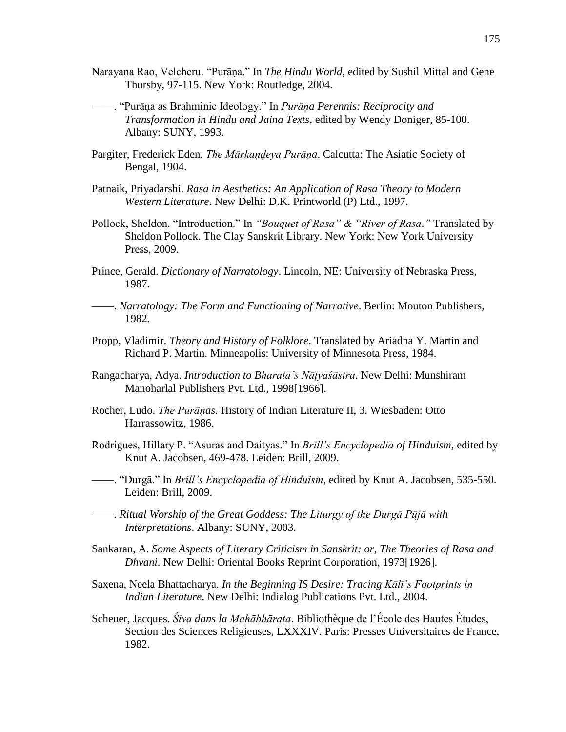Narayana Rao, Velcheru. "Purāṇa." In *The Hindu World*, edited by Sushil Mittal and Gene Thursby, 97-115. New York: Routledge, 2004.

——. "Purāṇa as Brahminic Ideology." In *Purāṇa Perennis: Reciprocity and Transformation in Hindu and Jaina Texts*, edited by Wendy Doniger, 85-100. Albany: SUNY, 1993.

Pargiter, Frederick Eden. *The Mārkaṇḍeya Purāṇa*. Calcutta: The Asiatic Society of Bengal, 1904.

Patnaik, Priyadarshi. *Rasa in Aesthetics: An Application of Rasa Theory to Modern Western Literature*. New Delhi: D.K. Printworld (P) Ltd., 1997.

Pollock, Sheldon. "Introduction." In *"Bouquet of Rasa" & "River of Rasa."* Translated by Sheldon Pollock. The Clay Sanskrit Library. New York: New York University Press, 2009.

Prince, Gerald. *Dictionary of Narratology*. Lincoln, NE: University of Nebraska Press, 1987.

——. *Narratology: The Form and Functioning of Narrative*. Berlin: Mouton Publishers, 1982.

Propp, Vladimir. *Theory and History of Folklore*. Translated by Ariadna Y. Martin and Richard P. Martin. Minneapolis: University of Minnesota Press, 1984.

Rangacharya, Adya. *Introduction to Bharata's Nāṭyaśāstra*. New Delhi: Munshiram Manoharlal Publishers Pvt. Ltd., 1998[1966].

Rocher, Ludo. *The Purāṇas*. History of Indian Literature II, 3. Wiesbaden: Otto Harrassowitz, 1986.

Rodrigues, Hillary P. "Asuras and Daityas." In *Brill's Encyclopedia of Hinduism*, edited by Knut A. Jacobsen, 469-478. Leiden: Brill, 2009.

——. "Durgā." In *Brill's Encyclopedia of Hinduism*, edited by Knut A. Jacobsen, 535-550. Leiden: Brill, 2009.

——. *Ritual Worship of the Great Goddess: The Liturgy of the Durgā Pūjā with Interpretations*. Albany: SUNY, 2003.

Sankaran, A. *Some Aspects of Literary Criticism in Sanskrit: or, The Theories of Rasa and Dhvani*. New Delhi: Oriental Books Reprint Corporation, 1973[1926].

Saxena, Neela Bhattacharya. *In the Beginning IS Desire: Tracing Kālī's Footprints in Indian Literature*. New Delhi: Indialog Publications Pvt. Ltd., 2004.

Scheuer, Jacques. *Śiva dans la Mahābhārata*. Bibliothèque de l'École des Hautes Études, Section des Sciences Religieuses, LXXXIV. Paris: Presses Universitaires de France, 1982.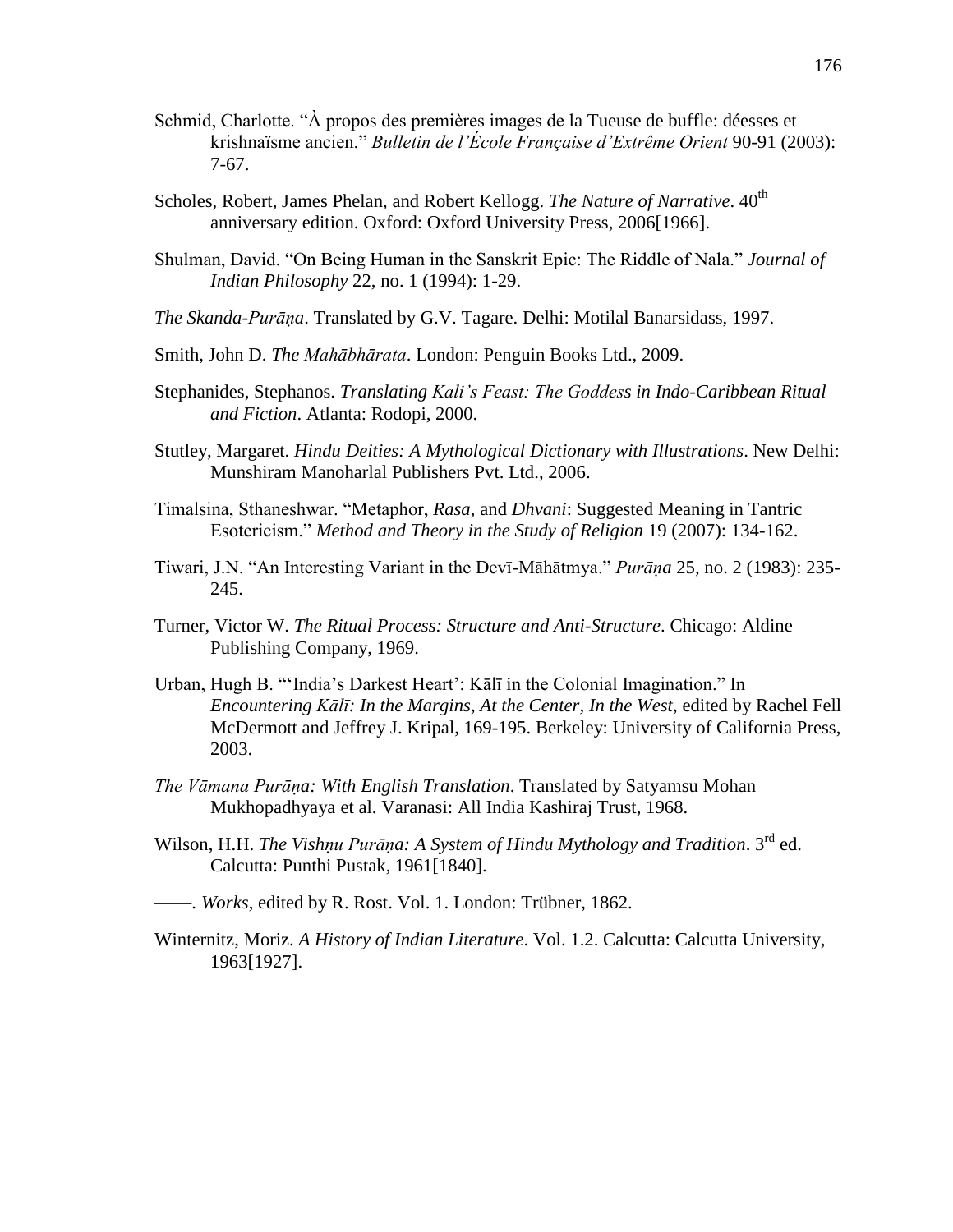Schmid, Charlotte. "À propos des premières images de la Tueuse de buffle: déesses et krishnaïsme ancien." *Bulletin de l'École Française d'Extrême Orient* 90-91 (2003): 7-67.

Scholes, Robert, James Phelan, and Robert Kellogg. *The Nature of Narrative*. 40th anniversary edition. Oxford: Oxford University Press, 2006[1966].

Shulman, David. "On Being Human in the Sanskrit Epic: The Riddle of Nala." *Journal of Indian Philosophy* 22, no. 1 (1994): 1-29.

*The Skanda-Purāṇa*. Translated by G.V. Tagare. Delhi: Motilal Banarsidass, 1997.

Smith, John D. *The Mahābhārata*. London: Penguin Books Ltd., 2009.

Stephanides, Stephanos. *Translating Kali's Feast: The Goddess in Indo-Caribbean Ritual and Fiction*. Atlanta: Rodopi, 2000.

Stutley, Margaret. *Hindu Deities: A Mythological Dictionary with Illustrations*. New Delhi: Munshiram Manoharlal Publishers Pvt. Ltd., 2006.

Timalsina, Sthaneshwar. "Metaphor, *Rasa*, and *Dhvani*: Suggested Meaning in Tantric Esotericism." *Method and Theory in the Study of Religion* 19 (2007): 134-162.

Tiwari, J.N. "An Interesting Variant in the Devī-Māhātmya." *Purāṇa* 25, no. 2 (1983): 235-245.

Turner, Victor W. *The Ritual Process: Structure and Anti-Structure*. Chicago: Aldine Publishing Company, 1969.

Urban, Hugh B. "'India's Darkest Heart': Kālī in the Colonial Imagination." In *Encountering Kālī: In the Margins, At the Center, In the West*, edited by Rachel Fell McDermott and Jeffrey J. Kripal, 169-195. Berkeley: University of California Press, 2003.

*The Vāmana Purāṇa: With English Translation*. Translated by Satyamsu Mohan Mukhopadhyaya et al. Varanasi: All India Kashiraj Trust, 1968.

Wilson, H.H. *The Vishṇu Purāṇa: A System of Hindu Mythology and Tradition*. 3rd ed. Calcutta: Punthi Pustak, 1961[1840].

——. *Works*, edited by R. Rost. Vol. 1. London: Trübner, 1862.

Winternitz, Moriz. *A History of Indian Literature*. Vol. 1.2. Calcutta: Calcutta University, 1963[1927].